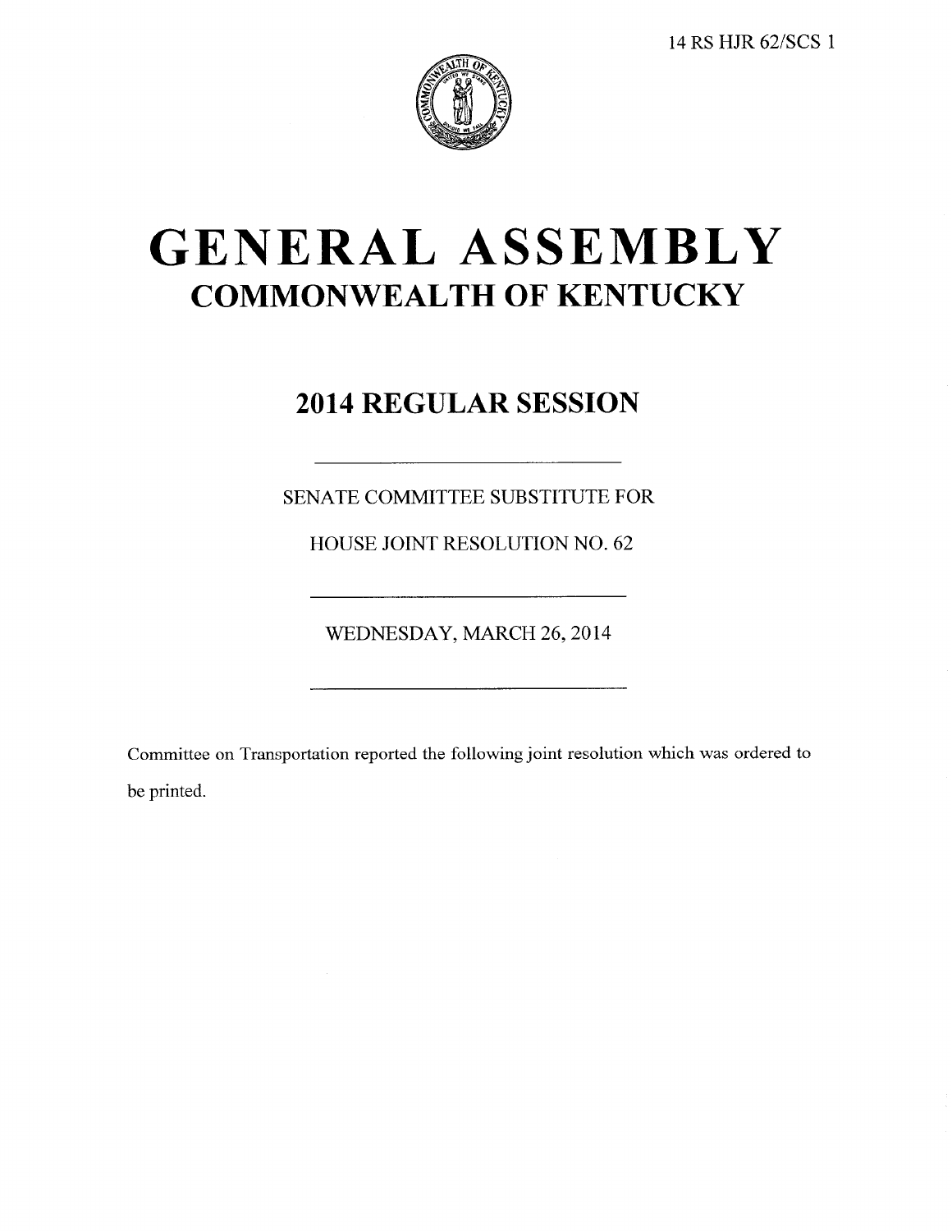14 RS HJR 62/SCS 1

# GENERAL ASSEMBLY

## COMMONWEALTH OF KENTUCKY

## 2014 REGULAR SESSION

---

SENATE COMMITTEE SUBSTITUTE FOR

HOUSE JOINT RESOLUTION NO. 62

---

WEDNESDAY, MARCH 26, 2014

---

Committee on Transportation reported the following joint resolution which was ordered to be printed.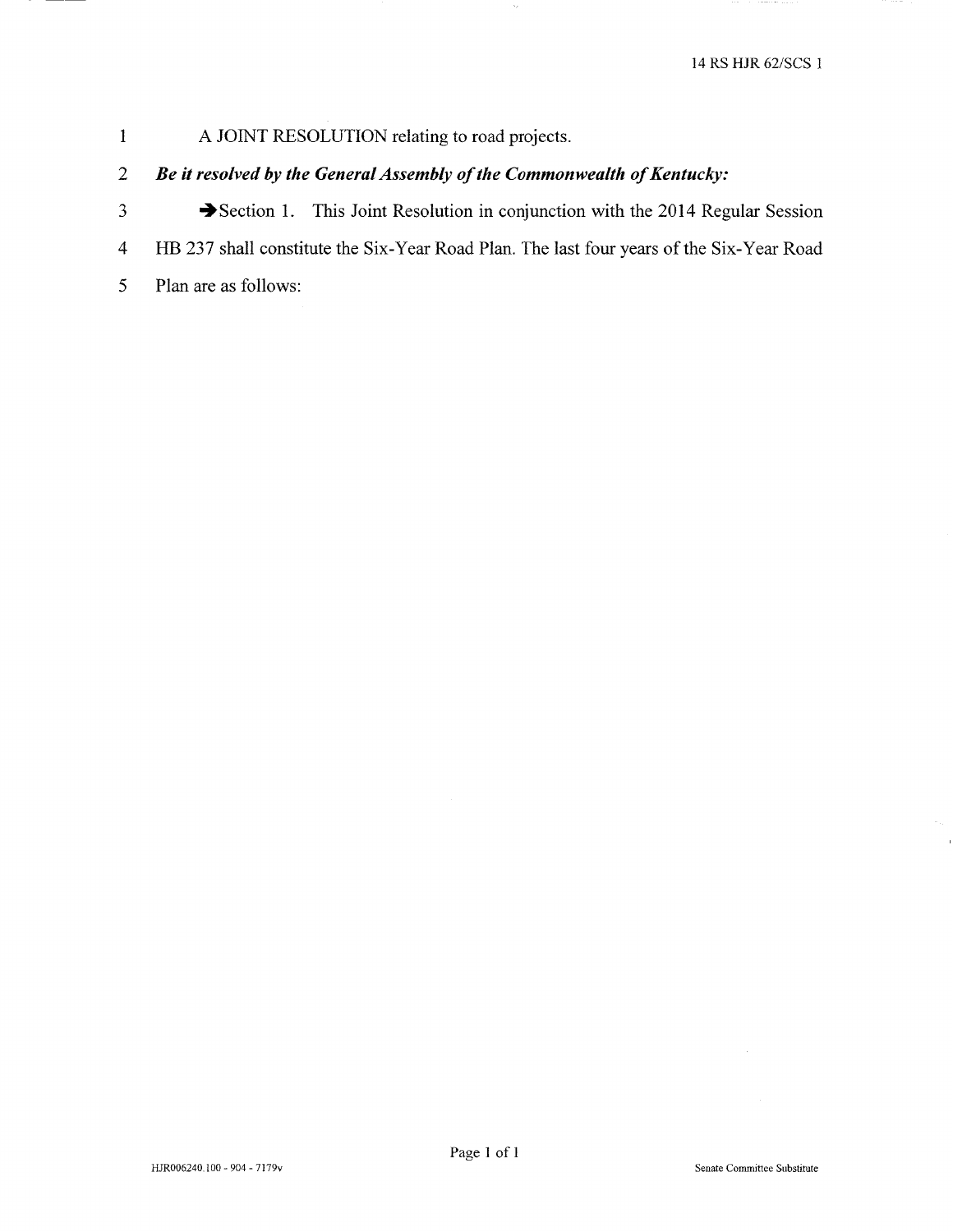A JOINT RESOLUTION relating to road projects.

***Be it resolved by the General Assembly of the Commonwealth of Kentucky:***

➔Section 1. This Joint Resolution in conjunction with the 2014 Regular Session HB 237 shall constitute the Six-Year Road Plan. The last four years of the Six-Year Road Plan are as follows: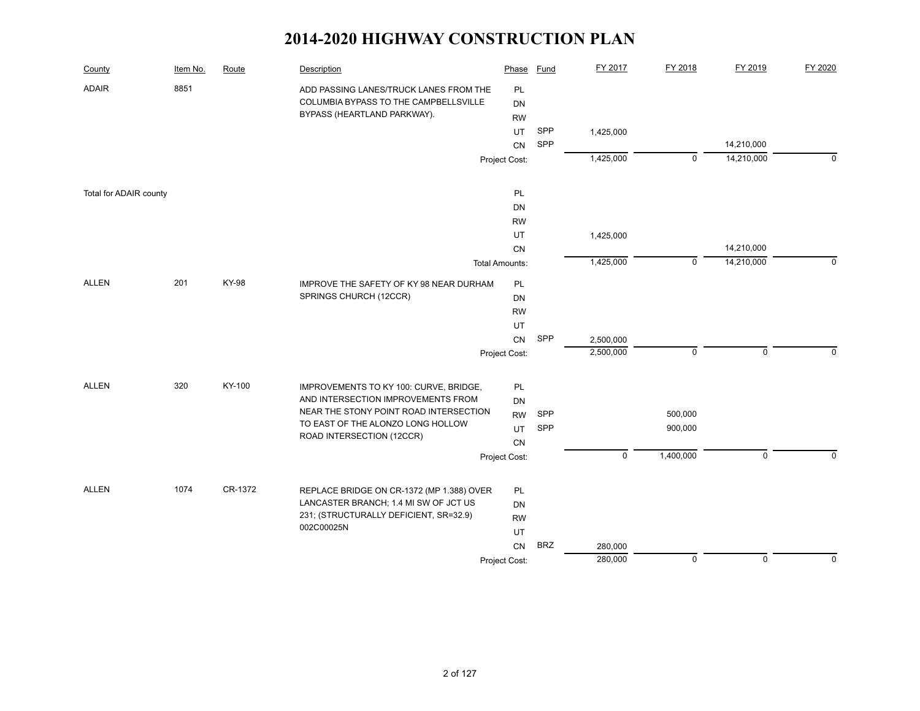# 2014-2020 HIGHWAY CONSTRUCTION PLAN

| County | Item No. | Route | Description | Phase | Fund | FY 2017 | FY 2018 | FY 2019 | FY 2020 |
|---|---|---|---|---|---|---|---|---|---|
| ADAIR | 8851 | | ADD PASSING LANES/TRUCK LANES FROM THE COLUMBIA BYPASS TO THE CAMPBELLSVILLE BYPASS (HEARTLAND PARKWAY). | PL | | | | | |
| | | | | DN | | | | | |
| | | | | RW | | | | | |
| | | | | UT | SPP | 1,425,000 | | | |
| | | | | CN | SPP | | | 14,210,000 | |
| | | | | Project Cost: | | 1,425,000 | 0 | 14,210,000 | 0 |
| Total for ADAIR county | | | | PL | | | | | |
| | | | | DN | | | | | |
| | | | | RW | | | | | |
| | | | | UT | | 1,425,000 | | | |
| | | | | CN | | | | 14,210,000 | |
| | | | | Total Amounts: | | 1,425,000 | 0 | 14,210,000 | 0 |
| ALLEN | 201 | KY-98 | IMPROVE THE SAFETY OF KY 98 NEAR DURHAM SPRINGS CHURCH (12CCR) | PL | | | | | |
| | | | | DN | | | | | |
| | | | | RW | | | | | |
| | | | | UT | | | | | |
| | | | | CN | SPP | 2,500,000 | | | |
| | | | | Project Cost: | | 2,500,000 | 0 | 0 | 0 |
| ALLEN | 320 | KY-100 | IMPROVEMENTS TO KY 100: CURVE, BRIDGE, AND INTERSECTION IMPROVEMENTS FROM NEAR THE STONY POINT ROAD INTERSECTION TO EAST OF THE ALONZO LONG HOLLOW ROAD INTERSECTION (12CCR) | PL | | | | | |
| | | | | DN | | | | | |
| | | | | RW | SPP | | 500,000 | | |
| | | | | UT | SPP | | 900,000 | | |
| | | | | CN | | | | | |
| | | | | Project Cost: | | 0 | 1,400,000 | 0 | 0 |
| ALLEN | 1074 | CR-1372 | REPLACE BRIDGE ON CR-1372 (MP 1.388) OVER LANCASTER BRANCH; 1.4 MI SW OF JCT US 231; (STRUCTURALLY DEFICIENT, SR=32.9) 002C00025N | PL | | | | | |
| | | | | DN | | | | | |
| | | | | RW | | | | | |
| | | | | UT | | | | | |
| | | | | CN | BRZ | 280,000 | | | |
| | | | | Project Cost: | | 280,000 | 0 | 0 | 0 |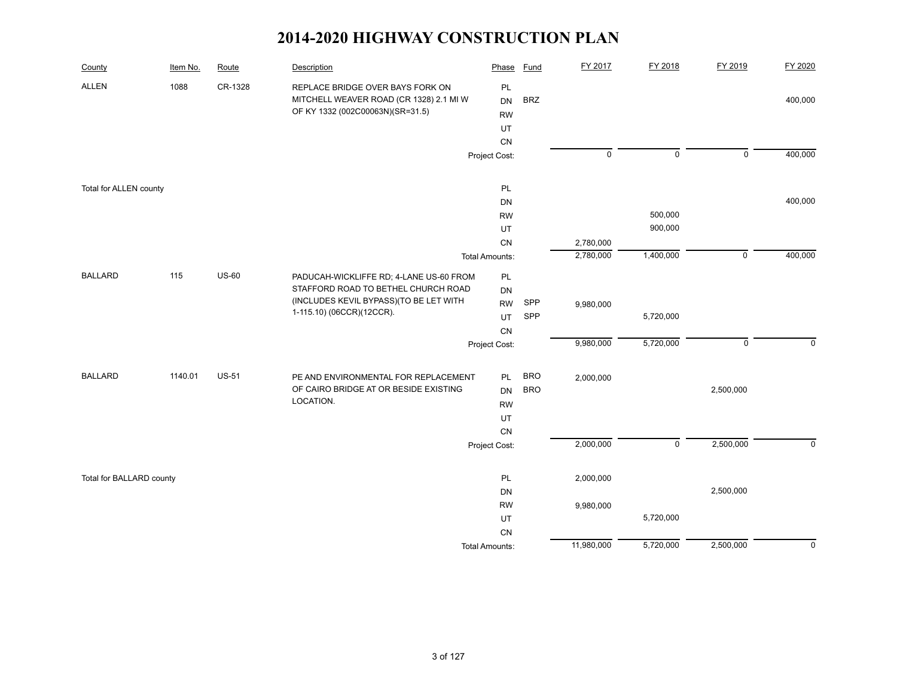# 2014-2020 HIGHWAY CONSTRUCTION PLAN

| County | Item No. | Route | Description | Phase | Fund | FY 2017 | FY 2018 | FY 2019 | FY 2020 |
|---|---|---|---|---|---|---|---|---|---|
| ALLEN | 1088 | CR-1328 | REPLACE BRIDGE OVER BAYS FORK ON MITCHELL WEAVER ROAD (CR 1328) 2.1 MI W OF KY 1332 (002C00063N)(SR=31.5) | PL | | | | | |
| | | | | DN | BRZ | | | | 400,000 |
| | | | | RW | | | | | |
| | | | | UT | | | | | |
| | | | | CN | | | | | |
| | | | | Project Cost: | | 0 | 0 | 0 | 400,000 |
| Total for ALLEN county | | | | PL | | | | | |
| | | | | DN | | | | | 400,000 |
| | | | | RW | | | 500,000 | | |
| | | | | UT | | | 900,000 | | |
| | | | | CN | | 2,780,000 | | | |
| | | | | Total Amounts: | | 2,780,000 | 1,400,000 | 0 | 400,000 |
| BALLARD | 115 | US-60 | PADUCAH-WICKLIFFE RD; 4-LANE US-60 FROM STAFFORD ROAD TO BETHEL CHURCH ROAD (INCLUDES KEVIL BYPASS)(TO BE LET WITH 1-115.10) (06CCR)(12CCR). | PL | | | | | |
| | | | | DN | | | | | |
| | | | | RW | SPP | 9,980,000 | | | |
| | | | | UT | SPP | | 5,720,000 | | |
| | | | | CN | | | | | |
| | | | | Project Cost: | | 9,980,000 | 5,720,000 | 0 | 0 |
| BALLARD | 1140.01 | US-51 | PE AND ENVIRONMENTAL FOR REPLACEMENT OF CAIRO BRIDGE AT OR BESIDE EXISTING LOCATION. | PL | BRO | 2,000,000 | | | |
| | | | | DN | BRO | | | 2,500,000 | |
| | | | | RW | | | | | |
| | | | | UT | | | | | |
| | | | | CN | | | | | |
| | | | | Project Cost: | | 2,000,000 | 0 | 2,500,000 | 0 |
| Total for BALLARD county | | | | PL | | 2,000,000 | | | |
| | | | | DN | | | | 2,500,000 | |
| | | | | RW | | 9,980,000 | | | |
| | | | | UT | | | 5,720,000 | | |
| | | | | CN | | | | | |
| | | | | Total Amounts: | | 11,980,000 | 5,720,000 | 2,500,000 | 0 |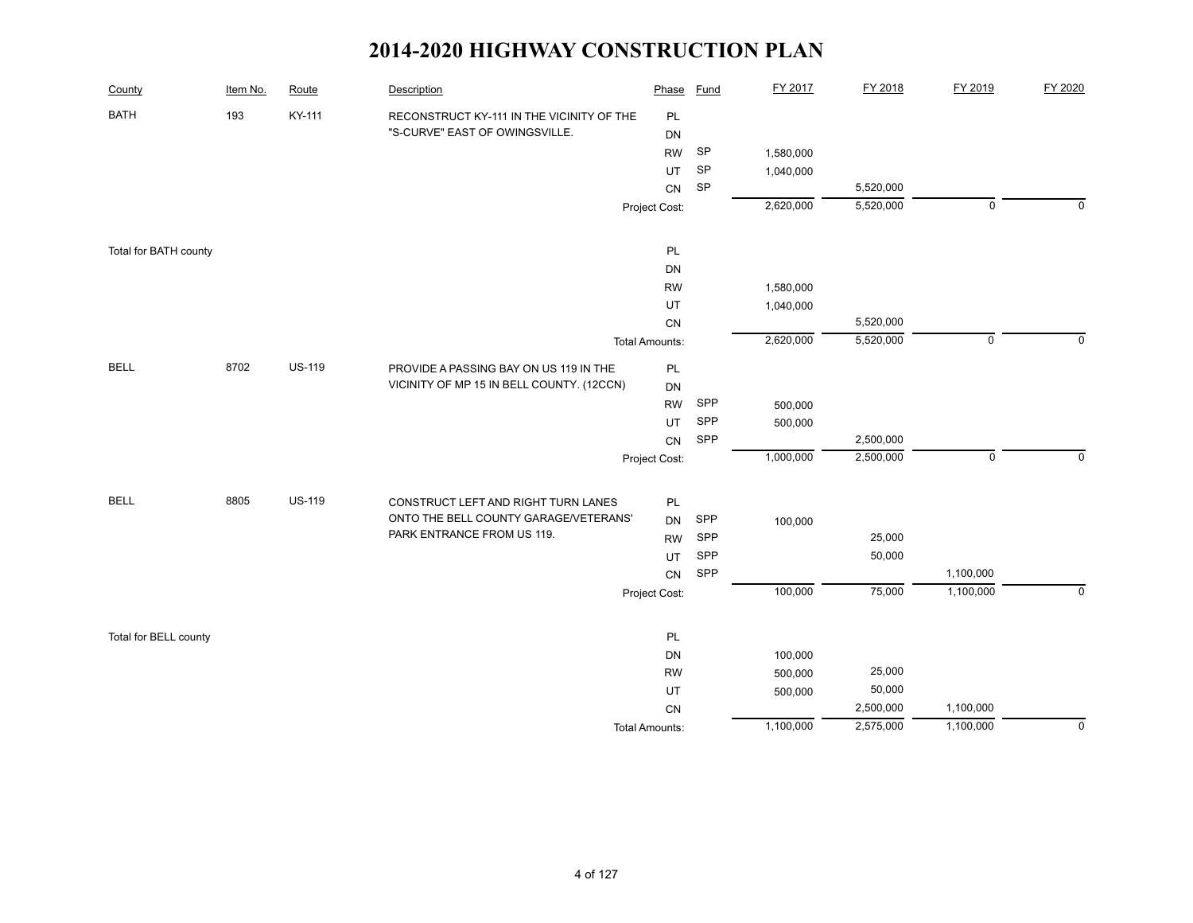# 2014-2020 HIGHWAY CONSTRUCTION PLAN

| County | Item No. | Route | Description | Phase | Fund | FY 2017 | FY 2018 | FY 2019 | FY 2020 |
|---|---|---|---|---|---|---|---|---|---|
| BATH | 193 | KY-111 | RECONSTRUCT KY-111 IN THE VICINITY OF THE "S-CURVE" EAST OF OWINGSVILLE. | PL | | | | | |
| | | | | DN | | | | | |
| | | | | RW | SP | 1,580,000 | | | |
| | | | | UT | SP | 1,040,000 | | | |
| | | | | CN | SP | | 5,520,000 | | |
| | | | | Project Cost: | | 2,620,000 | 5,520,000 | 0 | 0 |
| Total for BATH county | | | | PL | | | | | |
| | | | | DN | | | | | |
| | | | | RW | | 1,580,000 | | | |
| | | | | UT | | 1,040,000 | | | |
| | | | | CN | | | 5,520,000 | | |
| | | | | Total Amounts: | | 2,620,000 | 5,520,000 | 0 | 0 |
| BELL | 8702 | US-119 | PROVIDE A PASSING BAY ON US 119 IN THE VICINITY OF MP 15 IN BELL COUNTY. (12CCN) | PL | | | | | |
| | | | | DN | | | | | |
| | | | | RW | SPP | 500,000 | | | |
| | | | | UT | SPP | 500,000 | | | |
| | | | | CN | SPP | | 2,500,000 | | |
| | | | | Project Cost: | | 1,000,000 | 2,500,000 | 0 | 0 |
| BELL | 8805 | US-119 | CONSTRUCT LEFT AND RIGHT TURN LANES ONTO THE BELL COUNTY GARAGE/VETERANS' PARK ENTRANCE FROM US 119. | PL | | | | | |
| | | | | DN | SPP | 100,000 | | | |
| | | | | RW | SPP | | 25,000 | | |
| | | | | UT | SPP | | 50,000 | | |
| | | | | CN | SPP | | | 1,100,000 | |
| | | | | Project Cost: | | 100,000 | 75,000 | 1,100,000 | 0 |
| Total for BELL county | | | | PL | | | | | |
| | | | | DN | | 100,000 | | | |
| | | | | RW | | 500,000 | 25,000 | | |
| | | | | UT | | 500,000 | 50,000 | | |
| | | | | CN | | | 2,500,000 | 1,100,000 | |
| | | | | Total Amounts: | | 1,100,000 | 2,575,000 | 1,100,000 | 0 |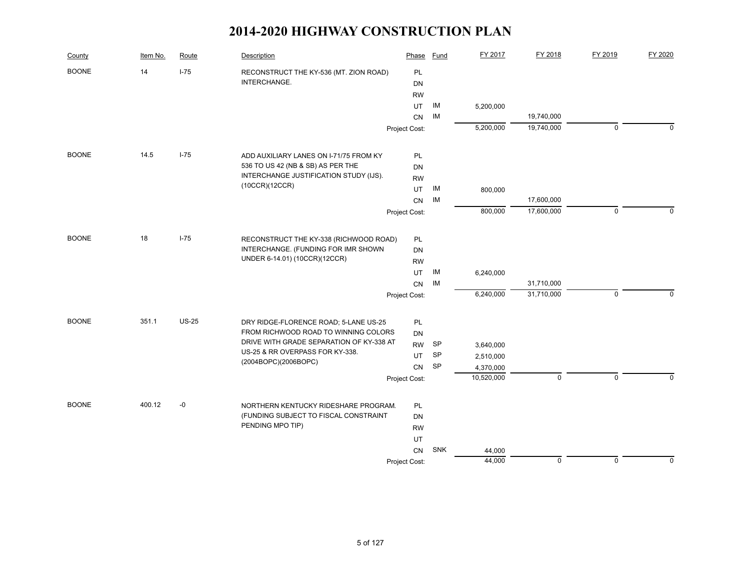# 2014-2020 HIGHWAY CONSTRUCTION PLAN

| County | Item No. | Route | Description | Phase | Fund | FY 2017 | FY 2018 | FY 2019 | FY 2020 |
|---|---|---|---|---|---|---|---|---|---|
| BOONE | 14 | I-75 | RECONSTRUCT THE KY-536 (MT. ZION ROAD) INTERCHANGE. | PL | | | | | |
| | | | | DN | | | | | |
| | | | | RW | | | | | |
| | | | | UT | IM | 5,200,000 | | | |
| | | | | CN | IM | | 19,740,000 | | |
| | | | | Project Cost: | | 5,200,000 | 19,740,000 | 0 | 0 |
| BOONE | 14.5 | I-75 | ADD AUXILIARY LANES ON I-71/75 FROM KY 536 TO US 42 (NB & SB) AS PER THE INTERCHANGE JUSTIFICATION STUDY (IJS). (10CCR)(12CCR) | PL | | | | | |
| | | | | DN | | | | | |
| | | | | RW | | | | | |
| | | | | UT | IM | 800,000 | | | |
| | | | | CN | IM | | 17,600,000 | | |
| | | | | Project Cost: | | 800,000 | 17,600,000 | 0 | 0 |
| BOONE | 18 | I-75 | RECONSTRUCT THE KY-338 (RICHWOOD ROAD) INTERCHANGE. (FUNDING FOR IMR SHOWN UNDER 6-14.01) (10CCR)(12CCR) | PL | | | | | |
| | | | | DN | | | | | |
| | | | | RW | | | | | |
| | | | | UT | IM | 6,240,000 | | | |
| | | | | CN | IM | | 31,710,000 | | |
| | | | | Project Cost: | | 6,240,000 | 31,710,000 | 0 | 0 |
| BOONE | 351.1 | US-25 | DRY RIDGE-FLORENCE ROAD; 5-LANE US-25 FROM RICHWOOD ROAD TO WINNING COLORS DRIVE WITH GRADE SEPARATION OF KY-338 AT US-25 & RR OVERPASS FOR KY-338. (2004BOPC)(2006BOPC) | PL | | | | | |
| | | | | DN | | | | | |
| | | | | RW | SP | 3,640,000 | | | |
| | | | | UT | SP | 2,510,000 | | | |
| | | | | CN | SP | 4,370,000 | | | |
| | | | | Project Cost: | | 10,520,000 | 0 | 0 | 0 |
| BOONE | 400.12 | -0 | NORTHERN KENTUCKY RIDESHARE PROGRAM. (FUNDING SUBJECT TO FISCAL CONSTRAINT PENDING MPO TIP) | PL | | | | | |
| | | | | DN | | | | | |
| | | | | RW | | | | | |
| | | | | UT | | | | | |
| | | | | CN | SNK | 44,000 | | | |
| | | | | Project Cost: | | 44,000 | 0 | 0 | 0 |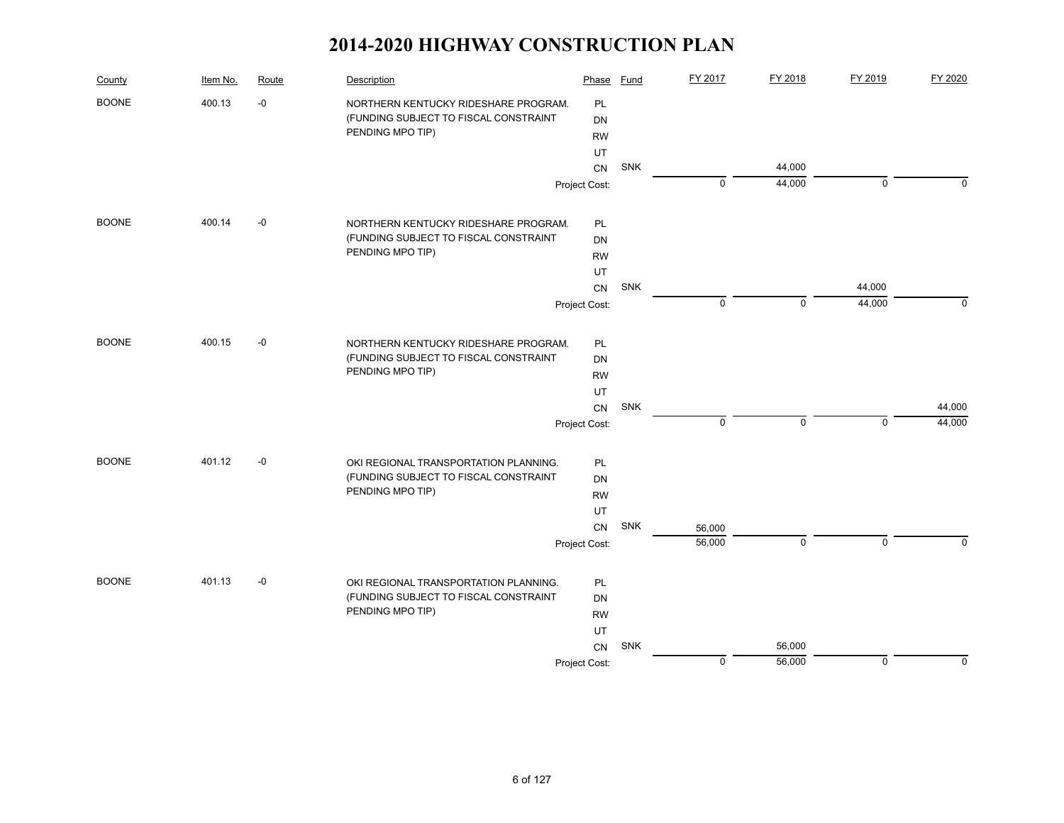# 2014-2020 HIGHWAY CONSTRUCTION PLAN

| County | Item No. | Route | Description | Phase | Fund | FY 2017 | FY 2018 | FY 2019 | FY 2020 |
|---|---|---|---|---|---|---|---|---|---|
| BOONE | 400.13 | -0 | NORTHERN KENTUCKY RIDESHARE PROGRAM. (FUNDING SUBJECT TO FISCAL CONSTRAINT PENDING MPO TIP) | PL | | | | | |
| | | | | DN | | | | | |
| | | | | RW | | | | | |
| | | | | UT | | | | | |
| | | | | CN | SNK | | 44,000 | | |
| | | | | Project Cost: | | 0 | 44,000 | 0 | 0 |
| BOONE | 400.14 | -0 | NORTHERN KENTUCKY RIDESHARE PROGRAM. (FUNDING SUBJECT TO FISCAL CONSTRAINT PENDING MPO TIP) | PL | | | | | |
| | | | | DN | | | | | |
| | | | | RW | | | | | |
| | | | | UT | | | | | |
| | | | | CN | SNK | | | 44,000 | |
| | | | | Project Cost: | | 0 | 0 | 44,000 | 0 |
| BOONE | 400.15 | -0 | NORTHERN KENTUCKY RIDESHARE PROGRAM. (FUNDING SUBJECT TO FISCAL CONSTRAINT PENDING MPO TIP) | PL | | | | | |
| | | | | DN | | | | | |
| | | | | RW | | | | | |
| | | | | UT | | | | | |
| | | | | CN | SNK | | | | 44,000 |
| | | | | Project Cost: | | 0 | 0 | 0 | 44,000 |
| BOONE | 401.12 | -0 | OKI REGIONAL TRANSPORTATION PLANNING. (FUNDING SUBJECT TO FISCAL CONSTRAINT PENDING MPO TIP) | PL | | | | | |
| | | | | DN | | | | | |
| | | | | RW | | | | | |
| | | | | UT | | | | | |
| | | | | CN | SNK | 56,000 | | | |
| | | | | Project Cost: | | 56,000 | 0 | 0 | 0 |
| BOONE | 401.13 | -0 | OKI REGIONAL TRANSPORTATION PLANNING. (FUNDING SUBJECT TO FISCAL CONSTRAINT PENDING MPO TIP) | PL | | | | | |
| | | | | DN | | | | | |
| | | | | RW | | | | | |
| | | | | UT | | | | | |
| | | | | CN | SNK | | 56,000 | | |
| | | | | Project Cost: | | 0 | 56,000 | 0 | 0 |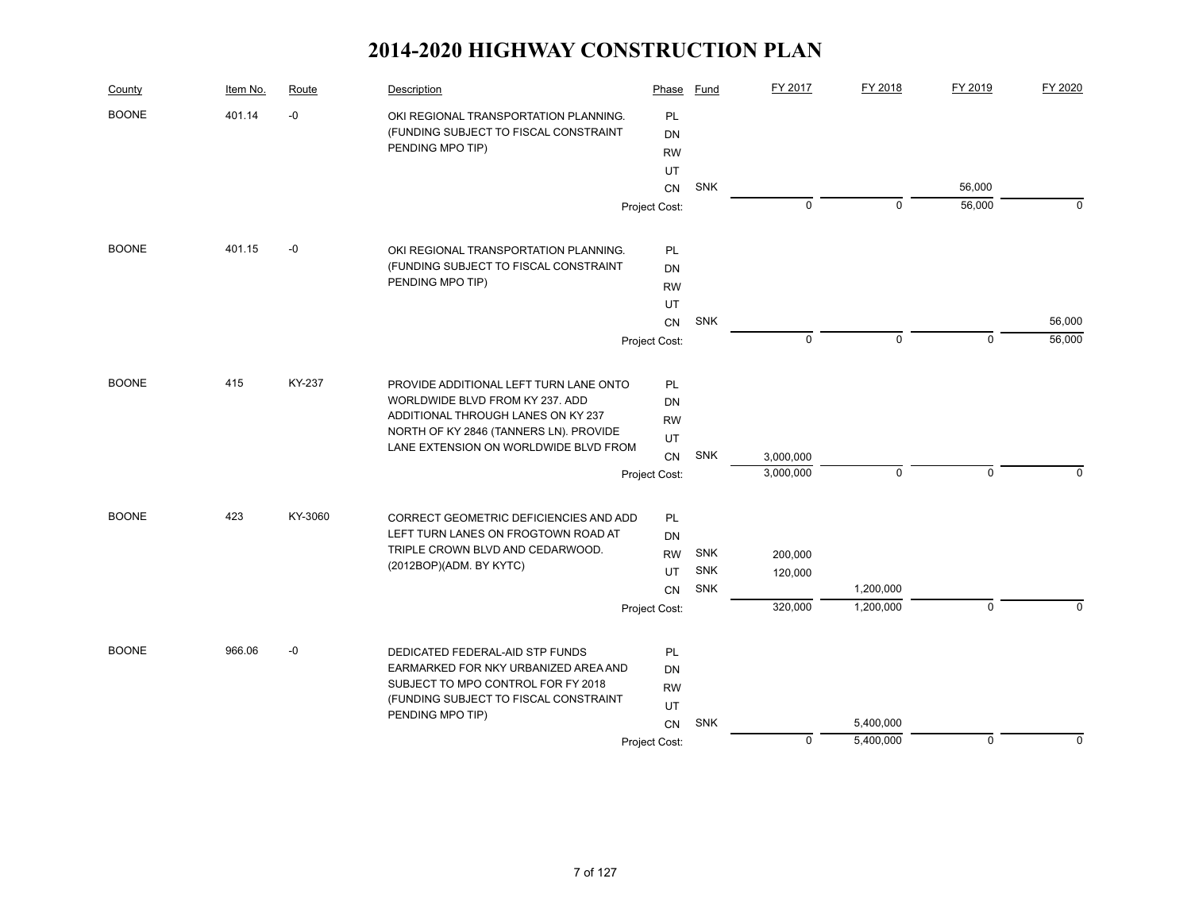# 2014-2020 HIGHWAY CONSTRUCTION PLAN

| County | Item No. | Route | Description | Phase | Fund | FY 2017 | FY 2018 | FY 2019 | FY 2020 |
|---|---|---|---|---|---|---|---|---|---|
| BOONE | 401.14 | -0 | OKI REGIONAL TRANSPORTATION PLANNING. (FUNDING SUBJECT TO FISCAL CONSTRAINT PENDING MPO TIP) | PL | | | | | |
| | | | | DN | | | | | |
| | | | | RW | | | | | |
| | | | | UT | | | | | |
| | | | | CN | SNK | | | 56,000 | |
| | | | | Project Cost: | | 0 | 0 | 56,000 | 0 |
| BOONE | 401.15 | -0 | OKI REGIONAL TRANSPORTATION PLANNING. (FUNDING SUBJECT TO FISCAL CONSTRAINT PENDING MPO TIP) | PL | | | | | |
| | | | | DN | | | | | |
| | | | | RW | | | | | |
| | | | | UT | | | | | |
| | | | | CN | SNK | | | | 56,000 |
| | | | | Project Cost: | | 0 | 0 | 0 | 56,000 |
| BOONE | 415 | KY-237 | PROVIDE ADDITIONAL LEFT TURN LANE ONTO WORLDWIDE BLVD FROM KY 237. ADD ADDITIONAL THROUGH LANES ON KY 237 NORTH OF KY 2846 (TANNERS LN). PROVIDE LANE EXTENSION ON WORLDWIDE BLVD FROM | PL | | | | | |
| | | | | DN | | | | | |
| | | | | RW | | | | | |
| | | | | UT | | | | | |
| | | | | CN | SNK | 3,000,000 | | | |
| | | | | Project Cost: | | 3,000,000 | 0 | 0 | 0 |
| BOONE | 423 | KY-3060 | CORRECT GEOMETRIC DEFICIENCIES AND ADD LEFT TURN LANES ON FROGTOWN ROAD AT TRIPLE CROWN BLVD AND CEDARWOOD. (2012BOP)(ADM. BY KYTC) | PL | | | | | |
| | | | | DN | | | | | |
| | | | | RW | SNK | 200,000 | | | |
| | | | | UT | SNK | 120,000 | | | |
| | | | | CN | SNK | | 1,200,000 | | |
| | | | | Project Cost: | | 320,000 | 1,200,000 | 0 | 0 |
| BOONE | 966.06 | -0 | DEDICATED FEDERAL-AID STP FUNDS EARMARKED FOR NKY URBANIZED AREA AND SUBJECT TO MPO CONTROL FOR FY 2018 (FUNDING SUBJECT TO FISCAL CONSTRAINT PENDING MPO TIP) | PL | | | | | |
| | | | | DN | | | | | |
| | | | | RW | | | | | |
| | | | | UT | | | | | |
| | | | | CN | SNK | | 5,400,000 | | |
| | | | | Project Cost: | | 0 | 5,400,000 | 0 | 0 |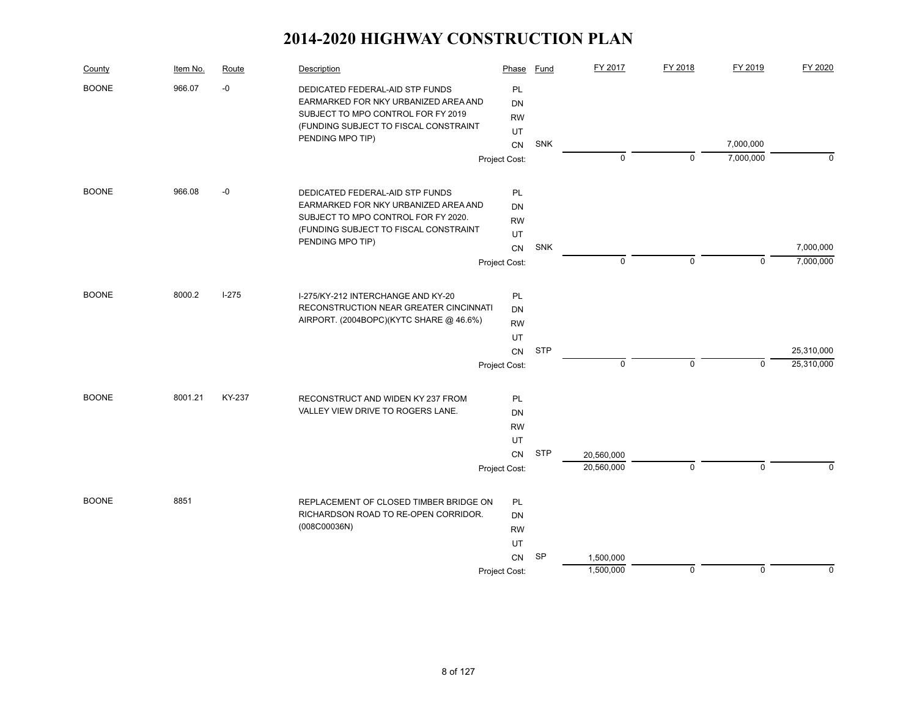# 2014-2020 HIGHWAY CONSTRUCTION PLAN

| County | Item No. | Route | Description | Phase | Fund | FY 2017 | FY 2018 | FY 2019 | FY 2020 |
|---|---|---|---|---|---|---|---|---|---|
| BOONE | 966.07 | -0 | DEDICATED FEDERAL-AID STP FUNDS EARMARKED FOR NKY URBANIZED AREA AND SUBJECT TO MPO CONTROL FOR FY 2019 (FUNDING SUBJECT TO FISCAL CONSTRAINT PENDING MPO TIP) | PL | | | | | |
| | | | | DN | | | | | |
| | | | | RW | | | | | |
| | | | | UT | | | | | |
| | | | | CN | SNK | | | 7,000,000 | |
| | | | | Project Cost: | | 0 | 0 | 7,000,000 | 0 |
| BOONE | 966.08 | -0 | DEDICATED FEDERAL-AID STP FUNDS EARMARKED FOR NKY URBANIZED AREA AND SUBJECT TO MPO CONTROL FOR FY 2020. (FUNDING SUBJECT TO FISCAL CONSTRAINT PENDING MPO TIP) | PL | | | | | |
| | | | | DN | | | | | |
| | | | | RW | | | | | |
| | | | | UT | | | | | |
| | | | | CN | SNK | | | | 7,000,000 |
| | | | | Project Cost: | | 0 | 0 | 0 | 7,000,000 |
| BOONE | 8000.2 | I-275 | I-275/KY-212 INTERCHANGE AND KY-20 RECONSTRUCTION NEAR GREATER CINCINNATI AIRPORT. (2004BOPC)(KYTC SHARE @ 46.6%) | PL | | | | | |
| | | | | DN | | | | | |
| | | | | RW | | | | | |
| | | | | UT | | | | | |
| | | | | CN | STP | | | | 25,310,000 |
| | | | | Project Cost: | | 0 | 0 | 0 | 25,310,000 |
| BOONE | 8001.21 | KY-237 | RECONSTRUCT AND WIDEN KY 237 FROM VALLEY VIEW DRIVE TO ROGERS LANE. | PL | | | | | |
| | | | | DN | | | | | |
| | | | | RW | | | | | |
| | | | | UT | | | | | |
| | | | | CN | STP | 20,560,000 | | | |
| | | | | Project Cost: | | 20,560,000 | 0 | 0 | 0 |
| BOONE | 8851 | | REPLACEMENT OF CLOSED TIMBER BRIDGE ON RICHARDSON ROAD TO RE-OPEN CORRIDOR. (008C00036N) | PL | | | | | |
| | | | | DN | | | | | |
| | | | | RW | | | | | |
| | | | | UT | | | | | |
| | | | | CN | SP | 1,500,000 | | | |
| | | | | Project Cost: | | 1,500,000 | 0 | 0 | 0 |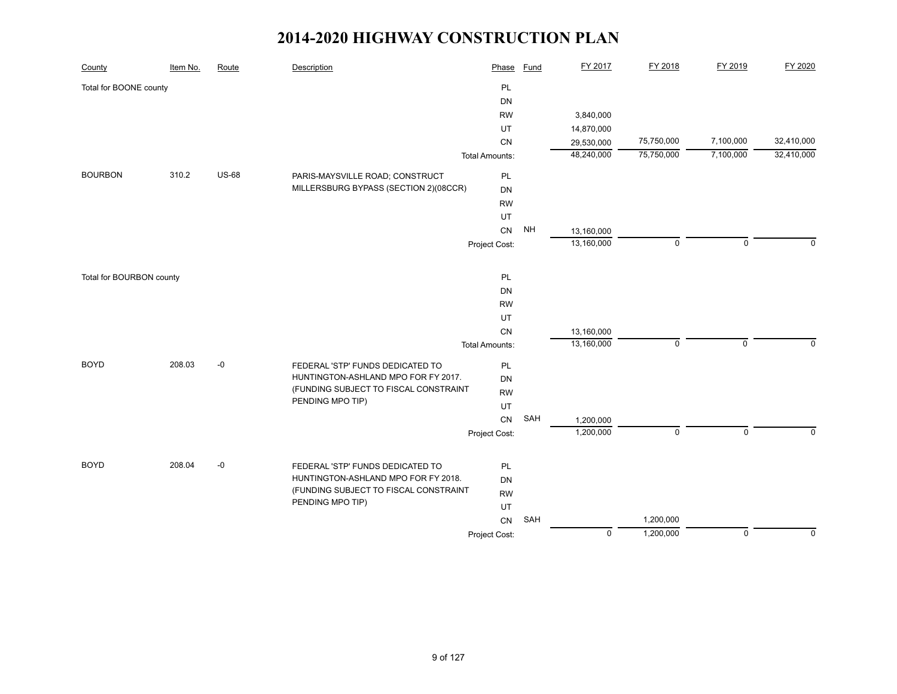# 2014-2020 HIGHWAY CONSTRUCTION PLAN

| County | Item No. | Route | Description | Phase | Fund | FY 2017 | FY 2018 | FY 2019 | FY 2020 |
|---|---|---|---|---|---|---|---|---|---|
| Total for BOONE county | | | | PL | | | | | |
| | | | | DN | | | | | |
| | | | | RW | | 3,840,000 | | | |
| | | | | UT | | 14,870,000 | | | |
| | | | | CN | | 29,530,000 | 75,750,000 | 7,100,000 | 32,410,000 |
| | | | | Total Amounts: | | 48,240,000 | 75,750,000 | 7,100,000 | 32,410,000 |
| BOURBON | 310.2 | US-68 | PARIS-MAYSVILLE ROAD; CONSTRUCT MILLERSBURG BYPASS (SECTION 2)(08CCR) | PL | | | | | |
| | | | | DN | | | | | |
| | | | | RW | | | | | |
| | | | | UT | | | | | |
| | | | | CN | NH | 13,160,000 | | | |
| | | | | Project Cost: | | 13,160,000 | 0 | 0 | 0 |
| Total for BOURBON county | | | | PL | | | | | |
| | | | | DN | | | | | |
| | | | | RW | | | | | |
| | | | | UT | | | | | |
| | | | | CN | | 13,160,000 | | | |
| | | | | Total Amounts: | | 13,160,000 | 0 | 0 | 0 |
| BOYD | 208.03 | -0 | FEDERAL 'STP' FUNDS DEDICATED TO HUNTINGTON-ASHLAND MPO FOR FY 2017. (FUNDING SUBJECT TO FISCAL CONSTRAINT PENDING MPO TIP) | PL | | | | | |
| | | | | DN | | | | | |
| | | | | RW | | | | | |
| | | | | UT | | | | | |
| | | | | CN | SAH | 1,200,000 | | | |
| | | | | Project Cost: | | 1,200,000 | 0 | 0 | 0 |
| BOYD | 208.04 | -0 | FEDERAL 'STP' FUNDS DEDICATED TO HUNTINGTON-ASHLAND MPO FOR FY 2018. (FUNDING SUBJECT TO FISCAL CONSTRAINT PENDING MPO TIP) | PL | | | | | |
| | | | | DN | | | | | |
| | | | | RW | | | | | |
| | | | | UT | | | | | |
| | | | | CN | SAH | | 1,200,000 | | |
| | | | | Project Cost: | | 0 | 1,200,000 | 0 | 0 |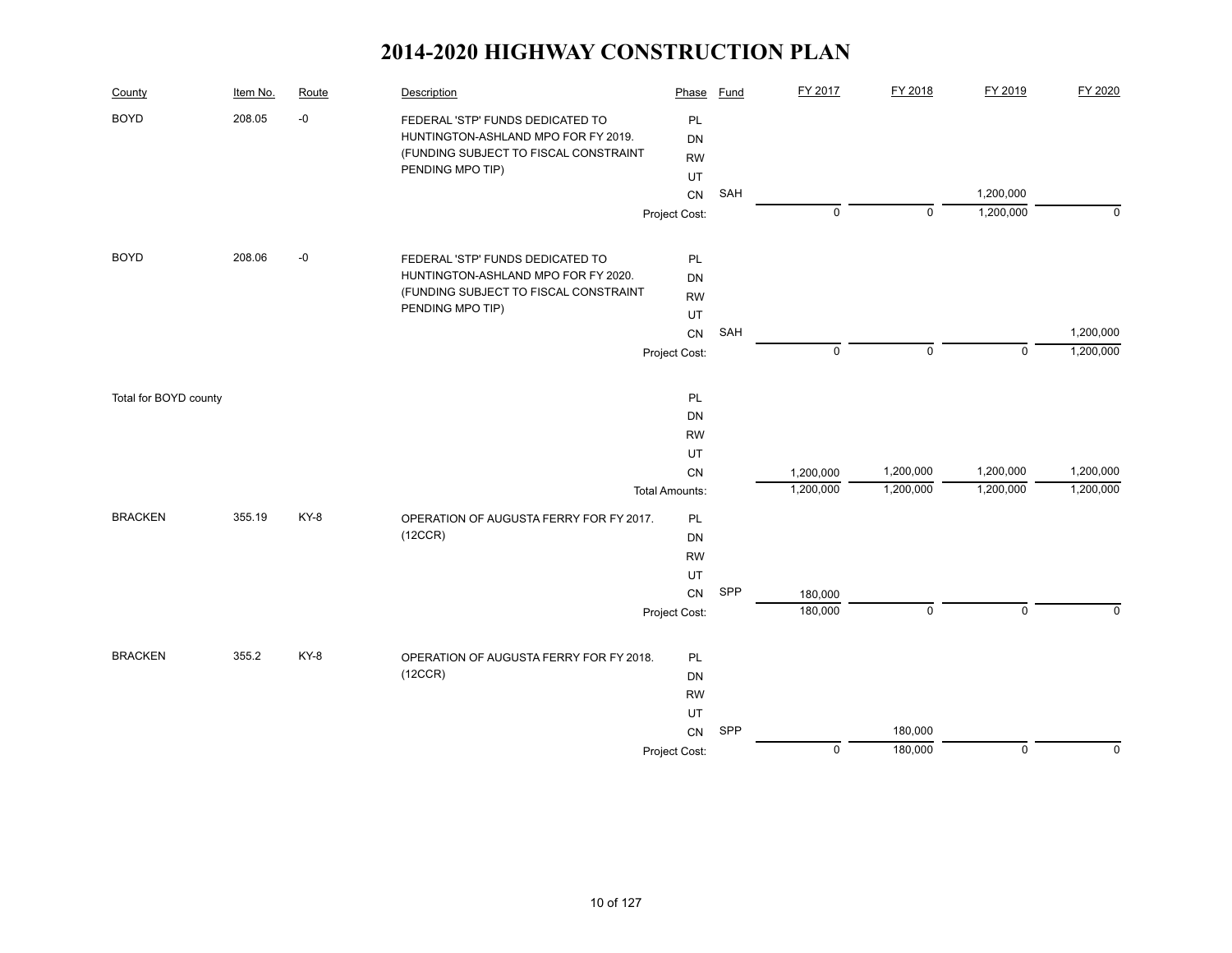# 2014-2020 HIGHWAY CONSTRUCTION PLAN

| County | Item No. | Route | Description | Phase | Fund | FY 2017 | FY 2018 | FY 2019 | FY 2020 |
|---|---|---|---|---|---|---|---|---|---|
| BOYD | 208.05 | -0 | FEDERAL 'STP' FUNDS DEDICATED TO HUNTINGTON-ASHLAND MPO FOR FY 2019. (FUNDING SUBJECT TO FISCAL CONSTRAINT PENDING MPO TIP) | PL | | | | | |
| | | | | DN | | | | | |
| | | | | RW | | | | | |
| | | | | UT | | | | | |
| | | | | CN | SAH | | | 1,200,000 | |
| | | | | Project Cost: | | 0 | 0 | 1,200,000 | 0 |
| BOYD | 208.06 | -0 | FEDERAL 'STP' FUNDS DEDICATED TO HUNTINGTON-ASHLAND MPO FOR FY 2020. (FUNDING SUBJECT TO FISCAL CONSTRAINT PENDING MPO TIP) | PL | | | | | |
| | | | | DN | | | | | |
| | | | | RW | | | | | |
| | | | | UT | | | | | |
| | | | | CN | SAH | | | | 1,200,000 |
| | | | | Project Cost: | | 0 | 0 | 0 | 1,200,000 |
| Total for BOYD county | | | | PL | | | | | |
| | | | | DN | | | | | |
| | | | | RW | | | | | |
| | | | | UT | | | | | |
| | | | | CN | | 1,200,000 | 1,200,000 | 1,200,000 | 1,200,000 |
| | | | | Total Amounts: | | 1,200,000 | 1,200,000 | 1,200,000 | 1,200,000 |
| BRACKEN | 355.19 | KY-8 | OPERATION OF AUGUSTA FERRY FOR FY 2017. (12CCR) | PL | | | | | |
| | | | | DN | | | | | |
| | | | | RW | | | | | |
| | | | | UT | | | | | |
| | | | | CN | SPP | 180,000 | | | |
| | | | | Project Cost: | | 180,000 | 0 | 0 | 0 |
| BRACKEN | 355.2 | KY-8 | OPERATION OF AUGUSTA FERRY FOR FY 2018. (12CCR) | PL | | | | | |
| | | | | DN | | | | | |
| | | | | RW | | | | | |
| | | | | UT | | | | | |
| | | | | CN | SPP | | 180,000 | | |
| | | | | Project Cost: | | 0 | 180,000 | 0 | 0 |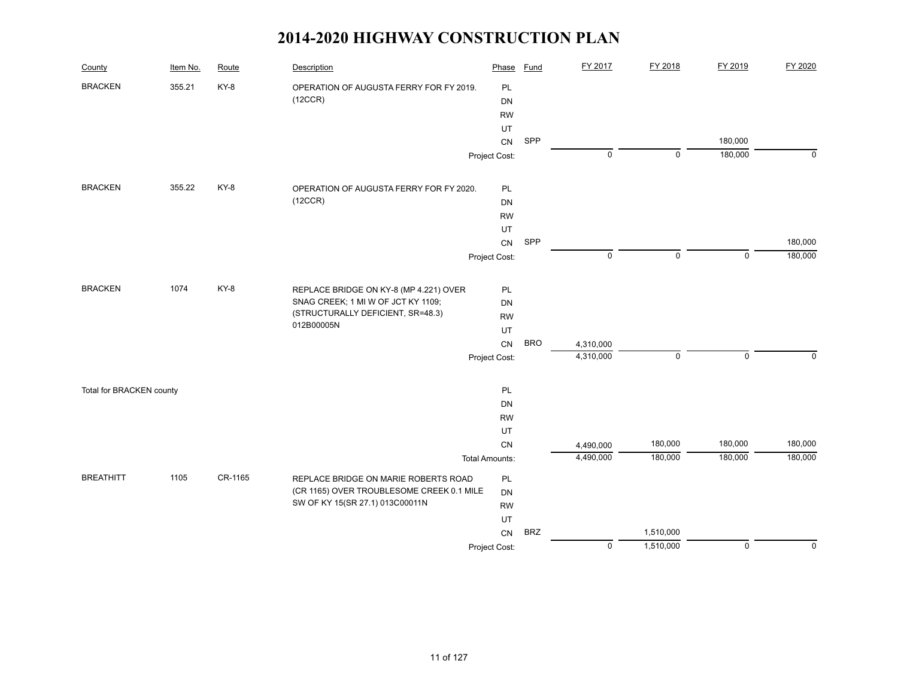# 2014-2020 HIGHWAY CONSTRUCTION PLAN

| County | Item No. | Route | Description | Phase | Fund | FY 2017 | FY 2018 | FY 2019 | FY 2020 |
|---|---|---|---|---|---|---|---|---|---|
| BRACKEN | 355.21 | KY-8 | OPERATION OF AUGUSTA FERRY FOR FY 2019. (12CCR) | PL | | | | | |
| | | | | DN | | | | | |
| | | | | RW | | | | | |
| | | | | UT | | | | | |
| | | | | CN | SPP | | | 180,000 | |
| | | | | Project Cost: | | 0 | 0 | 180,000 | 0 |
| BRACKEN | 355.22 | KY-8 | OPERATION OF AUGUSTA FERRY FOR FY 2020. (12CCR) | PL | | | | | |
| | | | | DN | | | | | |
| | | | | RW | | | | | |
| | | | | UT | | | | | |
| | | | | CN | SPP | | | | 180,000 |
| | | | | Project Cost: | | 0 | 0 | 0 | 180,000 |
| BRACKEN | 1074 | KY-8 | REPLACE BRIDGE ON KY-8 (MP 4.221) OVER SNAG CREEK; 1 MI W OF JCT KY 1109; (STRUCTURALLY DEFICIENT, SR=48.3) 012B00005N | PL | | | | | |
| | | | | DN | | | | | |
| | | | | RW | | | | | |
| | | | | UT | | | | | |
| | | | | CN | BRO | 4,310,000 | | | |
| | | | | Project Cost: | | 4,310,000 | 0 | 0 | 0 |
| Total for BRACKEN county | | | | PL | | | | | |
| | | | | DN | | | | | |
| | | | | RW | | | | | |
| | | | | UT | | | | | |
| | | | | CN | | 4,490,000 | 180,000 | 180,000 | 180,000 |
| | | | | Total Amounts: | | 4,490,000 | 180,000 | 180,000 | 180,000 |
| BREATHITT | 1105 | CR-1165 | REPLACE BRIDGE ON MARIE ROBERTS ROAD (CR 1165) OVER TROUBLESOME CREEK 0.1 MILE SW OF KY 15(SR 27.1) 013C00011N | PL | | | | | |
| | | | | DN | | | | | |
| | | | | RW | | | | | |
| | | | | UT | | | | | |
| | | | | CN | BRZ | | 1,510,000 | | |
| | | | | Project Cost: | | 0 | 1,510,000 | 0 | 0 |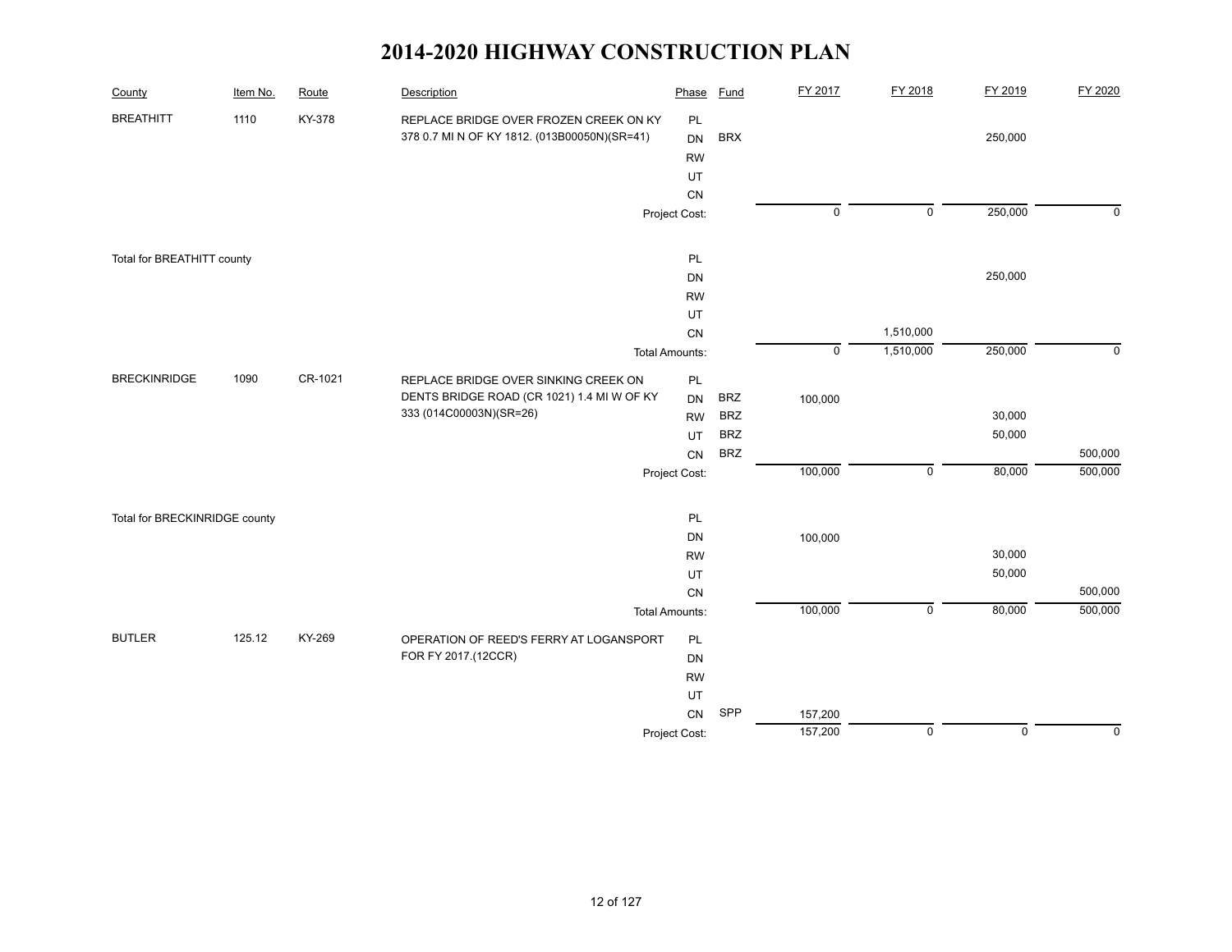# 2014-2020 HIGHWAY CONSTRUCTION PLAN

| County | Item No. | Route | Description | Phase | Fund | FY 2017 | FY 2018 | FY 2019 | FY 2020 |
|---|---|---|---|---|---|---|---|---|---|
| BREATHITT | 1110 | KY-378 | REPLACE BRIDGE OVER FROZEN CREEK ON KY 378 0.7 MI N OF KY 1812. (013B00050N)(SR=41) | PL | | | | | |
| | | | | DN | BRX | | | 250,000 | |
| | | | | RW | | | | | |
| | | | | UT | | | | | |
| | | | | CN | | | | | |
| | | | | Project Cost: | | 0 | 0 | 250,000 | 0 |
| Total for BREATHITT county | | | | PL | | | | | |
| | | | | DN | | | | 250,000 | |
| | | | | RW | | | | | |
| | | | | UT | | | | | |
| | | | | CN | | | 1,510,000 | | |
| | | | | Total Amounts: | | 0 | 1,510,000 | 250,000 | 0 |
| BRECKINRIDGE | 1090 | CR-1021 | REPLACE BRIDGE OVER SINKING CREEK ON DENTS BRIDGE ROAD (CR 1021) 1.4 MI W OF KY 333 (014C00003N)(SR=26) | PL | | | | | |
| | | | | DN | BRZ | 100,000 | | | |
| | | | | RW | BRZ | | | 30,000 | |
| | | | | UT | BRZ | | | 50,000 | |
| | | | | CN | BRZ | | | | 500,000 |
| | | | | Project Cost: | | 100,000 | 0 | 80,000 | 500,000 |
| Total for BRECKINRIDGE county | | | | PL | | | | | |
| | | | | DN | | 100,000 | | | |
| | | | | RW | | | | 30,000 | |
| | | | | UT | | | | 50,000 | |
| | | | | CN | | | | | 500,000 |
| | | | | Total Amounts: | | 100,000 | 0 | 80,000 | 500,000 |
| BUTLER | 125.12 | KY-269 | OPERATION OF REED'S FERRY AT LOGANSPORT FOR FY 2017.(12CCR) | PL | | | | | |
| | | | | DN | | | | | |
| | | | | RW | | | | | |
| | | | | UT | | | | | |
| | | | | CN | SPP | 157,200 | | | |
| | | | | Project Cost: | | 157,200 | 0 | 0 | 0 |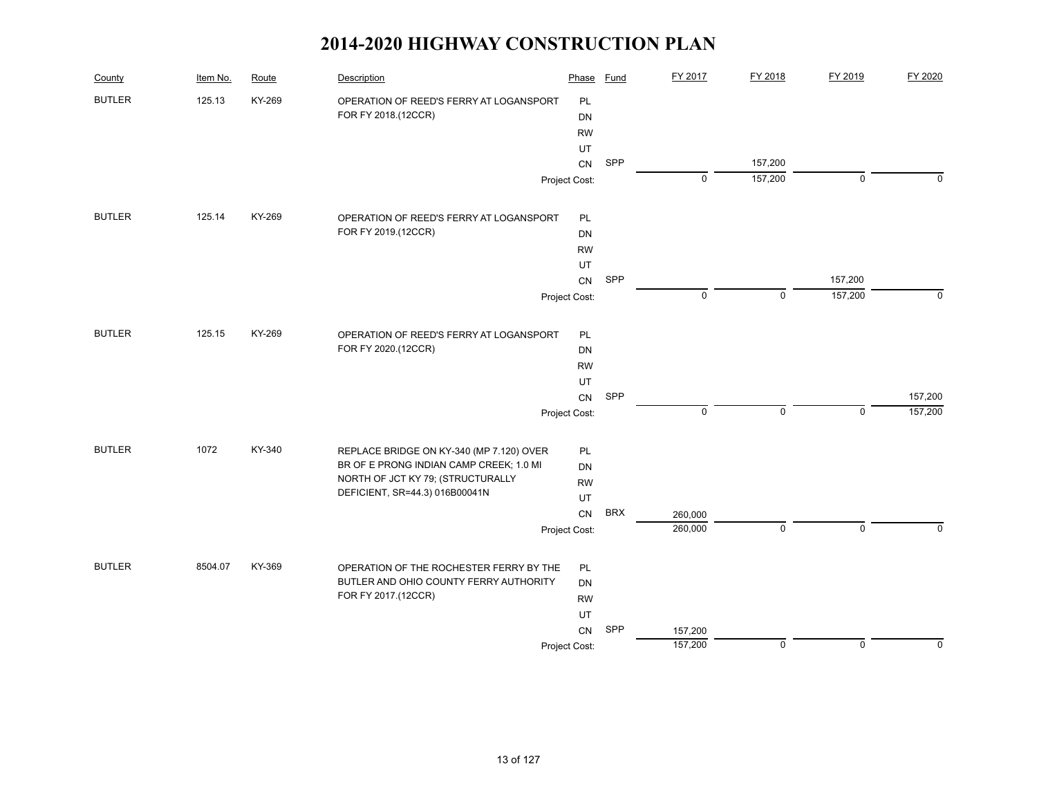# 2014-2020 HIGHWAY CONSTRUCTION PLAN

| County | Item No. | Route | Description | Phase | Fund | FY 2017 | FY 2018 | FY 2019 | FY 2020 |
|---|---|---|---|---|---|---|---|---|---|
| BUTLER | 125.13 | KY-269 | OPERATION OF REED'S FERRY AT LOGANSPORT FOR FY 2018.(12CCR) | PL | | | | | |
| | | | | DN | | | | | |
| | | | | RW | | | | | |
| | | | | UT | | | | | |
| | | | | CN | SPP | | 157,200 | | |
| | | | | Project Cost: | | 0 | 157,200 | 0 | 0 |
| BUTLER | 125.14 | KY-269 | OPERATION OF REED'S FERRY AT LOGANSPORT FOR FY 2019.(12CCR) | PL | | | | | |
| | | | | DN | | | | | |
| | | | | RW | | | | | |
| | | | | UT | | | | | |
| | | | | CN | SPP | | | 157,200 | |
| | | | | Project Cost: | | 0 | 0 | 157,200 | 0 |
| BUTLER | 125.15 | KY-269 | OPERATION OF REED'S FERRY AT LOGANSPORT FOR FY 2020.(12CCR) | PL | | | | | |
| | | | | DN | | | | | |
| | | | | RW | | | | | |
| | | | | UT | | | | | |
| | | | | CN | SPP | | | | 157,200 |
| | | | | Project Cost: | | 0 | 0 | 0 | 157,200 |
| BUTLER | 1072 | KY-340 | REPLACE BRIDGE ON KY-340 (MP 7.120) OVER BR OF E PRONG INDIAN CAMP CREEK; 1.0 MI NORTH OF JCT KY 79; (STRUCTURALLY DEFICIENT, SR=44.3) 016B00041N | PL | | | | | |
| | | | | DN | | | | | |
| | | | | RW | | | | | |
| | | | | UT | | | | | |
| | | | | CN | BRX | 260,000 | | | |
| | | | | Project Cost: | | 260,000 | 0 | 0 | 0 |
| BUTLER | 8504.07 | KY-369 | OPERATION OF THE ROCHESTER FERRY BY THE BUTLER AND OHIO COUNTY FERRY AUTHORITY FOR FY 2017.(12CCR) | PL | | | | | |
| | | | | DN | | | | | |
| | | | | RW | | | | | |
| | | | | UT | | | | | |
| | | | | CN | SPP | 157,200 | | | |
| | | | | Project Cost: | | 157,200 | 0 | 0 | 0 |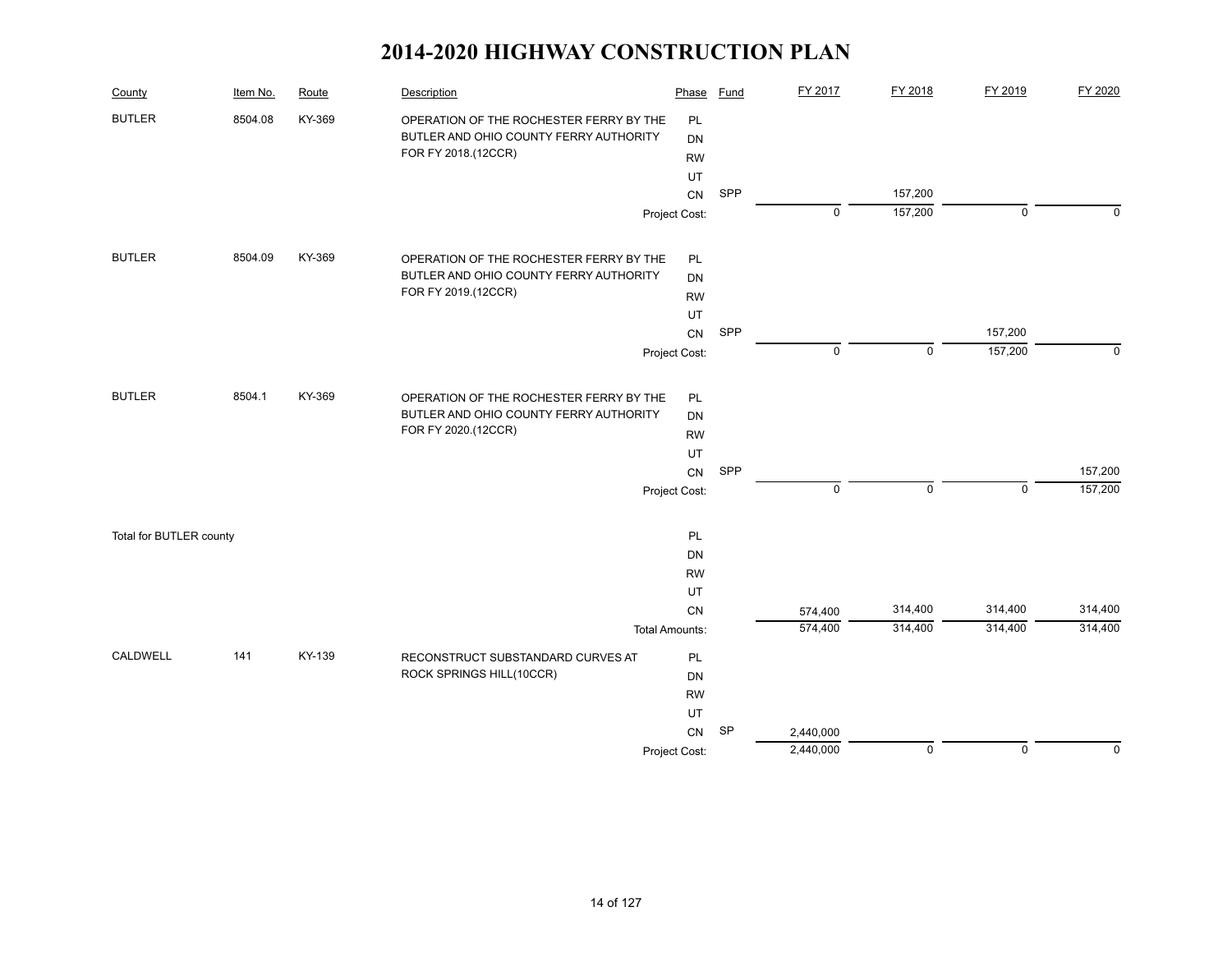# 2014-2020 HIGHWAY CONSTRUCTION PLAN

| County | Item No. | Route | Description | Phase | Fund | FY 2017 | FY 2018 | FY 2019 | FY 2020 |
|---|---|---|---|---|---|---|---|---|---|
| BUTLER | 8504.08 | KY-369 | OPERATION OF THE ROCHESTER FERRY BY THE BUTLER AND OHIO COUNTY FERRY AUTHORITY FOR FY 2018.(12CCR) | PL | | | | | |
| | | | | DN | | | | | |
| | | | | RW | | | | | |
| | | | | UT | | | | | |
| | | | | CN | SPP | | 157,200 | | |
| | | | | Project Cost: | | 0 | 157,200 | 0 | 0 |
| BUTLER | 8504.09 | KY-369 | OPERATION OF THE ROCHESTER FERRY BY THE BUTLER AND OHIO COUNTY FERRY AUTHORITY FOR FY 2019.(12CCR) | PL | | | | | |
| | | | | DN | | | | | |
| | | | | RW | | | | | |
| | | | | UT | | | | | |
| | | | | CN | SPP | | | 157,200 | |
| | | | | Project Cost: | | 0 | 0 | 157,200 | 0 |
| BUTLER | 8504.1 | KY-369 | OPERATION OF THE ROCHESTER FERRY BY THE BUTLER AND OHIO COUNTY FERRY AUTHORITY FOR FY 2020.(12CCR) | PL | | | | | |
| | | | | DN | | | | | |
| | | | | RW | | | | | |
| | | | | UT | | | | | |
| | | | | CN | SPP | | | | 157,200 |
| | | | | Project Cost: | | 0 | 0 | 0 | 157,200 |
| Total for BUTLER county | | | | PL | | | | | |
| | | | | DN | | | | | |
| | | | | RW | | | | | |
| | | | | UT | | | | | |
| | | | | CN | | 574,400 | 314,400 | 314,400 | 314,400 |
| | | | | Total Amounts: | | 574,400 | 314,400 | 314,400 | 314,400 |
| CALDWELL | 141 | KY-139 | RECONSTRUCT SUBSTANDARD CURVES AT ROCK SPRINGS HILL(10CCR) | PL | | | | | |
| | | | | DN | | | | | |
| | | | | RW | | | | | |
| | | | | UT | | | | | |
| | | | | CN | SP | 2,440,000 | | | |
| | | | | Project Cost: | | 2,440,000 | 0 | 0 | 0 |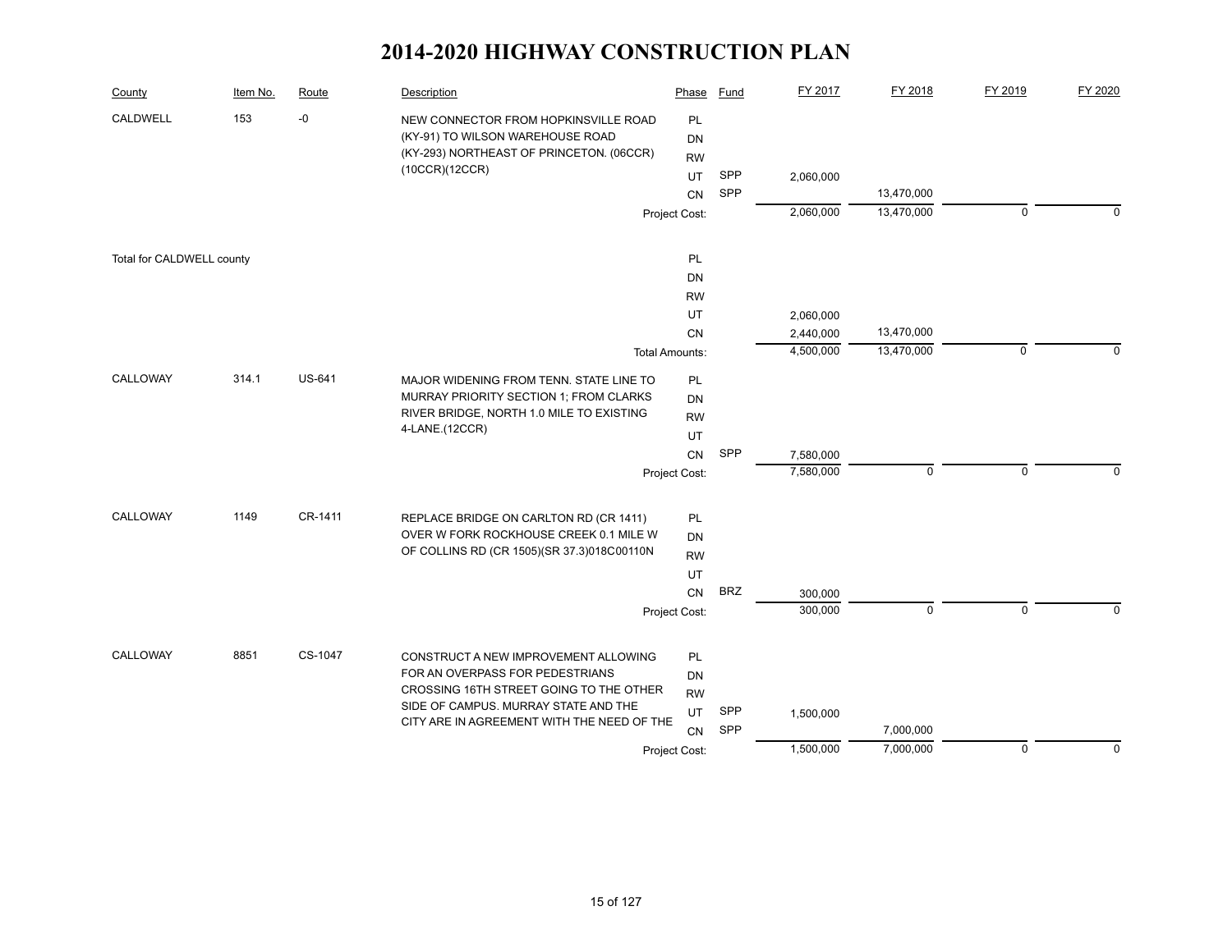# 2014-2020 HIGHWAY CONSTRUCTION PLAN

| County | Item No. | Route | Description | Phase | Fund | FY 2017 | FY 2018 | FY 2019 | FY 2020 |
|---|---|---|---|---|---|---|---|---|---|
| CALDWELL | 153 | -0 | NEW CONNECTOR FROM HOPKINSVILLE ROAD (KY-91) TO WILSON WAREHOUSE ROAD (KY-293) NORTHEAST OF PRINCETON. (06CCR)(10CCR)(12CCR) | PL | | | | | |
| | | | | DN | | | | | |
| | | | | RW | | | | | |
| | | | | UT | SPP | 2,060,000 | | | |
| | | | | CN | SPP | | 13,470,000 | | |
| | | | | Project Cost: | | 2,060,000 | 13,470,000 | 0 | 0 |
| Total for CALDWELL county | | | | PL | | | | | |
| | | | | DN | | | | | |
| | | | | RW | | | | | |
| | | | | UT | | 2,060,000 | | | |
| | | | | CN | | 2,440,000 | 13,470,000 | | |
| | | | | Total Amounts: | | 4,500,000 | 13,470,000 | 0 | 0 |
| CALLOWAY | 314.1 | US-641 | MAJOR WIDENING FROM TENN. STATE LINE TO MURRAY PRIORITY SECTION 1; FROM CLARKS RIVER BRIDGE, NORTH 1.0 MILE TO EXISTING 4-LANE.(12CCR) | PL | | | | | |
| | | | | DN | | | | | |
| | | | | RW | | | | | |
| | | | | UT | | | | | |
| | | | | CN | SPP | 7,580,000 | | | |
| | | | | Project Cost: | | 7,580,000 | 0 | 0 | 0 |
| CALLOWAY | 1149 | CR-1411 | REPLACE BRIDGE ON CARLTON RD (CR 1411) OVER W FORK ROCKHOUSE CREEK 0.1 MILE W OF COLLINS RD (CR 1505)(SR 37.3)018C00110N | PL | | | | | |
| | | | | DN | | | | | |
| | | | | RW | | | | | |
| | | | | UT | | | | | |
| | | | | CN | BRZ | 300,000 | | | |
| | | | | Project Cost: | | 300,000 | 0 | 0 | 0 |
| CALLOWAY | 8851 | CS-1047 | CONSTRUCT A NEW IMPROVEMENT ALLOWING FOR AN OVERPASS FOR PEDESTRIANS CROSSING 16TH STREET GOING TO THE OTHER SIDE OF CAMPUS. MURRAY STATE AND THE CITY ARE IN AGREEMENT WITH THE NEED OF THE | PL | | | | | |
| | | | | DN | | | | | |
| | | | | RW | | | | | |
| | | | | UT | SPP | 1,500,000 | | | |
| | | | | CN | SPP | | 7,000,000 | | |
| | | | | Project Cost: | | 1,500,000 | 7,000,000 | 0 | 0 |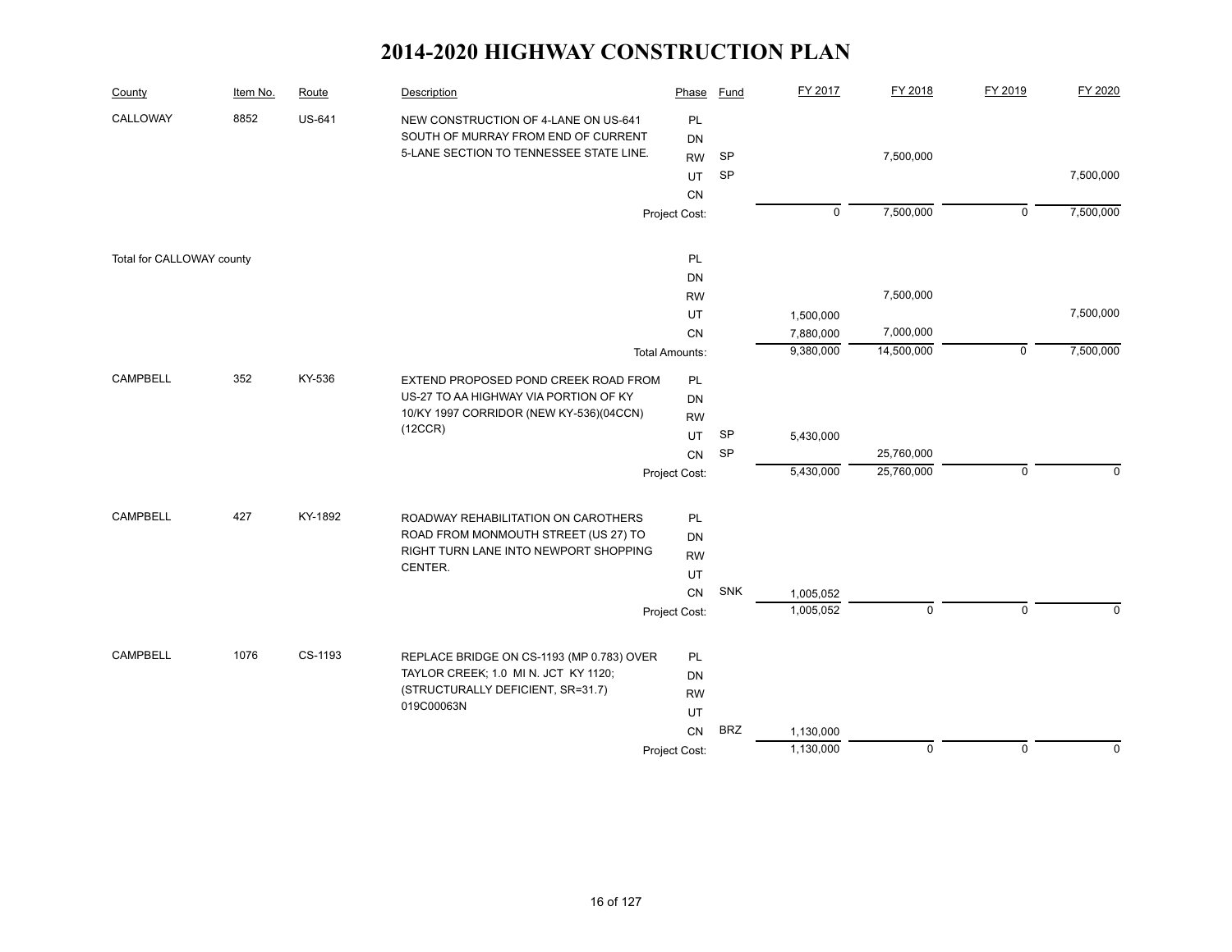# 2014-2020 HIGHWAY CONSTRUCTION PLAN

| County | Item No. | Route | Description | Phase | Fund | FY 2017 | FY 2018 | FY 2019 | FY 2020 |
|---|---|---|---|---|---|---|---|---|---|
| CALLOWAY | 8852 | US-641 | NEW CONSTRUCTION OF 4-LANE ON US-641 SOUTH OF MURRAY FROM END OF CURRENT 5-LANE SECTION TO TENNESSEE STATE LINE. | PL | | | | | |
| | | | | DN | | | | | |
| | | | | RW | SP | | 7,500,000 | | |
| | | | | UT | SP | | | | 7,500,000 |
| | | | | CN | | | | | |
| | | | | Project Cost: | | 0 | 7,500,000 | 0 | 7,500,000 |
| Total for CALLOWAY county | | | | PL | | | | | |
| | | | | DN | | | | | |
| | | | | RW | | | 7,500,000 | | |
| | | | | UT | | 1,500,000 | | | 7,500,000 |
| | | | | CN | | 7,880,000 | 7,000,000 | | |
| | | | | Total Amounts: | | 9,380,000 | 14,500,000 | 0 | 7,500,000 |
| CAMPBELL | 352 | KY-536 | EXTEND PROPOSED POND CREEK ROAD FROM US-27 TO AA HIGHWAY VIA PORTION OF KY 10/KY 1997 CORRIDOR (NEW KY-536)(04CCN)(12CCR) | PL | | | | | |
| | | | | DN | | | | | |
| | | | | RW | | | | | |
| | | | | UT | SP | 5,430,000 | | | |
| | | | | CN | SP | | 25,760,000 | | |
| | | | | Project Cost: | | 5,430,000 | 25,760,000 | 0 | 0 |
| CAMPBELL | 427 | KY-1892 | ROADWAY REHABILITATION ON CAROTHERS ROAD FROM MONMOUTH STREET (US 27) TO RIGHT TURN LANE INTO NEWPORT SHOPPING CENTER. | PL | | | | | |
| | | | | DN | | | | | |
| | | | | RW | | | | | |
| | | | | UT | | | | | |
| | | | | CN | SNK | 1,005,052 | | | |
| | | | | Project Cost: | | 1,005,052 | 0 | 0 | 0 |
| CAMPBELL | 1076 | CS-1193 | REPLACE BRIDGE ON CS-1193 (MP 0.783) OVER TAYLOR CREEK; 1.0 MI N. JCT KY 1120; (STRUCTURALLY DEFICIENT, SR=31.7) 019C00063N | PL | | | | | |
| | | | | DN | | | | | |
| | | | | RW | | | | | |
| | | | | UT | | | | | |
| | | | | CN | BRZ | 1,130,000 | | | |
| | | | | Project Cost: | | 1,130,000 | 0 | 0 | 0 |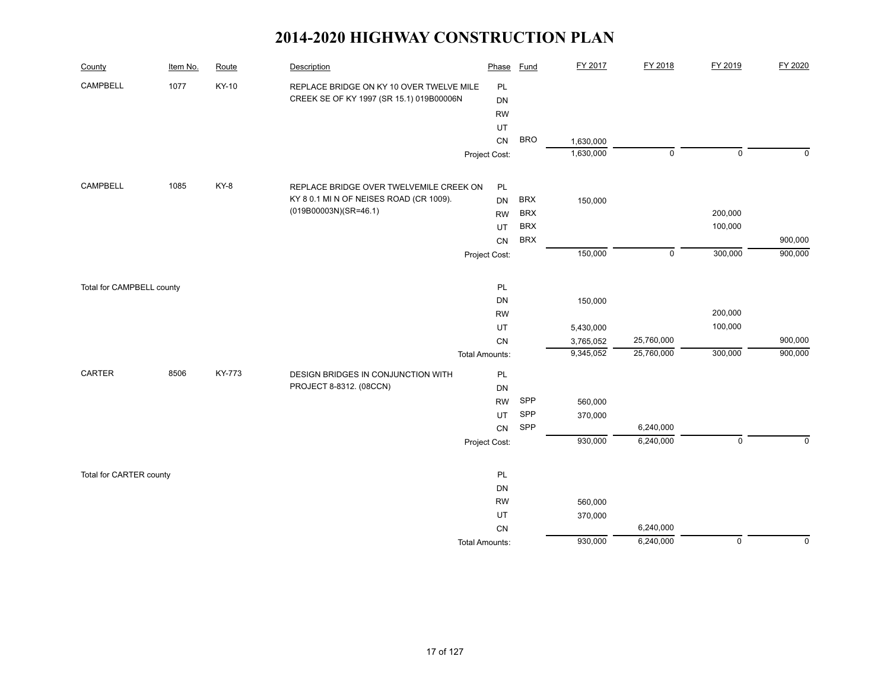# 2014-2020 HIGHWAY CONSTRUCTION PLAN

| County | Item No. | Route | Description | Phase | Fund | FY 2017 | FY 2018 | FY 2019 | FY 2020 |
|---|---|---|---|---|---|---|---|---|---|
| CAMPBELL | 1077 | KY-10 | REPLACE BRIDGE ON KY 10 OVER TWELVE MILE CREEK SE OF KY 1997 (SR 15.1) 019B00006N | PL | | | | | |
| | | | | DN | | | | | |
| | | | | RW | | | | | |
| | | | | UT | | | | | |
| | | | | CN | BRO | 1,630,000 | | | |
| | | | | Project Cost: | | 1,630,000 | 0 | 0 | 0 |
| CAMPBELL | 1085 | KY-8 | REPLACE BRIDGE OVER TWELVEMILE CREEK ON KY 8 0.1 MI N OF NEISES ROAD (CR 1009). (019B00003N)(SR=46.1) | PL | | | | | |
| | | | | DN | BRX | 150,000 | | | |
| | | | | RW | BRX | | | 200,000 | |
| | | | | UT | BRX | | | 100,000 | |
| | | | | CN | BRX | | | | 900,000 |
| | | | | Project Cost: | | 150,000 | 0 | 300,000 | 900,000 |
| Total for CAMPBELL county | | | | PL | | | | | |
| | | | | DN | | 150,000 | | | |
| | | | | RW | | | | 200,000 | |
| | | | | UT | | 5,430,000 | | 100,000 | |
| | | | | CN | | 3,765,052 | 25,760,000 | | 900,000 |
| | | | | Total Amounts: | | 9,345,052 | 25,760,000 | 300,000 | 900,000 |
| CARTER | 8506 | KY-773 | DESIGN BRIDGES IN CONJUNCTION WITH PROJECT 8-8312. (08CCN) | PL | | | | | |
| | | | | DN | | | | | |
| | | | | RW | SPP | 560,000 | | | |
| | | | | UT | SPP | 370,000 | | | |
| | | | | CN | SPP | | 6,240,000 | | |
| | | | | Project Cost: | | 930,000 | 6,240,000 | 0 | 0 |
| Total for CARTER county | | | | PL | | | | | |
| | | | | DN | | | | | |
| | | | | RW | | 560,000 | | | |
| | | | | UT | | 370,000 | | | |
| | | | | CN | | | 6,240,000 | | |
| | | | | Total Amounts: | | 930,000 | 6,240,000 | 0 | 0 |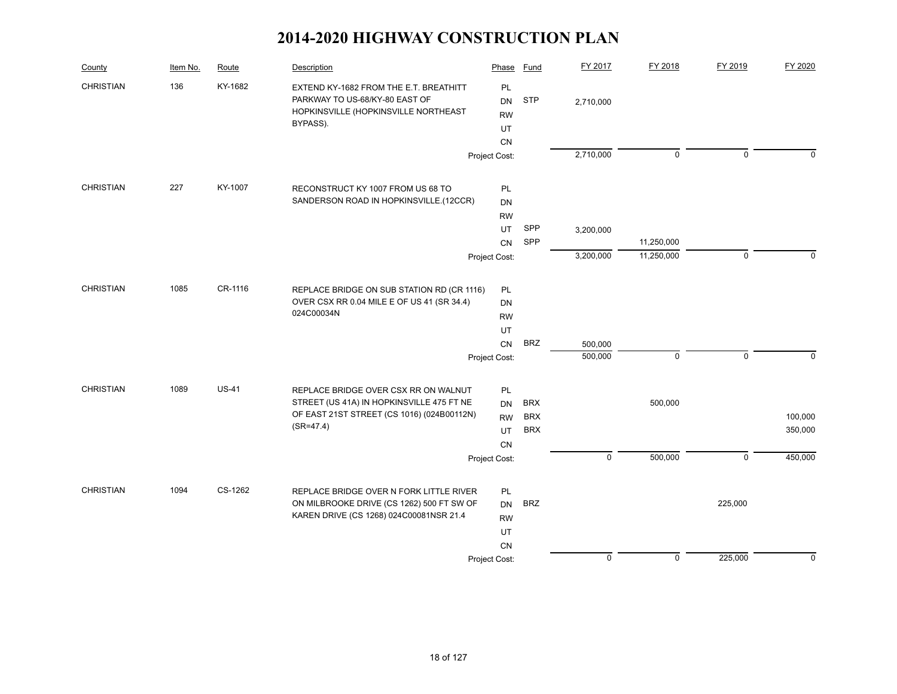# 2014-2020 HIGHWAY CONSTRUCTION PLAN

| County | Item No. | Route | Description | Phase | Fund | FY 2017 | FY 2018 | FY 2019 | FY 2020 |
|---|---|---|---|---|---|---|---|---|---|
| CHRISTIAN | 136 | KY-1682 | EXTEND KY-1682 FROM THE E.T. BREATHITT PARKWAY TO US-68/KY-80 EAST OF HOPKINSVILLE (HOPKINSVILLE NORTHEAST BYPASS). | PL | | | | | |
| | | | | DN | STP | 2,710,000 | | | |
| | | | | RW | | | | | |
| | | | | UT | | | | | |
| | | | | CN | | | | | |
| | | | | Project Cost: | | 2,710,000 | 0 | 0 | 0 |
| CHRISTIAN | 227 | KY-1007 | RECONSTRUCT KY 1007 FROM US 68 TO SANDERSON ROAD IN HOPKINSVILLE.(12CCR) | PL | | | | | |
| | | | | DN | | | | | |
| | | | | RW | | | | | |
| | | | | UT | SPP | 3,200,000 | | | |
| | | | | CN | SPP | | 11,250,000 | | |
| | | | | Project Cost: | | 3,200,000 | 11,250,000 | 0 | 0 |
| CHRISTIAN | 1085 | CR-1116 | REPLACE BRIDGE ON SUB STATION RD (CR 1116) OVER CSX RR 0.04 MILE E OF US 41 (SR 34.4) 024C00034N | PL | | | | | |
| | | | | DN | | | | | |
| | | | | RW | | | | | |
| | | | | UT | | | | | |
| | | | | CN | BRZ | 500,000 | | | |
| | | | | Project Cost: | | 500,000 | 0 | 0 | 0 |
| CHRISTIAN | 1089 | US-41 | REPLACE BRIDGE OVER CSX RR ON WALNUT STREET (US 41A) IN HOPKINSVILLE 475 FT NE OF EAST 21ST STREET (CS 1016) (024B00112N) (SR=47.4) | PL | | | | | |
| | | | | DN | BRX | | 500,000 | | |
| | | | | RW | BRX | | | | 100,000 |
| | | | | UT | BRX | | | | 350,000 |
| | | | | CN | | | | | |
| | | | | Project Cost: | | 0 | 500,000 | 0 | 450,000 |
| CHRISTIAN | 1094 | CS-1262 | REPLACE BRIDGE OVER N FORK LITTLE RIVER ON MILBROOKE DRIVE (CS 1262) 500 FT SW OF KAREN DRIVE (CS 1268) 024C00081NSR 21.4 | PL | | | | | |
| | | | | DN | BRZ | | | 225,000 | |
| | | | | RW | | | | | |
| | | | | UT | | | | | |
| | | | | CN | | | | | |
| | | | | Project Cost: | | 0 | 0 | 225,000 | 0 |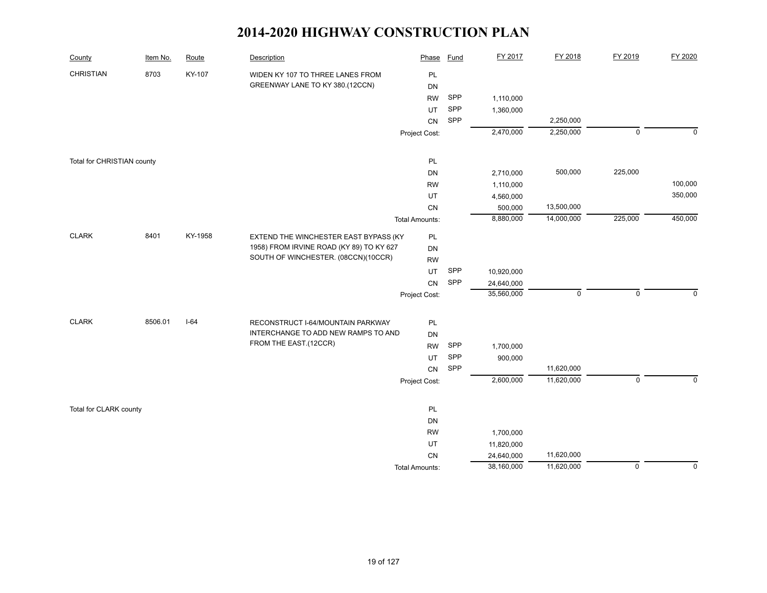# 2014-2020 HIGHWAY CONSTRUCTION PLAN

| County | Item No. | Route | Description | Phase | Fund | FY 2017 | FY 2018 | FY 2019 | FY 2020 |
|---|---|---|---|---|---|---|---|---|---|
| CHRISTIAN | 8703 | KY-107 | WIDEN KY 107 TO THREE LANES FROM GREENWAY LANE TO KY 380.(12CCN) | PL | | | | | |
| | | | | DN | | | | | |
| | | | | RW | SPP | 1,110,000 | | | |
| | | | | UT | SPP | 1,360,000 | | | |
| | | | | CN | SPP | | 2,250,000 | | |
| | | | | Project Cost: | | 2,470,000 | 2,250,000 | 0 | 0 |
| Total for CHRISTIAN county | | | | PL | | | | | |
| | | | | DN | | 2,710,000 | 500,000 | 225,000 | |
| | | | | RW | | 1,110,000 | | | 100,000 |
| | | | | UT | | 4,560,000 | | | 350,000 |
| | | | | CN | | 500,000 | 13,500,000 | | |
| | | | | Total Amounts: | | 8,880,000 | 14,000,000 | 225,000 | 450,000 |
| CLARK | 8401 | KY-1958 | EXTEND THE WINCHESTER EAST BYPASS (KY 1958) FROM IRVINE ROAD (KY 89) TO KY 627 SOUTH OF WINCHESTER. (08CCN)(10CCR) | PL | | | | | |
| | | | | DN | | | | | |
| | | | | RW | | | | | |
| | | | | UT | SPP | 10,920,000 | | | |
| | | | | CN | SPP | 24,640,000 | | | |
| | | | | Project Cost: | | 35,560,000 | 0 | 0 | 0 |
| CLARK | 8506.01 | I-64 | RECONSTRUCT I-64/MOUNTAIN PARKWAY INTERCHANGE TO ADD NEW RAMPS TO AND FROM THE EAST.(12CCR) | PL | | | | | |
| | | | | DN | | | | | |
| | | | | RW | SPP | 1,700,000 | | | |
| | | | | UT | SPP | 900,000 | | | |
| | | | | CN | SPP | | 11,620,000 | | |
| | | | | Project Cost: | | 2,600,000 | 11,620,000 | 0 | 0 |
| Total for CLARK county | | | | PL | | | | | |
| | | | | DN | | | | | |
| | | | | RW | | 1,700,000 | | | |
| | | | | UT | | 11,820,000 | | | |
| | | | | CN | | 24,640,000 | 11,620,000 | | |
| | | | | Total Amounts: | | 38,160,000 | 11,620,000 | 0 | 0 |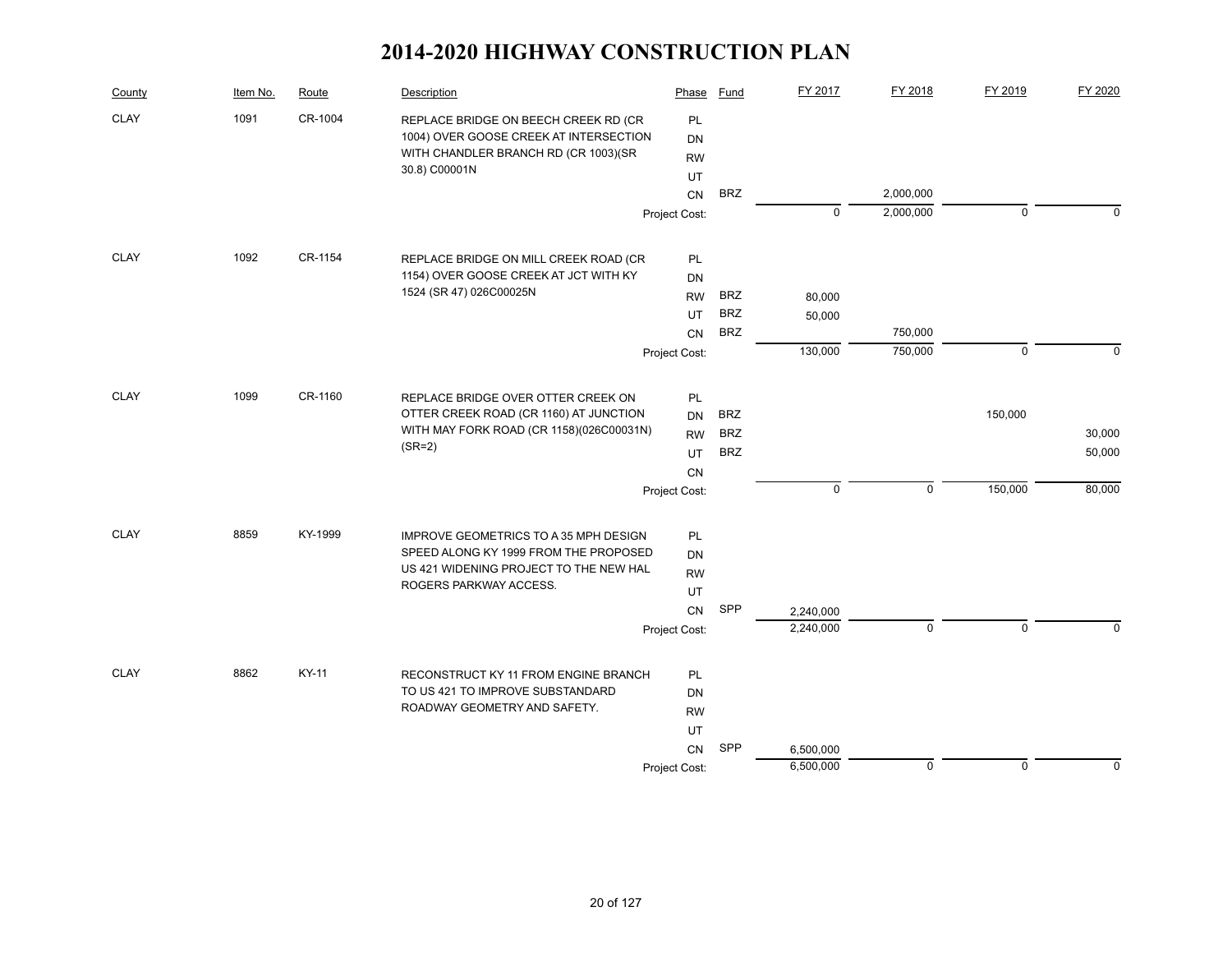# 2014-2020 HIGHWAY CONSTRUCTION PLAN

| County | Item No. | Route | Description | Phase | Fund | FY 2017 | FY 2018 | FY 2019 | FY 2020 |
|---|---|---|---|---|---|---|---|---|---|
| CLAY | 1091 | CR-1004 | REPLACE BRIDGE ON BEECH CREEK RD (CR 1004) OVER GOOSE CREEK AT INTERSECTION WITH CHANDLER BRANCH RD (CR 1003)(SR 30.8) C00001N | PL | | | | | |
| | | | | DN | | | | | |
| | | | | RW | | | | | |
| | | | | UT | | | | | |
| | | | | CN | BRZ | | 2,000,000 | | |
| | | | | Project Cost: | | 0 | 2,000,000 | 0 | 0 |
| CLAY | 1092 | CR-1154 | REPLACE BRIDGE ON MILL CREEK ROAD (CR 1154) OVER GOOSE CREEK AT JCT WITH KY 1524 (SR 47) 026C00025N | PL | | | | | |
| | | | | DN | | | | | |
| | | | | RW | BRZ | 80,000 | | | |
| | | | | UT | BRZ | 50,000 | | | |
| | | | | CN | BRZ | | 750,000 | | |
| | | | | Project Cost: | | 130,000 | 750,000 | 0 | 0 |
| CLAY | 1099 | CR-1160 | REPLACE BRIDGE OVER OTTER CREEK ON OTTER CREEK ROAD (CR 1160) AT JUNCTION WITH MAY FORK ROAD (CR 1158)(026C00031N) (SR=2) | PL | | | | | |
| | | | | DN | BRZ | | | 150,000 | |
| | | | | RW | BRZ | | | | 30,000 |
| | | | | UT | BRZ | | | | 50,000 |
| | | | | CN | | | | | |
| | | | | Project Cost: | | 0 | 0 | 150,000 | 80,000 |
| CLAY | 8859 | KY-1999 | IMPROVE GEOMETRICS TO A 35 MPH DESIGN SPEED ALONG KY 1999 FROM THE PROPOSED US 421 WIDENING PROJECT TO THE NEW HAL ROGERS PARKWAY ACCESS. | PL | | | | | |
| | | | | DN | | | | | |
| | | | | RW | | | | | |
| | | | | UT | | | | | |
| | | | | CN | SPP | 2,240,000 | | | |
| | | | | Project Cost: | | 2,240,000 | 0 | 0 | 0 |
| CLAY | 8862 | KY-11 | RECONSTRUCT KY 11 FROM ENGINE BRANCH TO US 421 TO IMPROVE SUBSTANDARD ROADWAY GEOMETRY AND SAFETY. | PL | | | | | |
| | | | | DN | | | | | |
| | | | | RW | | | | | |
| | | | | UT | | | | | |
| | | | | CN | SPP | 6,500,000 | | | |
| | | | | Project Cost: | | 6,500,000 | 0 | 0 | 0 |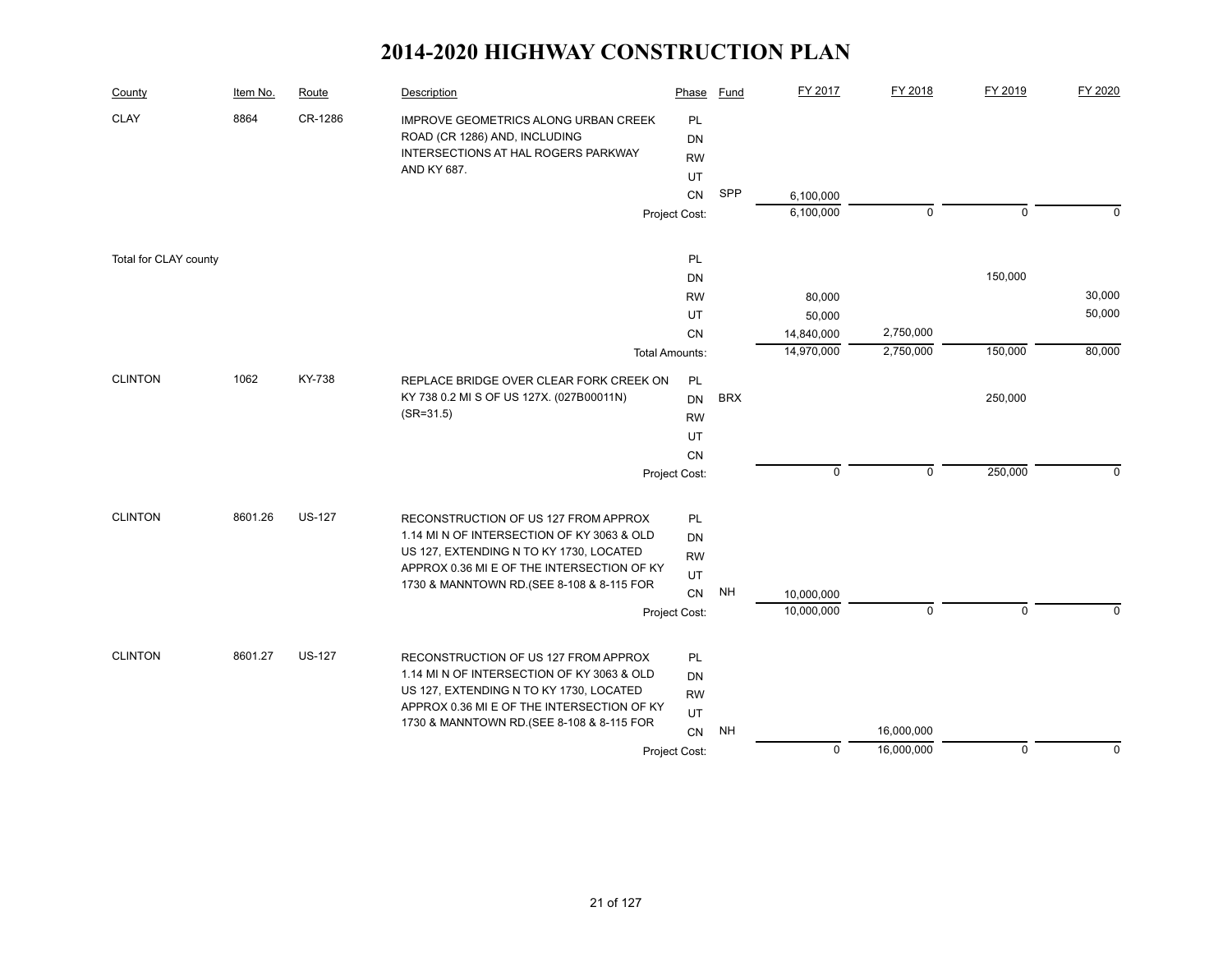# 2014-2020 HIGHWAY CONSTRUCTION PLAN

| County | Item No. | Route | Description | Phase | Fund | FY 2017 | FY 2018 | FY 2019 | FY 2020 |
|---|---|---|---|---|---|---|---|---|---|
| CLAY | 8864 | CR-1286 | IMPROVE GEOMETRICS ALONG URBAN CREEK ROAD (CR 1286) AND, INCLUDING INTERSECTIONS AT HAL ROGERS PARKWAY AND KY 687. | PL | | | | | |
| | | | | DN | | | | | |
| | | | | RW | | | | | |
| | | | | UT | | | | | |
| | | | | CN | SPP | 6,100,000 | | | |
| | | | | Project Cost: | | 6,100,000 | 0 | 0 | 0 |
| Total for CLAY county | | | | PL | | | | | |
| | | | | DN | | | | 150,000 | |
| | | | | RW | | 80,000 | | | 30,000 |
| | | | | UT | | 50,000 | | | 50,000 |
| | | | | CN | | 14,840,000 | 2,750,000 | | |
| | | | | Total Amounts: | | 14,970,000 | 2,750,000 | 150,000 | 80,000 |
| CLINTON | 1062 | KY-738 | REPLACE BRIDGE OVER CLEAR FORK CREEK ON KY 738 0.2 MI S OF US 127X. (027B00011N) (SR=31.5) | PL | | | | | |
| | | | | DN | BRX | | | 250,000 | |
| | | | | RW | | | | | |
| | | | | UT | | | | | |
| | | | | CN | | | | | |
| | | | | Project Cost: | | 0 | 0 | 250,000 | 0 |
| CLINTON | 8601.26 | US-127 | RECONSTRUCTION OF US 127 FROM APPROX 1.14 MI N OF INTERSECTION OF KY 3063 & OLD US 127, EXTENDING N TO KY 1730, LOCATED APPROX 0.36 MI E OF THE INTERSECTION OF KY 1730 & MANNTOWN RD.(SEE 8-108 & 8-115 FOR | PL | | | | | |
| | | | | DN | | | | | |
| | | | | RW | | | | | |
| | | | | UT | | | | | |
| | | | | CN | NH | 10,000,000 | | | |
| | | | | Project Cost: | | 10,000,000 | 0 | 0 | 0 |
| CLINTON | 8601.27 | US-127 | RECONSTRUCTION OF US 127 FROM APPROX 1.14 MI N OF INTERSECTION OF KY 3063 & OLD US 127, EXTENDING N TO KY 1730, LOCATED APPROX 0.36 MI E OF THE INTERSECTION OF KY 1730 & MANNTOWN RD.(SEE 8-108 & 8-115 FOR | PL | | | | | |
| | | | | DN | | | | | |
| | | | | RW | | | | | |
| | | | | UT | | | | | |
| | | | | CN | NH | | 16,000,000 | | |
| | | | | Project Cost: | | 0 | 16,000,000 | 0 | 0 |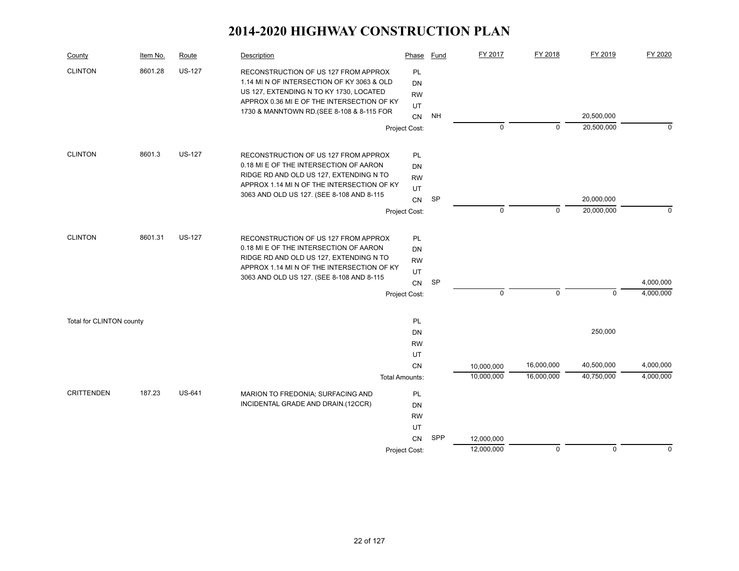# 2014-2020 HIGHWAY CONSTRUCTION PLAN

| County | Item No. | Route | Description | Phase | Fund | FY 2017 | FY 2018 | FY 2019 | FY 2020 |
|---|---|---|---|---|---|---|---|---|---|
| CLINTON | 8601.28 | US-127 | RECONSTRUCTION OF US 127 FROM APPROX 1.14 MI N OF INTERSECTION OF KY 3063 & OLD US 127, EXTENDING N TO KY 1730, LOCATED APPROX 0.36 MI E OF THE INTERSECTION OF KY 1730 & MANNTOWN RD.(SEE 8-108 & 8-115 FOR | PL | | | | | |
| | | | | DN | | | | | |
| | | | | RW | | | | | |
| | | | | UT | | | | | |
| | | | | CN | NH | | | 20,500,000 | |
| | | | | Project Cost: | | 0 | 0 | 20,500,000 | 0 |
| CLINTON | 8601.3 | US-127 | RECONSTRUCTION OF US 127 FROM APPROX 0.18 MI E OF THE INTERSECTION OF AARON RIDGE RD AND OLD US 127, EXTENDING N TO APPROX 1.14 MI N OF THE INTERSECTION OF KY 3063 AND OLD US 127. (SEE 8-108 AND 8-115 | PL | | | | | |
| | | | | DN | | | | | |
| | | | | RW | | | | | |
| | | | | UT | | | | | |
| | | | | CN | SP | | | 20,000,000 | |
| | | | | Project Cost: | | 0 | 0 | 20,000,000 | 0 |
| CLINTON | 8601.31 | US-127 | RECONSTRUCTION OF US 127 FROM APPROX 0.18 MI E OF THE INTERSECTION OF AARON RIDGE RD AND OLD US 127, EXTENDING N TO APPROX 1.14 MI N OF THE INTERSECTION OF KY 3063 AND OLD US 127. (SEE 8-108 AND 8-115 | PL | | | | | |
| | | | | DN | | | | | |
| | | | | RW | | | | | |
| | | | | UT | | | | | |
| | | | | CN | SP | | | | 4,000,000 |
| | | | | Project Cost: | | 0 | 0 | 0 | 4,000,000 |
| Total for CLINTON county | | | | PL | | | | | |
| | | | | DN | | | | 250,000 | |
| | | | | RW | | | | | |
| | | | | UT | | | | | |
| | | | | CN | | 10,000,000 | 16,000,000 | 40,500,000 | 4,000,000 |
| | | | | Total Amounts: | | 10,000,000 | 16,000,000 | 40,750,000 | 4,000,000 |
| CRITTENDEN | 187.23 | US-641 | MARION TO FREDONIA; SURFACING AND INCIDENTAL GRADE AND DRAIN.(12CCR) | PL | | | | | |
| | | | | DN | | | | | |
| | | | | RW | | | | | |
| | | | | UT | | | | | |
| | | | | CN | SPP | 12,000,000 | | | |
| | | | | Project Cost: | | 12,000,000 | 0 | 0 | 0 |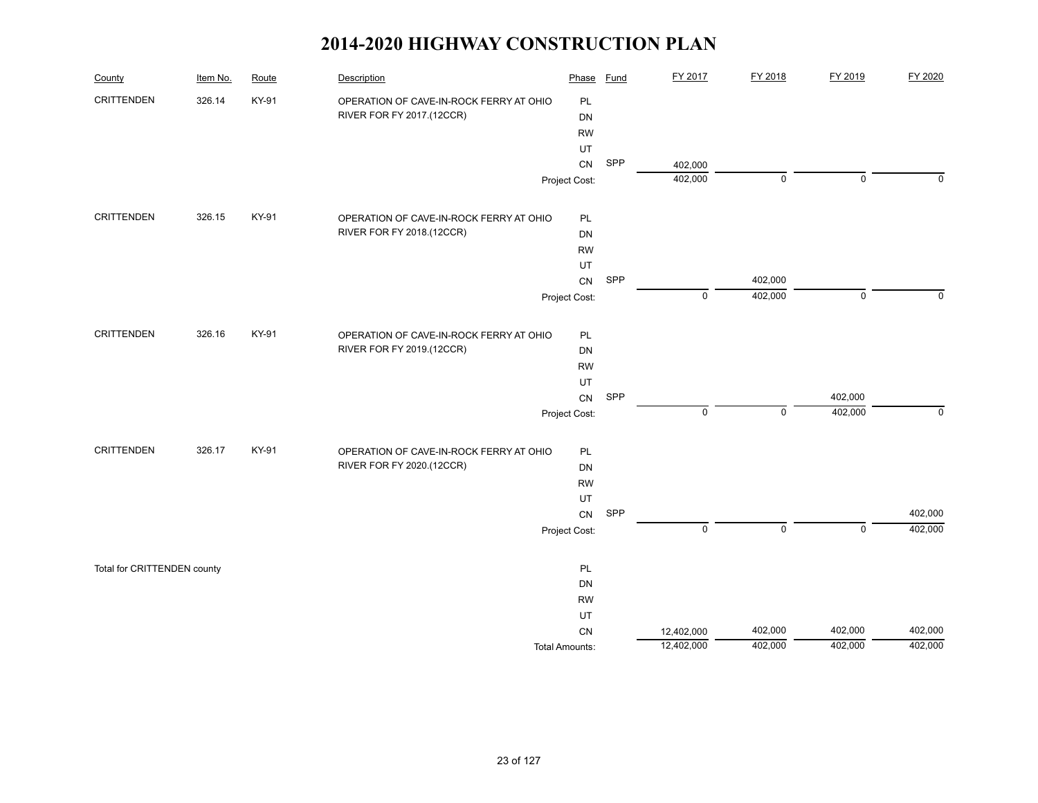# 2014-2020 HIGHWAY CONSTRUCTION PLAN

| County | Item No. | Route | Description | Phase | Fund | FY 2017 | FY 2018 | FY 2019 | FY 2020 |
|---|---|---|---|---|---|---|---|---|---|
| CRITTENDEN | 326.14 | KY-91 | OPERATION OF CAVE-IN-ROCK FERRY AT OHIO RIVER FOR FY 2017.(12CCR) | PL | | | | | |
| | | | | DN | | | | | |
| | | | | RW | | | | | |
| | | | | UT | | | | | |
| | | | | CN | SPP | 402,000 | | | |
| | | | | Project Cost: | | 402,000 | 0 | 0 | 0 |
| CRITTENDEN | 326.15 | KY-91 | OPERATION OF CAVE-IN-ROCK FERRY AT OHIO RIVER FOR FY 2018.(12CCR) | PL | | | | | |
| | | | | DN | | | | | |
| | | | | RW | | | | | |
| | | | | UT | | | | | |
| | | | | CN | SPP | | 402,000 | | |
| | | | | Project Cost: | | 0 | 402,000 | 0 | 0 |
| CRITTENDEN | 326.16 | KY-91 | OPERATION OF CAVE-IN-ROCK FERRY AT OHIO RIVER FOR FY 2019.(12CCR) | PL | | | | | |
| | | | | DN | | | | | |
| | | | | RW | | | | | |
| | | | | UT | | | | | |
| | | | | CN | SPP | | | 402,000 | |
| | | | | Project Cost: | | 0 | 0 | 402,000 | 0 |
| CRITTENDEN | 326.17 | KY-91 | OPERATION OF CAVE-IN-ROCK FERRY AT OHIO RIVER FOR FY 2020.(12CCR) | PL | | | | | |
| | | | | DN | | | | | |
| | | | | RW | | | | | |
| | | | | UT | | | | | |
| | | | | CN | SPP | | | | 402,000 |
| | | | | Project Cost: | | 0 | 0 | 0 | 402,000 |
| Total for CRITTENDEN county | | | | PL | | | | | |
| | | | | DN | | | | | |
| | | | | RW | | | | | |
| | | | | UT | | | | | |
| | | | | CN | | 12,402,000 | 402,000 | 402,000 | 402,000 |
| | | | | Total Amounts: | | 12,402,000 | 402,000 | 402,000 | 402,000 |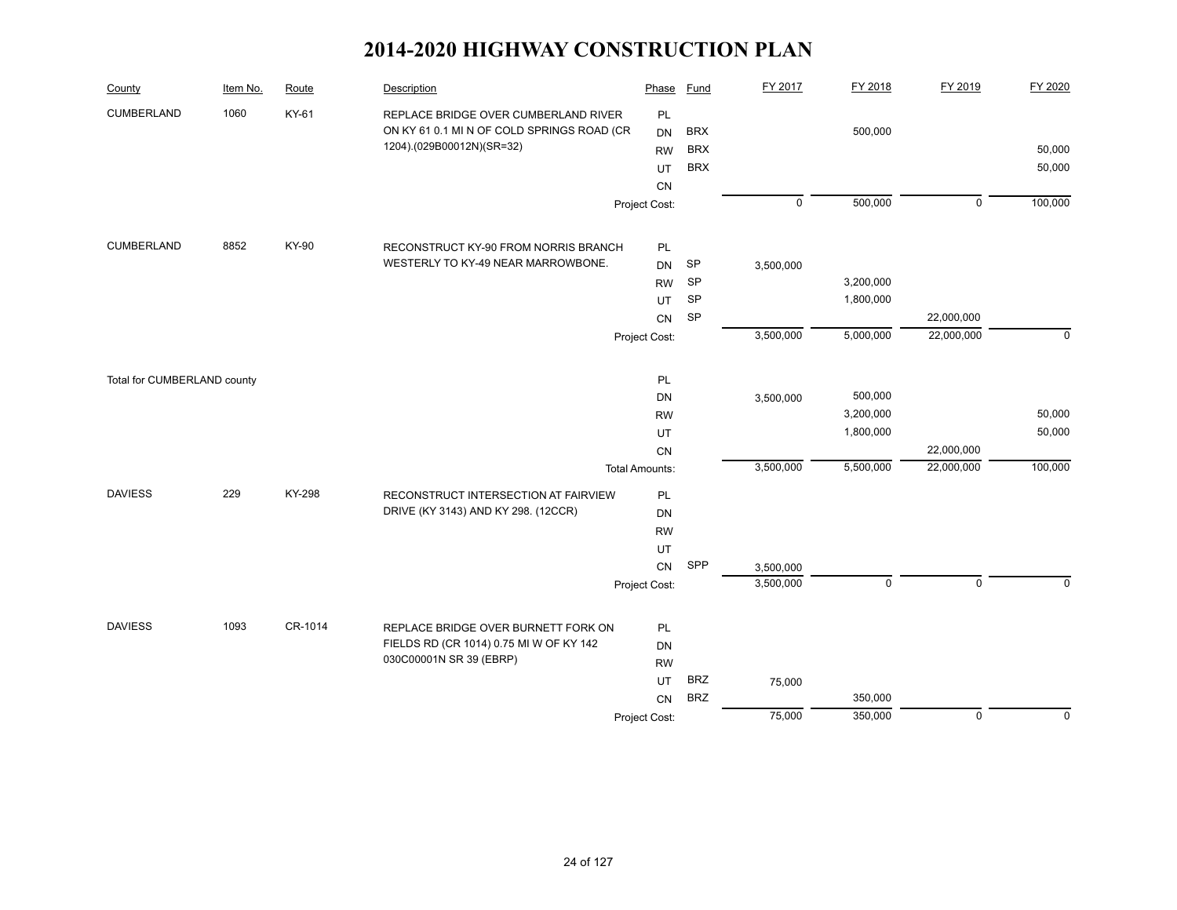# 2014-2020 HIGHWAY CONSTRUCTION PLAN

| County | Item No. | Route | Description | Phase | Fund | FY 2017 | FY 2018 | FY 2019 | FY 2020 |
|---|---|---|---|---|---|---|---|---|---|
| CUMBERLAND | 1060 | KY-61 | REPLACE BRIDGE OVER CUMBERLAND RIVER ON KY 61 0.1 MI N OF COLD SPRINGS ROAD (CR 1204).(029B00012N)(SR=32) | PL | | | | | |
| | | | | DN | BRX | | 500,000 | | |
| | | | | RW | BRX | | | | 50,000 |
| | | | | UT | BRX | | | | 50,000 |
| | | | | CN | | | | | |
| | | | | Project Cost: | | 0 | 500,000 | 0 | 100,000 |
| CUMBERLAND | 8852 | KY-90 | RECONSTRUCT KY-90 FROM NORRIS BRANCH WESTERLY TO KY-49 NEAR MARROWBONE. | PL | | | | | |
| | | | | DN | SP | 3,500,000 | | | |
| | | | | RW | SP | | 3,200,000 | | |
| | | | | UT | SP | | 1,800,000 | | |
| | | | | CN | SP | | | 22,000,000 | |
| | | | | Project Cost: | | 3,500,000 | 5,000,000 | 22,000,000 | 0 |
| Total for CUMBERLAND county | | | | PL | | | | | |
| | | | | DN | | 3,500,000 | 500,000 | | |
| | | | | RW | | | 3,200,000 | | 50,000 |
| | | | | UT | | | 1,800,000 | | 50,000 |
| | | | | CN | | | | 22,000,000 | |
| | | | | Total Amounts: | | 3,500,000 | 5,500,000 | 22,000,000 | 100,000 |
| DAVIESS | 229 | KY-298 | RECONSTRUCT INTERSECTION AT FAIRVIEW DRIVE (KY 3143) AND KY 298. (12CCR) | PL | | | | | |
| | | | | DN | | | | | |
| | | | | RW | | | | | |
| | | | | UT | | | | | |
| | | | | CN | SPP | 3,500,000 | | | |
| | | | | Project Cost: | | 3,500,000 | 0 | 0 | 0 |
| DAVIESS | 1093 | CR-1014 | REPLACE BRIDGE OVER BURNETT FORK ON FIELDS RD (CR 1014) 0.75 MI W OF KY 142 030C00001N SR 39 (EBRP) | PL | | | | | |
| | | | | DN | | | | | |
| | | | | RW | | | | | |
| | | | | UT | BRZ | 75,000 | | | |
| | | | | CN | BRZ | | 350,000 | | |
| | | | | Project Cost: | | 75,000 | 350,000 | 0 | 0 |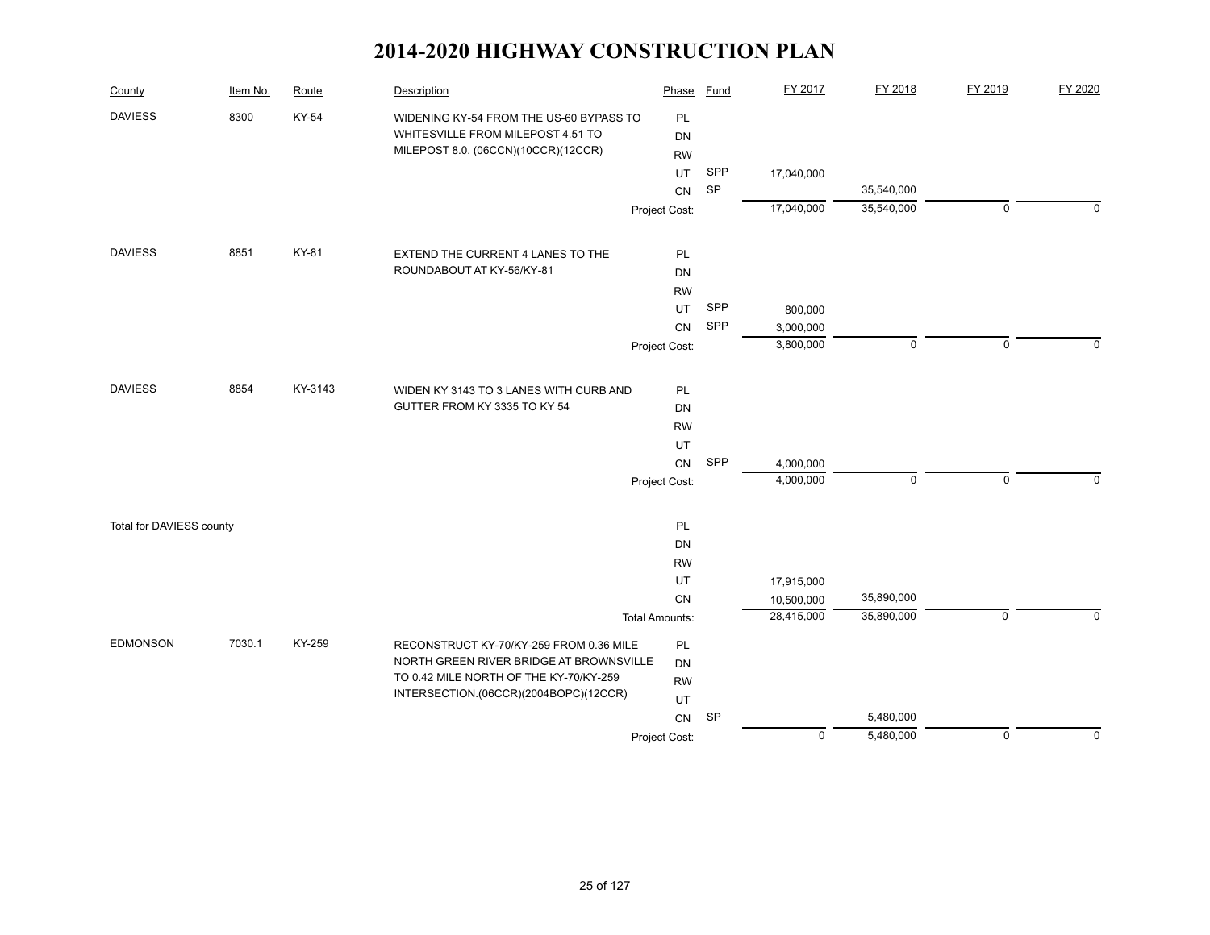# 2014-2020 HIGHWAY CONSTRUCTION PLAN

| County | Item No. | Route | Description | Phase | Fund | FY 2017 | FY 2018 | FY 2019 | FY 2020 |
|---|---|---|---|---|---|---|---|---|---|
| DAVIESS | 8300 | KY-54 | WIDENING KY-54 FROM THE US-60 BYPASS TO WHITESVILLE FROM MILEPOST 4.51 TO MILEPOST 8.0. (06CCN)(10CCR)(12CCR) | PL | | | | | |
| | | | | DN | | | | | |
| | | | | RW | | | | | |
| | | | | UT | SPP | 17,040,000 | | | |
| | | | | CN | SP | | 35,540,000 | | |
| | | | | Project Cost: | | 17,040,000 | 35,540,000 | 0 | 0 |
| DAVIESS | 8851 | KY-81 | EXTEND THE CURRENT 4 LANES TO THE ROUNDABOUT AT KY-56/KY-81 | PL | | | | | |
| | | | | DN | | | | | |
| | | | | RW | | | | | |
| | | | | UT | SPP | 800,000 | | | |
| | | | | CN | SPP | 3,000,000 | | | |
| | | | | Project Cost: | | 3,800,000 | 0 | 0 | 0 |
| DAVIESS | 8854 | KY-3143 | WIDEN KY 3143 TO 3 LANES WITH CURB AND GUTTER FROM KY 3335 TO KY 54 | PL | | | | | |
| | | | | DN | | | | | |
| | | | | RW | | | | | |
| | | | | UT | | | | | |
| | | | | CN | SPP | 4,000,000 | | | |
| | | | | Project Cost: | | 4,000,000 | 0 | 0 | 0 |
| Total for DAVIESS county | | | | PL | | | | | |
| | | | | DN | | | | | |
| | | | | RW | | | | | |
| | | | | UT | | 17,915,000 | | | |
| | | | | CN | | 10,500,000 | 35,890,000 | | |
| | | | | Total Amounts: | | 28,415,000 | 35,890,000 | 0 | 0 |
| EDMONSON | 7030.1 | KY-259 | RECONSTRUCT KY-70/KY-259 FROM 0.36 MILE NORTH GREEN RIVER BRIDGE AT BROWNSVILLE TO 0.42 MILE NORTH OF THE KY-70/KY-259 INTERSECTION.(06CCR)(2004BOPC)(12CCR) | PL | | | | | |
| | | | | DN | | | | | |
| | | | | RW | | | | | |
| | | | | UT | | | | | |
| | | | | CN | SP | | 5,480,000 | | |
| | | | | Project Cost: | | 0 | 5,480,000 | 0 | 0 |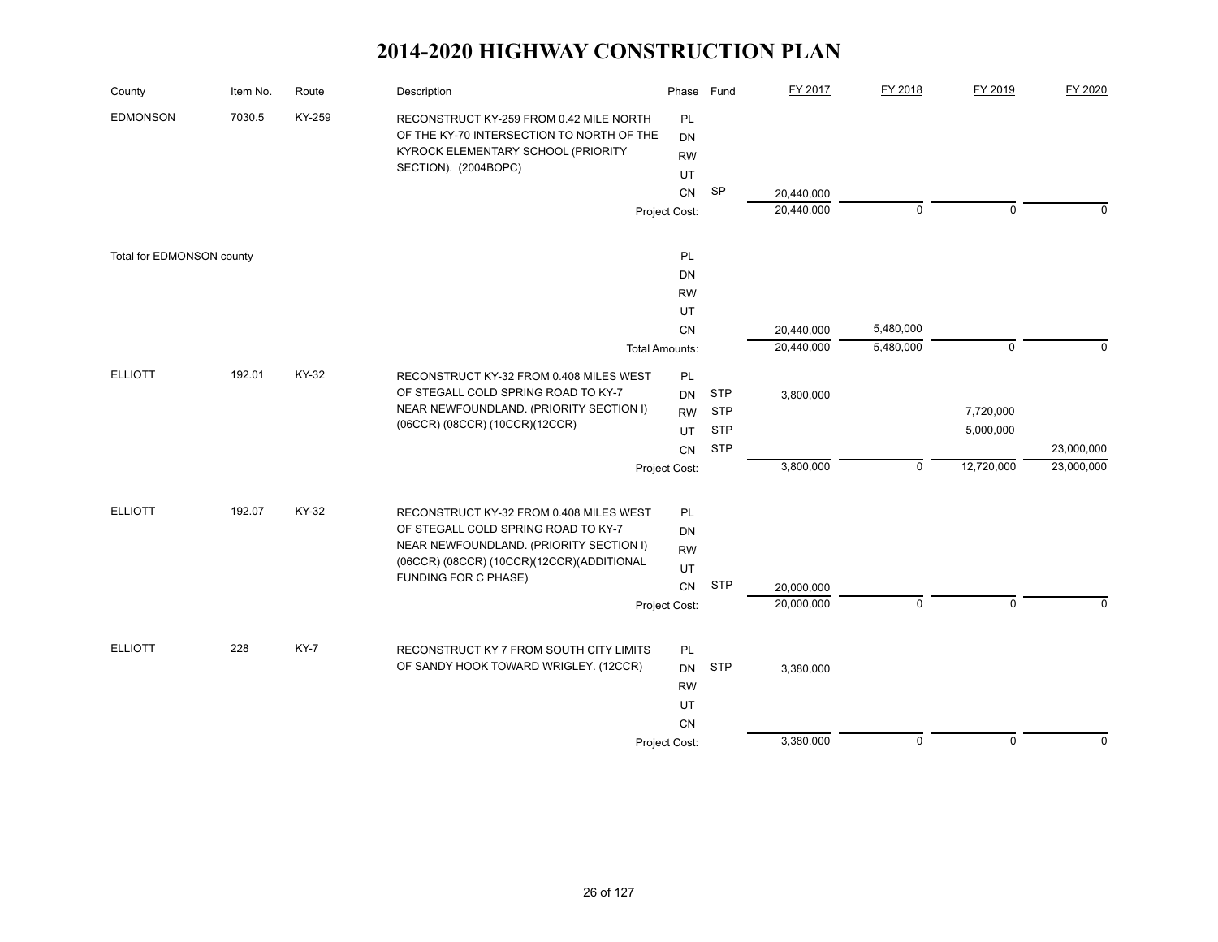# 2014-2020 HIGHWAY CONSTRUCTION PLAN

| County | Item No. | Route | Description | Phase | Fund | FY 2017 | FY 2018 | FY 2019 | FY 2020 |
|---|---|---|---|---|---|---|---|---|---|
| EDMONSON | 7030.5 | KY-259 | RECONSTRUCT KY-259 FROM 0.42 MILE NORTH OF THE KY-70 INTERSECTION TO NORTH OF THE KYROCK ELEMENTARY SCHOOL (PRIORITY SECTION). (2004BOPC) | PL | | | | | |
| | | | | DN | | | | | |
| | | | | RW | | | | | |
| | | | | UT | | | | | |
| | | | | CN | SP | 20,440,000 | | | |
| | | | | Project Cost: | | 20,440,000 | 0 | 0 | 0 |
| Total for EDMONSON county | | | | PL | | | | | |
| | | | | DN | | | | | |
| | | | | RW | | | | | |
| | | | | UT | | | | | |
| | | | | CN | | 20,440,000 | 5,480,000 | | |
| | | | | Total Amounts: | | 20,440,000 | 5,480,000 | 0 | 0 |
| ELLIOTT | 192.01 | KY-32 | RECONSTRUCT KY-32 FROM 0.408 MILES WEST OF STEGALL COLD SPRING ROAD TO KY-7 NEAR NEWFOUNDLAND. (PRIORITY SECTION I) (06CCR) (08CCR) (10CCR)(12CCR) | PL | | | | | |
| | | | | DN | STP | 3,800,000 | | | |
| | | | | RW | STP | | | 7,720,000 | |
| | | | | UT | STP | | | 5,000,000 | |
| | | | | CN | STP | | | | 23,000,000 |
| | | | | Project Cost: | | 3,800,000 | 0 | 12,720,000 | 23,000,000 |
| ELLIOTT | 192.07 | KY-32 | RECONSTRUCT KY-32 FROM 0.408 MILES WEST OF STEGALL COLD SPRING ROAD TO KY-7 NEAR NEWFOUNDLAND. (PRIORITY SECTION I) (06CCR) (08CCR) (10CCR)(12CCR)(ADDITIONAL FUNDING FOR C PHASE) | PL | | | | | |
| | | | | DN | | | | | |
| | | | | RW | | | | | |
| | | | | UT | | | | | |
| | | | | CN | STP | 20,000,000 | | | |
| | | | | Project Cost: | | 20,000,000 | 0 | 0 | 0 |
| ELLIOTT | 228 | KY-7 | RECONSTRUCT KY 7 FROM SOUTH CITY LIMITS OF SANDY HOOK TOWARD WRIGLEY. (12CCR) | PL | | | | | |
| | | | | DN | STP | 3,380,000 | | | |
| | | | | RW | | | | | |
| | | | | UT | | | | | |
| | | | | CN | | | | | |
| | | | | Project Cost: | | 3,380,000 | 0 | 0 | 0 |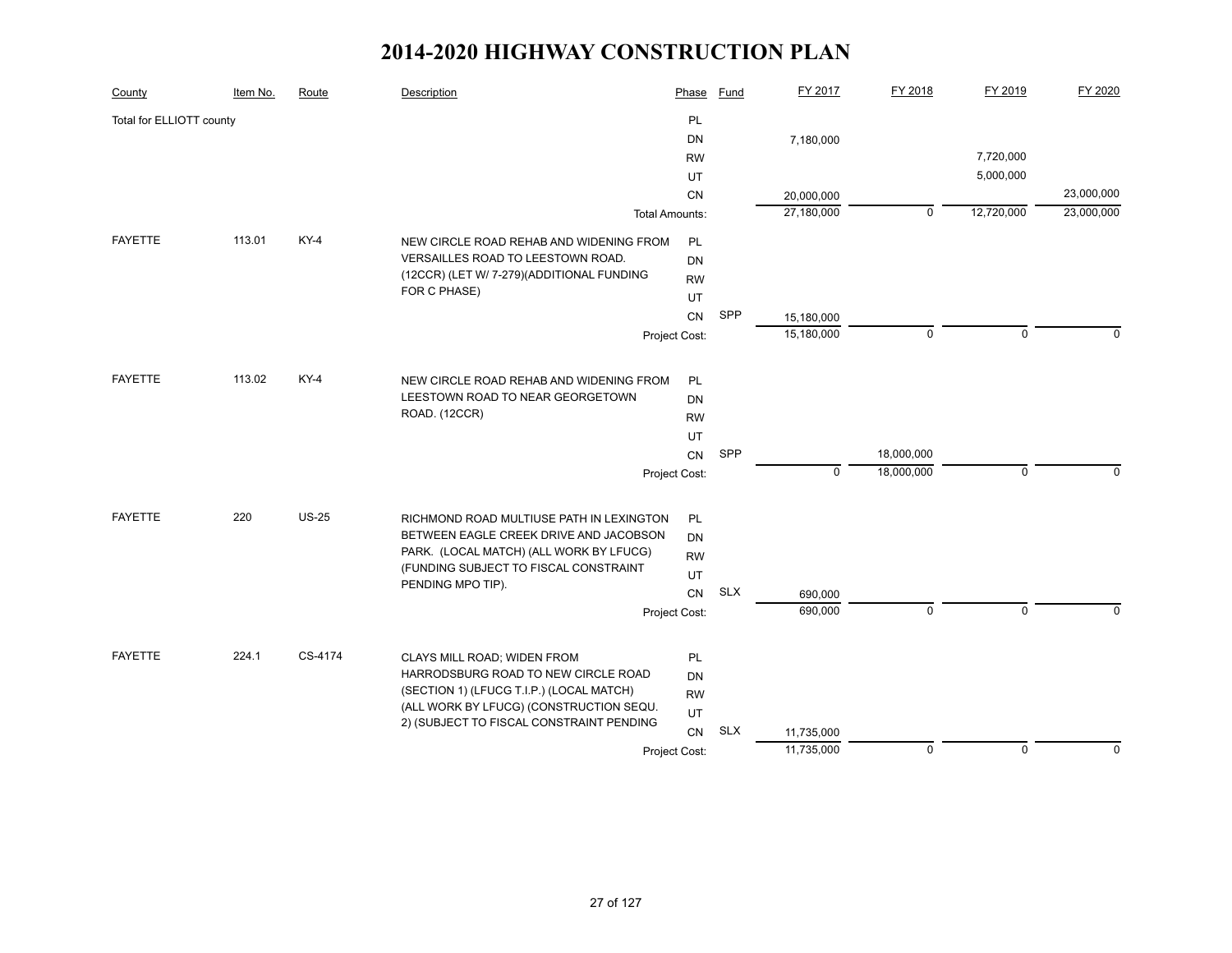# 2014-2020 HIGHWAY CONSTRUCTION PLAN

| County | Item No. | Route | Description | Phase | Fund | FY 2017 | FY 2018 | FY 2019 | FY 2020 |
|---|---|---|---|---|---|---|---|---|---|
| Total for ELLIOTT county | | | | PL | | | | | |
| | | | | DN | | 7,180,000 | | | |
| | | | | RW | | | | 7,720,000 | |
| | | | | UT | | | | 5,000,000 | |
| | | | | CN | | 20,000,000 | | | 23,000,000 |
| | | | | Total Amounts: | | 27,180,000 | 0 | 12,720,000 | 23,000,000 |
| FAYETTE | 113.01 | KY-4 | NEW CIRCLE ROAD REHAB AND WIDENING FROM VERSAILLES ROAD TO LEESTOWN ROAD. (12CCR) (LET W/ 7-279)(ADDITIONAL FUNDING FOR C PHASE) | PL | | | | | |
| | | | | DN | | | | | |
| | | | | RW | | | | | |
| | | | | UT | | | | | |
| | | | | CN | SPP | 15,180,000 | | | |
| | | | | Project Cost: | | 15,180,000 | 0 | 0 | 0 |
| FAYETTE | 113.02 | KY-4 | NEW CIRCLE ROAD REHAB AND WIDENING FROM LEESTOWN ROAD TO NEAR GEORGETOWN ROAD. (12CCR) | PL | | | | | |
| | | | | DN | | | | | |
| | | | | RW | | | | | |
| | | | | UT | | | | | |
| | | | | CN | SPP | | 18,000,000 | | |
| | | | | Project Cost: | | 0 | 18,000,000 | 0 | 0 |
| FAYETTE | 220 | US-25 | RICHMOND ROAD MULTIUSE PATH IN LEXINGTON BETWEEN EAGLE CREEK DRIVE AND JACOBSON PARK. (LOCAL MATCH) (ALL WORK BY LFUCG) (FUNDING SUBJECT TO FISCAL CONSTRAINT PENDING MPO TIP). | PL | | | | | |
| | | | | DN | | | | | |
| | | | | RW | | | | | |
| | | | | UT | | | | | |
| | | | | CN | SLX | 690,000 | | | |
| | | | | Project Cost: | | 690,000 | 0 | 0 | 0 |
| FAYETTE | 224.1 | CS-4174 | CLAYS MILL ROAD; WIDEN FROM HARRODSBURG ROAD TO NEW CIRCLE ROAD (SECTION 1) (LFUCG T.I.P.) (LOCAL MATCH) (ALL WORK BY LFUCG) (CONSTRUCTION SEQU. 2) (SUBJECT TO FISCAL CONSTRAINT PENDING | PL | | | | | |
| | | | | DN | | | | | |
| | | | | RW | | | | | |
| | | | | UT | | | | | |
| | | | | CN | SLX | 11,735,000 | | | |
| | | | | Project Cost: | | 11,735,000 | 0 | 0 | 0 |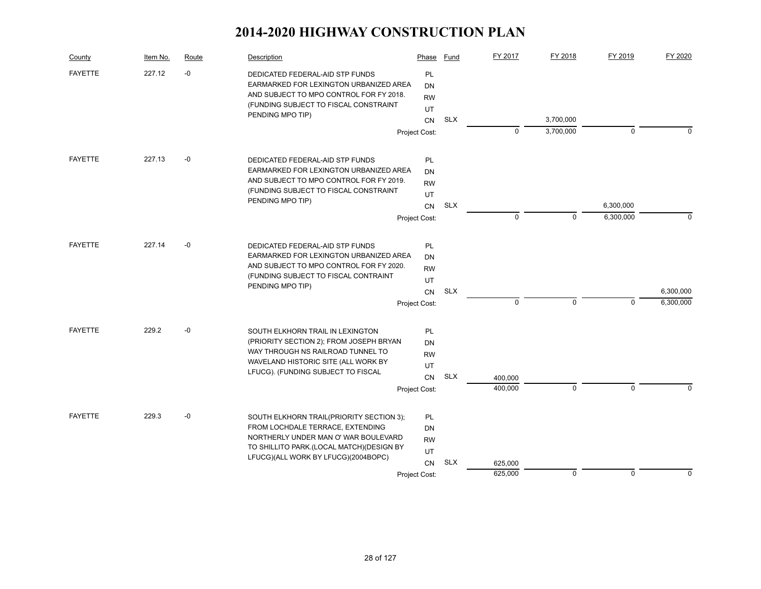# 2014-2020 HIGHWAY CONSTRUCTION PLAN

| County | Item No. | Route | Description | Phase | Fund | FY 2017 | FY 2018 | FY 2019 | FY 2020 |
|---|---|---|---|---|---|---|---|---|---|
| FAYETTE | 227.12 | -0 | DEDICATED FEDERAL-AID STP FUNDS EARMARKED FOR LEXINGTON URBANIZED AREA AND SUBJECT TO MPO CONTROL FOR FY 2018. (FUNDING SUBJECT TO FISCAL CONSTRAINT PENDING MPO TIP) | PL | | | | | |
| | | | | DN | | | | | |
| | | | | RW | | | | | |
| | | | | UT | | | | | |
| | | | | CN | SLX | | 3,700,000 | | |
| | | | | Project Cost: | | 0 | 3,700,000 | 0 | 0 |
| FAYETTE | 227.13 | -0 | DEDICATED FEDERAL-AID STP FUNDS EARMARKED FOR LEXINGTON URBANIZED AREA AND SUBJECT TO MPO CONTROL FOR FY 2019. (FUNDING SUBJECT TO FISCAL CONSTRAINT PENDING MPO TIP) | PL | | | | | |
| | | | | DN | | | | | |
| | | | | RW | | | | | |
| | | | | UT | | | | | |
| | | | | CN | SLX | | | 6,300,000 | |
| | | | | Project Cost: | | 0 | 0 | 6,300,000 | 0 |
| FAYETTE | 227.14 | -0 | DEDICATED FEDERAL-AID STP FUNDS EARMARKED FOR LEXINGTON URBANIZED AREA AND SUBJECT TO MPO CONTROL FOR FY 2020. (FUNDING SUBJECT TO FISCAL CONTRAINT PENDING MPO TIP) | PL | | | | | |
| | | | | DN | | | | | |
| | | | | RW | | | | | |
| | | | | UT | | | | | |
| | | | | CN | SLX | | | | 6,300,000 |
| | | | | Project Cost: | | 0 | 0 | 0 | 6,300,000 |
| FAYETTE | 229.2 | -0 | SOUTH ELKHORN TRAIL IN LEXINGTON (PRIORITY SECTION 2); FROM JOSEPH BRYAN WAY THROUGH NS RAILROAD TUNNEL TO WAVELAND HISTORIC SITE (ALL WORK BY LFUCG). (FUNDING SUBJECT TO FISCAL | PL | | | | | |
| | | | | DN | | | | | |
| | | | | RW | | | | | |
| | | | | UT | | | | | |
| | | | | CN | SLX | 400,000 | | | |
| | | | | Project Cost: | | 400,000 | 0 | 0 | 0 |
| FAYETTE | 229.3 | -0 | SOUTH ELKHORN TRAIL(PRIORITY SECTION 3); FROM LOCHDALE TERRACE, EXTENDING NORTHERLY UNDER MAN O' WAR BOULEVARD TO SHILLITO PARK.(LOCAL MATCH)(DESIGN BY LFUCG)(ALL WORK BY LFUCG)(2004BOPC) | PL | | | | | |
| | | | | DN | | | | | |
| | | | | RW | | | | | |
| | | | | UT | | | | | |
| | | | | CN | SLX | 625,000 | | | |
| | | | | Project Cost: | | 625,000 | 0 | 0 | 0 |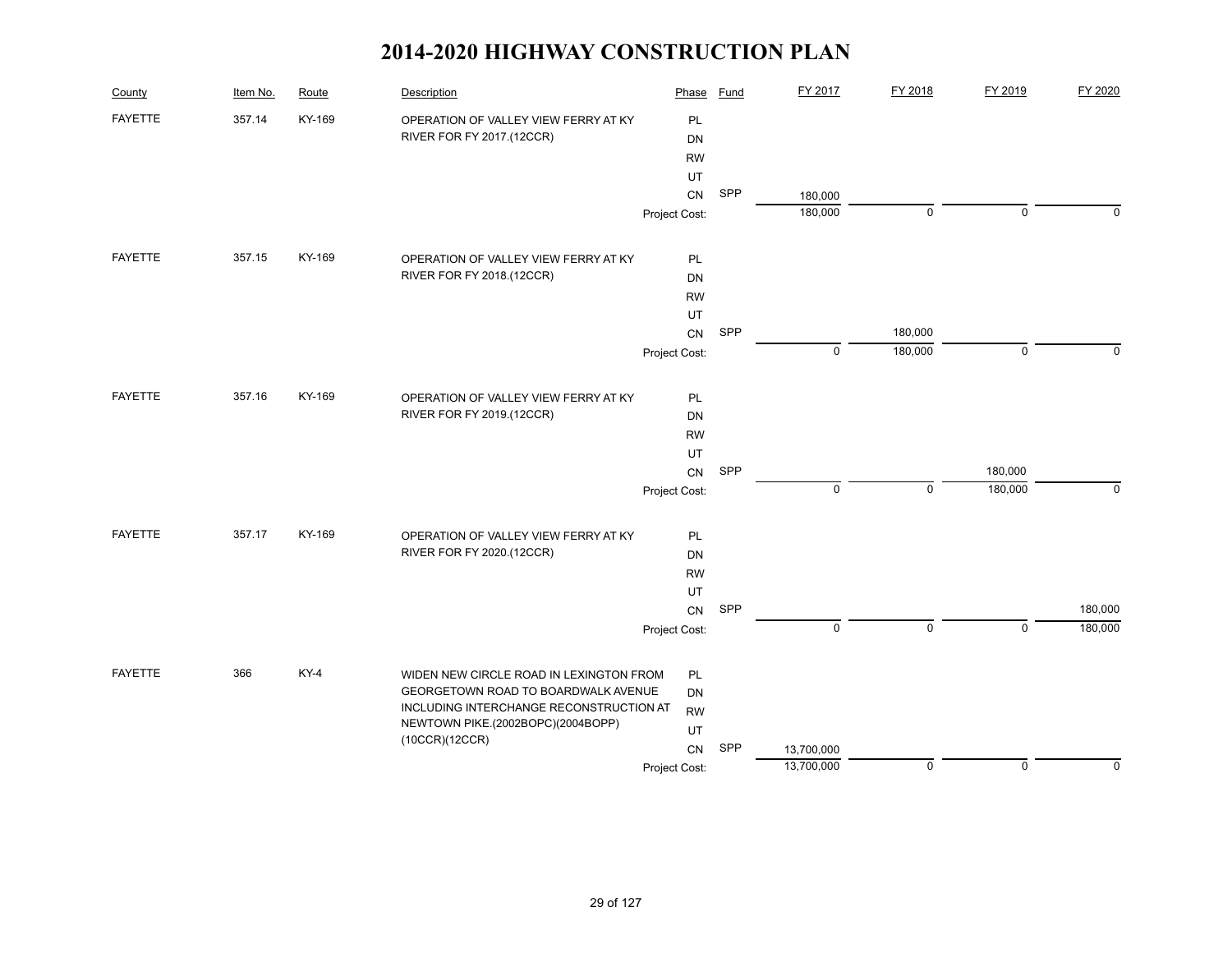# 2014-2020 HIGHWAY CONSTRUCTION PLAN

| County | Item No. | Route | Description | Phase | Fund | FY 2017 | FY 2018 | FY 2019 | FY 2020 |
|---|---|---|---|---|---|---|---|---|---|
| FAYETTE | 357.14 | KY-169 | OPERATION OF VALLEY VIEW FERRY AT KY RIVER FOR FY 2017.(12CCR) | PL | | | | | |
| | | | | DN | | | | | |
| | | | | RW | | | | | |
| | | | | UT | | | | | |
| | | | | CN | SPP | 180,000 | | | |
| | | | | Project Cost: | | 180,000 | 0 | 0 | 0 |
| FAYETTE | 357.15 | KY-169 | OPERATION OF VALLEY VIEW FERRY AT KY RIVER FOR FY 2018.(12CCR) | PL | | | | | |
| | | | | DN | | | | | |
| | | | | RW | | | | | |
| | | | | UT | | | | | |
| | | | | CN | SPP | | 180,000 | | |
| | | | | Project Cost: | | 0 | 180,000 | 0 | 0 |
| FAYETTE | 357.16 | KY-169 | OPERATION OF VALLEY VIEW FERRY AT KY RIVER FOR FY 2019.(12CCR) | PL | | | | | |
| | | | | DN | | | | | |
| | | | | RW | | | | | |
| | | | | UT | | | | | |
| | | | | CN | SPP | | | 180,000 | |
| | | | | Project Cost: | | 0 | 0 | 180,000 | 0 |
| FAYETTE | 357.17 | KY-169 | OPERATION OF VALLEY VIEW FERRY AT KY RIVER FOR FY 2020.(12CCR) | PL | | | | | |
| | | | | DN | | | | | |
| | | | | RW | | | | | |
| | | | | UT | | | | | |
| | | | | CN | SPP | | | | 180,000 |
| | | | | Project Cost: | | 0 | 0 | 0 | 180,000 |
| FAYETTE | 366 | KY-4 | WIDEN NEW CIRCLE ROAD IN LEXINGTON FROM GEORGETOWN ROAD TO BOARDWALK AVENUE INCLUDING INTERCHANGE RECONSTRUCTION AT NEWTOWN PIKE.(2002BOPC)(2004BOPP)(10CCR)(12CCR) | PL | | | | | |
| | | | | DN | | | | | |
| | | | | RW | | | | | |
| | | | | UT | | | | | |
| | | | | CN | SPP | 13,700,000 | | | |
| | | | | Project Cost: | | 13,700,000 | 0 | 0 | 0 |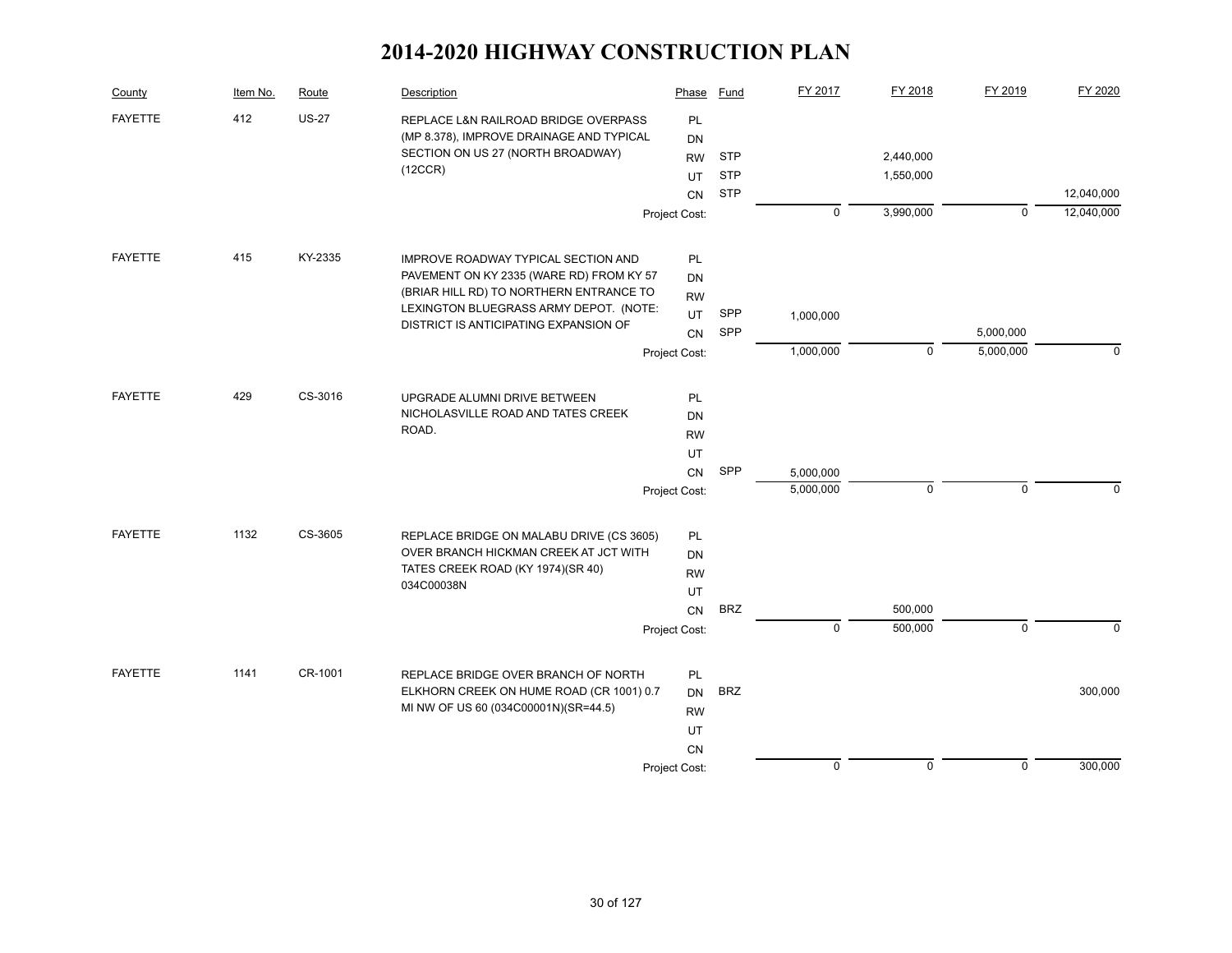# 2014-2020 HIGHWAY CONSTRUCTION PLAN

| County | Item No. | Route | Description | Phase | Fund | FY 2017 | FY 2018 | FY 2019 | FY 2020 |
|---|---|---|---|---|---|---|---|---|---|
| FAYETTE | 412 | US-27 | REPLACE L&N RAILROAD BRIDGE OVERPASS (MP 8.378), IMPROVE DRAINAGE AND TYPICAL SECTION ON US 27 (NORTH BROADWAY) (12CCR) | PL | | | | | |
| | | | | DN | | | | | |
| | | | | RW | STP | | 2,440,000 | | |
| | | | | UT | STP | | 1,550,000 | | |
| | | | | CN | STP | | | | 12,040,000 |
| | | | | Project Cost: | | 0 | 3,990,000 | 0 | 12,040,000 |
| FAYETTE | 415 | KY-2335 | IMPROVE ROADWAY TYPICAL SECTION AND PAVEMENT ON KY 2335 (WARE RD) FROM KY 57 (BRIAR HILL RD) TO NORTHERN ENTRANCE TO LEXINGTON BLUEGRASS ARMY DEPOT. (NOTE: DISTRICT IS ANTICIPATING EXPANSION OF | PL | | | | | |
| | | | | DN | | | | | |
| | | | | RW | | | | | |
| | | | | UT | SPP | 1,000,000 | | | |
| | | | | CN | SPP | | | 5,000,000 | |
| | | | | Project Cost: | | 1,000,000 | 0 | 5,000,000 | 0 |
| FAYETTE | 429 | CS-3016 | UPGRADE ALUMNI DRIVE BETWEEN NICHOLASVILLE ROAD AND TATES CREEK ROAD. | PL | | | | | |
| | | | | DN | | | | | |
| | | | | RW | | | | | |
| | | | | UT | | | | | |
| | | | | CN | SPP | 5,000,000 | | | |
| | | | | Project Cost: | | 5,000,000 | 0 | 0 | 0 |
| FAYETTE | 1132 | CS-3605 | REPLACE BRIDGE ON MALABU DRIVE (CS 3605) OVER BRANCH HICKMAN CREEK AT JCT WITH TATES CREEK ROAD (KY 1974)(SR 40) 034C00038N | PL | | | | | |
| | | | | DN | | | | | |
| | | | | RW | | | | | |
| | | | | UT | | | | | |
| | | | | CN | BRZ | | 500,000 | | |
| | | | | Project Cost: | | 0 | 500,000 | 0 | 0 |
| FAYETTE | 1141 | CR-1001 | REPLACE BRIDGE OVER BRANCH OF NORTH ELKHORN CREEK ON HUME ROAD (CR 1001) 0.7 MI NW OF US 60 (034C00001N)(SR=44.5) | PL | | | | | |
| | | | | DN | BRZ | | | | 300,000 |
| | | | | RW | | | | | |
| | | | | UT | | | | | |
| | | | | CN | | | | | |
| | | | | Project Cost: | | 0 | 0 | 0 | 300,000 |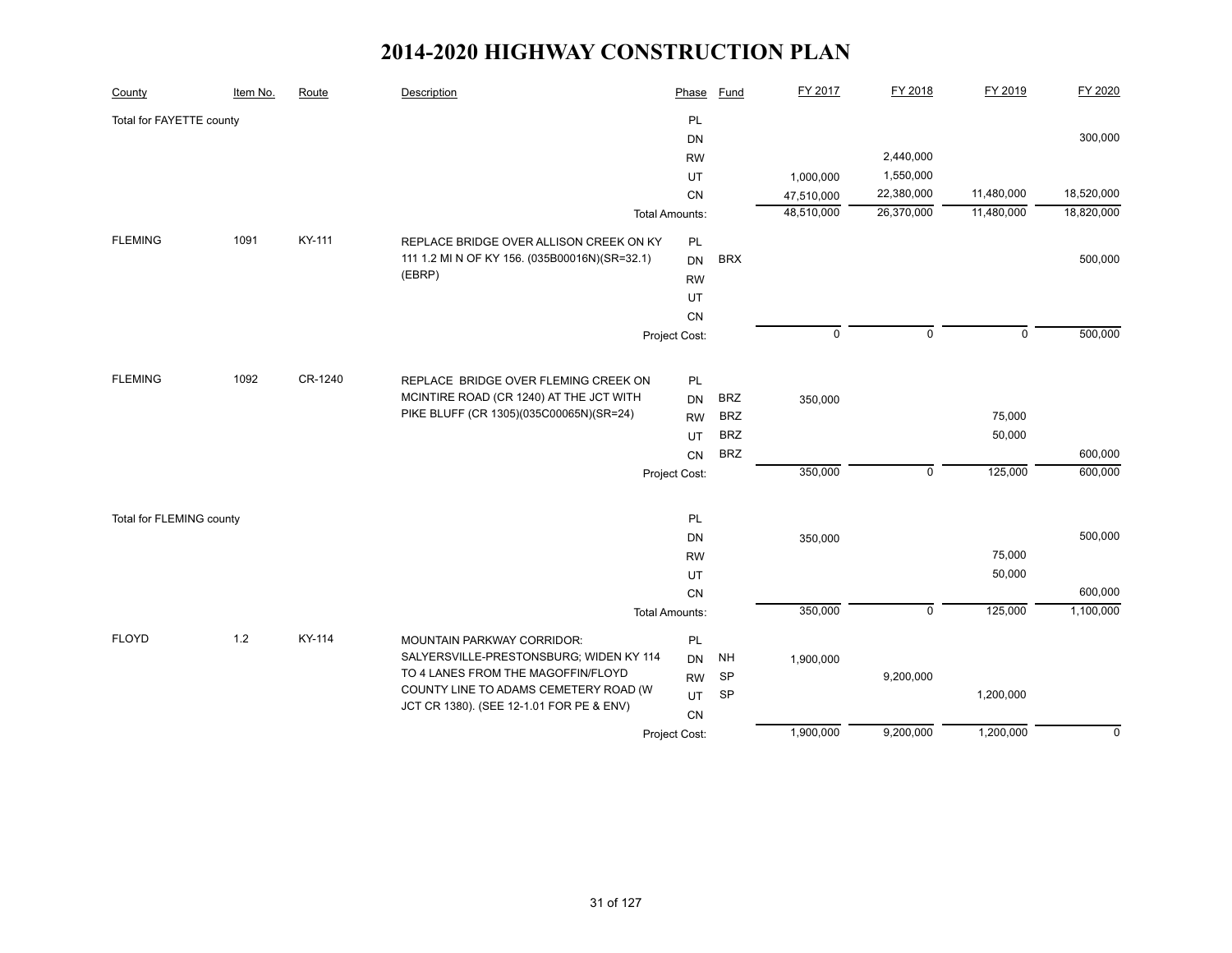# 2014-2020 HIGHWAY CONSTRUCTION PLAN

| County | Item No. | Route | Description | Phase | Fund | FY 2017 | FY 2018 | FY 2019 | FY 2020 |
|---|---|---|---|---|---|---|---|---|---|
| Total for FAYETTE county | | | | PL | | | | | |
| | | | | DN | | | | | 300,000 |
| | | | | RW | | | 2,440,000 | | |
| | | | | UT | | 1,000,000 | 1,550,000 | | |
| | | | | CN | | 47,510,000 | 22,380,000 | 11,480,000 | 18,520,000 |
| | | | | Total Amounts: | | 48,510,000 | 26,370,000 | 11,480,000 | 18,820,000 |
| FLEMING | 1091 | KY-111 | REPLACE BRIDGE OVER ALLISON CREEK ON KY 111 1.2 MI N OF KY 156. (035B00016N)(SR=32.1) (EBRP) | PL | | | | | |
| | | | | DN | BRX | | | | 500,000 |
| | | | | RW | | | | | |
| | | | | UT | | | | | |
| | | | | CN | | | | | |
| | | | | Project Cost: | | 0 | 0 | 0 | 500,000 |
| FLEMING | 1092 | CR-1240 | REPLACE BRIDGE OVER FLEMING CREEK ON MCINTIRE ROAD (CR 1240) AT THE JCT WITH PIKE BLUFF (CR 1305)(035C00065N)(SR=24) | PL | | | | | |
| | | | | DN | BRZ | 350,000 | | | |
| | | | | RW | BRZ | | | 75,000 | |
| | | | | UT | BRZ | | | 50,000 | |
| | | | | CN | BRZ | | | | 600,000 |
| | | | | Project Cost: | | 350,000 | 0 | 125,000 | 600,000 |
| Total for FLEMING county | | | | PL | | | | | |
| | | | | DN | | 350,000 | | | 500,000 |
| | | | | RW | | | | 75,000 | |
| | | | | UT | | | | 50,000 | |
| | | | | CN | | | | | 600,000 |
| | | | | Total Amounts: | | 350,000 | 0 | 125,000 | 1,100,000 |
| FLOYD | 1.2 | KY-114 | MOUNTAIN PARKWAY CORRIDOR: SALYERSVILLE-PRESTONSBURG; WIDEN KY 114 TO 4 LANES FROM THE MAGOFFIN/FLOYD COUNTY LINE TO ADAMS CEMETERY ROAD (W JCT CR 1380). (SEE 12-1.01 FOR PE & ENV) | PL | | | | | |
| | | | | DN | NH | 1,900,000 | | | |
| | | | | RW | SP | | 9,200,000 | | |
| | | | | UT | SP | | | 1,200,000 | |
| | | | | CN | | | | | |
| | | | | Project Cost: | | 1,900,000 | 9,200,000 | 1,200,000 | 0 |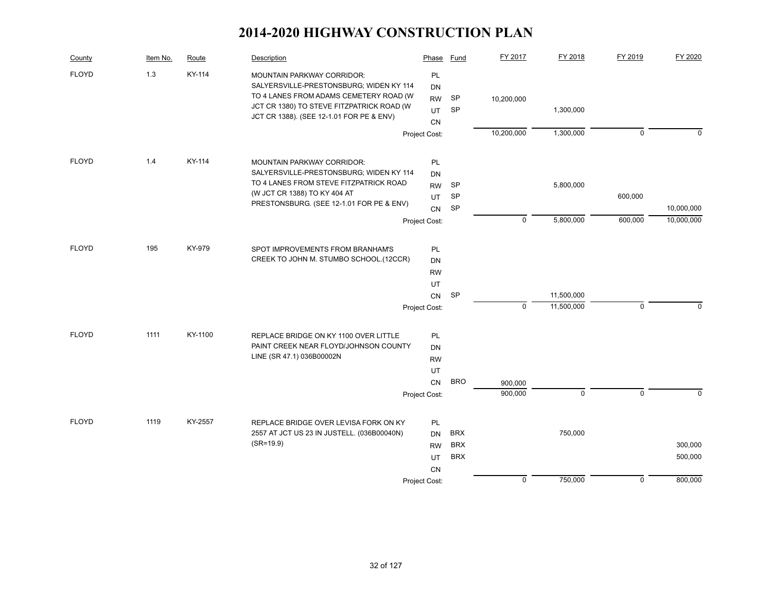# 2014-2020 HIGHWAY CONSTRUCTION PLAN

| County | Item No. | Route | Description | Phase | Fund | FY 2017 | FY 2018 | FY 2019 | FY 2020 |
|---|---|---|---|---|---|---|---|---|---|
| FLOYD | 1.3 | KY-114 | MOUNTAIN PARKWAY CORRIDOR: SALYERSVILLE-PRESTONSBURG; WIDEN KY 114 TO 4 LANES FROM ADAMS CEMETERY ROAD (W JCT CR 1380) TO STEVE FITZPATRICK ROAD (W JCT CR 1388). (SEE 12-1.01 FOR PE & ENV) | PL | | | | | |
| | | | | DN | | | | | |
| | | | | RW | SP | 10,200,000 | | | |
| | | | | UT | SP | | 1,300,000 | | |
| | | | | CN | | | | | |
| | | | | Project Cost: | | 10,200,000 | 1,300,000 | 0 | 0 |
| FLOYD | 1.4 | KY-114 | MOUNTAIN PARKWAY CORRIDOR: SALYERSVILLE-PRESTONSBURG; WIDEN KY 114 TO 4 LANES FROM STEVE FITZPATRICK ROAD (W JCT CR 1388) TO KY 404 AT PRESTONSBURG. (SEE 12-1.01 FOR PE & ENV) | PL | | | | | |
| | | | | DN | | | | | |
| | | | | RW | SP | | 5,800,000 | | |
| | | | | UT | SP | | | 600,000 | |
| | | | | CN | SP | | | | 10,000,000 |
| | | | | Project Cost: | | 0 | 5,800,000 | 600,000 | 10,000,000 |
| FLOYD | 195 | KY-979 | SPOT IMPROVEMENTS FROM BRANHAM'S CREEK TO JOHN M. STUMBO SCHOOL.(12CCR) | PL | | | | | |
| | | | | DN | | | | | |
| | | | | RW | | | | | |
| | | | | UT | | | | | |
| | | | | CN | SP | | 11,500,000 | | |
| | | | | Project Cost: | | 0 | 11,500,000 | 0 | 0 |
| FLOYD | 1111 | KY-1100 | REPLACE BRIDGE ON KY 1100 OVER LITTLE PAINT CREEK NEAR FLOYD/JOHNSON COUNTY LINE (SR 47.1) 036B00002N | PL | | | | | |
| | | | | DN | | | | | |
| | | | | RW | | | | | |
| | | | | UT | | | | | |
| | | | | CN | BRO | 900,000 | | | |
| | | | | Project Cost: | | 900,000 | 0 | 0 | 0 |
| FLOYD | 1119 | KY-2557 | REPLACE BRIDGE OVER LEVISA FORK ON KY 2557 AT JCT US 23 IN JUSTELL. (036B00040N) (SR=19.9) | PL | | | | | |
| | | | | DN | BRX | | 750,000 | | |
| | | | | RW | BRX | | | | 300,000 |
| | | | | UT | BRX | | | | 500,000 |
| | | | | CN | | | | | |
| | | | | Project Cost: | | 0 | 750,000 | 0 | 800,000 |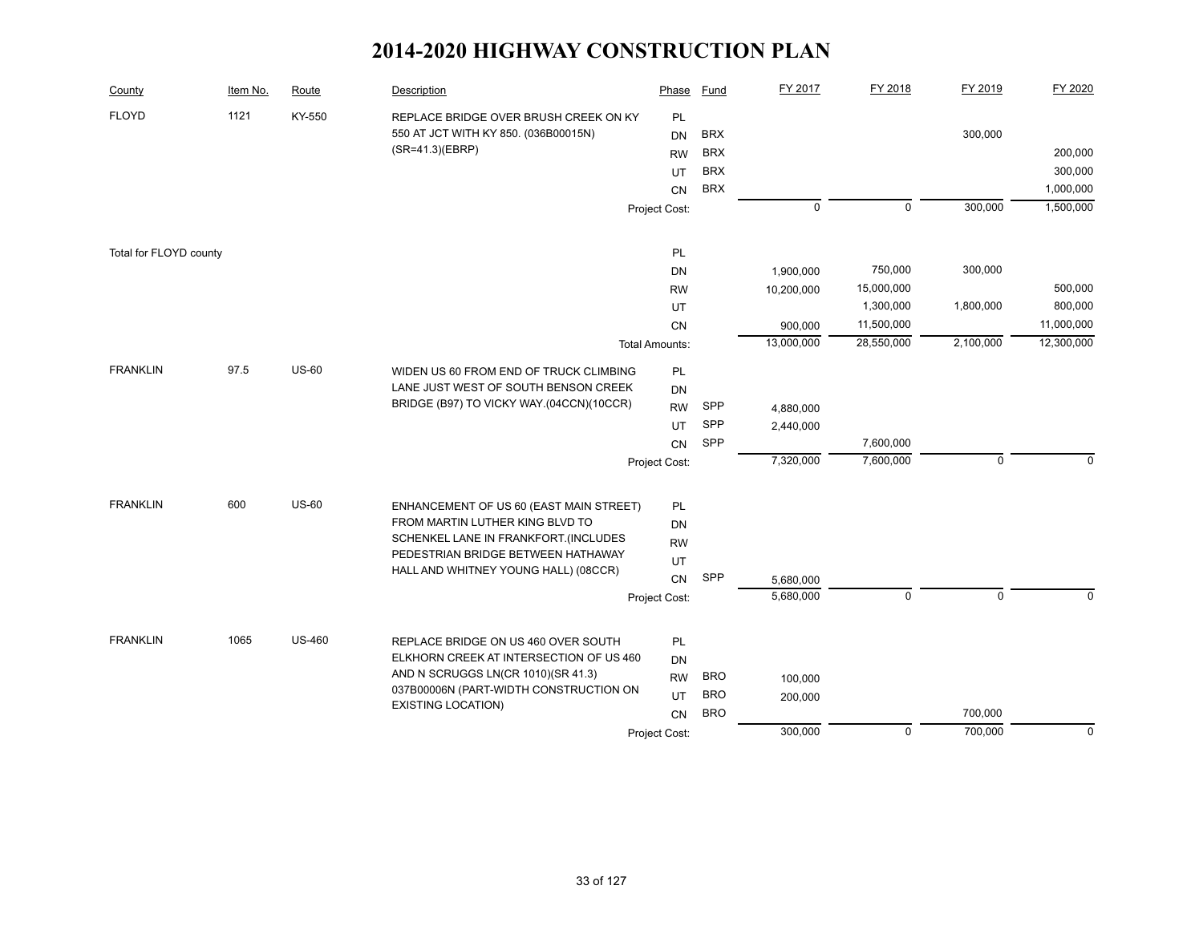# 2014-2020 HIGHWAY CONSTRUCTION PLAN

| County | Item No. | Route | Description | Phase | Fund | FY 2017 | FY 2018 | FY 2019 | FY 2020 |
|---|---|---|---|---|---|---|---|---|---|
| FLOYD | 1121 | KY-550 | REPLACE BRIDGE OVER BRUSH CREEK ON KY 550 AT JCT WITH KY 850. (036B00015N) (SR=41.3)(EBRP) | PL | | | | | |
| | | | | DN | BRX | | | 300,000 | |
| | | | | RW | BRX | | | | 200,000 |
| | | | | UT | BRX | | | | 300,000 |
| | | | | CN | BRX | | | | 1,000,000 |
| | | | | Project Cost: | | 0 | 0 | 300,000 | 1,500,000 |
| Total for FLOYD county | | | | PL | | | | | |
| | | | | DN | | 1,900,000 | 750,000 | 300,000 | |
| | | | | RW | | 10,200,000 | 15,000,000 | | 500,000 |
| | | | | UT | | | 1,300,000 | 1,800,000 | 800,000 |
| | | | | CN | | 900,000 | 11,500,000 | | 11,000,000 |
| | | | | Total Amounts: | | 13,000,000 | 28,550,000 | 2,100,000 | 12,300,000 |
| FRANKLIN | 97.5 | US-60 | WIDEN US 60 FROM END OF TRUCK CLIMBING LANE JUST WEST OF SOUTH BENSON CREEK BRIDGE (B97) TO VICKY WAY.(04CCN)(10CCR) | PL | | | | | |
| | | | | DN | | | | | |
| | | | | RW | SPP | 4,880,000 | | | |
| | | | | UT | SPP | 2,440,000 | | | |
| | | | | CN | SPP | | 7,600,000 | | |
| | | | | Project Cost: | | 7,320,000 | 7,600,000 | 0 | 0 |
| FRANKLIN | 600 | US-60 | ENHANCEMENT OF US 60 (EAST MAIN STREET) FROM MARTIN LUTHER KING BLVD TO SCHENKEL LANE IN FRANKFORT.(INCLUDES PEDESTRIAN BRIDGE BETWEEN HATHAWAY HALL AND WHITNEY YOUNG HALL) (08CCR) | PL | | | | | |
| | | | | DN | | | | | |
| | | | | RW | | | | | |
| | | | | UT | | | | | |
| | | | | CN | SPP | 5,680,000 | | | |
| | | | | Project Cost: | | 5,680,000 | 0 | 0 | 0 |
| FRANKLIN | 1065 | US-460 | REPLACE BRIDGE ON US 460 OVER SOUTH ELKHORN CREEK AT INTERSECTION OF US 460 AND N SCRUGGS LN(CR 1010)(SR 41.3) 037B00006N (PART-WIDTH CONSTRUCTION ON EXISTING LOCATION) | PL | | | | | |
| | | | | DN | | | | | |
| | | | | RW | BRO | 100,000 | | | |
| | | | | UT | BRO | 200,000 | | | |
| | | | | CN | BRO | | | 700,000 | |
| | | | | Project Cost: | | 300,000 | 0 | 700,000 | 0 |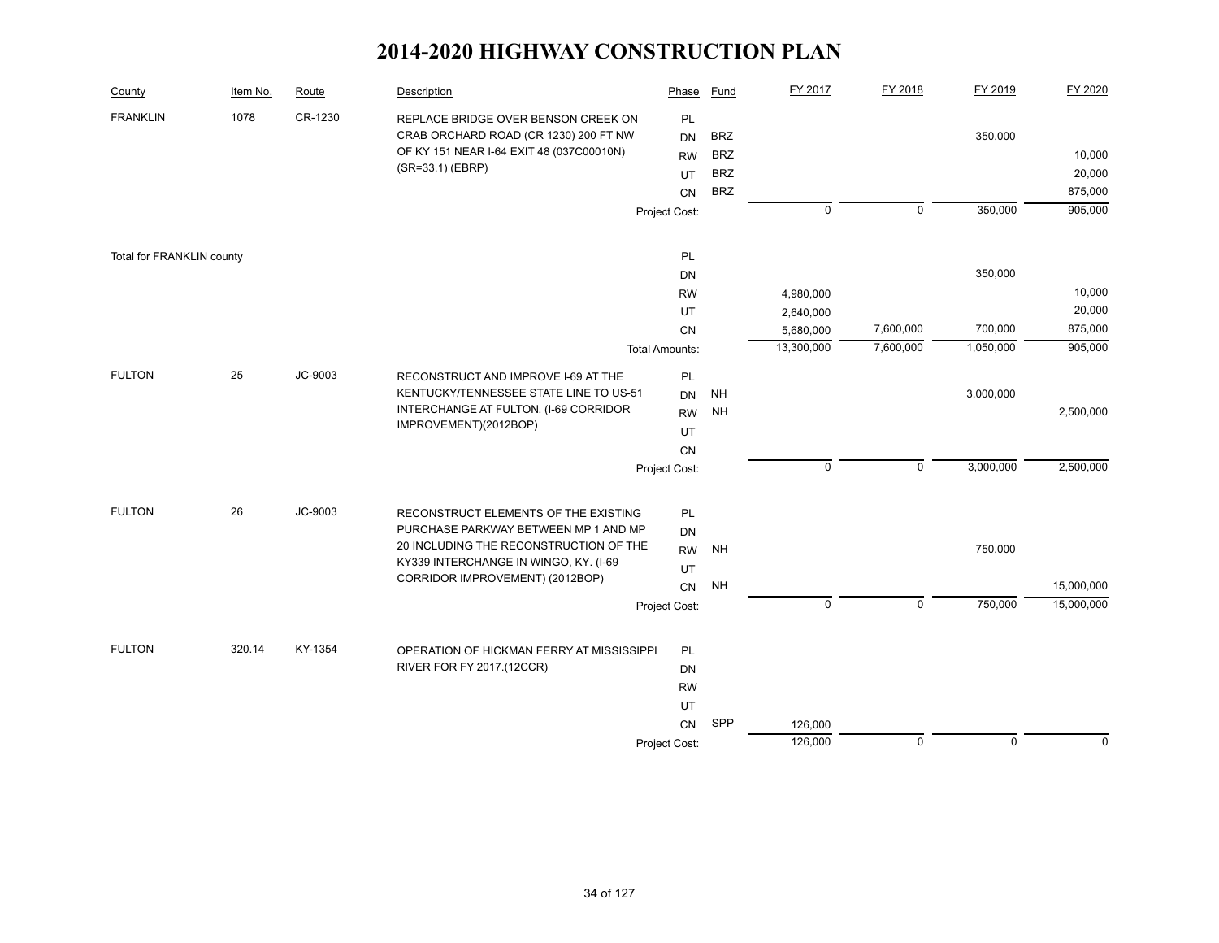# 2014-2020 HIGHWAY CONSTRUCTION PLAN

| County | Item No. | Route | Description | Phase | Fund | FY 2017 | FY 2018 | FY 2019 | FY 2020 |
|---|---|---|---|---|---|---|---|---|---|
| FRANKLIN | 1078 | CR-1230 | REPLACE BRIDGE OVER BENSON CREEK ON CRAB ORCHARD ROAD (CR 1230) 200 FT NW OF KY 151 NEAR I-64 EXIT 48 (037C00010N) (SR=33.1) (EBRP) | PL | | | | | |
| | | | | DN | BRZ | | | 350,000 | |
| | | | | RW | BRZ | | | | 10,000 |
| | | | | UT | BRZ | | | | 20,000 |
| | | | | CN | BRZ | | | | 875,000 |
| | | | | Project Cost: | | 0 | 0 | 350,000 | 905,000 |
| Total for FRANKLIN county | | | | PL | | | | | |
| | | | | DN | | | | 350,000 | |
| | | | | RW | | 4,980,000 | | | 10,000 |
| | | | | UT | | 2,640,000 | | | 20,000 |
| | | | | CN | | 5,680,000 | 7,600,000 | 700,000 | 875,000 |
| | | | | Total Amounts: | | 13,300,000 | 7,600,000 | 1,050,000 | 905,000 |
| FULTON | 25 | JC-9003 | RECONSTRUCT AND IMPROVE I-69 AT THE KENTUCKY/TENNESSEE STATE LINE TO US-51 INTERCHANGE AT FULTON. (I-69 CORRIDOR IMPROVEMENT)(2012BOP) | PL | | | | | |
| | | | | DN | NH | | | 3,000,000 | |
| | | | | RW | NH | | | | 2,500,000 |
| | | | | UT | | | | | |
| | | | | CN | | | | | |
| | | | | Project Cost: | | 0 | 0 | 3,000,000 | 2,500,000 |
| FULTON | 26 | JC-9003 | RECONSTRUCT ELEMENTS OF THE EXISTING PURCHASE PARKWAY BETWEEN MP 1 AND MP 20 INCLUDING THE RECONSTRUCTION OF THE KY339 INTERCHANGE IN WINGO, KY. (I-69 CORRIDOR IMPROVEMENT) (2012BOP) | PL | | | | | |
| | | | | DN | | | | | |
| | | | | RW | NH | | | 750,000 | |
| | | | | UT | | | | | |
| | | | | CN | NH | | | | 15,000,000 |
| | | | | Project Cost: | | 0 | 0 | 750,000 | 15,000,000 |
| FULTON | 320.14 | KY-1354 | OPERATION OF HICKMAN FERRY AT MISSISSIPPI RIVER FOR FY 2017.(12CCR) | PL | | | | | |
| | | | | DN | | | | | |
| | | | | RW | | | | | |
| | | | | UT | | | | | |
| | | | | CN | SPP | 126,000 | | | |
| | | | | Project Cost: | | 126,000 | 0 | 0 | 0 |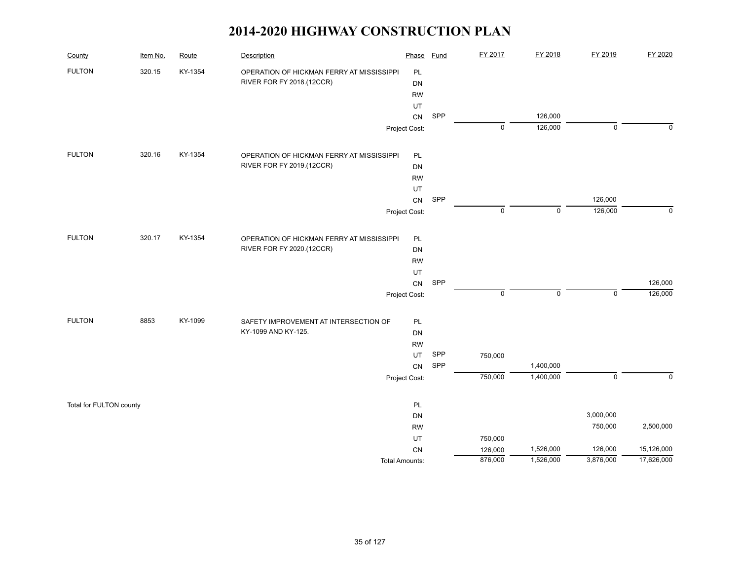# 2014-2020 HIGHWAY CONSTRUCTION PLAN

| County | Item No. | Route | Description | Phase | Fund | FY 2017 | FY 2018 | FY 2019 | FY 2020 |
|---|---|---|---|---|---|---|---|---|---|
| FULTON | 320.15 | KY-1354 | OPERATION OF HICKMAN FERRY AT MISSISSIPPI RIVER FOR FY 2018.(12CCR) | PL | | | | | |
| | | | | DN | | | | | |
| | | | | RW | | | | | |
| | | | | UT | | | | | |
| | | | | CN | SPP | | 126,000 | | |
| | | | | Project Cost: | | 0 | 126,000 | 0 | 0 |
| FULTON | 320.16 | KY-1354 | OPERATION OF HICKMAN FERRY AT MISSISSIPPI RIVER FOR FY 2019.(12CCR) | PL | | | | | |
| | | | | DN | | | | | |
| | | | | RW | | | | | |
| | | | | UT | | | | | |
| | | | | CN | SPP | | | 126,000 | |
| | | | | Project Cost: | | 0 | 0 | 126,000 | 0 |
| FULTON | 320.17 | KY-1354 | OPERATION OF HICKMAN FERRY AT MISSISSIPPI RIVER FOR FY 2020.(12CCR) | PL | | | | | |
| | | | | DN | | | | | |
| | | | | RW | | | | | |
| | | | | UT | | | | | |
| | | | | CN | SPP | | | | 126,000 |
| | | | | Project Cost: | | 0 | 0 | 0 | 126,000 |
| FULTON | 8853 | KY-1099 | SAFETY IMPROVEMENT AT INTERSECTION OF KY-1099 AND KY-125. | PL | | | | | |
| | | | | DN | | | | | |
| | | | | RW | | | | | |
| | | | | UT | SPP | 750,000 | | | |
| | | | | CN | SPP | | 1,400,000 | | |
| | | | | Project Cost: | | 750,000 | 1,400,000 | 0 | 0 |
| Total for FULTON county | | | | PL | | | | | |
| | | | | DN | | | | 3,000,000 | |
| | | | | RW | | | | 750,000 | 2,500,000 |
| | | | | UT | | 750,000 | | | |
| | | | | CN | | 126,000 | 1,526,000 | 126,000 | 15,126,000 |
| | | | | Total Amounts: | | 876,000 | 1,526,000 | 3,876,000 | 17,626,000 |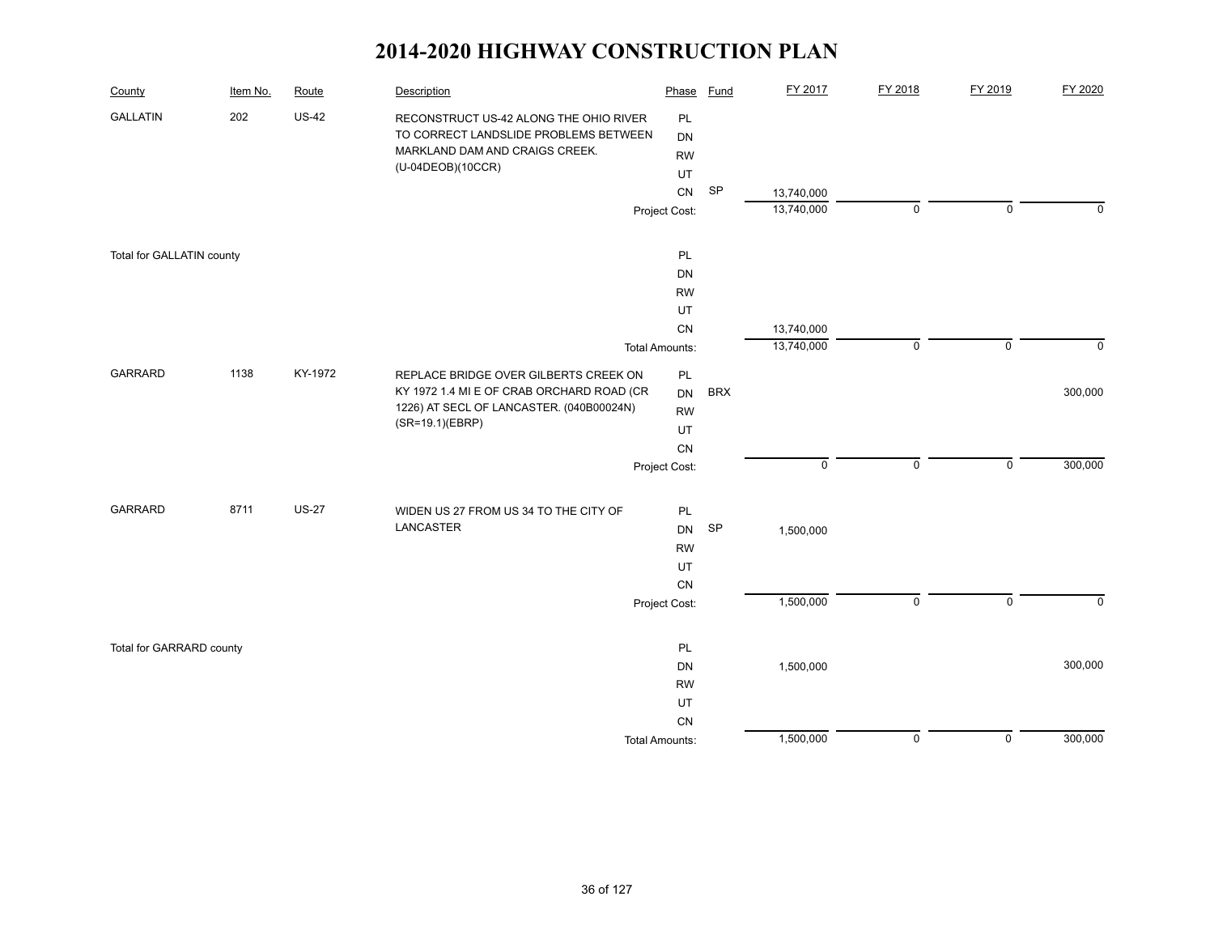# 2014-2020 HIGHWAY CONSTRUCTION PLAN

| County | Item No. | Route | Description | Phase | Fund | FY 2017 | FY 2018 | FY 2019 | FY 2020 |
|---|---|---|---|---|---|---|---|---|---|
| GALLATIN | 202 | US-42 | RECONSTRUCT US-42 ALONG THE OHIO RIVER TO CORRECT LANDSLIDE PROBLEMS BETWEEN MARKLAND DAM AND CRAIGS CREEK. (U-04DEOB)(10CCR) | PL | | | | | |
| | | | | DN | | | | | |
| | | | | RW | | | | | |
| | | | | UT | | | | | |
| | | | | CN | SP | 13,740,000 | | | |
| | | | | Project Cost: | | 13,740,000 | 0 | 0 | 0 |
| Total for GALLATIN county | | | | PL | | | | | |
| | | | | DN | | | | | |
| | | | | RW | | | | | |
| | | | | UT | | | | | |
| | | | | CN | | 13,740,000 | | | |
| | | | | Total Amounts: | | 13,740,000 | 0 | 0 | 0 |
| GARRARD | 1138 | KY-1972 | REPLACE BRIDGE OVER GILBERTS CREEK ON KY 1972 1.4 MI E OF CRAB ORCHARD ROAD (CR 1226) AT SECL OF LANCASTER. (040B00024N) (SR=19.1)(EBRP) | PL | | | | | |
| | | | | DN | BRX | | | | 300,000 |
| | | | | RW | | | | | |
| | | | | UT | | | | | |
| | | | | CN | | | | | |
| | | | | Project Cost: | | 0 | 0 | 0 | 300,000 |
| GARRARD | 8711 | US-27 | WIDEN US 27 FROM US 34 TO THE CITY OF LANCASTER | PL | | | | | |
| | | | | DN | SP | 1,500,000 | | | |
| | | | | RW | | | | | |
| | | | | UT | | | | | |
| | | | | CN | | | | | |
| | | | | Project Cost: | | 1,500,000 | 0 | 0 | 0 |
| Total for GARRARD county | | | | PL | | | | | |
| | | | | DN | | 1,500,000 | | | 300,000 |
| | | | | RW | | | | | |
| | | | | UT | | | | | |
| | | | | CN | | | | | |
| | | | | Total Amounts: | | 1,500,000 | 0 | 0 | 300,000 |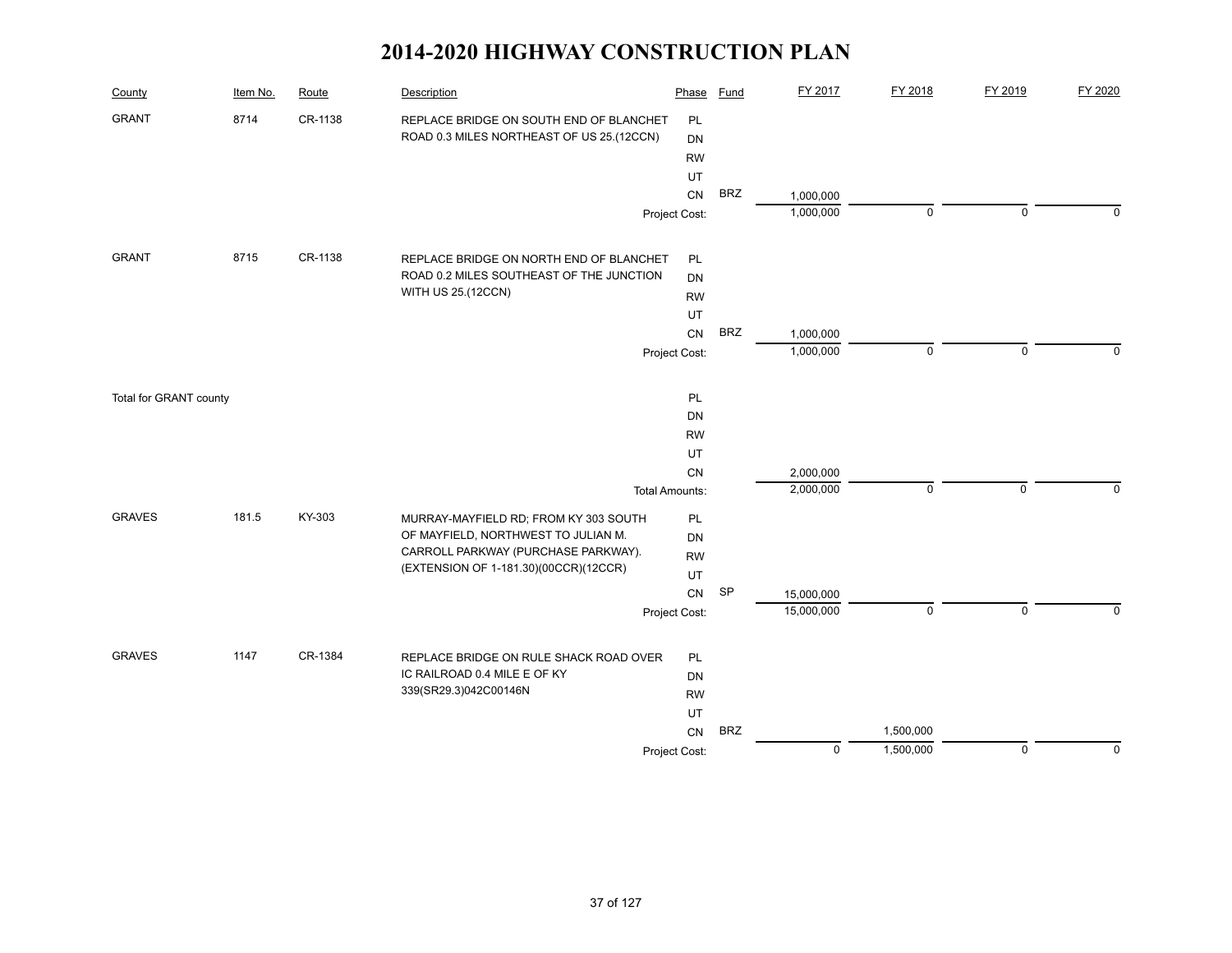# 2014-2020 HIGHWAY CONSTRUCTION PLAN

| County | Item No. | Route | Description | Phase | Fund | FY 2017 | FY 2018 | FY 2019 | FY 2020 |
|---|---|---|---|---|---|---|---|---|---|
| GRANT | 8714 | CR-1138 | REPLACE BRIDGE ON SOUTH END OF BLANCHET ROAD 0.3 MILES NORTHEAST OF US 25.(12CCN) | PL | | | | | |
| | | | | DN | | | | | |
| | | | | RW | | | | | |
| | | | | UT | | | | | |
| | | | | CN | BRZ | 1,000,000 | | | |
| | | | | Project Cost: | | 1,000,000 | 0 | 0 | 0 |
| GRANT | 8715 | CR-1138 | REPLACE BRIDGE ON NORTH END OF BLANCHET ROAD 0.2 MILES SOUTHEAST OF THE JUNCTION WITH US 25.(12CCN) | PL | | | | | |
| | | | | DN | | | | | |
| | | | | RW | | | | | |
| | | | | UT | | | | | |
| | | | | CN | BRZ | 1,000,000 | | | |
| | | | | Project Cost: | | 1,000,000 | 0 | 0 | 0 |
| Total for GRANT county | | | | PL | | | | | |
| | | | | DN | | | | | |
| | | | | RW | | | | | |
| | | | | UT | | | | | |
| | | | | CN | | 2,000,000 | | | |
| | | | | Total Amounts: | | 2,000,000 | 0 | 0 | 0 |
| GRAVES | 181.5 | KY-303 | MURRAY-MAYFIELD RD; FROM KY 303 SOUTH OF MAYFIELD, NORTHWEST TO JULIAN M. CARROLL PARKWAY (PURCHASE PARKWAY). (EXTENSION OF 1-181.30)(00CCR)(12CCR) | PL | | | | | |
| | | | | DN | | | | | |
| | | | | RW | | | | | |
| | | | | UT | | | | | |
| | | | | CN | SP | 15,000,000 | | | |
| | | | | Project Cost: | | 15,000,000 | 0 | 0 | 0 |
| GRAVES | 1147 | CR-1384 | REPLACE BRIDGE ON RULE SHACK ROAD OVER IC RAILROAD 0.4 MILE E OF KY 339(SR29.3)042C00146N | PL | | | | | |
| | | | | DN | | | | | |
| | | | | RW | | | | | |
| | | | | UT | | | | | |
| | | | | CN | BRZ | | 1,500,000 | | |
| | | | | Project Cost: | | 0 | 1,500,000 | 0 | 0 |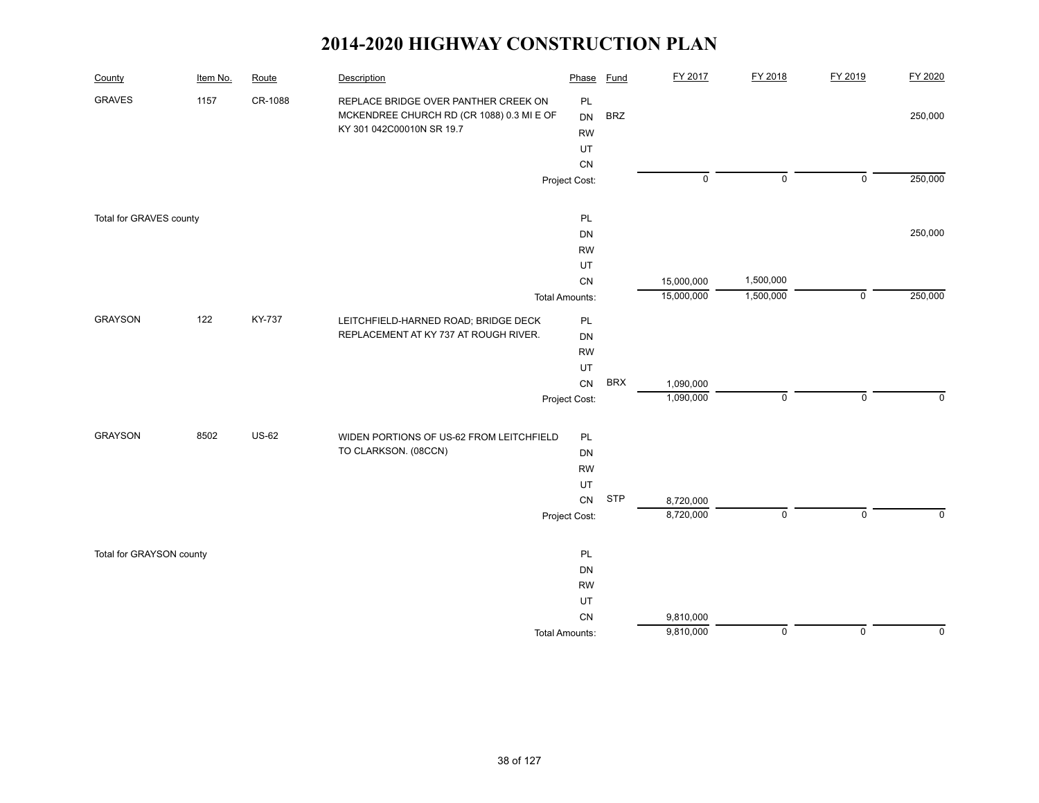# 2014-2020 HIGHWAY CONSTRUCTION PLAN

| County | Item No. | Route | Description | Phase | Fund | FY 2017 | FY 2018 | FY 2019 | FY 2020 |
|---|---|---|---|---|---|---|---|---|---|
| GRAVES | 1157 | CR-1088 | REPLACE BRIDGE OVER PANTHER CREEK ON MCKENDREE CHURCH RD (CR 1088) 0.3 MI E OF KY 301 042C00010N SR 19.7 | PL | | | | | |
| | | | | DN | BRZ | | | | 250,000 |
| | | | | RW | | | | | |
| | | | | UT | | | | | |
| | | | | CN | | | | | |
| | | | | Project Cost: | | 0 | 0 | 0 | 250,000 |
| Total for GRAVES county | | | | PL | | | | | |
| | | | | DN | | | | | 250,000 |
| | | | | RW | | | | | |
| | | | | UT | | | | | |
| | | | | CN | | 15,000,000 | 1,500,000 | | |
| | | | | Total Amounts: | | 15,000,000 | 1,500,000 | 0 | 250,000 |
| GRAYSON | 122 | KY-737 | LEITCHFIELD-HARNED ROAD; BRIDGE DECK REPLACEMENT AT KY 737 AT ROUGH RIVER. | PL | | | | | |
| | | | | DN | | | | | |
| | | | | RW | | | | | |
| | | | | UT | | | | | |
| | | | | CN | BRX | 1,090,000 | | | |
| | | | | Project Cost: | | 1,090,000 | 0 | 0 | 0 |
| GRAYSON | 8502 | US-62 | WIDEN PORTIONS OF US-62 FROM LEITCHFIELD TO CLARKSON. (08CCN) | PL | | | | | |
| | | | | DN | | | | | |
| | | | | RW | | | | | |
| | | | | UT | | | | | |
| | | | | CN | STP | 8,720,000 | | | |
| | | | | Project Cost: | | 8,720,000 | 0 | 0 | 0 |
| Total for GRAYSON county | | | | PL | | | | | |
| | | | | DN | | | | | |
| | | | | RW | | | | | |
| | | | | UT | | | | | |
| | | | | CN | | 9,810,000 | | | |
| | | | | Total Amounts: | | 9,810,000 | 0 | 0 | 0 |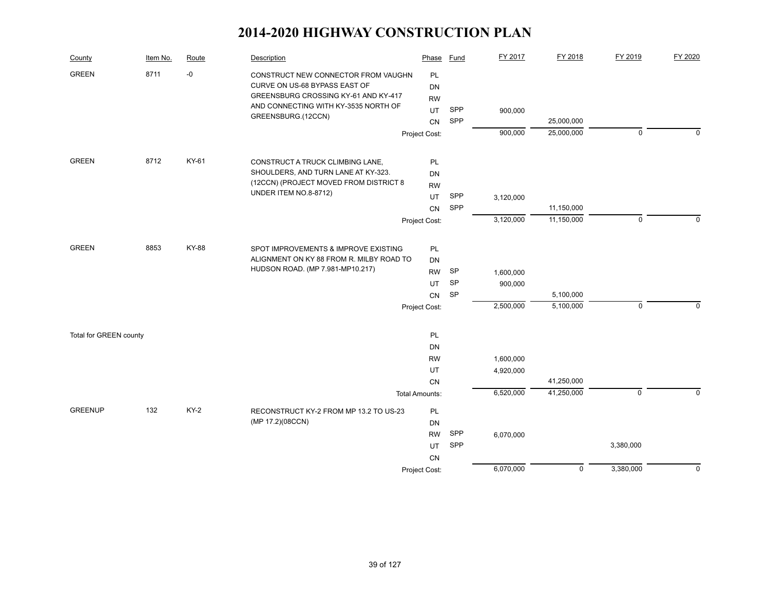# 2014-2020 HIGHWAY CONSTRUCTION PLAN

| County | Item No. | Route | Description | Phase | Fund | FY 2017 | FY 2018 | FY 2019 | FY 2020 |
|---|---|---|---|---|---|---|---|---|---|
| GREEN | 8711 | -0 | CONSTRUCT NEW CONNECTOR FROM VAUGHN CURVE ON US-68 BYPASS EAST OF GREENSBURG CROSSING KY-61 AND KY-417 AND CONNECTING WITH KY-3535 NORTH OF GREENSBURG.(12CCN) | PL | | | | | |
| | | | | DN | | | | | |
| | | | | RW | | | | | |
| | | | | UT | SPP | 900,000 | | | |
| | | | | CN | SPP | | 25,000,000 | | |
| | | | | Project Cost: | | 900,000 | 25,000,000 | 0 | 0 |
| GREEN | 8712 | KY-61 | CONSTRUCT A TRUCK CLIMBING LANE, SHOULDERS, AND TURN LANE AT KY-323. (12CCN) (PROJECT MOVED FROM DISTRICT 8 UNDER ITEM NO.8-8712) | PL | | | | | |
| | | | | DN | | | | | |
| | | | | RW | | | | | |
| | | | | UT | SPP | 3,120,000 | | | |
| | | | | CN | SPP | | 11,150,000 | | |
| | | | | Project Cost: | | 3,120,000 | 11,150,000 | 0 | 0 |
| GREEN | 8853 | KY-88 | SPOT IMPROVEMENTS & IMPROVE EXISTING ALIGNMENT ON KY 88 FROM R. MILBY ROAD TO HUDSON ROAD. (MP 7.981-MP10.217) | PL | | | | | |
| | | | | DN | | | | | |
| | | | | RW | SP | 1,600,000 | | | |
| | | | | UT | SP | 900,000 | | | |
| | | | | CN | SP | | 5,100,000 | | |
| | | | | Project Cost: | | 2,500,000 | 5,100,000 | 0 | 0 |
| Total for GREEN county | | | | PL | | | | | |
| | | | | DN | | | | | |
| | | | | RW | | 1,600,000 | | | |
| | | | | UT | | 4,920,000 | | | |
| | | | | CN | | | 41,250,000 | | |
| | | | | Total Amounts: | | 6,520,000 | 41,250,000 | 0 | 0 |
| GREENUP | 132 | KY-2 | RECONSTRUCT KY-2 FROM MP 13.2 TO US-23 (MP 17.2)(08CCN) | PL | | | | | |
| | | | | DN | | | | | |
| | | | | RW | SPP | 6,070,000 | | | |
| | | | | UT | SPP | | | 3,380,000 | |
| | | | | CN | | | | | |
| | | | | Project Cost: | | 6,070,000 | 0 | 3,380,000 | 0 |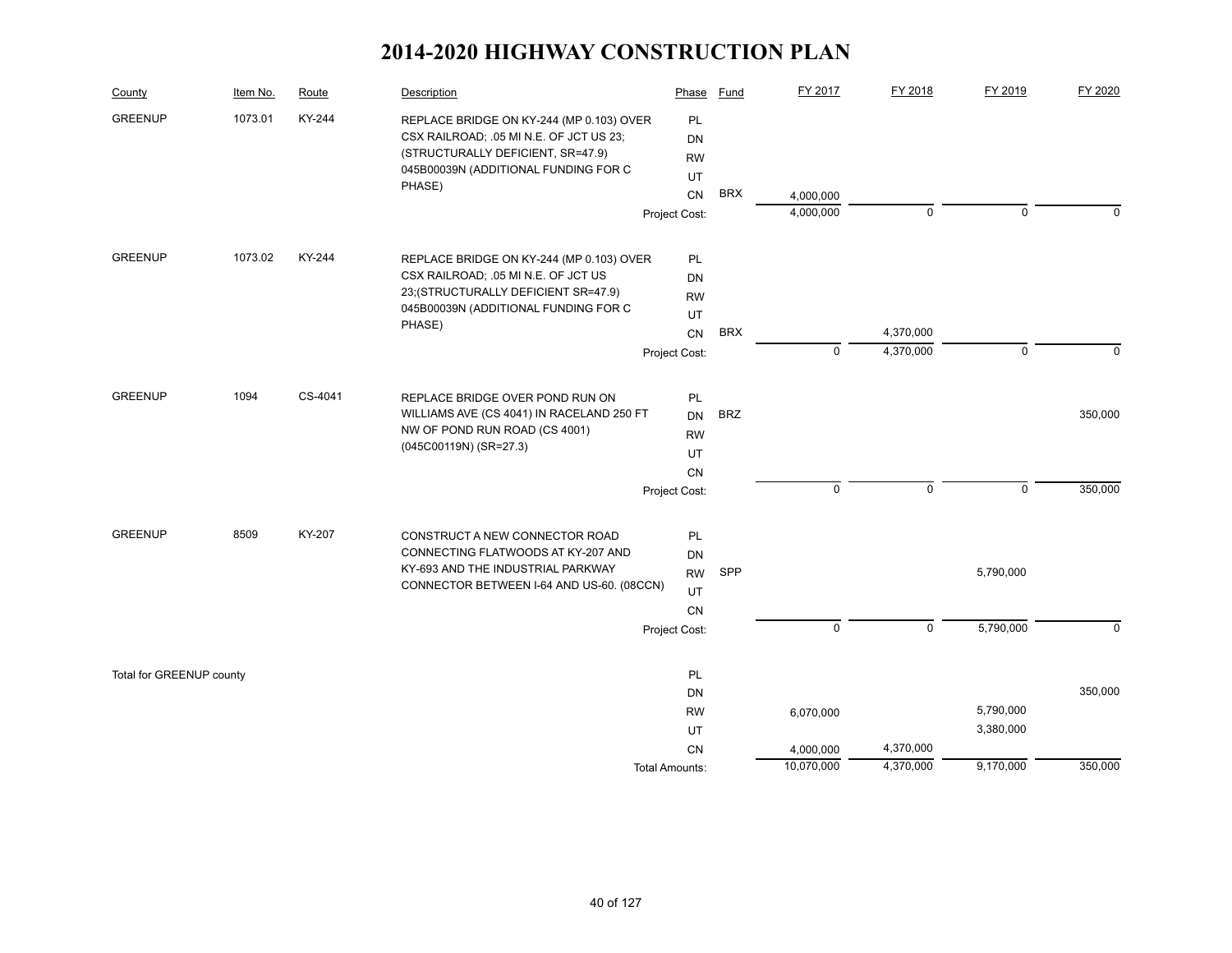# 2014-2020 HIGHWAY CONSTRUCTION PLAN

| County | Item No. | Route | Description | Phase | Fund | FY 2017 | FY 2018 | FY 2019 | FY 2020 |
|---|---|---|---|---|---|---|---|---|---|
| GREENUP | 1073.01 | KY-244 | REPLACE BRIDGE ON KY-244 (MP 0.103) OVER CSX RAILROAD; .05 MI N.E. OF JCT US 23; (STRUCTURALLY DEFICIENT, SR=47.9) 045B00039N (ADDITIONAL FUNDING FOR C PHASE) | PL | | | | | |
| | | | | DN | | | | | |
| | | | | RW | | | | | |
| | | | | UT | | | | | |
| | | | | CN | BRX | 4,000,000 | | | |
| | | | | Project Cost: | | 4,000,000 | 0 | 0 | 0 |
| GREENUP | 1073.02 | KY-244 | REPLACE BRIDGE ON KY-244 (MP 0.103) OVER CSX RAILROAD; .05 MI N.E. OF JCT US 23;(STRUCTURALLY DEFICIENT SR=47.9) 045B00039N (ADDITIONAL FUNDING FOR C PHASE) | PL | | | | | |
| | | | | DN | | | | | |
| | | | | RW | | | | | |
| | | | | UT | | | | | |
| | | | | CN | BRX | | 4,370,000 | | |
| | | | | Project Cost: | | 0 | 4,370,000 | 0 | 0 |
| GREENUP | 1094 | CS-4041 | REPLACE BRIDGE OVER POND RUN ON WILLIAMS AVE (CS 4041) IN RACELAND 250 FT NW OF POND RUN ROAD (CS 4001) (045C00119N) (SR=27.3) | PL | | | | | |
| | | | | DN | BRZ | | | | 350,000 |
| | | | | RW | | | | | |
| | | | | UT | | | | | |
| | | | | CN | | | | | |
| | | | | Project Cost: | | 0 | 0 | 0 | 350,000 |
| GREENUP | 8509 | KY-207 | CONSTRUCT A NEW CONNECTOR ROAD CONNECTING FLATWOODS AT KY-207 AND KY-693 AND THE INDUSTRIAL PARKWAY CONNECTOR BETWEEN I-64 AND US-60. (08CCN) | PL | | | | | |
| | | | | DN | | | | | |
| | | | | RW | SPP | | | 5,790,000 | |
| | | | | UT | | | | | |
| | | | | CN | | | | | |
| | | | | Project Cost: | | 0 | 0 | 5,790,000 | 0 |
| Total for GREENUP county | | | | PL | | | | | |
| | | | | DN | | | | | 350,000 |
| | | | | RW | | 6,070,000 | | 5,790,000 | |
| | | | | UT | | | | 3,380,000 | |
| | | | | CN | | 4,000,000 | 4,370,000 | | |
| | | | | Total Amounts: | | 10,070,000 | 4,370,000 | 9,170,000 | 350,000 |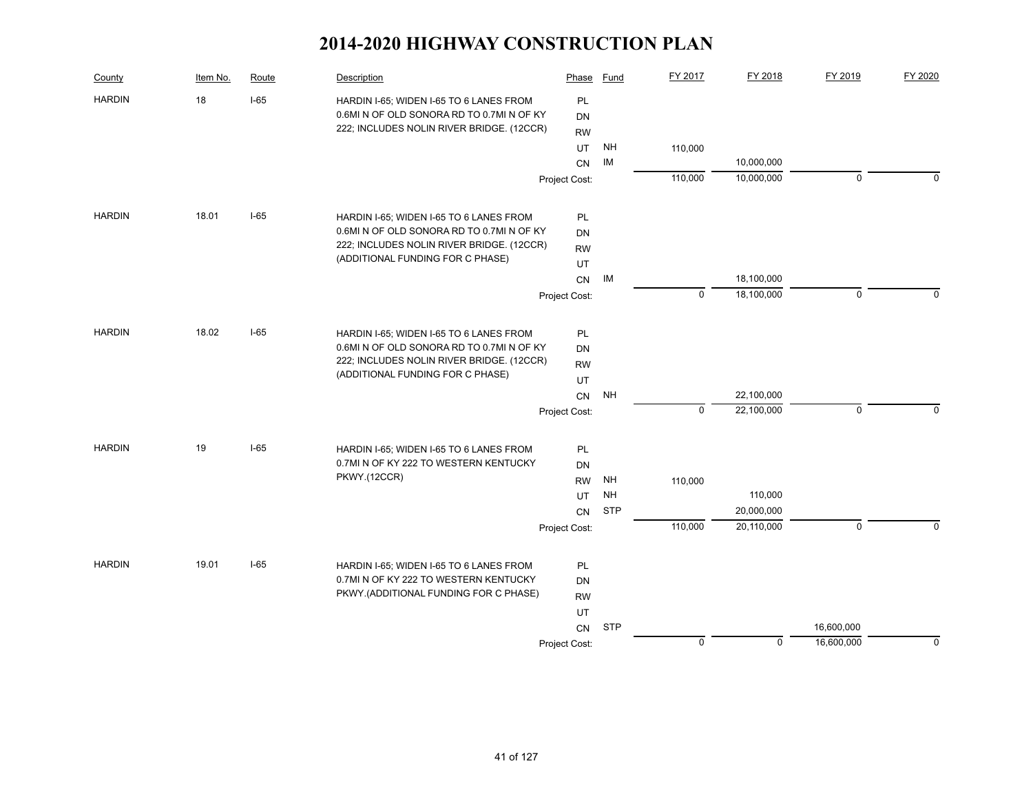# 2014-2020 HIGHWAY CONSTRUCTION PLAN

| County | Item No. | Route | Description | Phase | Fund | FY 2017 | FY 2018 | FY 2019 | FY 2020 |
|---|---|---|---|---|---|---|---|---|---|
| HARDIN | 18 | I-65 | HARDIN I-65; WIDEN I-65 TO 6 LANES FROM 0.6MI N OF OLD SONORA RD TO 0.7MI N OF KY 222; INCLUDES NOLIN RIVER BRIDGE. (12CCR) | PL | | | | | |
| | | | | DN | | | | | |
| | | | | RW | | | | | |
| | | | | UT | NH | 110,000 | | | |
| | | | | CN | IM | | 10,000,000 | | |
| | | | | Project Cost: | | 110,000 | 10,000,000 | 0 | 0 |
| HARDIN | 18.01 | I-65 | HARDIN I-65; WIDEN I-65 TO 6 LANES FROM 0.6MI N OF OLD SONORA RD TO 0.7MI N OF KY 222; INCLUDES NOLIN RIVER BRIDGE. (12CCR) (ADDITIONAL FUNDING FOR C PHASE) | PL | | | | | |
| | | | | DN | | | | | |
| | | | | RW | | | | | |
| | | | | UT | | | | | |
| | | | | CN | IM | | 18,100,000 | | |
| | | | | Project Cost: | | 0 | 18,100,000 | 0 | 0 |
| HARDIN | 18.02 | I-65 | HARDIN I-65; WIDEN I-65 TO 6 LANES FROM 0.6MI N OF OLD SONORA RD TO 0.7MI N OF KY 222; INCLUDES NOLIN RIVER BRIDGE. (12CCR) (ADDITIONAL FUNDING FOR C PHASE) | PL | | | | | |
| | | | | DN | | | | | |
| | | | | RW | | | | | |
| | | | | UT | | | | | |
| | | | | CN | NH | | 22,100,000 | | |
| | | | | Project Cost: | | 0 | 22,100,000 | 0 | 0 |
| HARDIN | 19 | I-65 | HARDIN I-65; WIDEN I-65 TO 6 LANES FROM 0.7MI N OF KY 222 TO WESTERN KENTUCKY PKWY.(12CCR) | PL | | | | | |
| | | | | DN | | | | | |
| | | | | RW | NH | 110,000 | | | |
| | | | | UT | NH | | 110,000 | | |
| | | | | CN | STP | | 20,000,000 | | |
| | | | | Project Cost: | | 110,000 | 20,110,000 | 0 | 0 |
| HARDIN | 19.01 | I-65 | HARDIN I-65; WIDEN I-65 TO 6 LANES FROM 0.7MI N OF KY 222 TO WESTERN KENTUCKY PKWY.(ADDITIONAL FUNDING FOR C PHASE) | PL | | | | | |
| | | | | DN | | | | | |
| | | | | RW | | | | | |
| | | | | UT | | | | | |
| | | | | CN | STP | | | 16,600,000 | |
| | | | | Project Cost: | | 0 | 0 | 16,600,000 | 0 |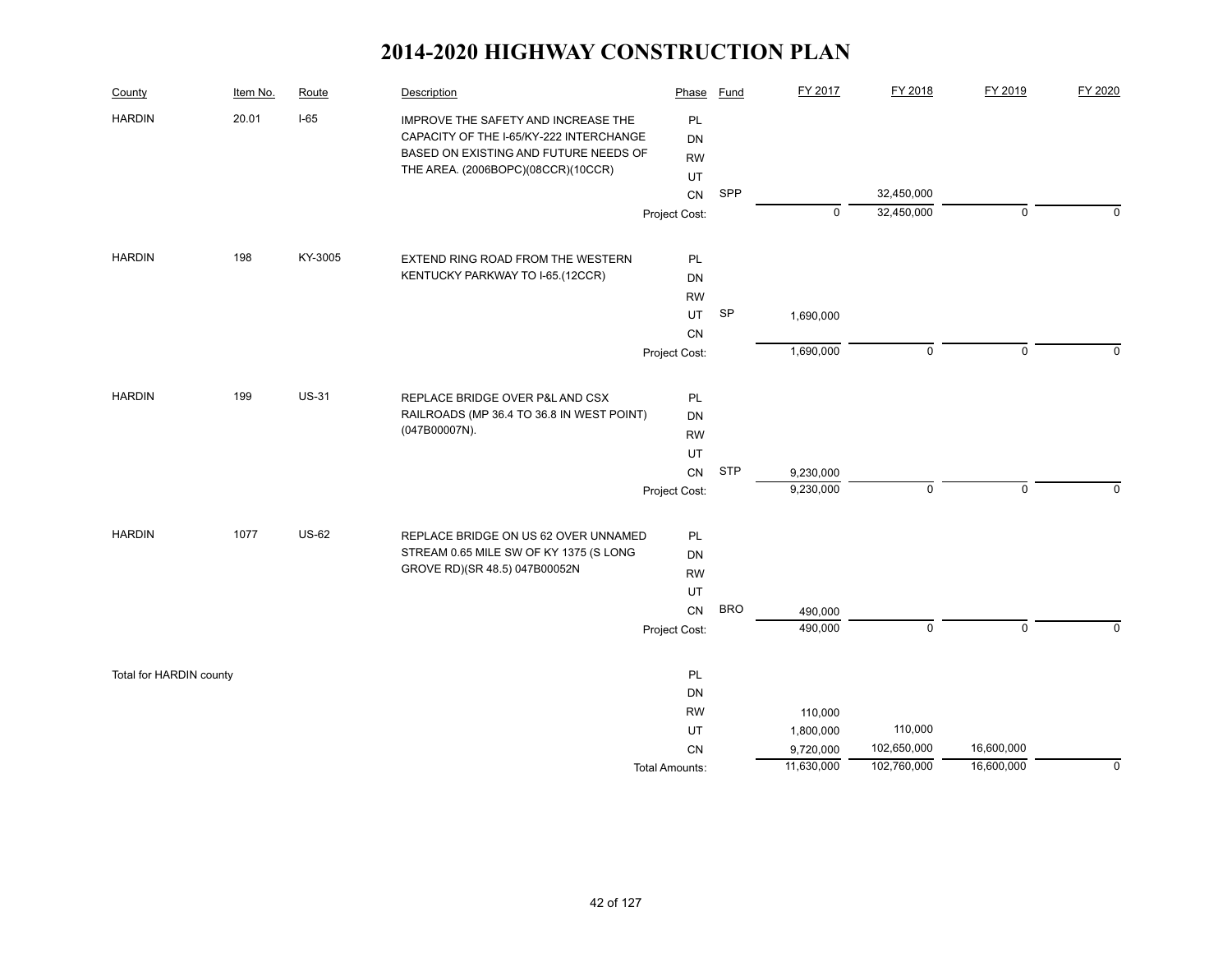# 2014-2020 HIGHWAY CONSTRUCTION PLAN

| County | Item No. | Route | Description | Phase | Fund | FY 2017 | FY 2018 | FY 2019 | FY 2020 |
|---|---|---|---|---|---|---|---|---|---|
| HARDIN | 20.01 | I-65 | IMPROVE THE SAFETY AND INCREASE THE CAPACITY OF THE I-65/KY-222 INTERCHANGE BASED ON EXISTING AND FUTURE NEEDS OF THE AREA. (2006BOPC)(08CCR)(10CCR) | PL | | | | | |
| | | | | DN | | | | | |
| | | | | RW | | | | | |
| | | | | UT | | | | | |
| | | | | CN | SPP | | 32,450,000 | | |
| | | | | Project Cost: | | 0 | 32,450,000 | 0 | 0 |
| HARDIN | 198 | KY-3005 | EXTEND RING ROAD FROM THE WESTERN KENTUCKY PARKWAY TO I-65.(12CCR) | PL | | | | | |
| | | | | DN | | | | | |
| | | | | RW | | | | | |
| | | | | UT | SP | 1,690,000 | | | |
| | | | | CN | | | | | |
| | | | | Project Cost: | | 1,690,000 | 0 | 0 | 0 |
| HARDIN | 199 | US-31 | REPLACE BRIDGE OVER P&L AND CSX RAILROADS (MP 36.4 TO 36.8 IN WEST POINT) (047B00007N). | PL | | | | | |
| | | | | DN | | | | | |
| | | | | RW | | | | | |
| | | | | UT | | | | | |
| | | | | CN | STP | 9,230,000 | | | |
| | | | | Project Cost: | | 9,230,000 | 0 | 0 | 0 |
| HARDIN | 1077 | US-62 | REPLACE BRIDGE ON US 62 OVER UNNAMED STREAM 0.65 MILE SW OF KY 1375 (S LONG GROVE RD)(SR 48.5) 047B00052N | PL | | | | | |
| | | | | DN | | | | | |
| | | | | RW | | | | | |
| | | | | UT | | | | | |
| | | | | CN | BRO | 490,000 | | | |
| | | | | Project Cost: | | 490,000 | 0 | 0 | 0 |
| Total for HARDIN county | | | | PL | | | | | |
| | | | | DN | | | | | |
| | | | | RW | | 110,000 | | | |
| | | | | UT | | 1,800,000 | 110,000 | | |
| | | | | CN | | 9,720,000 | 102,650,000 | 16,600,000 | |
| | | | | Total Amounts: | | 11,630,000 | 102,760,000 | 16,600,000 | 0 |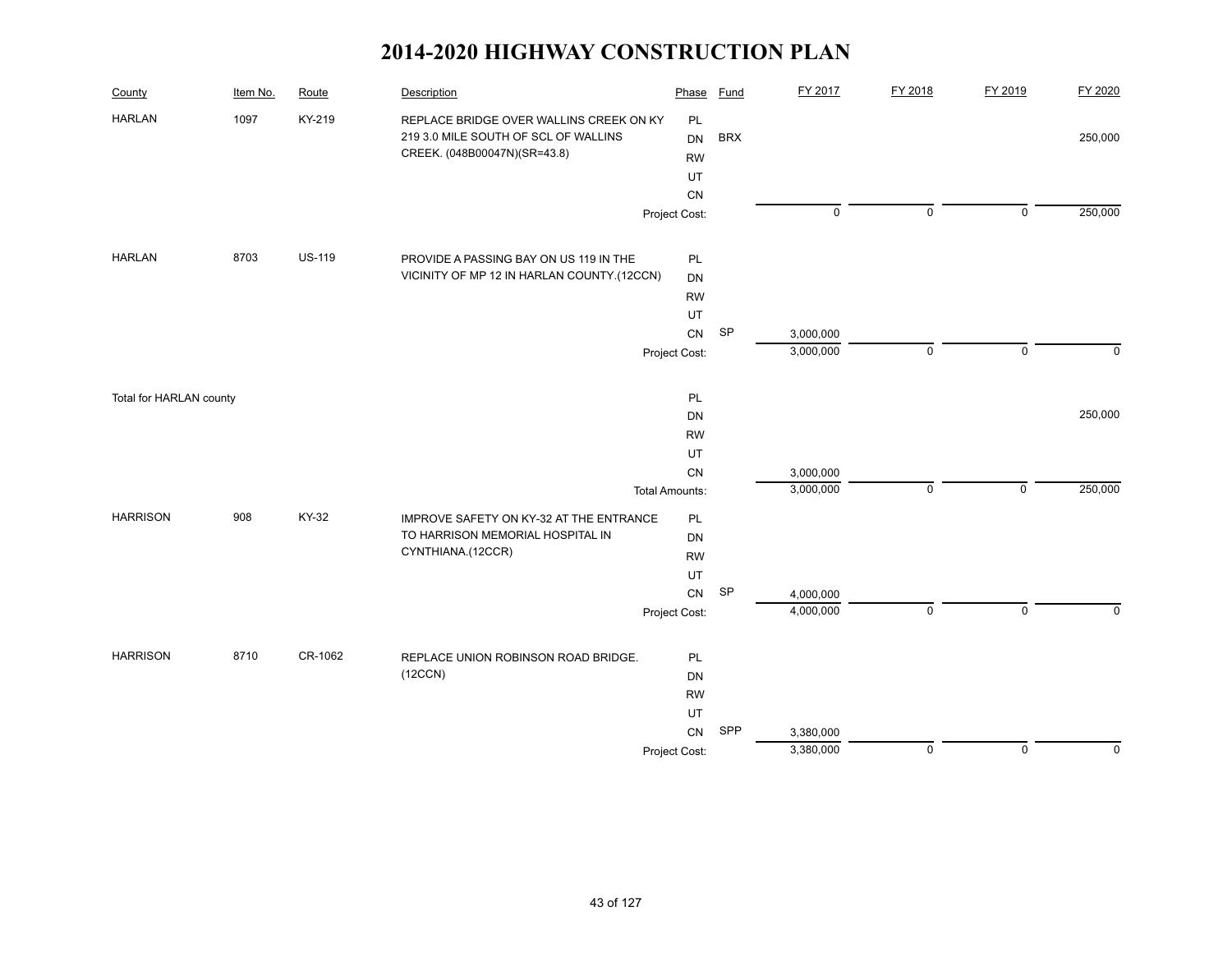# 2014-2020 HIGHWAY CONSTRUCTION PLAN

| County | Item No. | Route | Description | Phase | Fund | FY 2017 | FY 2018 | FY 2019 | FY 2020 |
|---|---|---|---|---|---|---|---|---|---|
| HARLAN | 1097 | KY-219 | REPLACE BRIDGE OVER WALLINS CREEK ON KY 219 3.0 MILE SOUTH OF SCL OF WALLINS CREEK. (048B00047N)(SR=43.8) | PL | | | | | |
| | | | | DN | BRX | | | | 250,000 |
| | | | | RW | | | | | |
| | | | | UT | | | | | |
| | | | | CN | | | | | |
| | | | | Project Cost: | | 0 | 0 | 0 | 250,000 |
| HARLAN | 8703 | US-119 | PROVIDE A PASSING BAY ON US 119 IN THE VICINITY OF MP 12 IN HARLAN COUNTY.(12CCN) | PL | | | | | |
| | | | | DN | | | | | |
| | | | | RW | | | | | |
| | | | | UT | | | | | |
| | | | | CN | SP | 3,000,000 | | | |
| | | | | Project Cost: | | 3,000,000 | 0 | 0 | 0 |
| Total for HARLAN county | | | | PL | | | | | |
| | | | | DN | | | | | 250,000 |
| | | | | RW | | | | | |
| | | | | UT | | | | | |
| | | | | CN | | 3,000,000 | | | |
| | | | | Total Amounts: | | 3,000,000 | 0 | 0 | 250,000 |
| HARRISON | 908 | KY-32 | IMPROVE SAFETY ON KY-32 AT THE ENTRANCE TO HARRISON MEMORIAL HOSPITAL IN CYNTHIANA.(12CCR) | PL | | | | | |
| | | | | DN | | | | | |
| | | | | RW | | | | | |
| | | | | UT | | | | | |
| | | | | CN | SP | 4,000,000 | | | |
| | | | | Project Cost: | | 4,000,000 | 0 | 0 | 0 |
| HARRISON | 8710 | CR-1062 | REPLACE UNION ROBINSON ROAD BRIDGE. (12CCN) | PL | | | | | |
| | | | | DN | | | | | |
| | | | | RW | | | | | |
| | | | | UT | | | | | |
| | | | | CN | SPP | 3,380,000 | | | |
| | | | | Project Cost: | | 3,380,000 | 0 | 0 | 0 |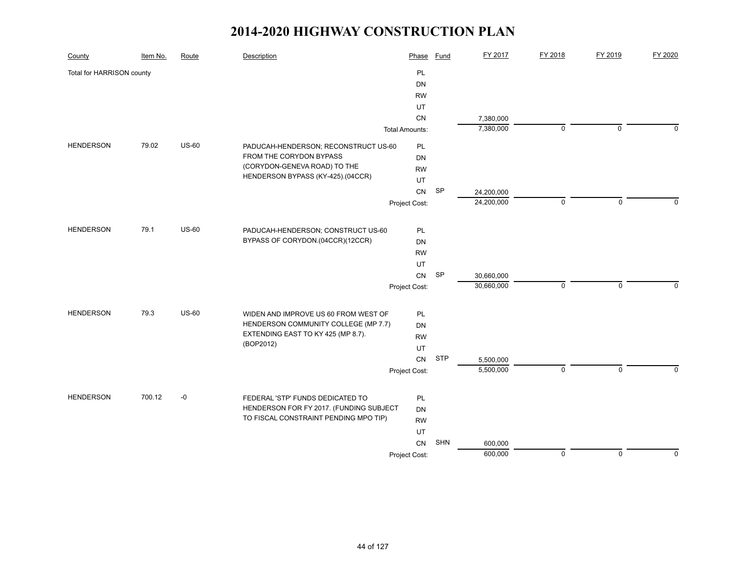# 2014-2020 HIGHWAY CONSTRUCTION PLAN

| County | Item No. | Route | Description | Phase | Fund | FY 2017 | FY 2018 | FY 2019 | FY 2020 |
|---|---|---|---|---|---|---|---|---|---|
| Total for HARRISON county | | | | PL | | | | | |
| | | | | DN | | | | | |
| | | | | RW | | | | | |
| | | | | UT | | | | | |
| | | | | CN | | 7,380,000 | | | |
| | | | | Total Amounts: | | 7,380,000 | 0 | 0 | 0 |
| HENDERSON | 79.02 | US-60 | PADUCAH-HENDERSON; RECONSTRUCT US-60 FROM THE CORYDON BYPASS (CORYDON-GENEVA ROAD) TO THE HENDERSON BYPASS (KY-425).(04CCR) | PL | | | | | |
| | | | | DN | | | | | |
| | | | | RW | | | | | |
| | | | | UT | | | | | |
| | | | | CN | SP | 24,200,000 | | | |
| | | | | Project Cost: | | 24,200,000 | 0 | 0 | 0 |
| HENDERSON | 79.1 | US-60 | PADUCAH-HENDERSON; CONSTRUCT US-60 BYPASS OF CORYDON.(04CCR)(12CCR) | PL | | | | | |
| | | | | DN | | | | | |
| | | | | RW | | | | | |
| | | | | UT | | | | | |
| | | | | CN | SP | 30,660,000 | | | |
| | | | | Project Cost: | | 30,660,000 | 0 | 0 | 0 |
| HENDERSON | 79.3 | US-60 | WIDEN AND IMPROVE US 60 FROM WEST OF HENDERSON COMMUNITY COLLEGE (MP 7.7) EXTENDING EAST TO KY 425 (MP 8.7). (BOP2012) | PL | | | | | |
| | | | | DN | | | | | |
| | | | | RW | | | | | |
| | | | | UT | | | | | |
| | | | | CN | STP | 5,500,000 | | | |
| | | | | Project Cost: | | 5,500,000 | 0 | 0 | 0 |
| HENDERSON | 700.12 | -0 | FEDERAL 'STP' FUNDS DEDICATED TO HENDERSON FOR FY 2017. (FUNDING SUBJECT TO FISCAL CONSTRAINT PENDING MPO TIP) | PL | | | | | |
| | | | | DN | | | | | |
| | | | | RW | | | | | |
| | | | | UT | | | | | |
| | | | | CN | SHN | 600,000 | | | |
| | | | | Project Cost: | | 600,000 | 0 | 0 | 0 |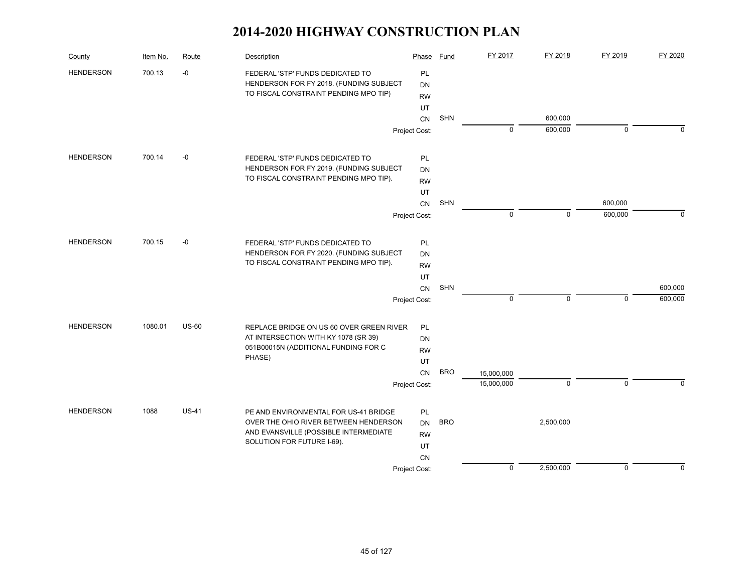# 2014-2020 HIGHWAY CONSTRUCTION PLAN

| County | Item No. | Route | Description | Phase | Fund | FY 2017 | FY 2018 | FY 2019 | FY 2020 |
|---|---|---|---|---|---|---|---|---|---|
| HENDERSON | 700.13 | -0 | FEDERAL 'STP' FUNDS DEDICATED TO HENDERSON FOR FY 2018. (FUNDING SUBJECT TO FISCAL CONSTRAINT PENDING MPO TIP) | PL | | | | | |
| | | | | DN | | | | | |
| | | | | RW | | | | | |
| | | | | UT | | | | | |
| | | | | CN | SHN | | 600,000 | | |
| | | | | Project Cost: | | 0 | 600,000 | 0 | 0 |
| HENDERSON | 700.14 | -0 | FEDERAL 'STP' FUNDS DEDICATED TO HENDERSON FOR FY 2019. (FUNDING SUBJECT TO FISCAL CONSTRAINT PENDING MPO TIP). | PL | | | | | |
| | | | | DN | | | | | |
| | | | | RW | | | | | |
| | | | | UT | | | | | |
| | | | | CN | SHN | | | 600,000 | |
| | | | | Project Cost: | | 0 | 0 | 600,000 | 0 |
| HENDERSON | 700.15 | -0 | FEDERAL 'STP' FUNDS DEDICATED TO HENDERSON FOR FY 2020. (FUNDING SUBJECT TO FISCAL CONSTRAINT PENDING MPO TIP). | PL | | | | | |
| | | | | DN | | | | | |
| | | | | RW | | | | | |
| | | | | UT | | | | | |
| | | | | CN | SHN | | | | 600,000 |
| | | | | Project Cost: | | 0 | 0 | 0 | 600,000 |
| HENDERSON | 1080.01 | US-60 | REPLACE BRIDGE ON US 60 OVER GREEN RIVER AT INTERSECTION WITH KY 1078 (SR 39) 051B00015N (ADDITIONAL FUNDING FOR C PHASE) | PL | | | | | |
| | | | | DN | | | | | |
| | | | | RW | | | | | |
| | | | | UT | | | | | |
| | | | | CN | BRO | 15,000,000 | | | |
| | | | | Project Cost: | | 15,000,000 | 0 | 0 | 0 |
| HENDERSON | 1088 | US-41 | PE AND ENVIRONMENTAL FOR US-41 BRIDGE OVER THE OHIO RIVER BETWEEN HENDERSON AND EVANSVILLE (POSSIBLE INTERMEDIATE SOLUTION FOR FUTURE I-69). | PL | | | | | |
| | | | | DN | BRO | | 2,500,000 | | |
| | | | | RW | | | | | |
| | | | | UT | | | | | |
| | | | | CN | | | | | |
| | | | | Project Cost: | | 0 | 2,500,000 | 0 | 0 |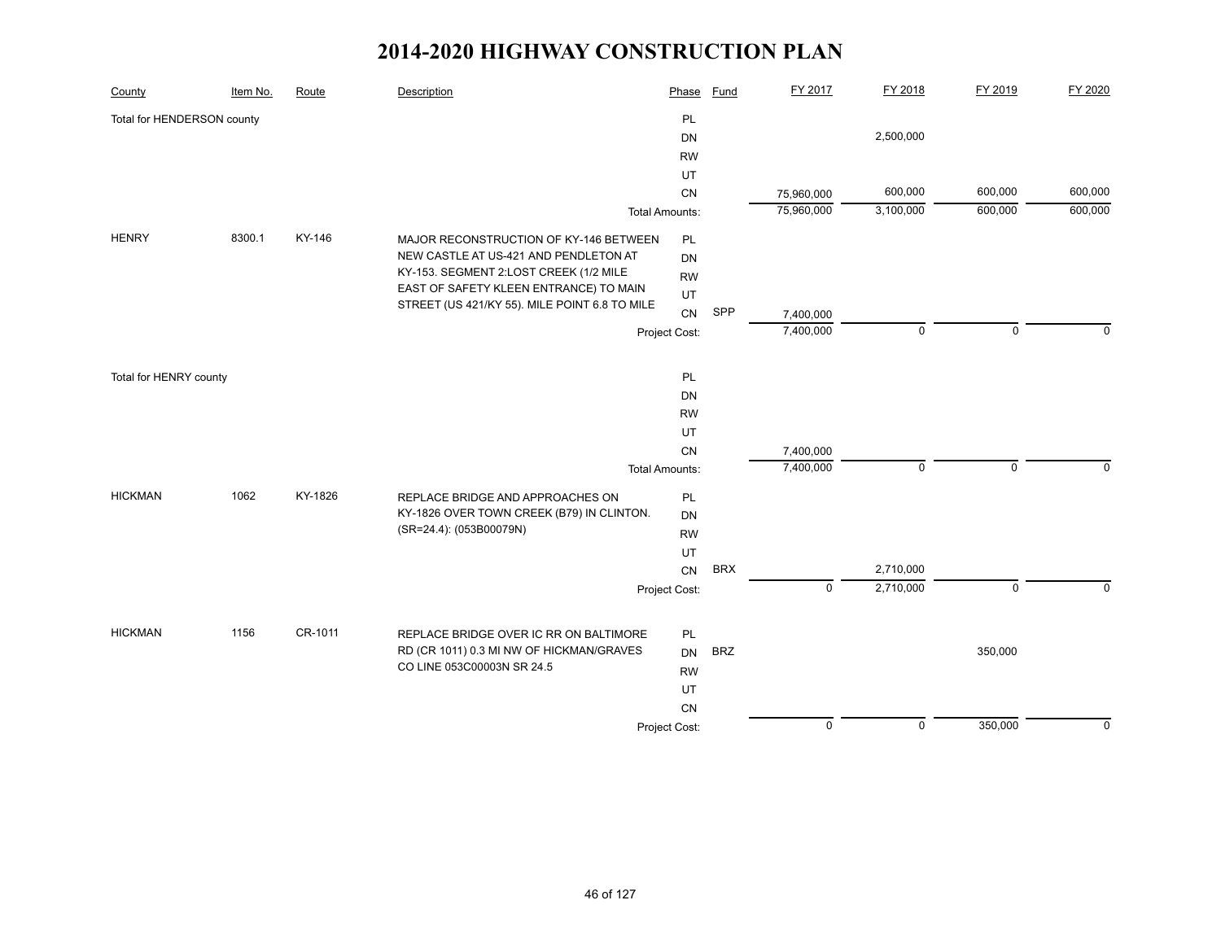# 2014-2020 HIGHWAY CONSTRUCTION PLAN

| County | Item No. | Route | Description | Phase | Fund | FY 2017 | FY 2018 | FY 2019 | FY 2020 |
|---|---|---|---|---|---|---|---|---|---|
| Total for HENDERSON county | | | | PL | | | | | |
| | | | | DN | | | 2,500,000 | | |
| | | | | RW | | | | | |
| | | | | UT | | | | | |
| | | | | CN | | 75,960,000 | 600,000 | 600,000 | 600,000 |
| | | | | Total Amounts: | | 75,960,000 | 3,100,000 | 600,000 | 600,000 |
| HENRY | 8300.1 | KY-146 | MAJOR RECONSTRUCTION OF KY-146 BETWEEN NEW CASTLE AT US-421 AND PENDLETON AT KY-153. SEGMENT 2:LOST CREEK (1/2 MILE EAST OF SAFETY KLEEN ENTRANCE) TO MAIN STREET (US 421/KY 55). MILE POINT 6.8 TO MILE | PL | | | | | |
| | | | | DN | | | | | |
| | | | | RW | | | | | |
| | | | | UT | | | | | |
| | | | | CN | SPP | 7,400,000 | | | |
| | | | | Project Cost: | | 7,400,000 | 0 | 0 | 0 |
| Total for HENRY county | | | | PL | | | | | |
| | | | | DN | | | | | |
| | | | | RW | | | | | |
| | | | | UT | | | | | |
| | | | | CN | | 7,400,000 | | | |
| | | | | Total Amounts: | | 7,400,000 | 0 | 0 | 0 |
| HICKMAN | 1062 | KY-1826 | REPLACE BRIDGE AND APPROACHES ON KY-1826 OVER TOWN CREEK (B79) IN CLINTON. (SR=24.4): (053B00079N) | PL | | | | | |
| | | | | DN | | | | | |
| | | | | RW | | | | | |
| | | | | UT | | | | | |
| | | | | CN | BRX | | 2,710,000 | | |
| | | | | Project Cost: | | 0 | 2,710,000 | 0 | 0 |
| HICKMAN | 1156 | CR-1011 | REPLACE BRIDGE OVER IC RR ON BALTIMORE RD (CR 1011) 0.3 MI NW OF HICKMAN/GRAVES CO LINE 053C00003N SR 24.5 | PL | | | | | |
| | | | | DN | BRZ | | | 350,000 | |
| | | | | RW | | | | | |
| | | | | UT | | | | | |
| | | | | CN | | | | | |
| | | | | Project Cost: | | 0 | 0 | 350,000 | 0 |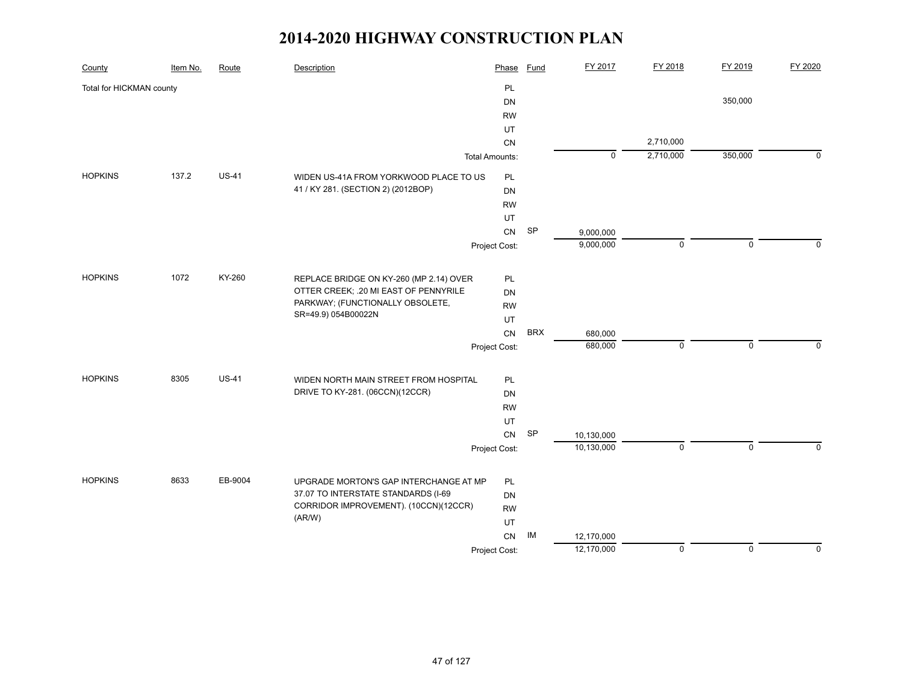# 2014-2020 HIGHWAY CONSTRUCTION PLAN

| County | Item No. | Route | Description | Phase | Fund | FY 2017 | FY 2018 | FY 2019 | FY 2020 |
|---|---|---|---|---|---|---|---|---|---|
| Total for HICKMAN county | | | | PL | | | | | |
| | | | | DN | | | | 350,000 | |
| | | | | RW | | | | | |
| | | | | UT | | | | | |
| | | | | CN | | | 2,710,000 | | |
| | | | | Total Amounts: | | 0 | 2,710,000 | 350,000 | 0 |
| HOPKINS | 137.2 | US-41 | WIDEN US-41A FROM YORKWOOD PLACE TO US 41 / KY 281. (SECTION 2) (2012BOP) | PL | | | | | |
| | | | | DN | | | | | |
| | | | | RW | | | | | |
| | | | | UT | | | | | |
| | | | | CN | SP | 9,000,000 | | | |
| | | | | Project Cost: | | 9,000,000 | 0 | 0 | 0 |
| HOPKINS | 1072 | KY-260 | REPLACE BRIDGE ON KY-260 (MP 2.14) OVER OTTER CREEK; .20 MI EAST OF PENNYRILE PARKWAY; (FUNCTIONALLY OBSOLETE, SR=49.9) 054B00022N | PL | | | | | |
| | | | | DN | | | | | |
| | | | | RW | | | | | |
| | | | | UT | | | | | |
| | | | | CN | BRX | 680,000 | | | |
| | | | | Project Cost: | | 680,000 | 0 | 0 | 0 |
| HOPKINS | 8305 | US-41 | WIDEN NORTH MAIN STREET FROM HOSPITAL DRIVE TO KY-281. (06CCN)(12CCR) | PL | | | | | |
| | | | | DN | | | | | |
| | | | | RW | | | | | |
| | | | | UT | | | | | |
| | | | | CN | SP | 10,130,000 | | | |
| | | | | Project Cost: | | 10,130,000 | 0 | 0 | 0 |
| HOPKINS | 8633 | EB-9004 | UPGRADE MORTON'S GAP INTERCHANGE AT MP 37.07 TO INTERSTATE STANDARDS (I-69 CORRIDOR IMPROVEMENT). (10CCN)(12CCR) (AR/W) | PL | | | | | |
| | | | | DN | | | | | |
| | | | | RW | | | | | |
| | | | | UT | | | | | |
| | | | | CN | IM | 12,170,000 | | | |
| | | | | Project Cost: | | 12,170,000 | 0 | 0 | 0 |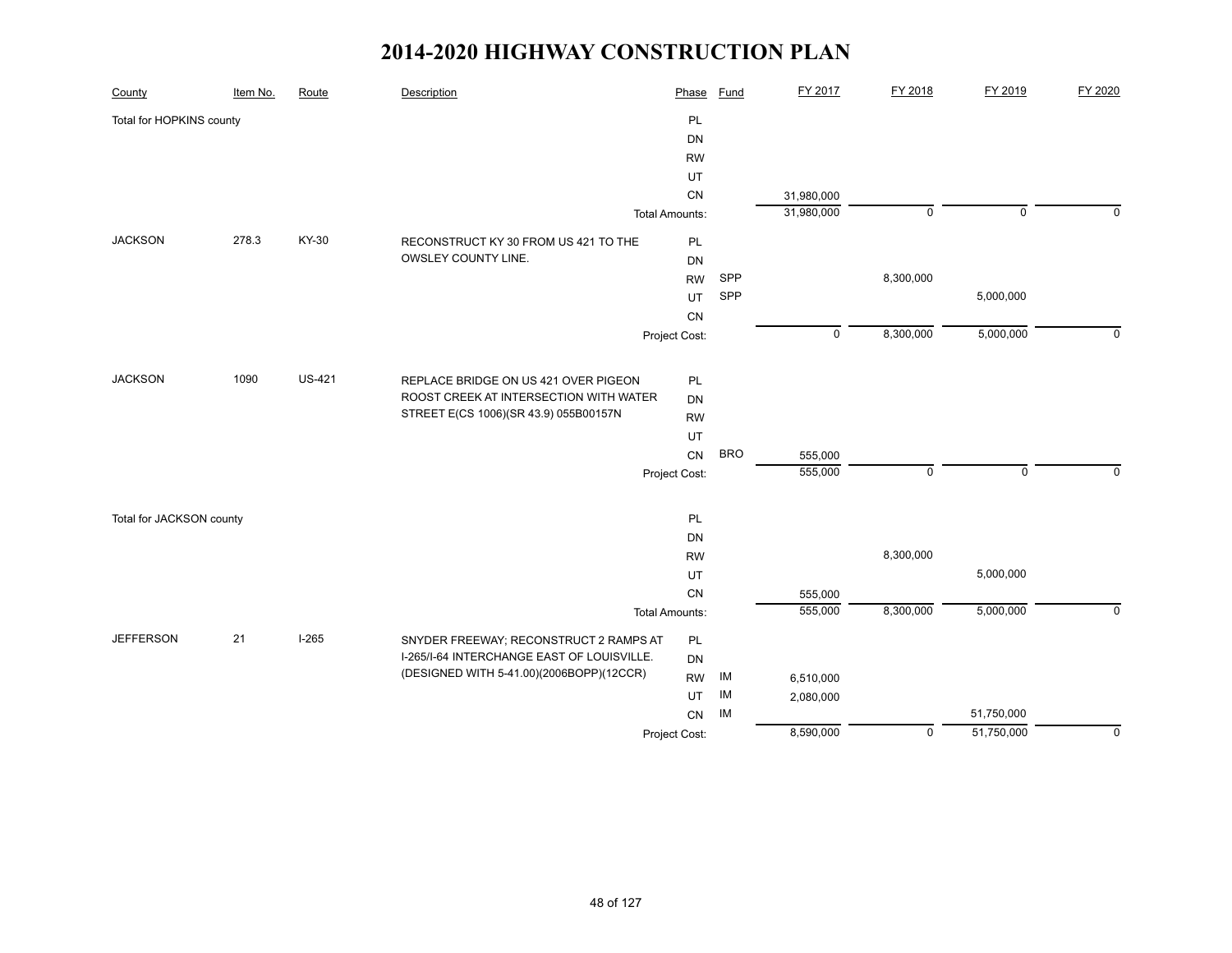# 2014-2020 HIGHWAY CONSTRUCTION PLAN

| County | Item No. | Route | Description | Phase | Fund | FY 2017 | FY 2018 | FY 2019 | FY 2020 |
|---|---|---|---|---|---|---|---|---|---|
| Total for HOPKINS county | | | | PL | | | | | |
| | | | | DN | | | | | |
| | | | | RW | | | | | |
| | | | | UT | | | | | |
| | | | | CN | | 31,980,000 | | | |
| | | | | Total Amounts: | | 31,980,000 | 0 | 0 | 0 |
| JACKSON | 278.3 | KY-30 | RECONSTRUCT KY 30 FROM US 421 TO THE OWSLEY COUNTY LINE. | PL | | | | | |
| | | | | DN | | | | | |
| | | | | RW | SPP | | 8,300,000 | | |
| | | | | UT | SPP | | | 5,000,000 | |
| | | | | CN | | | | | |
| | | | | Project Cost: | | 0 | 8,300,000 | 5,000,000 | 0 |
| JACKSON | 1090 | US-421 | REPLACE BRIDGE ON US 421 OVER PIGEON ROOST CREEK AT INTERSECTION WITH WATER STREET E(CS 1006)(SR 43.9) 055B00157N | PL | | | | | |
| | | | | DN | | | | | |
| | | | | RW | | | | | |
| | | | | UT | | | | | |
| | | | | CN | BRO | 555,000 | | | |
| | | | | Project Cost: | | 555,000 | 0 | 0 | 0 |
| Total for JACKSON county | | | | PL | | | | | |
| | | | | DN | | | | | |
| | | | | RW | | | 8,300,000 | | |
| | | | | UT | | | | 5,000,000 | |
| | | | | CN | | 555,000 | | | |
| | | | | Total Amounts: | | 555,000 | 8,300,000 | 5,000,000 | 0 |
| JEFFERSON | 21 | I-265 | SNYDER FREEWAY; RECONSTRUCT 2 RAMPS AT I-265/I-64 INTERCHANGE EAST OF LOUISVILLE. (DESIGNED WITH 5-41.00)(2006BOPP)(12CCR) | PL | | | | | |
| | | | | DN | | | | | |
| | | | | RW | IM | 6,510,000 | | | |
| | | | | UT | IM | 2,080,000 | | | |
| | | | | CN | IM | | | 51,750,000 | |
| | | | | Project Cost: | | 8,590,000 | 0 | 51,750,000 | 0 |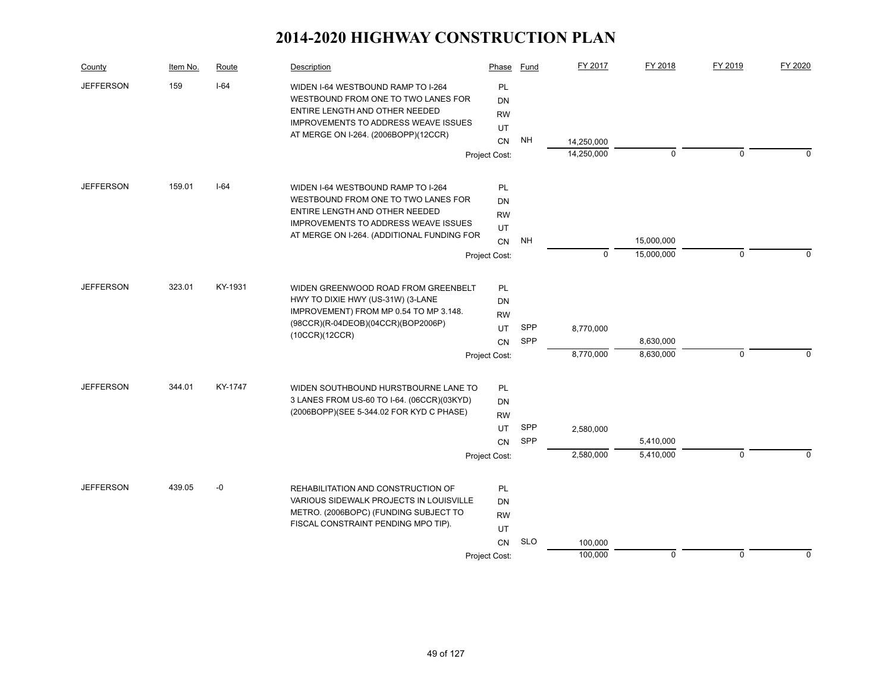# 2014-2020 HIGHWAY CONSTRUCTION PLAN

| County | Item No. | Route | Description | Phase | Fund | FY 2017 | FY 2018 | FY 2019 | FY 2020 |
|---|---|---|---|---|---|---|---|---|---|
| JEFFERSON | 159 | I-64 | WIDEN I-64 WESTBOUND RAMP TO I-264 WESTBOUND FROM ONE TO TWO LANES FOR ENTIRE LENGTH AND OTHER NEEDED IMPROVEMENTS TO ADDRESS WEAVE ISSUES AT MERGE ON I-264. (2006BOPP)(12CCR) | PL | | | | | |
| | | | | DN | | | | | |
| | | | | RW | | | | | |
| | | | | UT | | | | | |
| | | | | CN | NH | 14,250,000 | | | |
| | | | | Project Cost: | | 14,250,000 | 0 | 0 | 0 |
| JEFFERSON | 159.01 | I-64 | WIDEN I-64 WESTBOUND RAMP TO I-264 WESTBOUND FROM ONE TO TWO LANES FOR ENTIRE LENGTH AND OTHER NEEDED IMPROVEMENTS TO ADDRESS WEAVE ISSUES AT MERGE ON I-264. (ADDITIONAL FUNDING FOR | PL | | | | | |
| | | | | DN | | | | | |
| | | | | RW | | | | | |
| | | | | UT | | | | | |
| | | | | CN | NH | | 15,000,000 | | |
| | | | | Project Cost: | | 0 | 15,000,000 | 0 | 0 |
| JEFFERSON | 323.01 | KY-1931 | WIDEN GREENWOOD ROAD FROM GREENBELT HWY TO DIXIE HWY (US-31W) (3-LANE IMPROVEMENT) FROM MP 0.54 TO MP 3.148. (98CCR)(R-04DEOB)(04CCR)(BOP2006P)(10CCR)(12CCR) | PL | | | | | |
| | | | | DN | | | | | |
| | | | | RW | | | | | |
| | | | | UT | SPP | 8,770,000 | | | |
| | | | | CN | SPP | | 8,630,000 | | |
| | | | | Project Cost: | | 8,770,000 | 8,630,000 | 0 | 0 |
| JEFFERSON | 344.01 | KY-1747 | WIDEN SOUTHBOUND HURSTBOURNE LANE TO 3 LANES FROM US-60 TO I-64. (06CCR)(03KYD)(2006BOPP)(SEE 5-344.02 FOR KYD C PHASE) | PL | | | | | |
| | | | | DN | | | | | |
| | | | | RW | | | | | |
| | | | | UT | SPP | 2,580,000 | | | |
| | | | | CN | SPP | | 5,410,000 | | |
| | | | | Project Cost: | | 2,580,000 | 5,410,000 | 0 | 0 |
| JEFFERSON | 439.05 | -0 | REHABILITATION AND CONSTRUCTION OF VARIOUS SIDEWALK PROJECTS IN LOUISVILLE METRO. (2006BOPC) (FUNDING SUBJECT TO FISCAL CONSTRAINT PENDING MPO TIP). | PL | | | | | |
| | | | | DN | | | | | |
| | | | | RW | | | | | |
| | | | | UT | | | | | |
| | | | | CN | SLO | 100,000 | | | |
| | | | | Project Cost: | | 100,000 | 0 | 0 | 0 |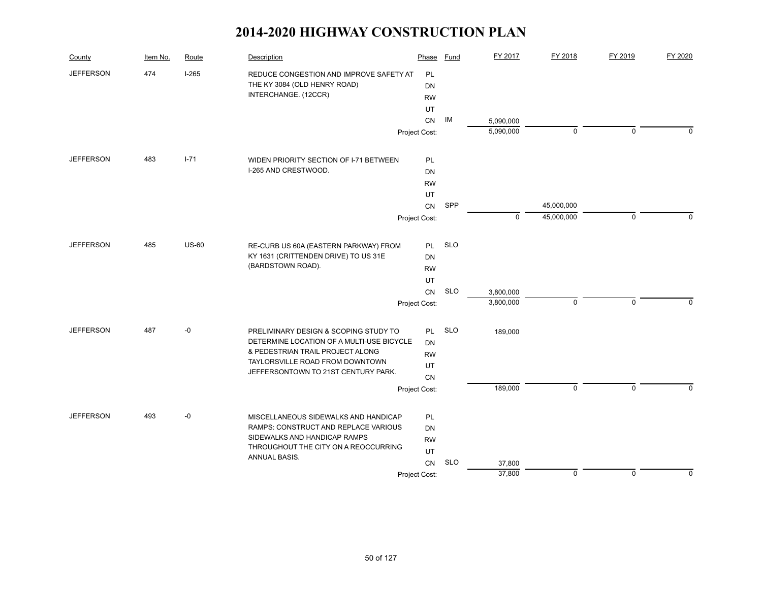# 2014-2020 HIGHWAY CONSTRUCTION PLAN

| County | Item No. | Route | Description | Phase | Fund | FY 2017 | FY 2018 | FY 2019 | FY 2020 |
|---|---|---|---|---|---|---|---|---|---|
| JEFFERSON | 474 | I-265 | REDUCE CONGESTION AND IMPROVE SAFETY AT THE KY 3084 (OLD HENRY ROAD) INTERCHANGE. (12CCR) | PL | | | | | |
| | | | | DN | | | | | |
| | | | | RW | | | | | |
| | | | | UT | | | | | |
| | | | | CN | IM | 5,090,000 | | | |
| | | | | Project Cost: | | 5,090,000 | 0 | 0 | 0 |
| JEFFERSON | 483 | I-71 | WIDEN PRIORITY SECTION OF I-71 BETWEEN I-265 AND CRESTWOOD. | PL | | | | | |
| | | | | DN | | | | | |
| | | | | RW | | | | | |
| | | | | UT | | | | | |
| | | | | CN | SPP | | 45,000,000 | | |
| | | | | Project Cost: | | 0 | 45,000,000 | 0 | 0 |
| JEFFERSON | 485 | US-60 | RE-CURB US 60A (EASTERN PARKWAY) FROM KY 1631 (CRITTENDEN DRIVE) TO US 31E (BARDSTOWN ROAD). | PL | SLO | | | | |
| | | | | DN | | | | | |
| | | | | RW | | | | | |
| | | | | UT | | | | | |
| | | | | CN | SLO | 3,800,000 | | | |
| | | | | Project Cost: | | 3,800,000 | 0 | 0 | 0 |
| JEFFERSON | 487 | -0 | PRELIMINARY DESIGN & SCOPING STUDY TO DETERMINE LOCATION OF A MULTI-USE BICYCLE & PEDESTRIAN TRAIL PROJECT ALONG TAYLORSVILLE ROAD FROM DOWNTOWN JEFFERSONTOWN TO 21ST CENTURY PARK. | PL | SLO | 189,000 | | | |
| | | | | DN | | | | | |
| | | | | RW | | | | | |
| | | | | UT | | | | | |
| | | | | CN | | | | | |
| | | | | Project Cost: | | 189,000 | 0 | 0 | 0 |
| JEFFERSON | 493 | -0 | MISCELLANEOUS SIDEWALKS AND HANDICAP RAMPS: CONSTRUCT AND REPLACE VARIOUS SIDEWALKS AND HANDICAP RAMPS THROUGHOUT THE CITY ON A REOCCURRING ANNUAL BASIS. | PL | | | | | |
| | | | | DN | | | | | |
| | | | | RW | | | | | |
| | | | | UT | | | | | |
| | | | | CN | SLO | 37,800 | | | |
| | | | | Project Cost: | | 37,800 | 0 | 0 | 0 |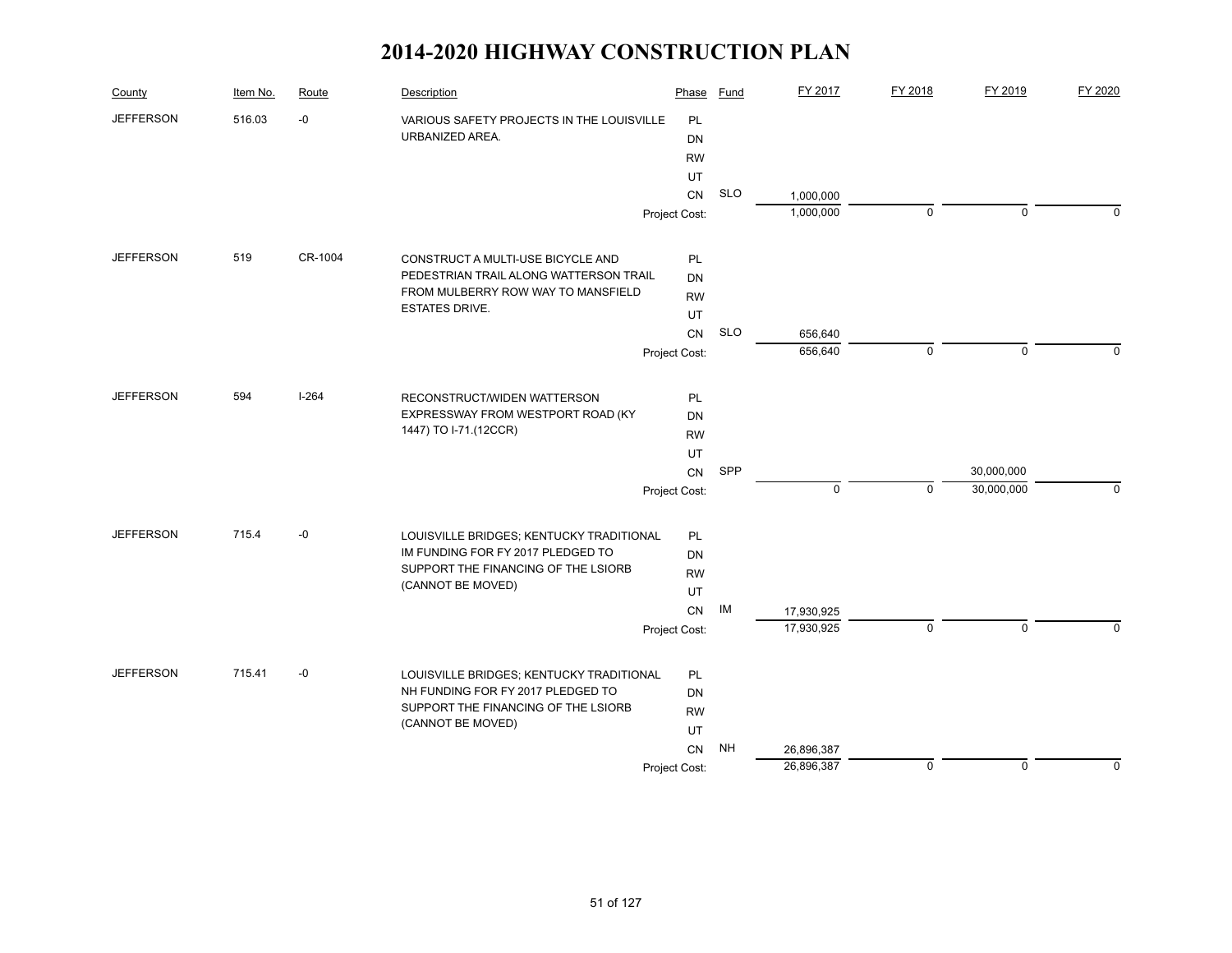# 2014-2020 HIGHWAY CONSTRUCTION PLAN

| County | Item No. | Route | Description | Phase | Fund | FY 2017 | FY 2018 | FY 2019 | FY 2020 |
|---|---|---|---|---|---|---|---|---|---|
| JEFFERSON | 516.03 | -0 | VARIOUS SAFETY PROJECTS IN THE LOUISVILLE URBANIZED AREA. | PL | | | | | |
| | | | | DN | | | | | |
| | | | | RW | | | | | |
| | | | | UT | | | | | |
| | | | | CN | SLO | 1,000,000 | | | |
| | | | | Project Cost: | | 1,000,000 | 0 | 0 | 0 |
| JEFFERSON | 519 | CR-1004 | CONSTRUCT A MULTI-USE BICYCLE AND PEDESTRIAN TRAIL ALONG WATTERSON TRAIL FROM MULBERRY ROW WAY TO MANSFIELD ESTATES DRIVE. | PL | | | | | |
| | | | | DN | | | | | |
| | | | | RW | | | | | |
| | | | | UT | | | | | |
| | | | | CN | SLO | 656,640 | | | |
| | | | | Project Cost: | | 656,640 | 0 | 0 | 0 |
| JEFFERSON | 594 | I-264 | RECONSTRUCT/WIDEN WATTERSON EXPRESSWAY FROM WESTPORT ROAD (KY 1447) TO I-71.(12CCR) | PL | | | | | |
| | | | | DN | | | | | |
| | | | | RW | | | | | |
| | | | | UT | | | | | |
| | | | | CN | SPP | | | 30,000,000 | |
| | | | | Project Cost: | | 0 | 0 | 30,000,000 | 0 |
| JEFFERSON | 715.4 | -0 | LOUISVILLE BRIDGES; KENTUCKY TRADITIONAL IM FUNDING FOR FY 2017 PLEDGED TO SUPPORT THE FINANCING OF THE LSIORB (CANNOT BE MOVED) | PL | | | | | |
| | | | | DN | | | | | |
| | | | | RW | | | | | |
| | | | | UT | | | | | |
| | | | | CN | IM | 17,930,925 | | | |
| | | | | Project Cost: | | 17,930,925 | 0 | 0 | 0 |
| JEFFERSON | 715.41 | -0 | LOUISVILLE BRIDGES; KENTUCKY TRADITIONAL NH FUNDING FOR FY 2017 PLEDGED TO SUPPORT THE FINANCING OF THE LSIORB (CANNOT BE MOVED) | PL | | | | | |
| | | | | DN | | | | | |
| | | | | RW | | | | | |
| | | | | UT | | | | | |
| | | | | CN | NH | 26,896,387 | | | |
| | | | | Project Cost: | | 26,896,387 | 0 | 0 | 0 |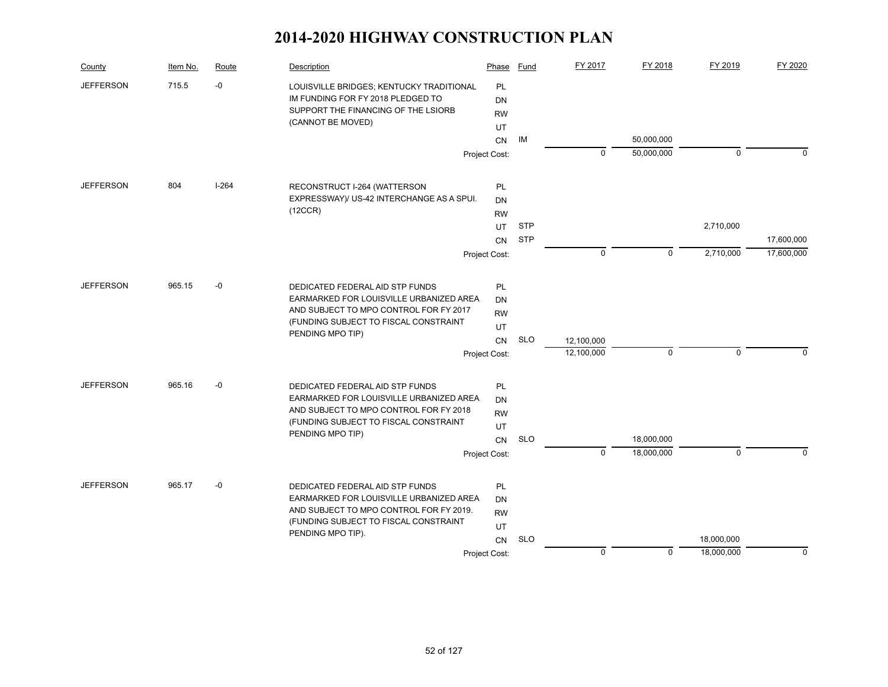# 2014-2020 HIGHWAY CONSTRUCTION PLAN

| County | Item No. | Route | Description | Phase | Fund | FY 2017 | FY 2018 | FY 2019 | FY 2020 |
|---|---|---|---|---|---|---|---|---|---|
| JEFFERSON | 715.5 | -0 | LOUISVILLE BRIDGES; KENTUCKY TRADITIONAL IM FUNDING FOR FY 2018 PLEDGED TO SUPPORT THE FINANCING OF THE LSIORB (CANNOT BE MOVED) | PL | | | | | |
| | | | | DN | | | | | |
| | | | | RW | | | | | |
| | | | | UT | | | | | |
| | | | | CN | IM | | 50,000,000 | | |
| | | | | Project Cost: | | 0 | 50,000,000 | 0 | 0 |
| JEFFERSON | 804 | I-264 | RECONSTRUCT I-264 (WATTERSON EXPRESSWAY)/ US-42 INTERCHANGE AS A SPUI. (12CCR) | PL | | | | | |
| | | | | DN | | | | | |
| | | | | RW | | | | | |
| | | | | UT | STP | | | 2,710,000 | |
| | | | | CN | STP | | | | 17,600,000 |
| | | | | Project Cost: | | 0 | 0 | 2,710,000 | 17,600,000 |
| JEFFERSON | 965.15 | -0 | DEDICATED FEDERAL AID STP FUNDS EARMARKED FOR LOUISVILLE URBANIZED AREA AND SUBJECT TO MPO CONTROL FOR FY 2017 (FUNDING SUBJECT TO FISCAL CONSTRAINT PENDING MPO TIP) | PL | | | | | |
| | | | | DN | | | | | |
| | | | | RW | | | | | |
| | | | | UT | | | | | |
| | | | | CN | SLO | 12,100,000 | | | |
| | | | | Project Cost: | | 12,100,000 | 0 | 0 | 0 |
| JEFFERSON | 965.16 | -0 | DEDICATED FEDERAL AID STP FUNDS EARMARKED FOR LOUISVILLE URBANIZED AREA AND SUBJECT TO MPO CONTROL FOR FY 2018 (FUNDING SUBJECT TO FISCAL CONSTRAINT PENDING MPO TIP) | PL | | | | | |
| | | | | DN | | | | | |
| | | | | RW | | | | | |
| | | | | UT | | | | | |
| | | | | CN | SLO | | 18,000,000 | | |
| | | | | Project Cost: | | 0 | 18,000,000 | 0 | 0 |
| JEFFERSON | 965.17 | -0 | DEDICATED FEDERAL AID STP FUNDS EARMARKED FOR LOUISVILLE URBANIZED AREA AND SUBJECT TO MPO CONTROL FOR FY 2019. (FUNDING SUBJECT TO FISCAL CONSTRAINT PENDING MPO TIP). | PL | | | | | |
| | | | | DN | | | | | |
| | | | | RW | | | | | |
| | | | | UT | | | | | |
| | | | | CN | SLO | | | 18,000,000 | |
| | | | | Project Cost: | | 0 | 0 | 18,000,000 | 0 |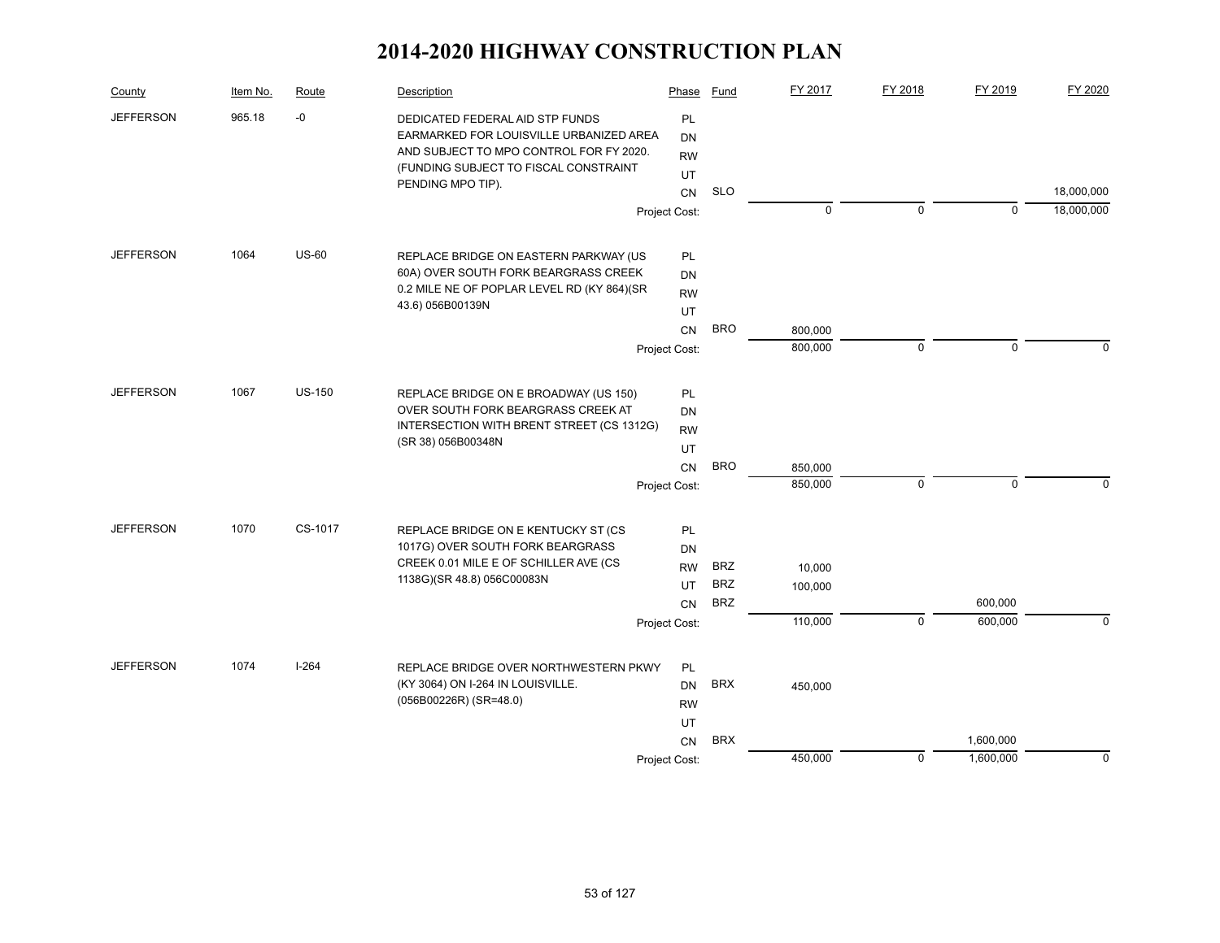# 2014-2020 HIGHWAY CONSTRUCTION PLAN

| County | Item No. | Route | Description | Phase | Fund | FY 2017 | FY 2018 | FY 2019 | FY 2020 |
|---|---|---|---|---|---|---|---|---|---|
| JEFFERSON | 965.18 | -0 | DEDICATED FEDERAL AID STP FUNDS EARMARKED FOR LOUISVILLE URBANIZED AREA AND SUBJECT TO MPO CONTROL FOR FY 2020. (FUNDING SUBJECT TO FISCAL CONSTRAINT PENDING MPO TIP). | PL | | | | | |
| | | | | DN | | | | | |
| | | | | RW | | | | | |
| | | | | UT | | | | | |
| | | | | CN | SLO | | | | 18,000,000 |
| | | | | Project Cost: | | 0 | 0 | 0 | 18,000,000 |
| JEFFERSON | 1064 | US-60 | REPLACE BRIDGE ON EASTERN PARKWAY (US 60A) OVER SOUTH FORK BEARGRASS CREEK 0.2 MILE NE OF POPLAR LEVEL RD (KY 864)(SR 43.6) 056B00139N | PL | | | | | |
| | | | | DN | | | | | |
| | | | | RW | | | | | |
| | | | | UT | | | | | |
| | | | | CN | BRO | 800,000 | | | |
| | | | | Project Cost: | | 800,000 | 0 | 0 | 0 |
| JEFFERSON | 1067 | US-150 | REPLACE BRIDGE ON E BROADWAY (US 150) OVER SOUTH FORK BEARGRASS CREEK AT INTERSECTION WITH BRENT STREET (CS 1312G) (SR 38) 056B00348N | PL | | | | | |
| | | | | DN | | | | | |
| | | | | RW | | | | | |
| | | | | UT | | | | | |
| | | | | CN | BRO | 850,000 | | | |
| | | | | Project Cost: | | 850,000 | 0 | 0 | 0 |
| JEFFERSON | 1070 | CS-1017 | REPLACE BRIDGE ON E KENTUCKY ST (CS 1017G) OVER SOUTH FORK BEARGRASS CREEK 0.01 MILE E OF SCHILLER AVE (CS 1138G)(SR 48.8) 056C00083N | PL | | | | | |
| | | | | DN | | | | | |
| | | | | RW | BRZ | 10,000 | | | |
| | | | | UT | BRZ | 100,000 | | | |
| | | | | CN | BRZ | | | 600,000 | |
| | | | | Project Cost: | | 110,000 | 0 | 600,000 | 0 |
| JEFFERSON | 1074 | I-264 | REPLACE BRIDGE OVER NORTHWESTERN PKWY (KY 3064) ON I-264 IN LOUISVILLE. (056B00226R) (SR=48.0) | PL | | | | | |
| | | | | DN | BRX | 450,000 | | | |
| | | | | RW | | | | | |
| | | | | UT | | | | | |
| | | | | CN | BRX | | | 1,600,000 | |
| | | | | Project Cost: | | 450,000 | 0 | 1,600,000 | 0 |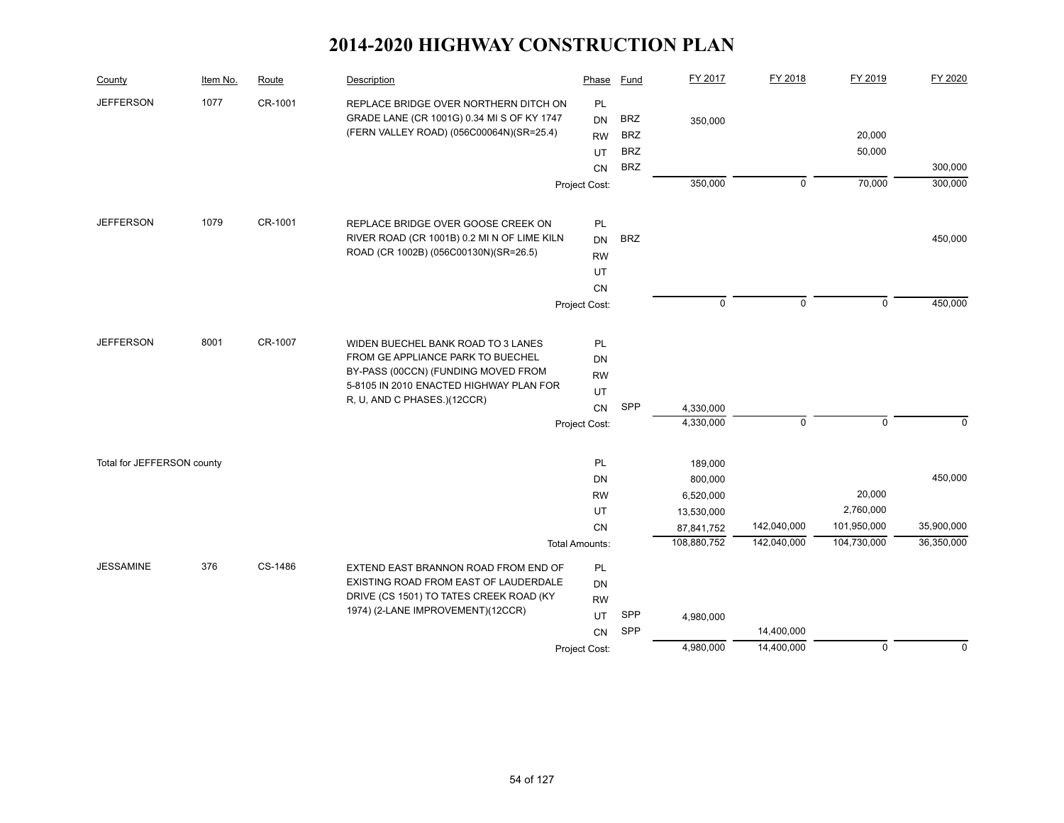# 2014-2020 HIGHWAY CONSTRUCTION PLAN

| County | Item No. | Route | Description | Phase | Fund | FY 2017 | FY 2018 | FY 2019 | FY 2020 |
|---|---|---|---|---|---|---|---|---|---|
| JEFFERSON | 1077 | CR-1001 | REPLACE BRIDGE OVER NORTHERN DITCH ON GRADE LANE (CR 1001G) 0.34 MI S OF KY 1747 (FERN VALLEY ROAD) (056C00064N)(SR=25.4) | PL | | | | | |
| | | | | DN | BRZ | 350,000 | | | |
| | | | | RW | BRZ | | | 20,000 | |
| | | | | UT | BRZ | | | 50,000 | |
| | | | | CN | BRZ | | | | 300,000 |
| | | | | Project Cost: | | 350,000 | 0 | 70,000 | 300,000 |
| JEFFERSON | 1079 | CR-1001 | REPLACE BRIDGE OVER GOOSE CREEK ON RIVER ROAD (CR 1001B) 0.2 MI N OF LIME KILN ROAD (CR 1002B) (056C00130N)(SR=26.5) | PL | | | | | |
| | | | | DN | BRZ | | | | 450,000 |
| | | | | RW | | | | | |
| | | | | UT | | | | | |
| | | | | CN | | | | | |
| | | | | Project Cost: | | 0 | 0 | 0 | 450,000 |
| JEFFERSON | 8001 | CR-1007 | WIDEN BUECHEL BANK ROAD TO 3 LANES FROM GE APPLIANCE PARK TO BUECHEL BY-PASS (00CCN) (FUNDING MOVED FROM 5-8105 IN 2010 ENACTED HIGHWAY PLAN FOR R, U, AND C PHASES.)(12CCR) | PL | | | | | |
| | | | | DN | | | | | |
| | | | | RW | | | | | |
| | | | | UT | | | | | |
| | | | | CN | SPP | 4,330,000 | | | |
| | | | | Project Cost: | | 4,330,000 | 0 | 0 | 0 |
| Total for JEFFERSON county | | | | PL | | 189,000 | | | |
| | | | | DN | | 800,000 | | | 450,000 |
| | | | | RW | | 6,520,000 | | 20,000 | |
| | | | | UT | | 13,530,000 | | 2,760,000 | |
| | | | | CN | | 87,841,752 | 142,040,000 | 101,950,000 | 35,900,000 |
| | | | | Total Amounts: | | 108,880,752 | 142,040,000 | 104,730,000 | 36,350,000 |
| JESSAMINE | 376 | CS-1486 | EXTEND EAST BRANNON ROAD FROM END OF EXISTING ROAD FROM EAST OF LAUDERDALE DRIVE (CS 1501) TO TATES CREEK ROAD (KY 1974) (2-LANE IMPROVEMENT)(12CCR) | PL | | | | | |
| | | | | DN | | | | | |
| | | | | RW | | | | | |
| | | | | UT | SPP | 4,980,000 | | | |
| | | | | CN | SPP | | 14,400,000 | | |
| | | | | Project Cost: | | 4,980,000 | 14,400,000 | 0 | 0 |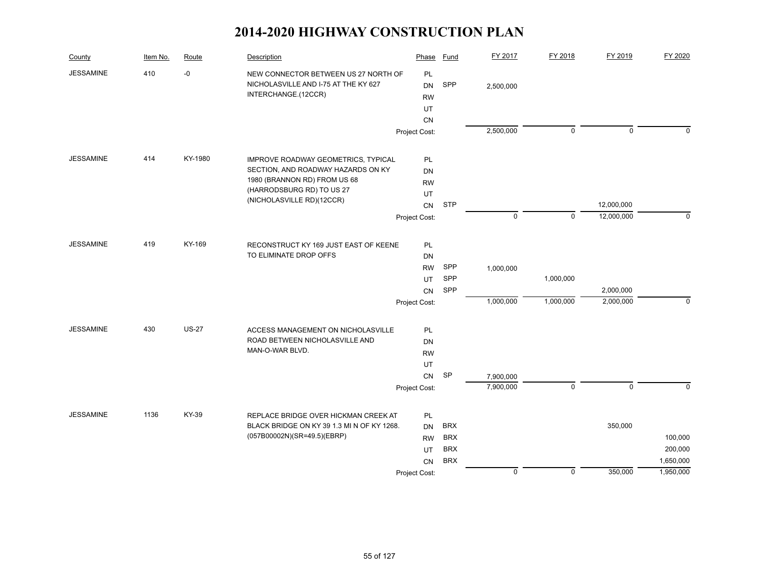# 2014-2020 HIGHWAY CONSTRUCTION PLAN

| County | Item No. | Route | Description | Phase | Fund | FY 2017 | FY 2018 | FY 2019 | FY 2020 |
|---|---|---|---|---|---|---|---|---|---|
| JESSAMINE | 410 | -0 | NEW CONNECTOR BETWEEN US 27 NORTH OF NICHOLASVILLE AND I-75 AT THE KY 627 INTERCHANGE.(12CCR) | PL | | | | | |
| | | | | DN | SPP | 2,500,000 | | | |
| | | | | RW | | | | | |
| | | | | UT | | | | | |
| | | | | CN | | | | | |
| | | | | Project Cost: | | 2,500,000 | 0 | 0 | 0 |
| JESSAMINE | 414 | KY-1980 | IMPROVE ROADWAY GEOMETRICS, TYPICAL SECTION, AND ROADWAY HAZARDS ON KY 1980 (BRANNON RD) FROM US 68 (HARRODSBURG RD) TO US 27 (NICHOLASVILLE RD)(12CCR) | PL | | | | | |
| | | | | DN | | | | | |
| | | | | RW | | | | | |
| | | | | UT | | | | | |
| | | | | CN | STP | | | 12,000,000 | |
| | | | | Project Cost: | | 0 | 0 | 12,000,000 | 0 |
| JESSAMINE | 419 | KY-169 | RECONSTRUCT KY 169 JUST EAST OF KEENE TO ELIMINATE DROP OFFS | PL | | | | | |
| | | | | DN | | | | | |
| | | | | RW | SPP | 1,000,000 | | | |
| | | | | UT | SPP | | 1,000,000 | | |
| | | | | CN | SPP | | | 2,000,000 | |
| | | | | Project Cost: | | 1,000,000 | 1,000,000 | 2,000,000 | 0 |
| JESSAMINE | 430 | US-27 | ACCESS MANAGEMENT ON NICHOLASVILLE ROAD BETWEEN NICHOLASVILLE AND MAN-O-WAR BLVD. | PL | | | | | |
| | | | | DN | | | | | |
| | | | | RW | | | | | |
| | | | | UT | | | | | |
| | | | | CN | SP | 7,900,000 | | | |
| | | | | Project Cost: | | 7,900,000 | 0 | 0 | 0 |
| JESSAMINE | 1136 | KY-39 | REPLACE BRIDGE OVER HICKMAN CREEK AT BLACK BRIDGE ON KY 39 1.3 MI N OF KY 1268. (057B00002N)(SR=49.5)(EBRP) | PL | | | | | |
| | | | | DN | BRX | | | 350,000 | |
| | | | | RW | BRX | | | | 100,000 |
| | | | | UT | BRX | | | | 200,000 |
| | | | | CN | BRX | | | | 1,650,000 |
| | | | | Project Cost: | | 0 | 0 | 350,000 | 1,950,000 |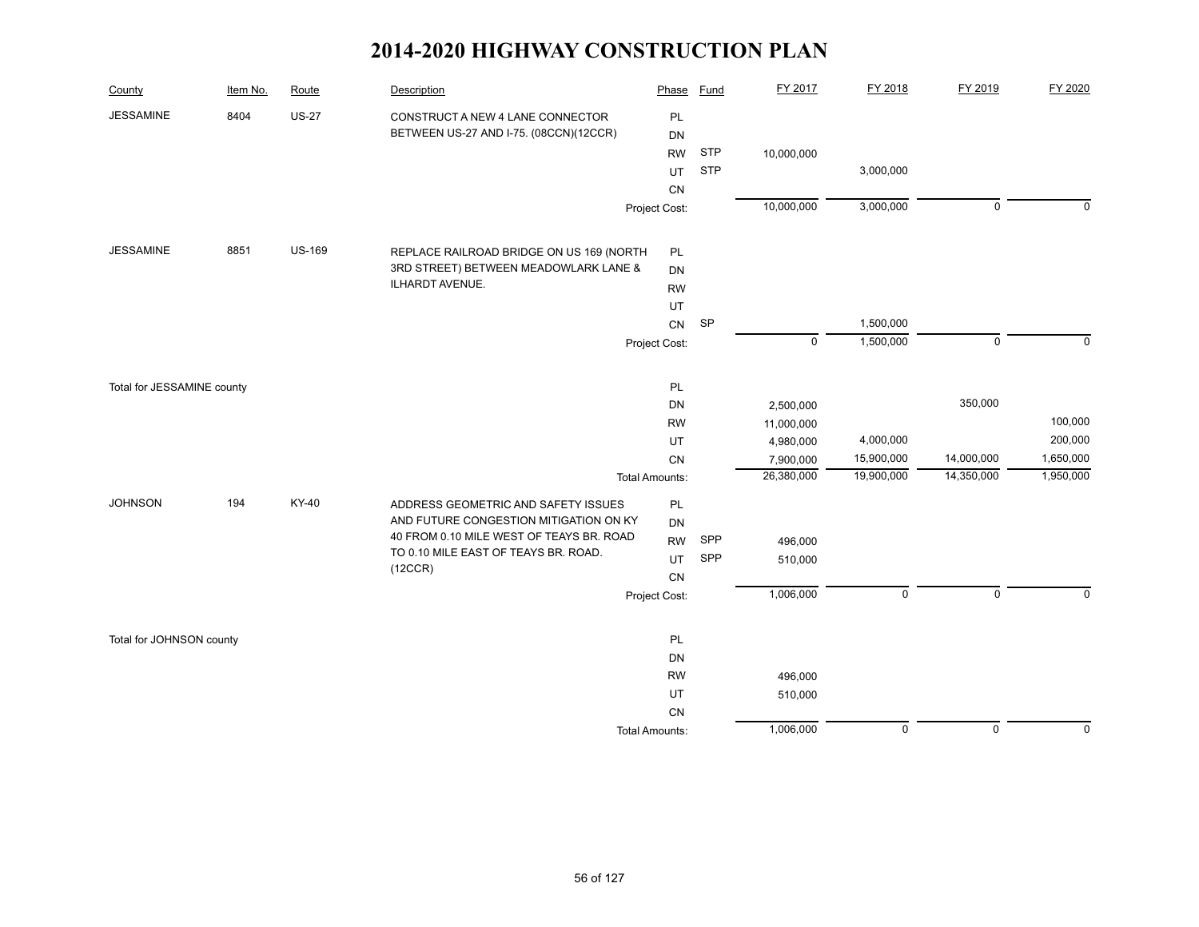# 2014-2020 HIGHWAY CONSTRUCTION PLAN

| County | Item No. | Route | Description | Phase | Fund | FY 2017 | FY 2018 | FY 2019 | FY 2020 |
|---|---|---|---|---|---|---|---|---|---|
| JESSAMINE | 8404 | US-27 | CONSTRUCT A NEW 4 LANE CONNECTOR BETWEEN US-27 AND I-75. (08CCN)(12CCR) | PL | | | | | |
| | | | | DN | | | | | |
| | | | | RW | STP | 10,000,000 | | | |
| | | | | UT | STP | | 3,000,000 | | |
| | | | | CN | | | | | |
| | | | | Project Cost: | | 10,000,000 | 3,000,000 | 0 | 0 |
| JESSAMINE | 8851 | US-169 | REPLACE RAILROAD BRIDGE ON US 169 (NORTH 3RD STREET) BETWEEN MEADOWLARK LANE & ILHARDT AVENUE. | PL | | | | | |
| | | | | DN | | | | | |
| | | | | RW | | | | | |
| | | | | UT | | | | | |
| | | | | CN | SP | | 1,500,000 | | |
| | | | | Project Cost: | | 0 | 1,500,000 | 0 | 0 |
| Total for JESSAMINE county | | | | PL | | | | | |
| | | | | DN | | 2,500,000 | | 350,000 | |
| | | | | RW | | 11,000,000 | | | 100,000 |
| | | | | UT | | 4,980,000 | 4,000,000 | | 200,000 |
| | | | | CN | | 7,900,000 | 15,900,000 | 14,000,000 | 1,650,000 |
| | | | | Total Amounts: | | 26,380,000 | 19,900,000 | 14,350,000 | 1,950,000 |
| JOHNSON | 194 | KY-40 | ADDRESS GEOMETRIC AND SAFETY ISSUES AND FUTURE CONGESTION MITIGATION ON KY 40 FROM 0.10 MILE WEST OF TEAYS BR. ROAD TO 0.10 MILE EAST OF TEAYS BR. ROAD. (12CCR) | PL | | | | | |
| | | | | DN | | | | | |
| | | | | RW | SPP | 496,000 | | | |
| | | | | UT | SPP | 510,000 | | | |
| | | | | CN | | | | | |
| | | | | Project Cost: | | 1,006,000 | 0 | 0 | 0 |
| Total for JOHNSON county | | | | PL | | | | | |
| | | | | DN | | | | | |
| | | | | RW | | 496,000 | | | |
| | | | | UT | | 510,000 | | | |
| | | | | CN | | | | | |
| | | | | Total Amounts: | | 1,006,000 | 0 | 0 | 0 |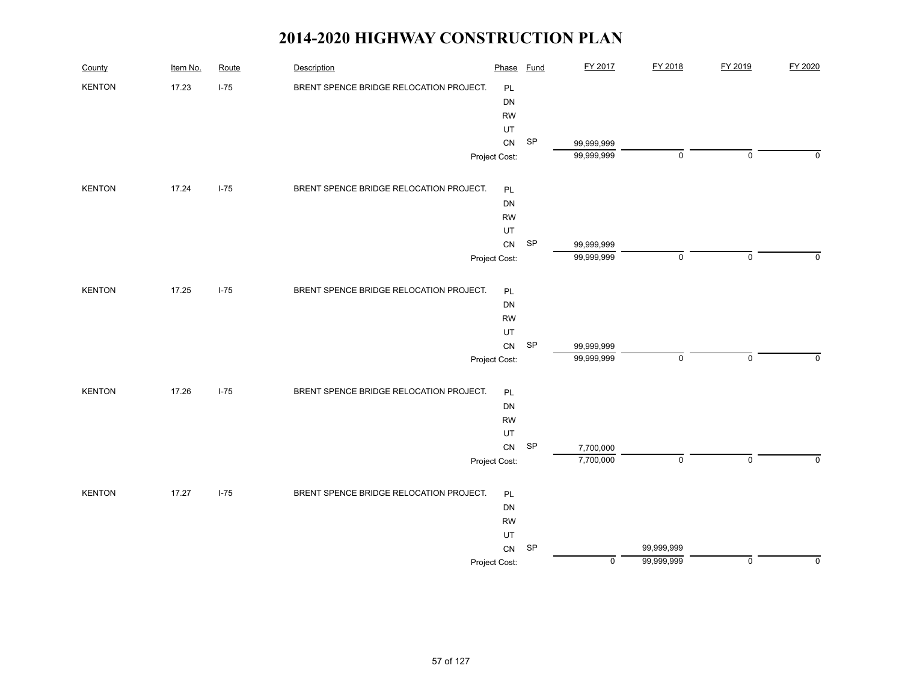# 2014-2020 HIGHWAY CONSTRUCTION PLAN

| County | Item No. | Route | Description | Phase | Fund | FY 2017 | FY 2018 | FY 2019 | FY 2020 |
|---|---|---|---|---|---|---|---|---|---|
| KENTON | 17.23 | I-75 | BRENT SPENCE BRIDGE RELOCATION PROJECT. | PL | | | | | |
| | | | | DN | | | | | |
| | | | | RW | | | | | |
| | | | | UT | | | | | |
| | | | | CN | SP | 99,999,999 | | | |
| | | | | Project Cost: | | 99,999,999 | 0 | 0 | 0 |
| KENTON | 17.24 | I-75 | BRENT SPENCE BRIDGE RELOCATION PROJECT. | PL | | | | | |
| | | | | DN | | | | | |
| | | | | RW | | | | | |
| | | | | UT | | | | | |
| | | | | CN | SP | 99,999,999 | | | |
| | | | | Project Cost: | | 99,999,999 | 0 | 0 | 0 |
| KENTON | 17.25 | I-75 | BRENT SPENCE BRIDGE RELOCATION PROJECT. | PL | | | | | |
| | | | | DN | | | | | |
| | | | | RW | | | | | |
| | | | | UT | | | | | |
| | | | | CN | SP | 99,999,999 | | | |
| | | | | Project Cost: | | 99,999,999 | 0 | 0 | 0 |
| KENTON | 17.26 | I-75 | BRENT SPENCE BRIDGE RELOCATION PROJECT. | PL | | | | | |
| | | | | DN | | | | | |
| | | | | RW | | | | | |
| | | | | UT | | | | | |
| | | | | CN | SP | 7,700,000 | | | |
| | | | | Project Cost: | | 7,700,000 | 0 | 0 | 0 |
| KENTON | 17.27 | I-75 | BRENT SPENCE BRIDGE RELOCATION PROJECT. | PL | | | | | |
| | | | | DN | | | | | |
| | | | | RW | | | | | |
| | | | | UT | | | | | |
| | | | | CN | SP | | 99,999,999 | | |
| | | | | Project Cost: | | 0 | 99,999,999 | 0 | 0 |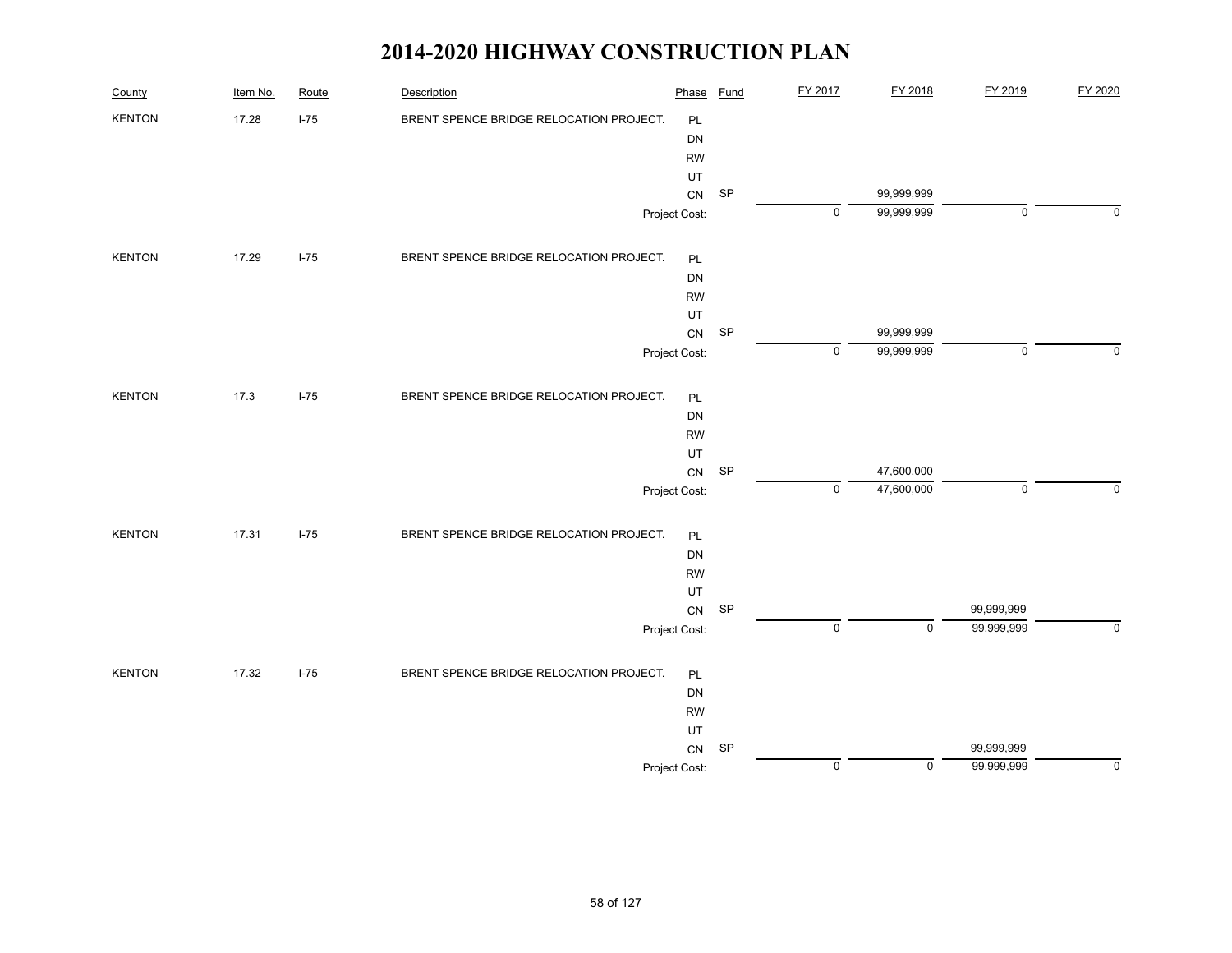# 2014-2020 HIGHWAY CONSTRUCTION PLAN

| County | Item No. | Route | Description | Phase | Fund | FY 2017 | FY 2018 | FY 2019 | FY 2020 |
|---|---|---|---|---|---|---|---|---|---|
| KENTON | 17.28 | I-75 | BRENT SPENCE BRIDGE RELOCATION PROJECT. | PL | | | | | |
| | | | | DN | | | | | |
| | | | | RW | | | | | |
| | | | | UT | | | | | |
| | | | | CN | SP | | 99,999,999 | | |
| | | | | Project Cost: | | 0 | 99,999,999 | 0 | 0 |
| KENTON | 17.29 | I-75 | BRENT SPENCE BRIDGE RELOCATION PROJECT. | PL | | | | | |
| | | | | DN | | | | | |
| | | | | RW | | | | | |
| | | | | UT | | | | | |
| | | | | CN | SP | | 99,999,999 | | |
| | | | | Project Cost: | | 0 | 99,999,999 | 0 | 0 |
| KENTON | 17.3 | I-75 | BRENT SPENCE BRIDGE RELOCATION PROJECT. | PL | | | | | |
| | | | | DN | | | | | |
| | | | | RW | | | | | |
| | | | | UT | | | | | |
| | | | | CN | SP | | 47,600,000 | | |
| | | | | Project Cost: | | 0 | 47,600,000 | 0 | 0 |
| KENTON | 17.31 | I-75 | BRENT SPENCE BRIDGE RELOCATION PROJECT. | PL | | | | | |
| | | | | DN | | | | | |
| | | | | RW | | | | | |
| | | | | UT | | | | | |
| | | | | CN | SP | | | 99,999,999 | |
| | | | | Project Cost: | | 0 | 0 | 99,999,999 | 0 |
| KENTON | 17.32 | I-75 | BRENT SPENCE BRIDGE RELOCATION PROJECT. | PL | | | | | |
| | | | | DN | | | | | |
| | | | | RW | | | | | |
| | | | | UT | | | | | |
| | | | | CN | SP | | | 99,999,999 | |
| | | | | Project Cost: | | 0 | 0 | 99,999,999 | 0 |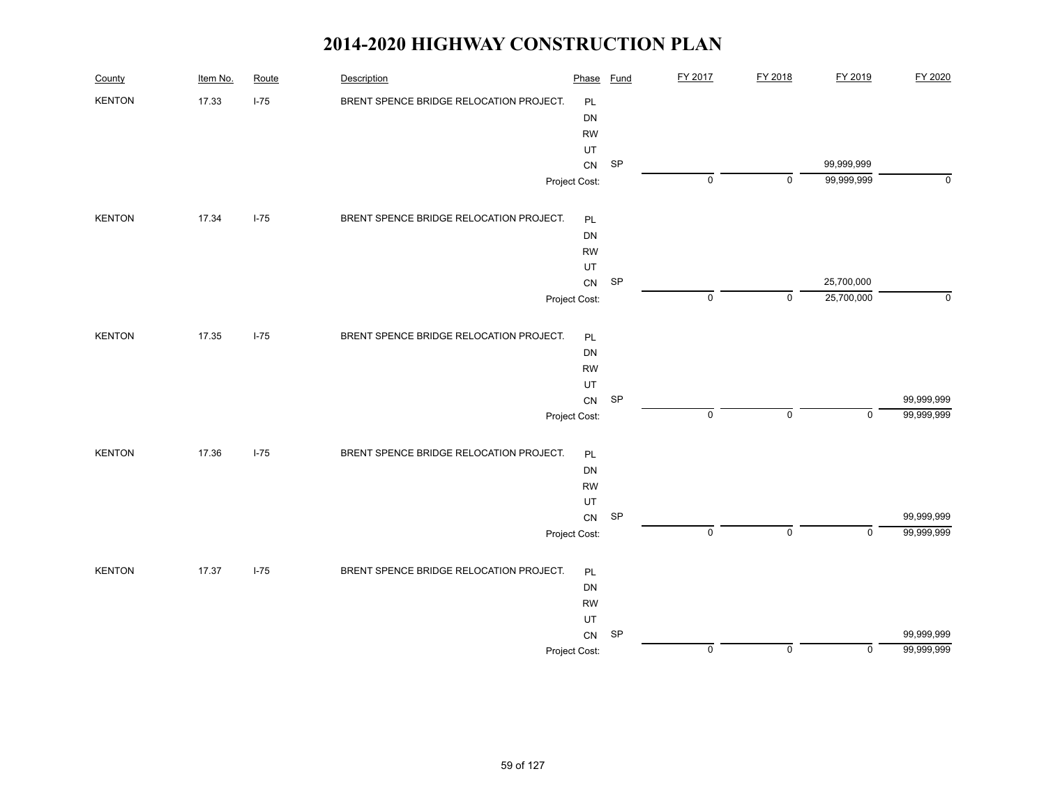# 2014-2020 HIGHWAY CONSTRUCTION PLAN

| County | Item No. | Route | Description | Phase | Fund | FY 2017 | FY 2018 | FY 2019 | FY 2020 |
|---|---|---|---|---|---|---|---|---|---|
| KENTON | 17.33 | I-75 | BRENT SPENCE BRIDGE RELOCATION PROJECT. | PL | | | | | |
| | | | | DN | | | | | |
| | | | | RW | | | | | |
| | | | | UT | | | | | |
| | | | | CN | SP | | | 99,999,999 | |
| | | | | Project Cost: | | 0 | 0 | 99,999,999 | 0 |
| KENTON | 17.34 | I-75 | BRENT SPENCE BRIDGE RELOCATION PROJECT. | PL | | | | | |
| | | | | DN | | | | | |
| | | | | RW | | | | | |
| | | | | UT | | | | | |
| | | | | CN | SP | | | 25,700,000 | |
| | | | | Project Cost: | | 0 | 0 | 25,700,000 | 0 |
| KENTON | 17.35 | I-75 | BRENT SPENCE BRIDGE RELOCATION PROJECT. | PL | | | | | |
| | | | | DN | | | | | |
| | | | | RW | | | | | |
| | | | | UT | | | | | |
| | | | | CN | SP | | | | 99,999,999 |
| | | | | Project Cost: | | 0 | 0 | 0 | 99,999,999 |
| KENTON | 17.36 | I-75 | BRENT SPENCE BRIDGE RELOCATION PROJECT. | PL | | | | | |
| | | | | DN | | | | | |
| | | | | RW | | | | | |
| | | | | UT | | | | | |
| | | | | CN | SP | | | | 99,999,999 |
| | | | | Project Cost: | | 0 | 0 | 0 | 99,999,999 |
| KENTON | 17.37 | I-75 | BRENT SPENCE BRIDGE RELOCATION PROJECT. | PL | | | | | |
| | | | | DN | | | | | |
| | | | | RW | | | | | |
| | | | | UT | | | | | |
| | | | | CN | SP | | | | 99,999,999 |
| | | | | Project Cost: | | 0 | 0 | 0 | 99,999,999 |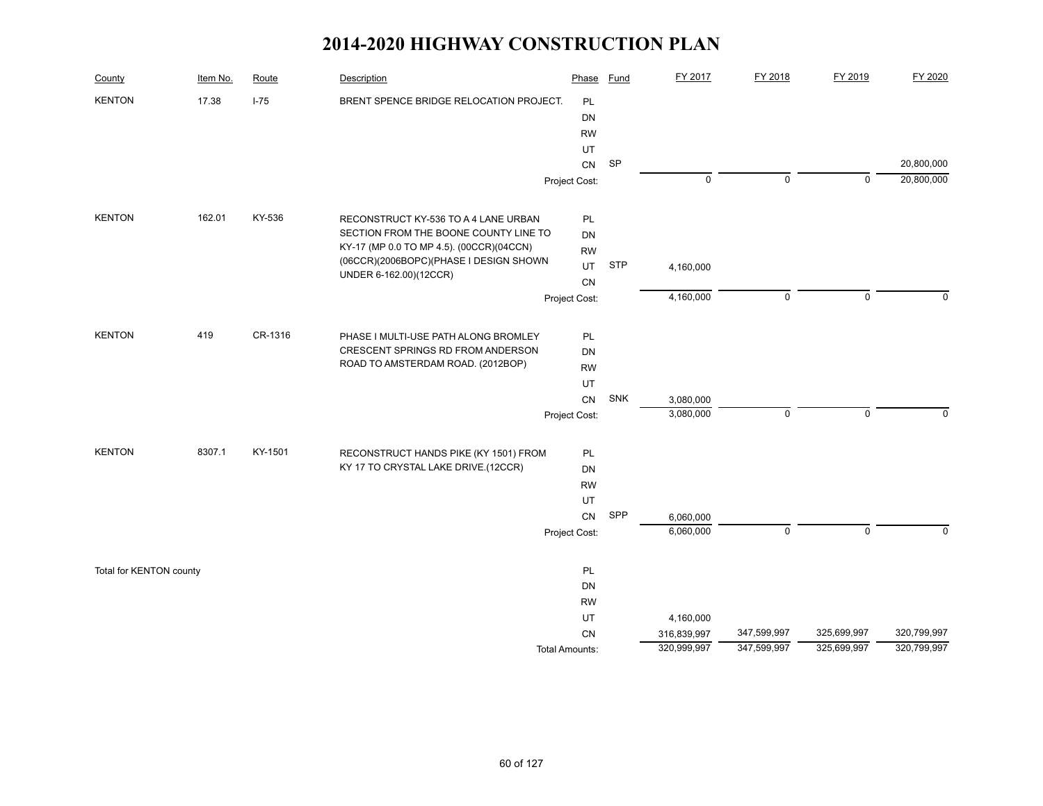# 2014-2020 HIGHWAY CONSTRUCTION PLAN

| County | Item No. | Route | Description | Phase | Fund | FY 2017 | FY 2018 | FY 2019 | FY 2020 |
|---|---|---|---|---|---|---|---|---|---|
| KENTON | 17.38 | I-75 | BRENT SPENCE BRIDGE RELOCATION PROJECT. | PL | | | | | |
| | | | | DN | | | | | |
| | | | | RW | | | | | |
| | | | | UT | | | | | |
| | | | | CN | SP | | | | 20,800,000 |
| | | | | Project Cost: | | 0 | 0 | 0 | 20,800,000 |
| KENTON | 162.01 | KY-536 | RECONSTRUCT KY-536 TO A 4 LANE URBAN SECTION FROM THE BOONE COUNTY LINE TO KY-17 (MP 0.0 TO MP 4.5). (00CCR)(04CCN)(06CCR)(2006BOPC)(PHASE I DESIGN SHOWN UNDER 6-162.00)(12CCR) | PL | | | | | |
| | | | | DN | | | | | |
| | | | | RW | | | | | |
| | | | | UT | STP | 4,160,000 | | | |
| | | | | CN | | | | | |
| | | | | Project Cost: | | 4,160,000 | 0 | 0 | 0 |
| KENTON | 419 | CR-1316 | PHASE I MULTI-USE PATH ALONG BROMLEY CRESCENT SPRINGS RD FROM ANDERSON ROAD TO AMSTERDAM ROAD. (2012BOP) | PL | | | | | |
| | | | | DN | | | | | |
| | | | | RW | | | | | |
| | | | | UT | | | | | |
| | | | | CN | SNK | 3,080,000 | | | |
| | | | | Project Cost: | | 3,080,000 | 0 | 0 | 0 |
| KENTON | 8307.1 | KY-1501 | RECONSTRUCT HANDS PIKE (KY 1501) FROM KY 17 TO CRYSTAL LAKE DRIVE.(12CCR) | PL | | | | | |
| | | | | DN | | | | | |
| | | | | RW | | | | | |
| | | | | UT | | | | | |
| | | | | CN | SPP | 6,060,000 | | | |
| | | | | Project Cost: | | 6,060,000 | 0 | 0 | 0 |
| Total for KENTON county | | | | PL | | | | | |
| | | | | DN | | | | | |
| | | | | RW | | | | | |
| | | | | UT | | 4,160,000 | | | |
| | | | | CN | | 316,839,997 | 347,599,997 | 325,699,997 | 320,799,997 |
| | | | | Total Amounts: | | 320,999,997 | 347,599,997 | 325,699,997 | 320,799,997 |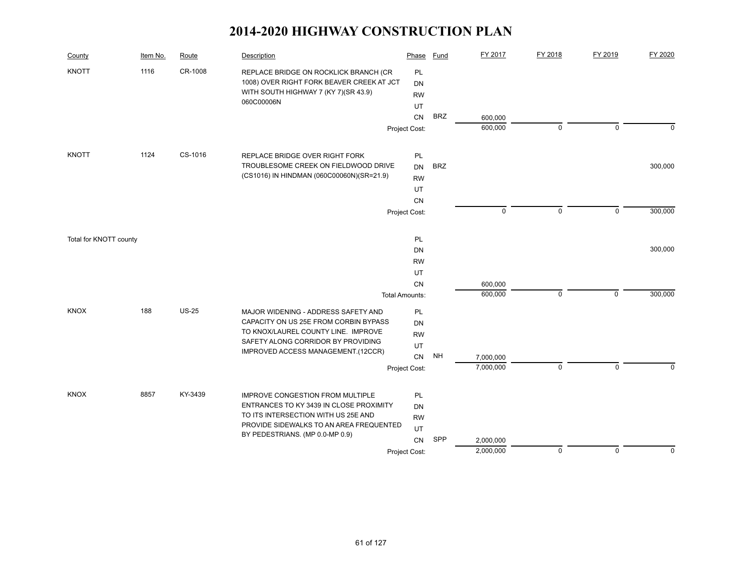# 2014-2020 HIGHWAY CONSTRUCTION PLAN

| County | Item No. | Route | Description | Phase | Fund | FY 2017 | FY 2018 | FY 2019 | FY 2020 |
|---|---|---|---|---|---|---|---|---|---|
| KNOTT | 1116 | CR-1008 | REPLACE BRIDGE ON ROCKLICK BRANCH (CR 1008) OVER RIGHT FORK BEAVER CREEK AT JCT WITH SOUTH HIGHWAY 7 (KY 7)(SR 43.9) 060C00006N | PL | | | | | |
| | | | | DN | | | | | |
| | | | | RW | | | | | |
| | | | | UT | | | | | |
| | | | | CN | BRZ | 600,000 | | | |
| | | | | Project Cost: | | 600,000 | 0 | 0 | 0 |
| KNOTT | 1124 | CS-1016 | REPLACE BRIDGE OVER RIGHT FORK TROUBLESOME CREEK ON FIELDWOOD DRIVE (CS1016) IN HINDMAN (060C00060N)(SR=21.9) | PL | | | | | |
| | | | | DN | BRZ | | | | 300,000 |
| | | | | RW | | | | | |
| | | | | UT | | | | | |
| | | | | CN | | | | | |
| | | | | Project Cost: | | 0 | 0 | 0 | 300,000 |
| Total for KNOTT county | | | | PL | | | | | |
| | | | | DN | | | | | 300,000 |
| | | | | RW | | | | | |
| | | | | UT | | | | | |
| | | | | CN | | 600,000 | | | |
| | | | | Total Amounts: | | 600,000 | 0 | 0 | 300,000 |
| KNOX | 188 | US-25 | MAJOR WIDENING - ADDRESS SAFETY AND CAPACITY ON US 25E FROM CORBIN BYPASS TO KNOX/LAUREL COUNTY LINE. IMPROVE SAFETY ALONG CORRIDOR BY PROVIDING IMPROVED ACCESS MANAGEMENT.(12CCR) | PL | | | | | |
| | | | | DN | | | | | |
| | | | | RW | | | | | |
| | | | | UT | | | | | |
| | | | | CN | NH | 7,000,000 | | | |
| | | | | Project Cost: | | 7,000,000 | 0 | 0 | 0 |
| KNOX | 8857 | KY-3439 | IMPROVE CONGESTION FROM MULTIPLE ENTRANCES TO KY 3439 IN CLOSE PROXIMITY TO ITS INTERSECTION WITH US 25E AND PROVIDE SIDEWALKS TO AN AREA FREQUENTED BY PEDESTRIANS. (MP 0.0-MP 0.9) | PL | | | | | |
| | | | | DN | | | | | |
| | | | | RW | | | | | |
| | | | | UT | | | | | |
| | | | | CN | SPP | 2,000,000 | | | |
| | | | | Project Cost: | | 2,000,000 | 0 | 0 | 0 |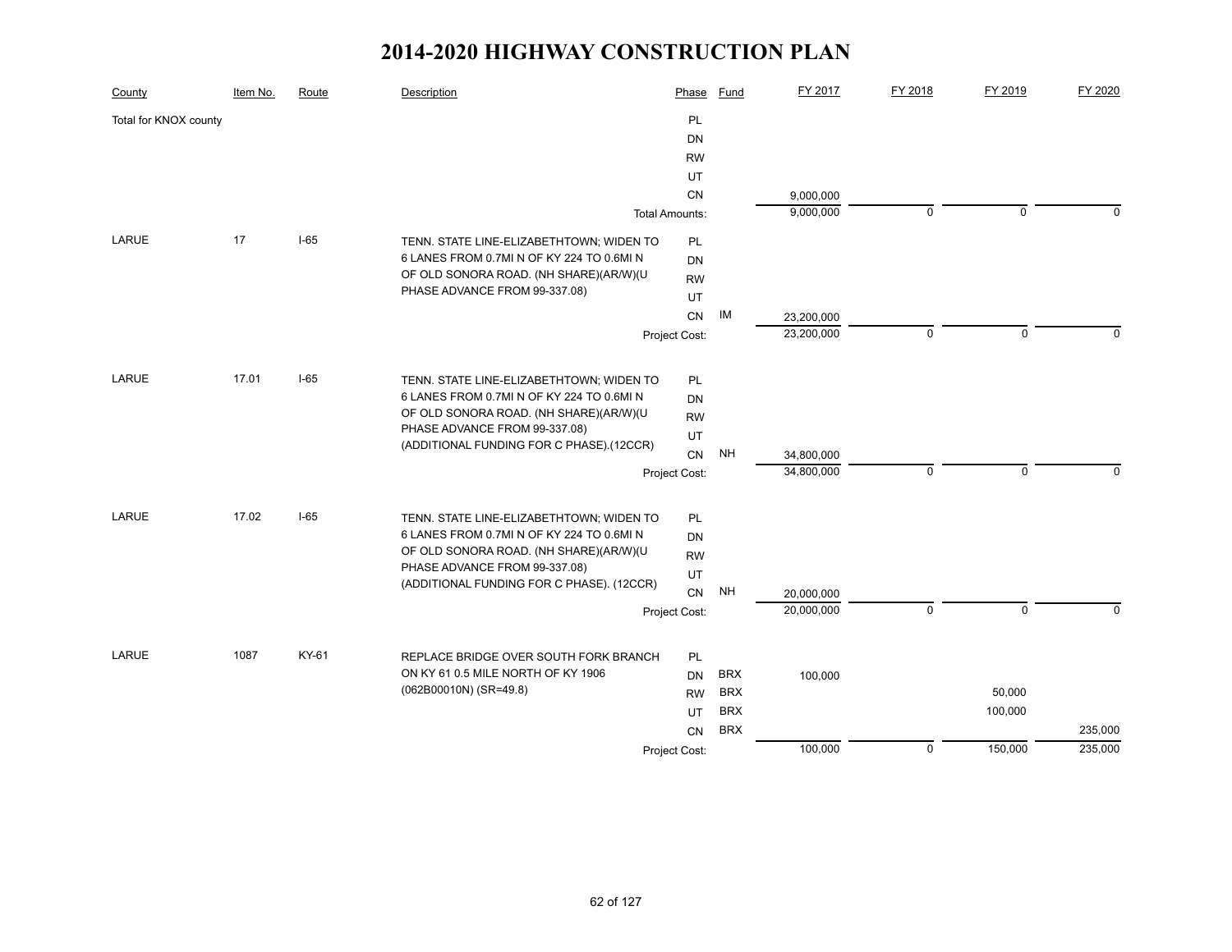# 2014-2020 HIGHWAY CONSTRUCTION PLAN

| County | Item No. | Route | Description | Phase | Fund | FY 2017 | FY 2018 | FY 2019 | FY 2020 |
|---|---|---|---|---|---|---|---|---|---|
| Total for KNOX county | | | | PL | | | | | |
| | | | | DN | | | | | |
| | | | | RW | | | | | |
| | | | | UT | | | | | |
| | | | | CN | | 9,000,000 | | | |
| | | | | Total Amounts: | | 9,000,000 | 0 | 0 | 0 |
| LARUE | 17 | I-65 | TENN. STATE LINE-ELIZABETHTOWN; WIDEN TO 6 LANES FROM 0.7MI N OF KY 224 TO 0.6MI N OF OLD SONORA ROAD. (NH SHARE)(AR/W)(U PHASE ADVANCE FROM 99-337.08) | PL | | | | | |
| | | | | DN | | | | | |
| | | | | RW | | | | | |
| | | | | UT | | | | | |
| | | | | CN | IM | 23,200,000 | | | |
| | | | | Project Cost: | | 23,200,000 | 0 | 0 | 0 |
| LARUE | 17.01 | I-65 | TENN. STATE LINE-ELIZABETHTOWN; WIDEN TO 6 LANES FROM 0.7MI N OF KY 224 TO 0.6MI N OF OLD SONORA ROAD. (NH SHARE)(AR/W)(U PHASE ADVANCE FROM 99-337.08) (ADDITIONAL FUNDING FOR C PHASE).(12CCR) | PL | | | | | |
| | | | | DN | | | | | |
| | | | | RW | | | | | |
| | | | | UT | | | | | |
| | | | | CN | NH | 34,800,000 | | | |
| | | | | Project Cost: | | 34,800,000 | 0 | 0 | 0 |
| LARUE | 17.02 | I-65 | TENN. STATE LINE-ELIZABETHTOWN; WIDEN TO 6 LANES FROM 0.7MI N OF KY 224 TO 0.6MI N OF OLD SONORA ROAD. (NH SHARE)(AR/W)(U PHASE ADVANCE FROM 99-337.08) (ADDITIONAL FUNDING FOR C PHASE). (12CCR) | PL | | | | | |
| | | | | DN | | | | | |
| | | | | RW | | | | | |
| | | | | UT | | | | | |
| | | | | CN | NH | 20,000,000 | | | |
| | | | | Project Cost: | | 20,000,000 | 0 | 0 | 0 |
| LARUE | 1087 | KY-61 | REPLACE BRIDGE OVER SOUTH FORK BRANCH ON KY 61 0.5 MILE NORTH OF KY 1906 (062B00010N) (SR=49.8) | PL | | | | | |
| | | | | DN | BRX | 100,000 | | | |
| | | | | RW | BRX | | | 50,000 | |
| | | | | UT | BRX | | | 100,000 | |
| | | | | CN | BRX | | | | 235,000 |
| | | | | Project Cost: | | 100,000 | 0 | 150,000 | 235,000 |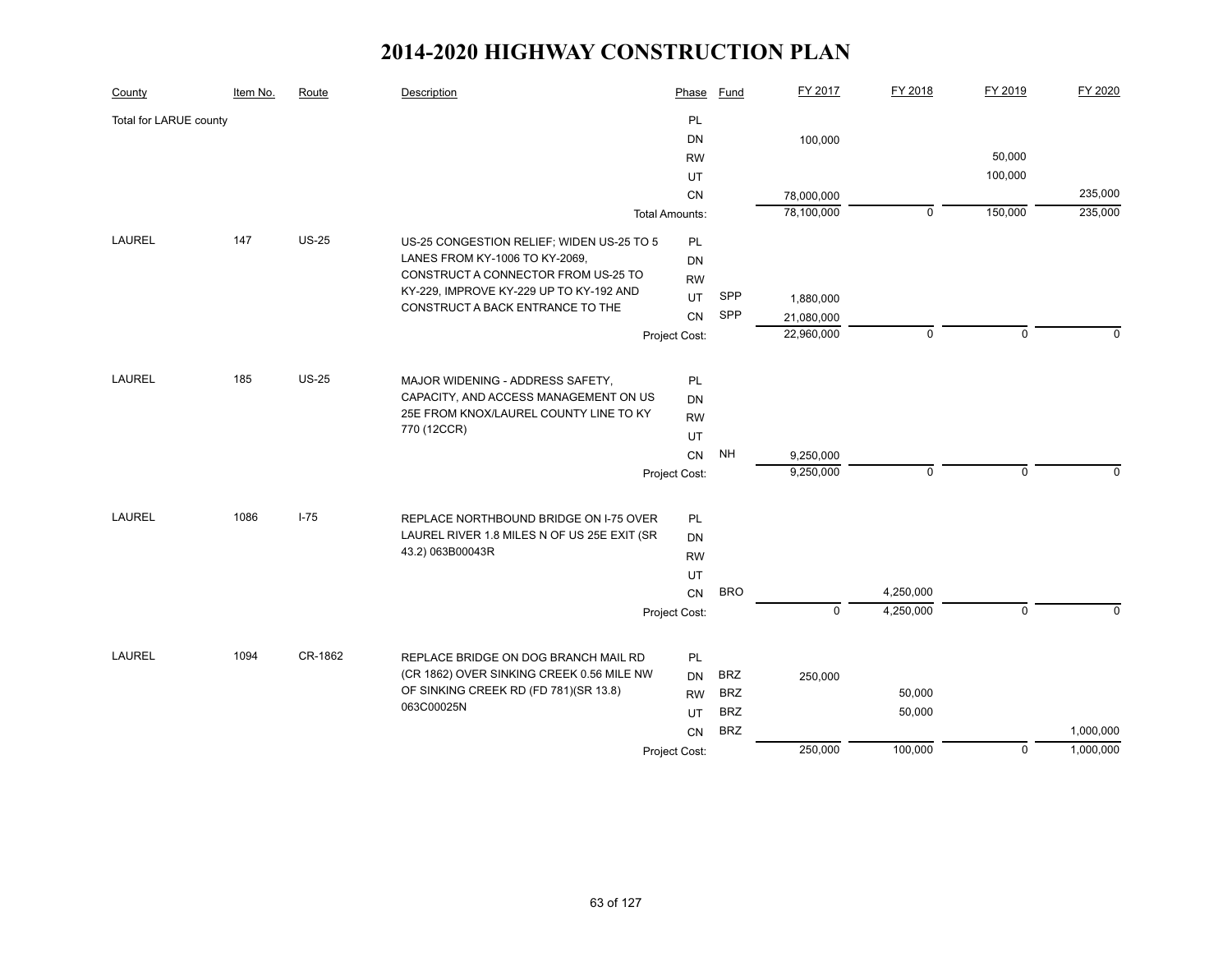# 2014-2020 HIGHWAY CONSTRUCTION PLAN

| County | Item No. | Route | Description | Phase | Fund | FY 2017 | FY 2018 | FY 2019 | FY 2020 |
|---|---|---|---|---|---|---|---|---|---|
| Total for LARUE county | | | | PL | | | | | |
| | | | | DN | | 100,000 | | | |
| | | | | RW | | | | 50,000 | |
| | | | | UT | | | | 100,000 | |
| | | | | CN | | 78,000,000 | | | 235,000 |
| | | | | Total Amounts: | | 78,100,000 | 0 | 150,000 | 235,000 |
| LAUREL | 147 | US-25 | US-25 CONGESTION RELIEF; WIDEN US-25 TO 5 LANES FROM KY-1006 TO KY-2069, CONSTRUCT A CONNECTOR FROM US-25 TO KY-229, IMPROVE KY-229 UP TO KY-192 AND CONSTRUCT A BACK ENTRANCE TO THE | PL | | | | | |
| | | | | DN | | | | | |
| | | | | RW | | | | | |
| | | | | UT | SPP | 1,880,000 | | | |
| | | | | CN | SPP | 21,080,000 | | | |
| | | | | Project Cost: | | 22,960,000 | 0 | 0 | 0 |
| LAUREL | 185 | US-25 | MAJOR WIDENING - ADDRESS SAFETY, CAPACITY, AND ACCESS MANAGEMENT ON US 25E FROM KNOX/LAUREL COUNTY LINE TO KY 770 (12CCR) | PL | | | | | |
| | | | | DN | | | | | |
| | | | | RW | | | | | |
| | | | | UT | | | | | |
| | | | | CN | NH | 9,250,000 | | | |
| | | | | Project Cost: | | 9,250,000 | 0 | 0 | 0 |
| LAUREL | 1086 | I-75 | REPLACE NORTHBOUND BRIDGE ON I-75 OVER LAUREL RIVER 1.8 MILES N OF US 25E EXIT (SR 43.2) 063B00043R | PL | | | | | |
| | | | | DN | | | | | |
| | | | | RW | | | | | |
| | | | | UT | | | | | |
| | | | | CN | BRO | | 4,250,000 | | |
| | | | | Project Cost: | | 0 | 4,250,000 | 0 | 0 |
| LAUREL | 1094 | CR-1862 | REPLACE BRIDGE ON DOG BRANCH MAIL RD (CR 1862) OVER SINKING CREEK 0.56 MILE NW OF SINKING CREEK RD (FD 781)(SR 13.8) 063C00025N | PL | | | | | |
| | | | | DN | BRZ | 250,000 | | | |
| | | | | RW | BRZ | | 50,000 | | |
| | | | | UT | BRZ | | 50,000 | | |
| | | | | CN | BRZ | | | | 1,000,000 |
| | | | | Project Cost: | | 250,000 | 100,000 | 0 | 1,000,000 |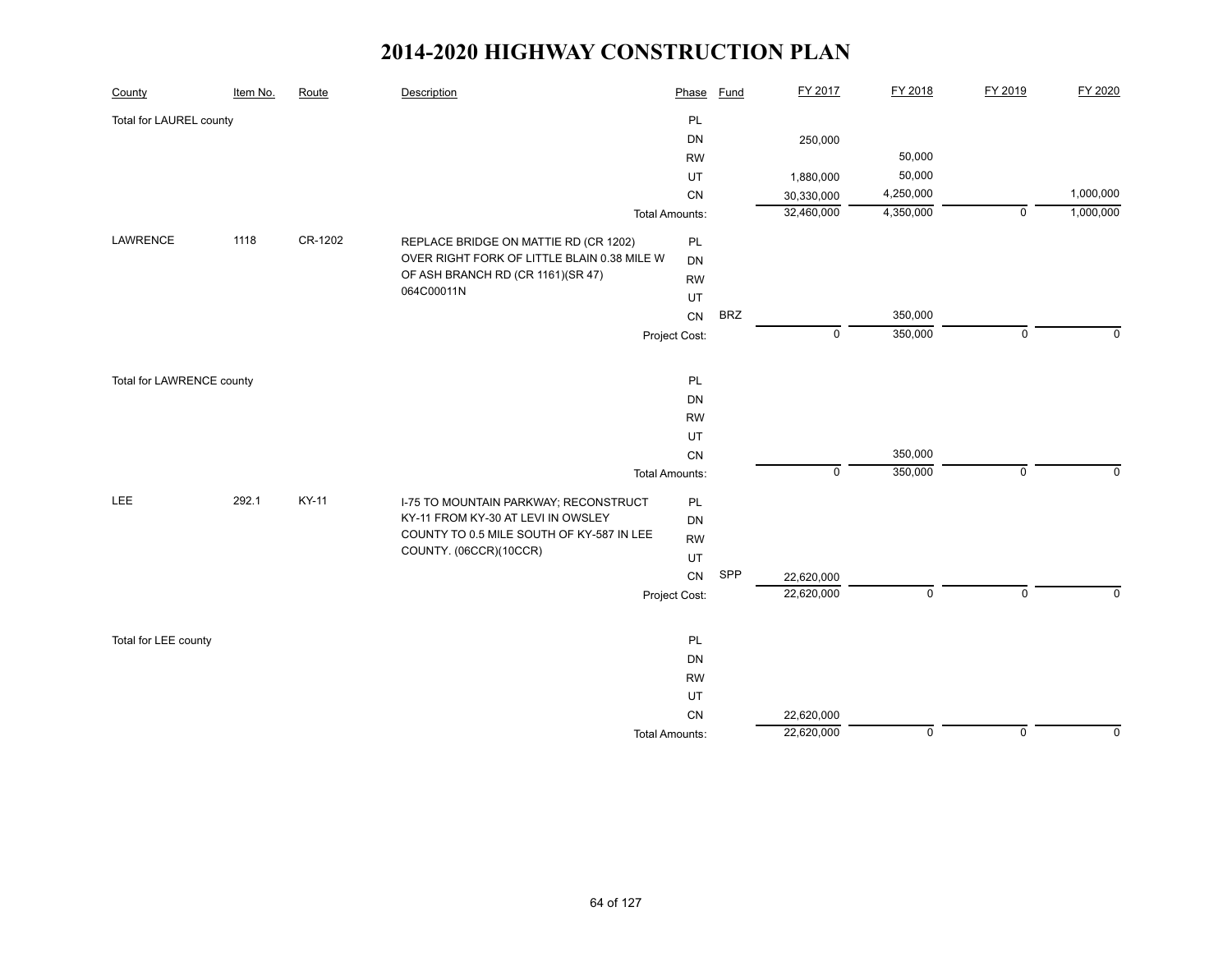# 2014-2020 HIGHWAY CONSTRUCTION PLAN

| County | Item No. | Route | Description | Phase | Fund | FY 2017 | FY 2018 | FY 2019 | FY 2020 |
|---|---|---|---|---|---|---|---|---|---|
| Total for LAUREL county | | | | PL | | | | | |
| | | | | DN | | 250,000 | | | |
| | | | | RW | | | 50,000 | | |
| | | | | UT | | 1,880,000 | 50,000 | | |
| | | | | CN | | 30,330,000 | 4,250,000 | | 1,000,000 |
| | | | | Total Amounts: | | 32,460,000 | 4,350,000 | 0 | 1,000,000 |
| LAWRENCE | 1118 | CR-1202 | REPLACE BRIDGE ON MATTIE RD (CR 1202) OVER RIGHT FORK OF LITTLE BLAIN 0.38 MILE W OF ASH BRANCH RD (CR 1161)(SR 47) 064C00011N | PL | | | | | |
| | | | | DN | | | | | |
| | | | | RW | | | | | |
| | | | | UT | | | | | |
| | | | | CN | BRZ | | 350,000 | | |
| | | | | Project Cost: | | 0 | 350,000 | 0 | 0 |
| Total for LAWRENCE county | | | | PL | | | | | |
| | | | | DN | | | | | |
| | | | | RW | | | | | |
| | | | | UT | | | | | |
| | | | | CN | | | 350,000 | | |
| | | | | Total Amounts: | | 0 | 350,000 | 0 | 0 |
| LEE | 292.1 | KY-11 | I-75 TO MOUNTAIN PARKWAY; RECONSTRUCT KY-11 FROM KY-30 AT LEVI IN OWSLEY COUNTY TO 0.5 MILE SOUTH OF KY-587 IN LEE COUNTY. (06CCR)(10CCR) | PL | | | | | |
| | | | | DN | | | | | |
| | | | | RW | | | | | |
| | | | | UT | | | | | |
| | | | | CN | SPP | 22,620,000 | | | |
| | | | | Project Cost: | | 22,620,000 | 0 | 0 | 0 |
| Total for LEE county | | | | PL | | | | | |
| | | | | DN | | | | | |
| | | | | RW | | | | | |
| | | | | UT | | | | | |
| | | | | CN | | 22,620,000 | | | |
| | | | | Total Amounts: | | 22,620,000 | 0 | 0 | 0 |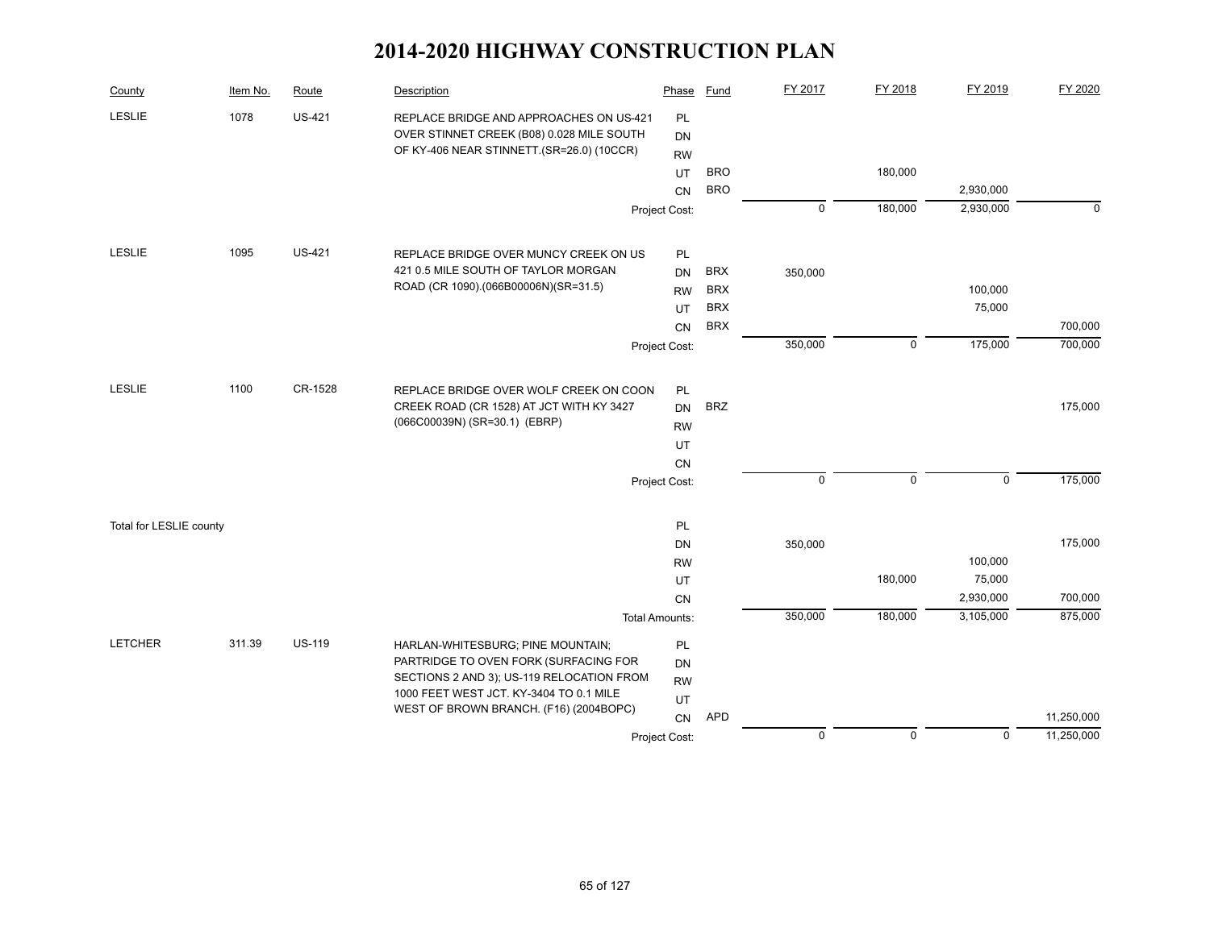# 2014-2020 HIGHWAY CONSTRUCTION PLAN

| County | Item No. | Route | Description | Phase | Fund | FY 2017 | FY 2018 | FY 2019 | FY 2020 |
|---|---|---|---|---|---|---|---|---|---|
| LESLIE | 1078 | US-421 | REPLACE BRIDGE AND APPROACHES ON US-421 OVER STINNET CREEK (B08) 0.028 MILE SOUTH OF KY-406 NEAR STINNETT.(SR=26.0) (10CCR) | PL | | | | | |
| | | | | DN | | | | | |
| | | | | RW | | | | | |
| | | | | UT | BRO | | 180,000 | | |
| | | | | CN | BRO | | | 2,930,000 | |
| | | | | Project Cost: | | 0 | 180,000 | 2,930,000 | 0 |
| LESLIE | 1095 | US-421 | REPLACE BRIDGE OVER MUNCY CREEK ON US 421 0.5 MILE SOUTH OF TAYLOR MORGAN ROAD (CR 1090).(066B00006N)(SR=31.5) | PL | | | | | |
| | | | | DN | BRX | 350,000 | | | |
| | | | | RW | BRX | | | 100,000 | |
| | | | | UT | BRX | | | 75,000 | |
| | | | | CN | BRX | | | | 700,000 |
| | | | | Project Cost: | | 350,000 | 0 | 175,000 | 700,000 |
| LESLIE | 1100 | CR-1528 | REPLACE BRIDGE OVER WOLF CREEK ON COON CREEK ROAD (CR 1528) AT JCT WITH KY 3427 (066C00039N) (SR=30.1) (EBRP) | PL | | | | | |
| | | | | DN | BRZ | | | | 175,000 |
| | | | | RW | | | | | |
| | | | | UT | | | | | |
| | | | | CN | | | | | |
| | | | | Project Cost: | | 0 | 0 | 0 | 175,000 |
| Total for LESLIE county | | | | PL | | | | | |
| | | | | DN | | 350,000 | | | 175,000 |
| | | | | RW | | | | 100,000 | |
| | | | | UT | | | 180,000 | 75,000 | |
| | | | | CN | | | | 2,930,000 | 700,000 |
| | | | | Total Amounts: | | 350,000 | 180,000 | 3,105,000 | 875,000 |
| LETCHER | 311.39 | US-119 | HARLAN-WHITESBURG; PINE MOUNTAIN; PARTRIDGE TO OVEN FORK (SURFACING FOR SECTIONS 2 AND 3); US-119 RELOCATION FROM 1000 FEET WEST JCT. KY-3404 TO 0.1 MILE WEST OF BROWN BRANCH. (F16) (2004BOPC) | PL | | | | | |
| | | | | DN | | | | | |
| | | | | RW | | | | | |
| | | | | UT | | | | | |
| | | | | CN | APD | | | | 11,250,000 |
| | | | | Project Cost: | | 0 | 0 | 0 | 11,250,000 |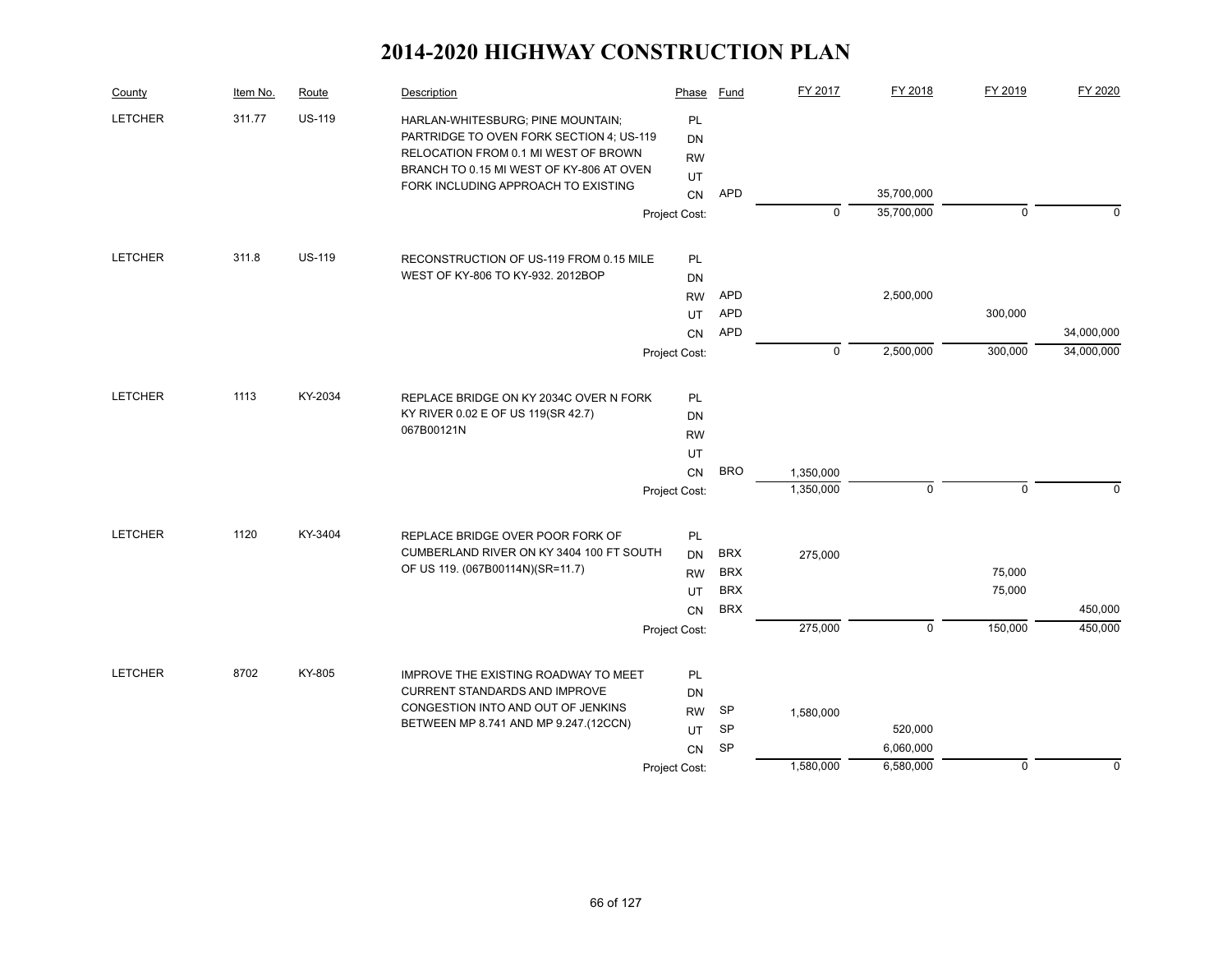# 2014-2020 HIGHWAY CONSTRUCTION PLAN

| County | Item No. | Route | Description | Phase | Fund | FY 2017 | FY 2018 | FY 2019 | FY 2020 |
|---|---|---|---|---|---|---|---|---|---|
| LETCHER | 311.77 | US-119 | HARLAN-WHITESBURG; PINE MOUNTAIN; PARTRIDGE TO OVEN FORK SECTION 4; US-119 RELOCATION FROM 0.1 MI WEST OF BROWN BRANCH TO 0.15 MI WEST OF KY-806 AT OVEN FORK INCLUDING APPROACH TO EXISTING | PL | | | | | |
| | | | | DN | | | | | |
| | | | | RW | | | | | |
| | | | | UT | | | | | |
| | | | | CN | APD | | 35,700,000 | | |
| | | | | Project Cost: | | 0 | 35,700,000 | 0 | 0 |
| LETCHER | 311.8 | US-119 | RECONSTRUCTION OF US-119 FROM 0.15 MILE WEST OF KY-806 TO KY-932. 2012BOP | PL | | | | | |
| | | | | DN | | | | | |
| | | | | RW | APD | | 2,500,000 | | |
| | | | | UT | APD | | | 300,000 | |
| | | | | CN | APD | | | | 34,000,000 |
| | | | | Project Cost: | | 0 | 2,500,000 | 300,000 | 34,000,000 |
| LETCHER | 1113 | KY-2034 | REPLACE BRIDGE ON KY 2034C OVER N FORK KY RIVER 0.02 E OF US 119(SR 42.7) 067B00121N | PL | | | | | |
| | | | | DN | | | | | |
| | | | | RW | | | | | |
| | | | | UT | | | | | |
| | | | | CN | BRO | 1,350,000 | | | |
| | | | | Project Cost: | | 1,350,000 | 0 | 0 | 0 |
| LETCHER | 1120 | KY-3404 | REPLACE BRIDGE OVER POOR FORK OF CUMBERLAND RIVER ON KY 3404 100 FT SOUTH OF US 119. (067B00114N)(SR=11.7) | PL | | | | | |
| | | | | DN | BRX | 275,000 | | | |
| | | | | RW | BRX | | | 75,000 | |
| | | | | UT | BRX | | | 75,000 | |
| | | | | CN | BRX | | | | 450,000 |
| | | | | Project Cost: | | 275,000 | 0 | 150,000 | 450,000 |
| LETCHER | 8702 | KY-805 | IMPROVE THE EXISTING ROADWAY TO MEET CURRENT STANDARDS AND IMPROVE CONGESTION INTO AND OUT OF JENKINS BETWEEN MP 8.741 AND MP 9.247.(12CCN) | PL | | | | | |
| | | | | DN | | | | | |
| | | | | RW | SP | 1,580,000 | | | |
| | | | | UT | SP | | 520,000 | | |
| | | | | CN | SP | | 6,060,000 | | |
| | | | | Project Cost: | | 1,580,000 | 6,580,000 | 0 | 0 |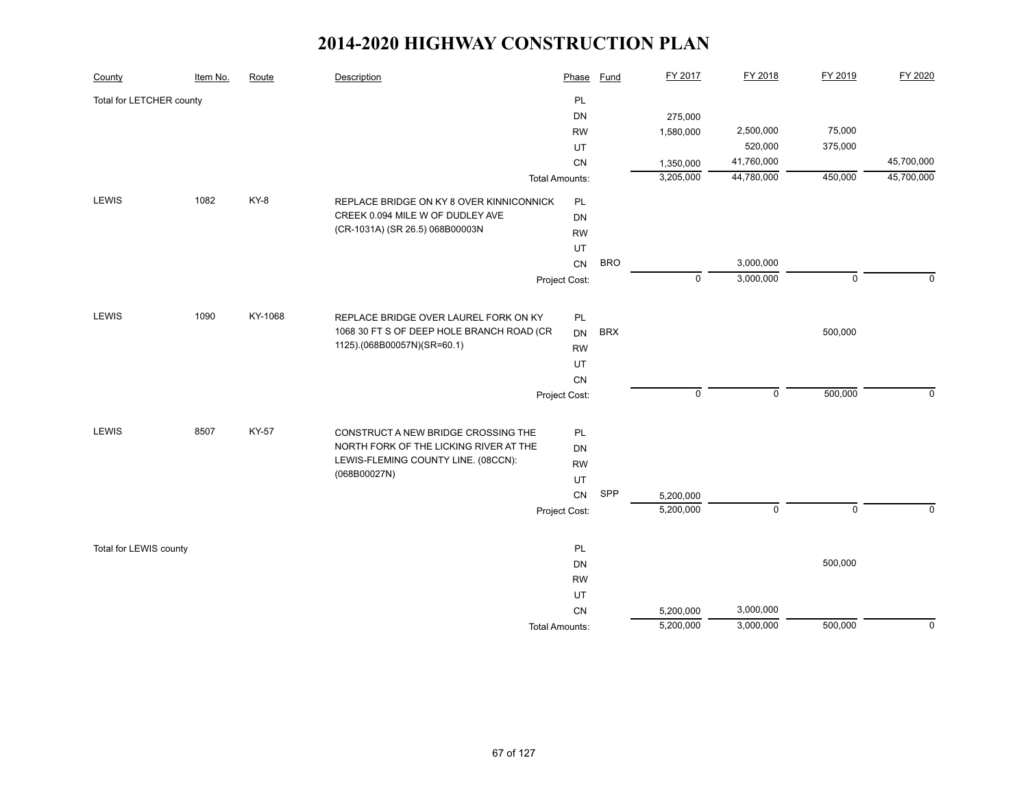# 2014-2020 HIGHWAY CONSTRUCTION PLAN

| County | Item No. | Route | Description | Phase | Fund | FY 2017 | FY 2018 | FY 2019 | FY 2020 |
|---|---|---|---|---|---|---|---|---|---|
| Total for LETCHER county | | | | PL | | | | | |
| | | | | DN | | 275,000 | | | |
| | | | | RW | | 1,580,000 | 2,500,000 | 75,000 | |
| | | | | UT | | | 520,000 | 375,000 | |
| | | | | CN | | 1,350,000 | 41,760,000 | | 45,700,000 |
| | | | | Total Amounts: | | 3,205,000 | 44,780,000 | 450,000 | 45,700,000 |
| LEWIS | 1082 | KY-8 | REPLACE BRIDGE ON KY 8 OVER KINNICONNICK CREEK 0.094 MILE W OF DUDLEY AVE (CR-1031A) (SR 26.5) 068B00003N | PL | | | | | |
| | | | | DN | | | | | |
| | | | | RW | | | | | |
| | | | | UT | | | | | |
| | | | | CN | BRO | | 3,000,000 | | |
| | | | | Project Cost: | | 0 | 3,000,000 | 0 | 0 |
| LEWIS | 1090 | KY-1068 | REPLACE BRIDGE OVER LAUREL FORK ON KY 1068 30 FT S OF DEEP HOLE BRANCH ROAD (CR 1125).(068B00057N)(SR=60.1) | PL | | | | | |
| | | | | DN | BRX | | | 500,000 | |
| | | | | RW | | | | | |
| | | | | UT | | | | | |
| | | | | CN | | | | | |
| | | | | Project Cost: | | 0 | 0 | 500,000 | 0 |
| LEWIS | 8507 | KY-57 | CONSTRUCT A NEW BRIDGE CROSSING THE NORTH FORK OF THE LICKING RIVER AT THE LEWIS-FLEMING COUNTY LINE. (08CCN): (068B00027N) | PL | | | | | |
| | | | | DN | | | | | |
| | | | | RW | | | | | |
| | | | | UT | | | | | |
| | | | | CN | SPP | 5,200,000 | | | |
| | | | | Project Cost: | | 5,200,000 | 0 | 0 | 0 |
| Total for LEWIS county | | | | PL | | | | | |
| | | | | DN | | | | 500,000 | |
| | | | | RW | | | | | |
| | | | | UT | | | | | |
| | | | | CN | | 5,200,000 | 3,000,000 | | |
| | | | | Total Amounts: | | 5,200,000 | 3,000,000 | 500,000 | 0 |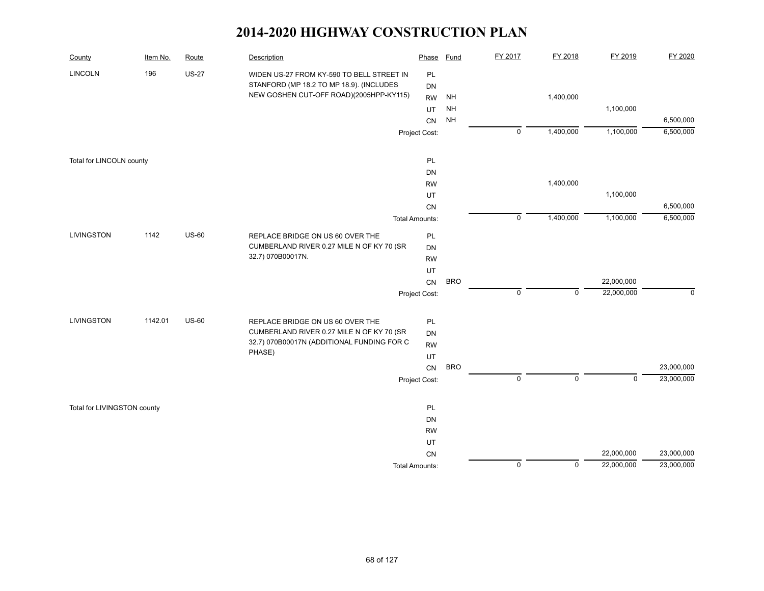# 2014-2020 HIGHWAY CONSTRUCTION PLAN

| County | Item No. | Route | Description | Phase | Fund | FY 2017 | FY 2018 | FY 2019 | FY 2020 |
|---|---|---|---|---|---|---|---|---|---|
| LINCOLN | 196 | US-27 | WIDEN US-27 FROM KY-590 TO BELL STREET IN STANFORD (MP 18.2 TO MP 18.9). (INCLUDES NEW GOSHEN CUT-OFF ROAD)(2005HPP-KY115) | PL | | | | | |
| | | | | DN | | | | | |
| | | | | RW | NH | | 1,400,000 | | |
| | | | | UT | NH | | | 1,100,000 | |
| | | | | CN | NH | | | | 6,500,000 |
| | | | | Project Cost: | | 0 | 1,400,000 | 1,100,000 | 6,500,000 |
| Total for LINCOLN county | | | | PL | | | | | |
| | | | | DN | | | | | |
| | | | | RW | | | 1,400,000 | | |
| | | | | UT | | | | 1,100,000 | |
| | | | | CN | | | | | 6,500,000 |
| | | | | Total Amounts: | | 0 | 1,400,000 | 1,100,000 | 6,500,000 |
| LIVINGSTON | 1142 | US-60 | REPLACE BRIDGE ON US 60 OVER THE CUMBERLAND RIVER 0.27 MILE N OF KY 70 (SR 32.7) 070B00017N. | PL | | | | | |
| | | | | DN | | | | | |
| | | | | RW | | | | | |
| | | | | UT | | | | | |
| | | | | CN | BRO | | | 22,000,000 | |
| | | | | Project Cost: | | 0 | 0 | 22,000,000 | 0 |
| LIVINGSTON | 1142.01 | US-60 | REPLACE BRIDGE ON US 60 OVER THE CUMBERLAND RIVER 0.27 MILE N OF KY 70 (SR 32.7) 070B00017N (ADDITIONAL FUNDING FOR C PHASE) | PL | | | | | |
| | | | | DN | | | | | |
| | | | | RW | | | | | |
| | | | | UT | | | | | |
| | | | | CN | BRO | | | | 23,000,000 |
| | | | | Project Cost: | | 0 | 0 | 0 | 23,000,000 |
| Total for LIVINGSTON county | | | | PL | | | | | |
| | | | | DN | | | | | |
| | | | | RW | | | | | |
| | | | | UT | | | | | |
| | | | | CN | | | | 22,000,000 | 23,000,000 |
| | | | | Total Amounts: | | 0 | 0 | 22,000,000 | 23,000,000 |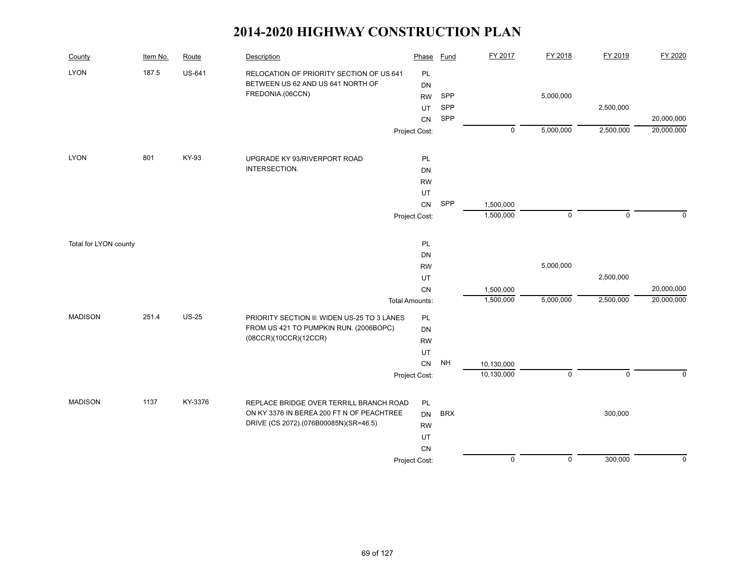# 2014-2020 HIGHWAY CONSTRUCTION PLAN

| County | Item No. | Route | Description | Phase | Fund | FY 2017 | FY 2018 | FY 2019 | FY 2020 |
|---|---|---|---|---|---|---|---|---|---|
| LYON | 187.5 | US-641 | RELOCATION OF PRIORITY SECTION OF US 641 BETWEEN US 62 AND US 641 NORTH OF FREDONIA.(06CCN) | PL | | | | | |
| | | | | DN | | | | | |
| | | | | RW | SPP | | 5,000,000 | | |
| | | | | UT | SPP | | | 2,500,000 | |
| | | | | CN | SPP | | | | 20,000,000 |
| | | | | Project Cost: | | 0 | 5,000,000 | 2,500,000 | 20,000,000 |
| LYON | 801 | KY-93 | UPGRADE KY 93/RIVERPORT ROAD INTERSECTION. | PL | | | | | |
| | | | | DN | | | | | |
| | | | | RW | | | | | |
| | | | | UT | | | | | |
| | | | | CN | SPP | 1,500,000 | | | |
| | | | | Project Cost: | | 1,500,000 | 0 | 0 | 0 |
| Total for LYON county | | | | PL | | | | | |
| | | | | DN | | | | | |
| | | | | RW | | | 5,000,000 | | |
| | | | | UT | | | | 2,500,000 | |
| | | | | CN | | 1,500,000 | | | 20,000,000 |
| | | | | Total Amounts: | | 1,500,000 | 5,000,000 | 2,500,000 | 20,000,000 |
| MADISON | 251.4 | US-25 | PRIORITY SECTION II: WIDEN US-25 TO 3 LANES FROM US 421 TO PUMPKIN RUN. (2006BOPC) (08CCR)(10CCR)(12CCR) | PL | | | | | |
| | | | | DN | | | | | |
| | | | | RW | | | | | |
| | | | | UT | | | | | |
| | | | | CN | NH | 10,130,000 | | | |
| | | | | Project Cost: | | 10,130,000 | 0 | 0 | 0 |
| MADISON | 1137 | KY-3376 | REPLACE BRIDGE OVER TERRILL BRANCH ROAD ON KY 3376 IN BEREA 200 FT N OF PEACHTREE DRIVE (CS 2072).(076B00085N)(SR=46.5) | PL | | | | | |
| | | | | DN | BRX | | | 300,000 | |
| | | | | RW | | | | | |
| | | | | UT | | | | | |
| | | | | CN | | | | | |
| | | | | Project Cost: | | 0 | 0 | 300,000 | 0 |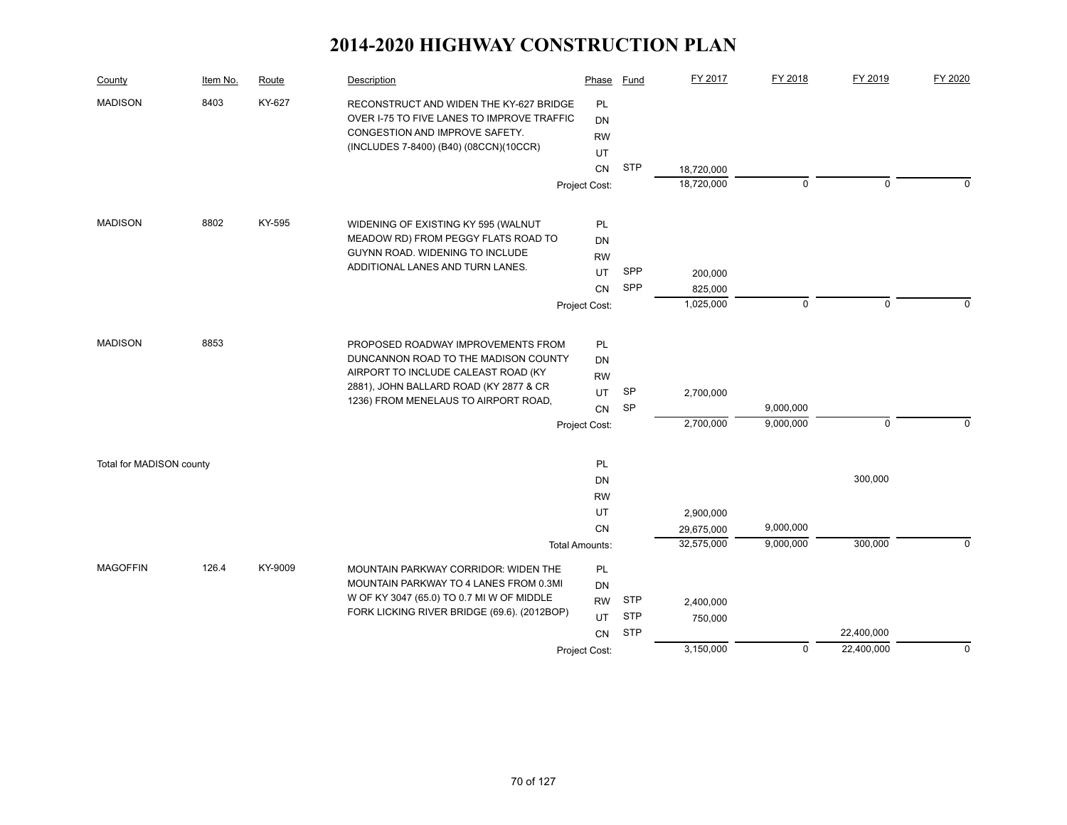# 2014-2020 HIGHWAY CONSTRUCTION PLAN

| County | Item No. | Route | Description | Phase | Fund | FY 2017 | FY 2018 | FY 2019 | FY 2020 |
|---|---|---|---|---|---|---|---|---|---|
| MADISON | 8403 | KY-627 | RECONSTRUCT AND WIDEN THE KY-627 BRIDGE OVER I-75 TO FIVE LANES TO IMPROVE TRAFFIC CONGESTION AND IMPROVE SAFETY. (INCLUDES 7-8400) (B40) (08CCN)(10CCR) | PL | | | | | |
| | | | | DN | | | | | |
| | | | | RW | | | | | |
| | | | | UT | | | | | |
| | | | | CN | STP | 18,720,000 | | | |
| | | | | Project Cost: | | 18,720,000 | 0 | 0 | 0 |
| MADISON | 8802 | KY-595 | WIDENING OF EXISTING KY 595 (WALNUT MEADOW RD) FROM PEGGY FLATS ROAD TO GUYNN ROAD. WIDENING TO INCLUDE ADDITIONAL LANES AND TURN LANES. | PL | | | | | |
| | | | | DN | | | | | |
| | | | | RW | | | | | |
| | | | | UT | SPP | 200,000 | | | |
| | | | | CN | SPP | 825,000 | | | |
| | | | | Project Cost: | | 1,025,000 | 0 | 0 | 0 |
| MADISON | 8853 | | PROPOSED ROADWAY IMPROVEMENTS FROM DUNCANNON ROAD TO THE MADISON COUNTY AIRPORT TO INCLUDE CALEAST ROAD (KY 2881), JOHN BALLARD ROAD (KY 2877 & CR 1236) FROM MENELAUS TO AIRPORT ROAD, | PL | | | | | |
| | | | | DN | | | | | |
| | | | | RW | | | | | |
| | | | | UT | SP | 2,700,000 | | | |
| | | | | CN | SP | | 9,000,000 | | |
| | | | | Project Cost: | | 2,700,000 | 9,000,000 | 0 | 0 |
| Total for MADISON county | | | | PL | | | | | |
| | | | | DN | | | | 300,000 | |
| | | | | RW | | | | | |
| | | | | UT | | 2,900,000 | | | |
| | | | | CN | | 29,675,000 | 9,000,000 | | |
| | | | | Total Amounts: | | 32,575,000 | 9,000,000 | 300,000 | 0 |
| MAGOFFIN | 126.4 | KY-9009 | MOUNTAIN PARKWAY CORRIDOR: WIDEN THE MOUNTAIN PARKWAY TO 4 LANES FROM 0.3MI W OF KY 3047 (65.0) TO 0.7 MI W OF MIDDLE FORK LICKING RIVER BRIDGE (69.6). (2012BOP) | PL | | | | | |
| | | | | DN | | | | | |
| | | | | RW | STP | 2,400,000 | | | |
| | | | | UT | STP | 750,000 | | | |
| | | | | CN | STP | | | 22,400,000 | |
| | | | | Project Cost: | | 3,150,000 | 0 | 22,400,000 | 0 |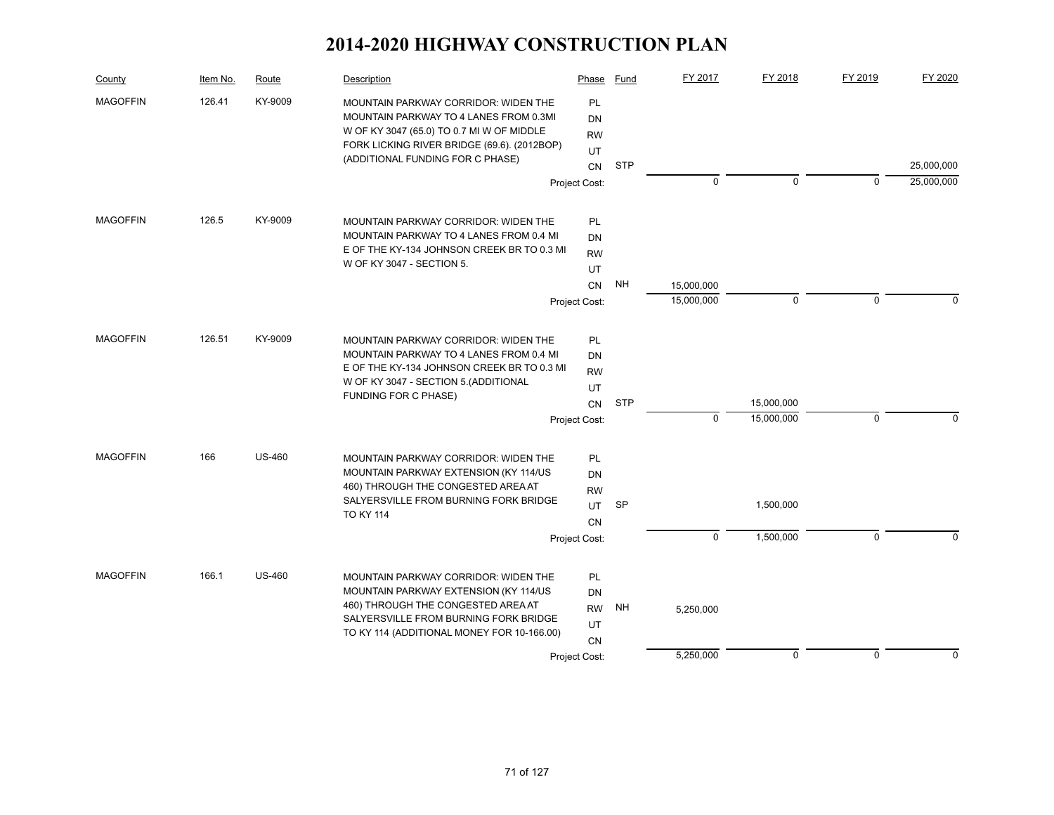# 2014-2020 HIGHWAY CONSTRUCTION PLAN

| County | Item No. | Route | Description | Phase | Fund | FY 2017 | FY 2018 | FY 2019 | FY 2020 |
|---|---|---|---|---|---|---|---|---|---|
| MAGOFFIN | 126.41 | KY-9009 | MOUNTAIN PARKWAY CORRIDOR: WIDEN THE MOUNTAIN PARKWAY TO 4 LANES FROM 0.3MI W OF KY 3047 (65.0) TO 0.7 MI W OF MIDDLE FORK LICKING RIVER BRIDGE (69.6). (2012BOP) (ADDITIONAL FUNDING FOR C PHASE) | PL | | | | | |
| | | | | DN | | | | | |
| | | | | RW | | | | | |
| | | | | UT | | | | | |
| | | | | CN | STP | | | | 25,000,000 |
| | | | | Project Cost: | | 0 | 0 | 0 | 25,000,000 |
| MAGOFFIN | 126.5 | KY-9009 | MOUNTAIN PARKWAY CORRIDOR: WIDEN THE MOUNTAIN PARKWAY TO 4 LANES FROM 0.4 MI E OF THE KY-134 JOHNSON CREEK BR TO 0.3 MI W OF KY 3047 - SECTION 5. | PL | | | | | |
| | | | | DN | | | | | |
| | | | | RW | | | | | |
| | | | | UT | | | | | |
| | | | | CN | NH | 15,000,000 | | | |
| | | | | Project Cost: | | 15,000,000 | 0 | 0 | 0 |
| MAGOFFIN | 126.51 | KY-9009 | MOUNTAIN PARKWAY CORRIDOR: WIDEN THE MOUNTAIN PARKWAY TO 4 LANES FROM 0.4 MI E OF THE KY-134 JOHNSON CREEK BR TO 0.3 MI W OF KY 3047 - SECTION 5.(ADDITIONAL FUNDING FOR C PHASE) | PL | | | | | |
| | | | | DN | | | | | |
| | | | | RW | | | | | |
| | | | | UT | | | | | |
| | | | | CN | STP | | 15,000,000 | | |
| | | | | Project Cost: | | 0 | 15,000,000 | 0 | 0 |
| MAGOFFIN | 166 | US-460 | MOUNTAIN PARKWAY CORRIDOR: WIDEN THE MOUNTAIN PARKWAY EXTENSION (KY 114/US 460) THROUGH THE CONGESTED AREA AT SALYERSVILLE FROM BURNING FORK BRIDGE TO KY 114 | PL | | | | | |
| | | | | DN | | | | | |
| | | | | RW | | | | | |
| | | | | UT | SP | | 1,500,000 | | |
| | | | | CN | | | | | |
| | | | | Project Cost: | | 0 | 1,500,000 | 0 | 0 |
| MAGOFFIN | 166.1 | US-460 | MOUNTAIN PARKWAY CORRIDOR: WIDEN THE MOUNTAIN PARKWAY EXTENSION (KY 114/US 460) THROUGH THE CONGESTED AREA AT SALYERSVILLE FROM BURNING FORK BRIDGE TO KY 114 (ADDITIONAL MONEY FOR 10-166.00) | PL | | | | | |
| | | | | DN | | | | | |
| | | | | RW | NH | 5,250,000 | | | |
| | | | | UT | | | | | |
| | | | | CN | | | | | |
| | | | | Project Cost: | | 5,250,000 | 0 | 0 | 0 |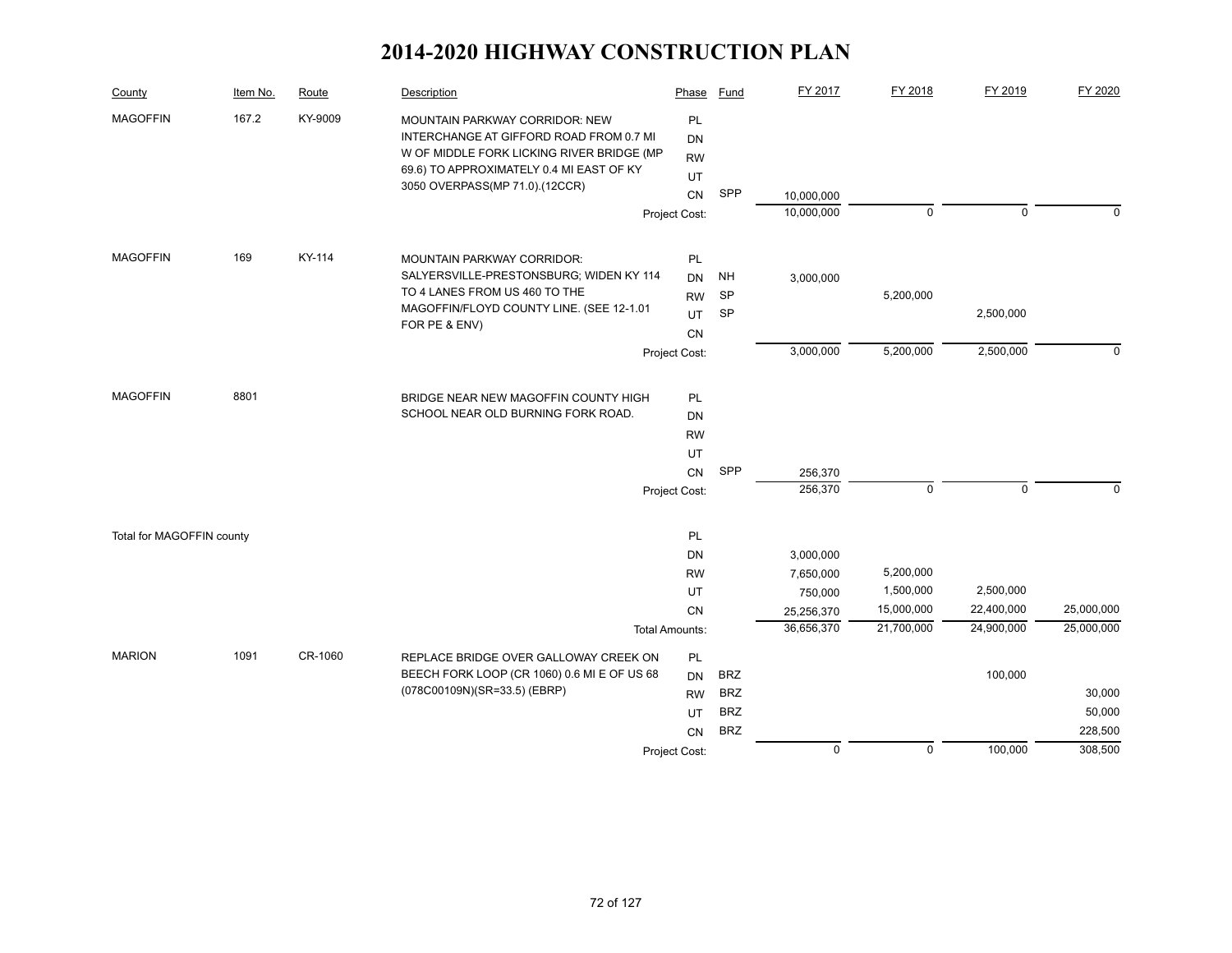# 2014-2020 HIGHWAY CONSTRUCTION PLAN

| County | Item No. | Route | Description | Phase | Fund | FY 2017 | FY 2018 | FY 2019 | FY 2020 |
|---|---|---|---|---|---|---|---|---|---|
| MAGOFFIN | 167.2 | KY-9009 | MOUNTAIN PARKWAY CORRIDOR: NEW INTERCHANGE AT GIFFORD ROAD FROM 0.7 MI W OF MIDDLE FORK LICKING RIVER BRIDGE (MP 69.6) TO APPROXIMATELY 0.4 MI EAST OF KY 3050 OVERPASS(MP 71.0).(12CCR) | PL | | | | | |
| | | | | DN | | | | | |
| | | | | RW | | | | | |
| | | | | UT | | | | | |
| | | | | CN | SPP | 10,000,000 | | | |
| | | | | Project Cost: | | 10,000,000 | 0 | 0 | 0 |
| MAGOFFIN | 169 | KY-114 | MOUNTAIN PARKWAY CORRIDOR: SALYERSVILLE-PRESTONSBURG; WIDEN KY 114 TO 4 LANES FROM US 460 TO THE MAGOFFIN/FLOYD COUNTY LINE. (SEE 12-1.01 FOR PE & ENV) | PL | | | | | |
| | | | | DN | NH | 3,000,000 | | | |
| | | | | RW | SP | | 5,200,000 | | |
| | | | | UT | SP | | | 2,500,000 | |
| | | | | CN | | | | | |
| | | | | Project Cost: | | 3,000,000 | 5,200,000 | 2,500,000 | 0 |
| MAGOFFIN | 8801 | | BRIDGE NEAR NEW MAGOFFIN COUNTY HIGH SCHOOL NEAR OLD BURNING FORK ROAD. | PL | | | | | |
| | | | | DN | | | | | |
| | | | | RW | | | | | |
| | | | | UT | | | | | |
| | | | | CN | SPP | 256,370 | | | |
| | | | | Project Cost: | | 256,370 | 0 | 0 | 0 |
| Total for MAGOFFIN county | | | | PL | | | | | |
| | | | | DN | | 3,000,000 | | | |
| | | | | RW | | 7,650,000 | 5,200,000 | | |
| | | | | UT | | 750,000 | 1,500,000 | 2,500,000 | |
| | | | | CN | | 25,256,370 | 15,000,000 | 22,400,000 | 25,000,000 |
| | | | | Total Amounts: | | 36,656,370 | 21,700,000 | 24,900,000 | 25,000,000 |
| MARION | 1091 | CR-1060 | REPLACE BRIDGE OVER GALLOWAY CREEK ON BEECH FORK LOOP (CR 1060) 0.6 MI E OF US 68 (078C00109N)(SR=33.5) (EBRP) | PL | | | | | |
| | | | | DN | BRZ | | | 100,000 | |
| | | | | RW | BRZ | | | | 30,000 |
| | | | | UT | BRZ | | | | 50,000 |
| | | | | CN | BRZ | | | | 228,500 |
| | | | | Project Cost: | | 0 | 0 | 100,000 | 308,500 |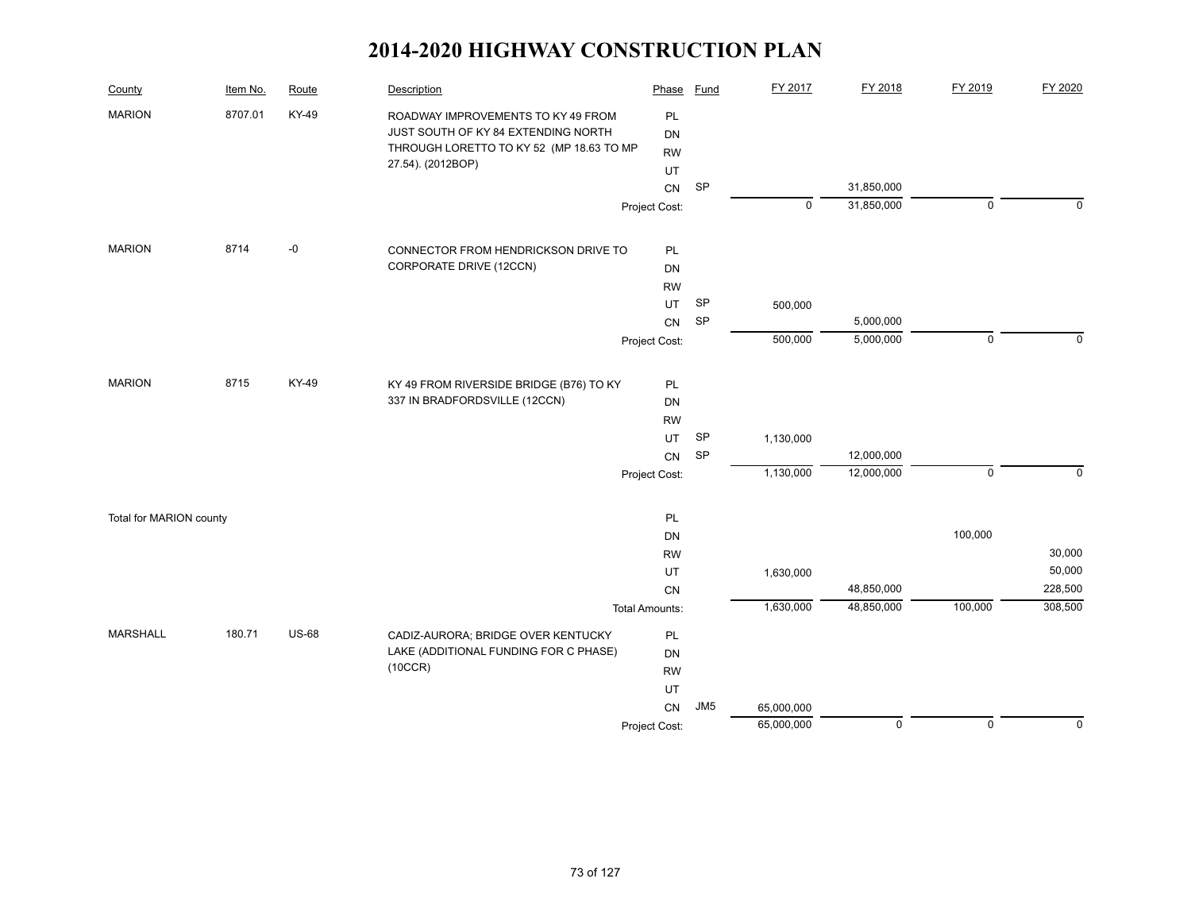# 2014-2020 HIGHWAY CONSTRUCTION PLAN

| County | Item No. | Route | Description | Phase | Fund | FY 2017 | FY 2018 | FY 2019 | FY 2020 |
|---|---|---|---|---|---|---|---|---|---|
| MARION | 8707.01 | KY-49 | ROADWAY IMPROVEMENTS TO KY 49 FROM JUST SOUTH OF KY 84 EXTENDING NORTH THROUGH LORETTO TO KY 52 (MP 18.63 TO MP 27.54). (2012BOP) | PL | | | | | |
| | | | | DN | | | | | |
| | | | | RW | | | | | |
| | | | | UT | | | | | |
| | | | | CN | SP | | 31,850,000 | | |
| | | | | Project Cost: | | 0 | 31,850,000 | 0 | 0 |
| MARION | 8714 | -0 | CONNECTOR FROM HENDRICKSON DRIVE TO CORPORATE DRIVE (12CCN) | PL | | | | | |
| | | | | DN | | | | | |
| | | | | RW | | | | | |
| | | | | UT | SP | 500,000 | | | |
| | | | | CN | SP | | 5,000,000 | | |
| | | | | Project Cost: | | 500,000 | 5,000,000 | 0 | 0 |
| MARION | 8715 | KY-49 | KY 49 FROM RIVERSIDE BRIDGE (B76) TO KY 337 IN BRADFORDSVILLE (12CCN) | PL | | | | | |
| | | | | DN | | | | | |
| | | | | RW | | | | | |
| | | | | UT | SP | 1,130,000 | | | |
| | | | | CN | SP | | 12,000,000 | | |
| | | | | Project Cost: | | 1,130,000 | 12,000,000 | 0 | 0 |
| Total for MARION county | | | | PL | | | | | |
| | | | | DN | | | | 100,000 | |
| | | | | RW | | | | | 30,000 |
| | | | | UT | | 1,630,000 | | | 50,000 |
| | | | | CN | | | 48,850,000 | | 228,500 |
| | | | | Total Amounts: | | 1,630,000 | 48,850,000 | 100,000 | 308,500 |
| MARSHALL | 180.71 | US-68 | CADIZ-AURORA; BRIDGE OVER KENTUCKY LAKE (ADDITIONAL FUNDING FOR C PHASE) (10CCR) | PL | | | | | |
| | | | | DN | | | | | |
| | | | | RW | | | | | |
| | | | | UT | | | | | |
| | | | | CN | JM5 | 65,000,000 | | | |
| | | | | Project Cost: | | 65,000,000 | 0 | 0 | 0 |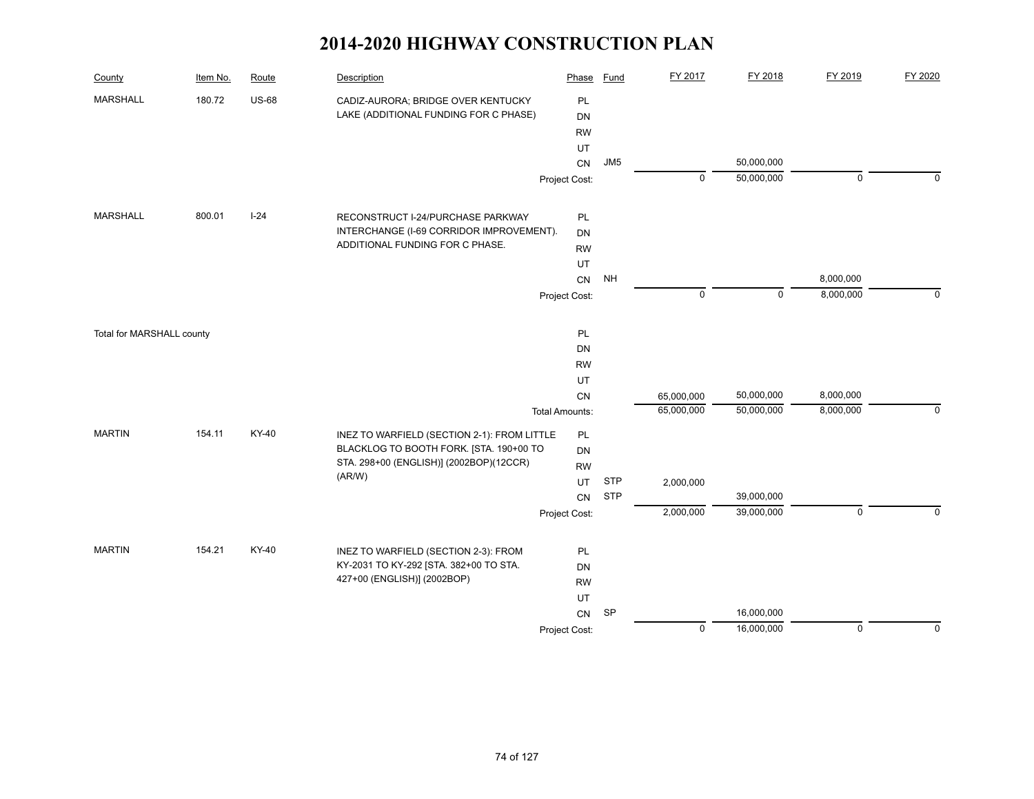# 2014-2020 HIGHWAY CONSTRUCTION PLAN

| County | Item No. | Route | Description | Phase | Fund | FY 2017 | FY 2018 | FY 2019 | FY 2020 |
|---|---|---|---|---|---|---|---|---|---|
| MARSHALL | 180.72 | US-68 | CADIZ-AURORA; BRIDGE OVER KENTUCKY LAKE (ADDITIONAL FUNDING FOR C PHASE) | PL | | | | | |
| | | | | DN | | | | | |
| | | | | RW | | | | | |
| | | | | UT | | | | | |
| | | | | CN | JM5 | | 50,000,000 | | |
| | | | | Project Cost: | | 0 | 50,000,000 | 0 | 0 |
| MARSHALL | 800.01 | I-24 | RECONSTRUCT I-24/PURCHASE PARKWAY INTERCHANGE (I-69 CORRIDOR IMPROVEMENT). ADDITIONAL FUNDING FOR C PHASE. | PL | | | | | |
| | | | | DN | | | | | |
| | | | | RW | | | | | |
| | | | | UT | | | | | |
| | | | | CN | NH | | | 8,000,000 | |
| | | | | Project Cost: | | 0 | 0 | 8,000,000 | 0 |
| Total for MARSHALL county | | | | PL | | | | | |
| | | | | DN | | | | | |
| | | | | RW | | | | | |
| | | | | UT | | | | | |
| | | | | CN | | 65,000,000 | 50,000,000 | 8,000,000 | |
| | | | | Total Amounts: | | 65,000,000 | 50,000,000 | 8,000,000 | 0 |
| MARTIN | 154.11 | KY-40 | INEZ TO WARFIELD (SECTION 2-1): FROM LITTLE BLACKLOG TO BOOTH FORK. [STA. 190+00 TO STA. 298+00 (ENGLISH)] (2002BOP)(12CCR)(AR/W) | PL | | | | | |
| | | | | DN | | | | | |
| | | | | RW | | | | | |
| | | | | UT | STP | 2,000,000 | | | |
| | | | | CN | STP | | 39,000,000 | | |
| | | | | Project Cost: | | 2,000,000 | 39,000,000 | 0 | 0 |
| MARTIN | 154.21 | KY-40 | INEZ TO WARFIELD (SECTION 2-3): FROM KY-2031 TO KY-292 [STA. 382+00 TO STA. 427+00 (ENGLISH)] (2002BOP) | PL | | | | | |
| | | | | DN | | | | | |
| | | | | RW | | | | | |
| | | | | UT | | | | | |
| | | | | CN | SP | | 16,000,000 | | |
| | | | | Project Cost: | | 0 | 16,000,000 | 0 | 0 |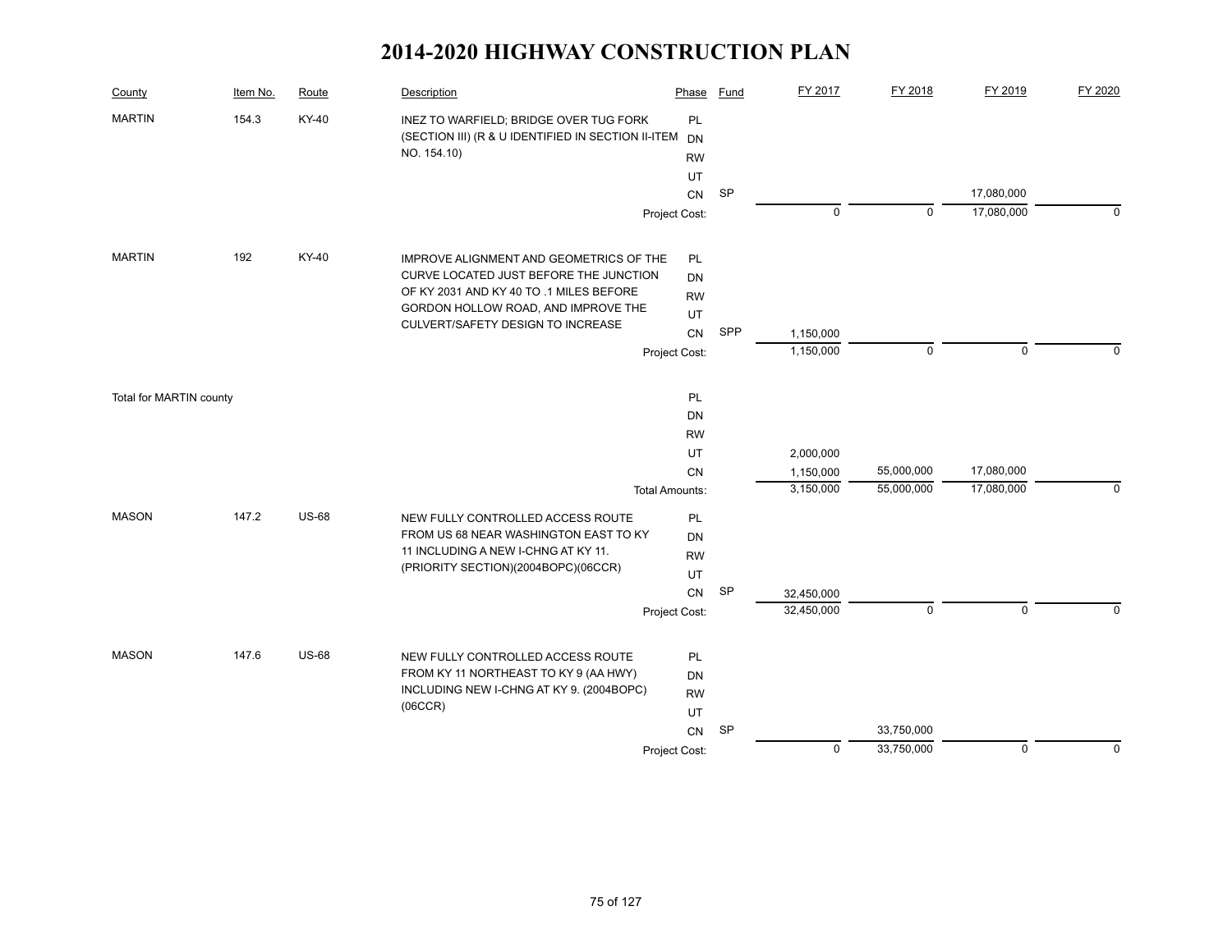# 2014-2020 HIGHWAY CONSTRUCTION PLAN

| County | Item No. | Route | Description | Phase | Fund | FY 2017 | FY 2018 | FY 2019 | FY 2020 |
|---|---|---|---|---|---|---|---|---|---|
| MARTIN | 154.3 | KY-40 | INEZ TO WARFIELD; BRIDGE OVER TUG FORK (SECTION III) (R & U IDENTIFIED IN SECTION II-ITEM NO. 154.10) | PL | | | | | |
| | | | | DN | | | | | |
| | | | | RW | | | | | |
| | | | | UT | | | | | |
| | | | | CN | SP | | | 17,080,000 | |
| | | | | Project Cost: | | 0 | 0 | 17,080,000 | 0 |
| MARTIN | 192 | KY-40 | IMPROVE ALIGNMENT AND GEOMETRICS OF THE CURVE LOCATED JUST BEFORE THE JUNCTION OF KY 2031 AND KY 40 TO .1 MILES BEFORE GORDON HOLLOW ROAD, AND IMPROVE THE CULVERT/SAFETY DESIGN TO INCREASE | PL | | | | | |
| | | | | DN | | | | | |
| | | | | RW | | | | | |
| | | | | UT | | | | | |
| | | | | CN | SPP | 1,150,000 | | | |
| | | | | Project Cost: | | 1,150,000 | 0 | 0 | 0 |
| Total for MARTIN county | | | | PL | | | | | |
| | | | | DN | | | | | |
| | | | | RW | | | | | |
| | | | | UT | | 2,000,000 | | | |
| | | | | CN | | 1,150,000 | 55,000,000 | 17,080,000 | |
| | | | | Total Amounts: | | 3,150,000 | 55,000,000 | 17,080,000 | 0 |
| MASON | 147.2 | US-68 | NEW FULLY CONTROLLED ACCESS ROUTE FROM US 68 NEAR WASHINGTON EAST TO KY 11 INCLUDING A NEW I-CHNG AT KY 11. (PRIORITY SECTION)(2004BOPC)(06CCR) | PL | | | | | |
| | | | | DN | | | | | |
| | | | | RW | | | | | |
| | | | | UT | | | | | |
| | | | | CN | SP | 32,450,000 | | | |
| | | | | Project Cost: | | 32,450,000 | 0 | 0 | 0 |
| MASON | 147.6 | US-68 | NEW FULLY CONTROLLED ACCESS ROUTE FROM KY 11 NORTHEAST TO KY 9 (AA HWY) INCLUDING NEW I-CHNG AT KY 9. (2004BOPC)(06CCR) | PL | | | | | |
| | | | | DN | | | | | |
| | | | | RW | | | | | |
| | | | | UT | | | | | |
| | | | | CN | SP | | 33,750,000 | | |
| | | | | Project Cost: | | 0 | 33,750,000 | 0 | 0 |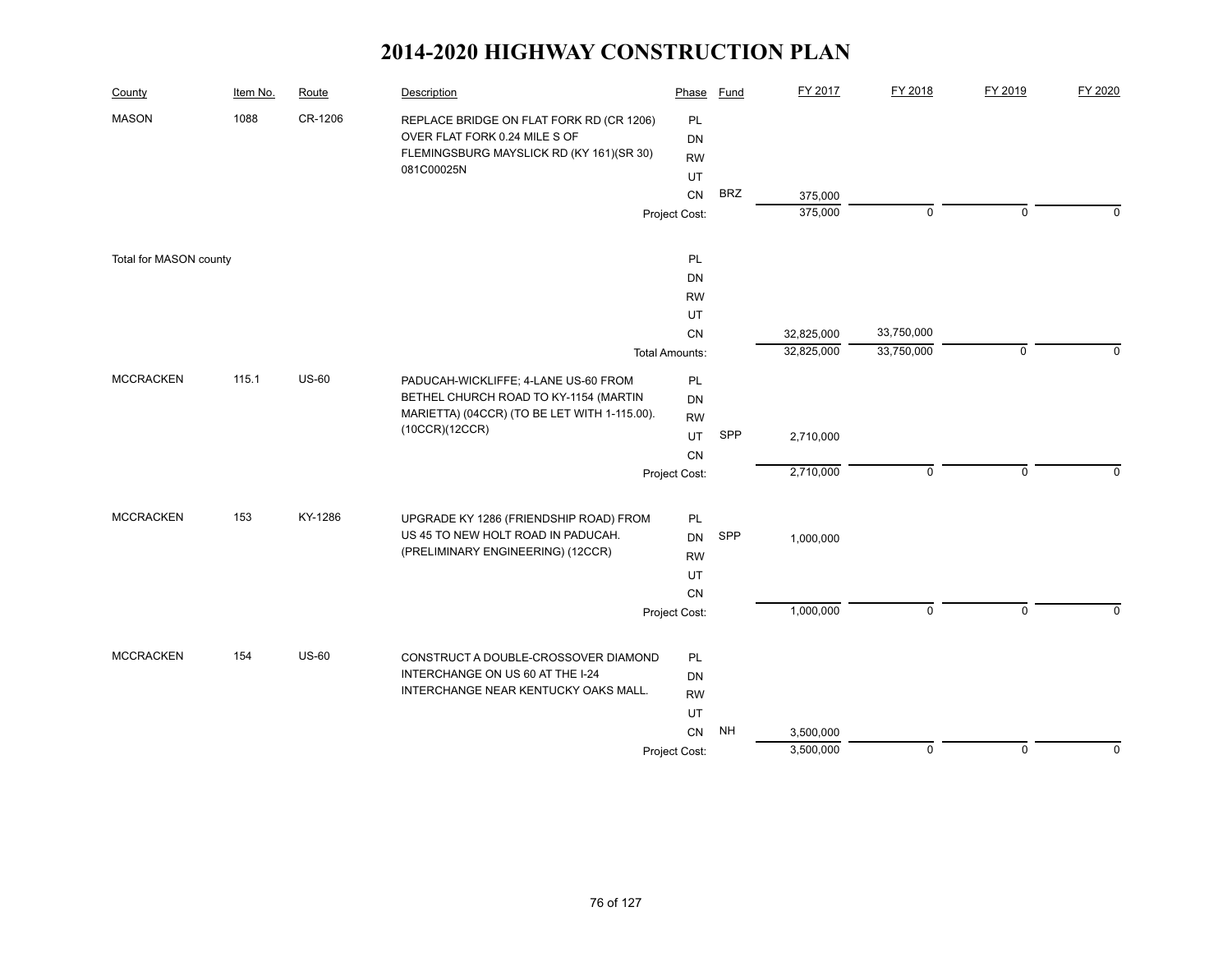# 2014-2020 HIGHWAY CONSTRUCTION PLAN

| County | Item No. | Route | Description | Phase | Fund | FY 2017 | FY 2018 | FY 2019 | FY 2020 |
|---|---|---|---|---|---|---|---|---|---|
| MASON | 1088 | CR-1206 | REPLACE BRIDGE ON FLAT FORK RD (CR 1206) OVER FLAT FORK 0.24 MILE S OF FLEMINGSBURG MAYSLICK RD (KY 161)(SR 30) 081C00025N | PL | | | | | |
| | | | | DN | | | | | |
| | | | | RW | | | | | |
| | | | | UT | | | | | |
| | | | | CN | BRZ | 375,000 | | | |
| | | | | Project Cost: | | 375,000 | 0 | 0 | 0 |
| Total for MASON county | | | | PL | | | | | |
| | | | | DN | | | | | |
| | | | | RW | | | | | |
| | | | | UT | | | | | |
| | | | | CN | | 32,825,000 | 33,750,000 | | |
| | | | | Total Amounts: | | 32,825,000 | 33,750,000 | 0 | 0 |
| MCCRACKEN | 115.1 | US-60 | PADUCAH-WICKLIFFE; 4-LANE US-60 FROM BETHEL CHURCH ROAD TO KY-1154 (MARTIN MARIETTA) (04CCR) (TO BE LET WITH 1-115.00). (10CCR)(12CCR) | PL | | | | | |
| | | | | DN | | | | | |
| | | | | RW | | | | | |
| | | | | UT | SPP | 2,710,000 | | | |
| | | | | CN | | | | | |
| | | | | Project Cost: | | 2,710,000 | 0 | 0 | 0 |
| MCCRACKEN | 153 | KY-1286 | UPGRADE KY 1286 (FRIENDSHIP ROAD) FROM US 45 TO NEW HOLT ROAD IN PADUCAH. (PRELIMINARY ENGINEERING) (12CCR) | PL | | | | | |
| | | | | DN | SPP | 1,000,000 | | | |
| | | | | RW | | | | | |
| | | | | UT | | | | | |
| | | | | CN | | | | | |
| | | | | Project Cost: | | 1,000,000 | 0 | 0 | 0 |
| MCCRACKEN | 154 | US-60 | CONSTRUCT A DOUBLE-CROSSOVER DIAMOND INTERCHANGE ON US 60 AT THE I-24 INTERCHANGE NEAR KENTUCKY OAKS MALL. | PL | | | | | |
| | | | | DN | | | | | |
| | | | | RW | | | | | |
| | | | | UT | | | | | |
| | | | | CN | NH | 3,500,000 | | | |
| | | | | Project Cost: | | 3,500,000 | 0 | 0 | 0 |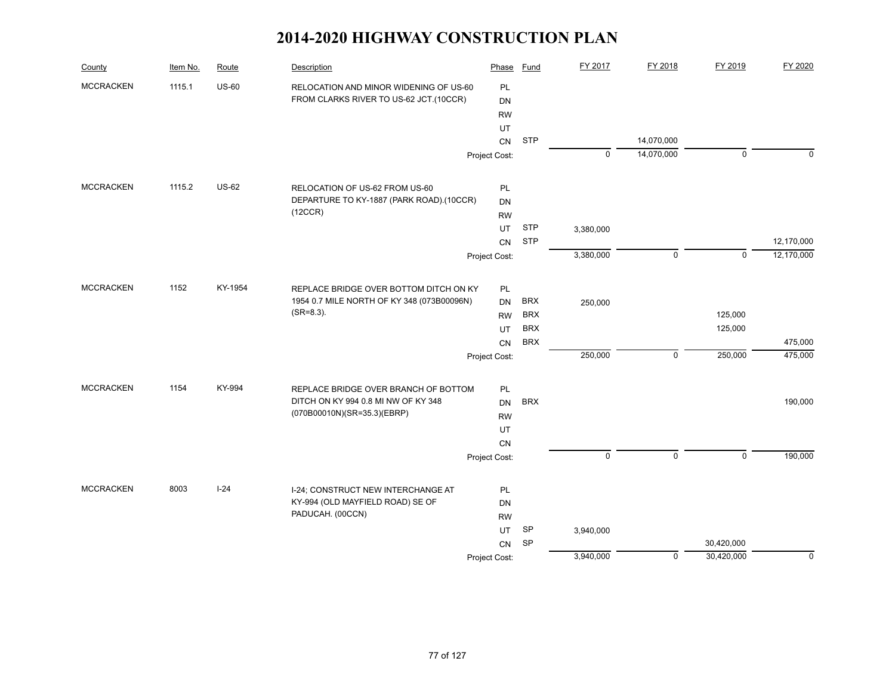# 2014-2020 HIGHWAY CONSTRUCTION PLAN

| County | Item No. | Route | Description | Phase | Fund | FY 2017 | FY 2018 | FY 2019 | FY 2020 |
|---|---|---|---|---|---|---|---|---|---|
| MCCRACKEN | 1115.1 | US-60 | RELOCATION AND MINOR WIDENING OF US-60 FROM CLARKS RIVER TO US-62 JCT.(10CCR) | PL | | | | | |
| | | | | DN | | | | | |
| | | | | RW | | | | | |
| | | | | UT | | | | | |
| | | | | CN | STP | | 14,070,000 | | |
| | | | | Project Cost: | | 0 | 14,070,000 | 0 | 0 |
| MCCRACKEN | 1115.2 | US-62 | RELOCATION OF US-62 FROM US-60 DEPARTURE TO KY-1887 (PARK ROAD).(10CCR)(12CCR) | PL | | | | | |
| | | | | DN | | | | | |
| | | | | RW | | | | | |
| | | | | UT | STP | 3,380,000 | | | |
| | | | | CN | STP | | | | 12,170,000 |
| | | | | Project Cost: | | 3,380,000 | 0 | 0 | 12,170,000 |
| MCCRACKEN | 1152 | KY-1954 | REPLACE BRIDGE OVER BOTTOM DITCH ON KY 1954 0.7 MILE NORTH OF KY 348 (073B00096N)(SR=8.3). | PL | | | | | |
| | | | | DN | BRX | 250,000 | | | |
| | | | | RW | BRX | | | 125,000 | |
| | | | | UT | BRX | | | 125,000 | |
| | | | | CN | BRX | | | | 475,000 |
| | | | | Project Cost: | | 250,000 | 0 | 250,000 | 475,000 |
| MCCRACKEN | 1154 | KY-994 | REPLACE BRIDGE OVER BRANCH OF BOTTOM DITCH ON KY 994 0.8 MI NW OF KY 348 (070B00010N)(SR=35.3)(EBRP) | PL | | | | | |
| | | | | DN | BRX | | | | 190,000 |
| | | | | RW | | | | | |
| | | | | UT | | | | | |
| | | | | CN | | | | | |
| | | | | Project Cost: | | 0 | 0 | 0 | 190,000 |
| MCCRACKEN | 8003 | I-24 | I-24; CONSTRUCT NEW INTERCHANGE AT KY-994 (OLD MAYFIELD ROAD) SE OF PADUCAH. (00CCN) | PL | | | | | |
| | | | | DN | | | | | |
| | | | | RW | | | | | |
| | | | | UT | SP | 3,940,000 | | | |
| | | | | CN | SP | | | 30,420,000 | |
| | | | | Project Cost: | | 3,940,000 | 0 | 30,420,000 | 0 |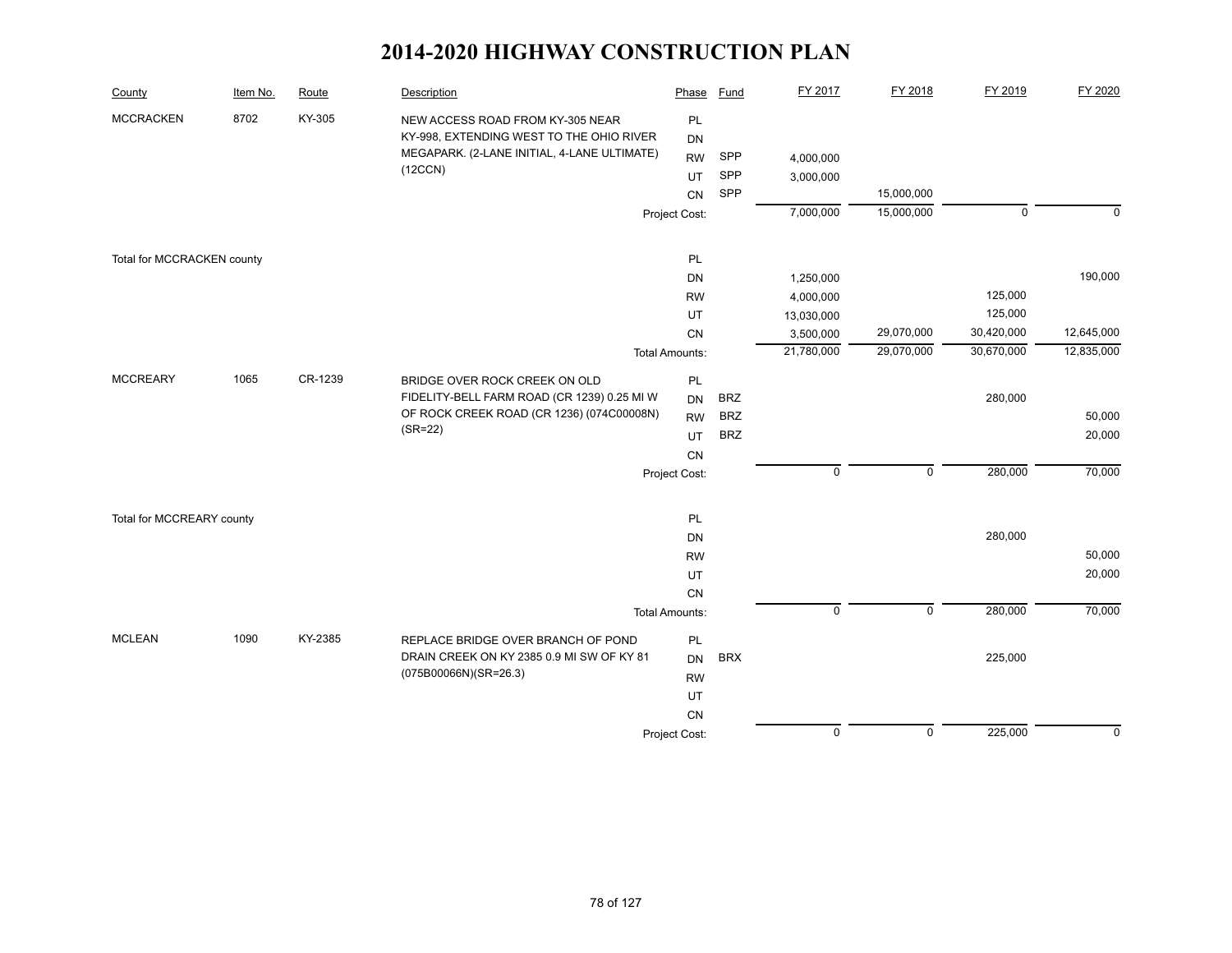# 2014-2020 HIGHWAY CONSTRUCTION PLAN

| County | Item No. | Route | Description | Phase | Fund | FY 2017 | FY 2018 | FY 2019 | FY 2020 |
|---|---|---|---|---|---|---|---|---|---|
| MCCRACKEN | 8702 | KY-305 | NEW ACCESS ROAD FROM KY-305 NEAR KY-998, EXTENDING WEST TO THE OHIO RIVER MEGAPARK. (2-LANE INITIAL, 4-LANE ULTIMATE) (12CCN) | PL | | | | | |
| | | | | DN | | | | | |
| | | | | RW | SPP | 4,000,000 | | | |
| | | | | UT | SPP | 3,000,000 | | | |
| | | | | CN | SPP | | 15,000,000 | | |
| | | | | Project Cost: | | 7,000,000 | 15,000,000 | 0 | 0 |
| Total for MCCRACKEN county | | | | PL | | | | | |
| | | | | DN | | 1,250,000 | | | 190,000 |
| | | | | RW | | 4,000,000 | | 125,000 | |
| | | | | UT | | 13,030,000 | | 125,000 | |
| | | | | CN | | 3,500,000 | 29,070,000 | 30,420,000 | 12,645,000 |
| | | | | Total Amounts: | | 21,780,000 | 29,070,000 | 30,670,000 | 12,835,000 |
| MCCREARY | 1065 | CR-1239 | BRIDGE OVER ROCK CREEK ON OLD FIDELITY-BELL FARM ROAD (CR 1239) 0.25 MI W OF ROCK CREEK ROAD (CR 1236) (074C00008N) (SR=22) | PL | | | | | |
| | | | | DN | BRZ | | | 280,000 | |
| | | | | RW | BRZ | | | | 50,000 |
| | | | | UT | BRZ | | | | 20,000 |
| | | | | CN | | | | | |
| | | | | Project Cost: | | 0 | 0 | 280,000 | 70,000 |
| Total for MCCREARY county | | | | PL | | | | | |
| | | | | DN | | | | 280,000 | |
| | | | | RW | | | | | 50,000 |
| | | | | UT | | | | | 20,000 |
| | | | | CN | | | | | |
| | | | | Total Amounts: | | 0 | 0 | 280,000 | 70,000 |
| MCLEAN | 1090 | KY-2385 | REPLACE BRIDGE OVER BRANCH OF POND DRAIN CREEK ON KY 2385 0.9 MI SW OF KY 81 (075B00066N)(SR=26.3) | PL | | | | | |
| | | | | DN | BRX | | | 225,000 | |
| | | | | RW | | | | | |
| | | | | UT | | | | | |
| | | | | CN | | | | | |
| | | | | Project Cost: | | 0 | 0 | 225,000 | 0 |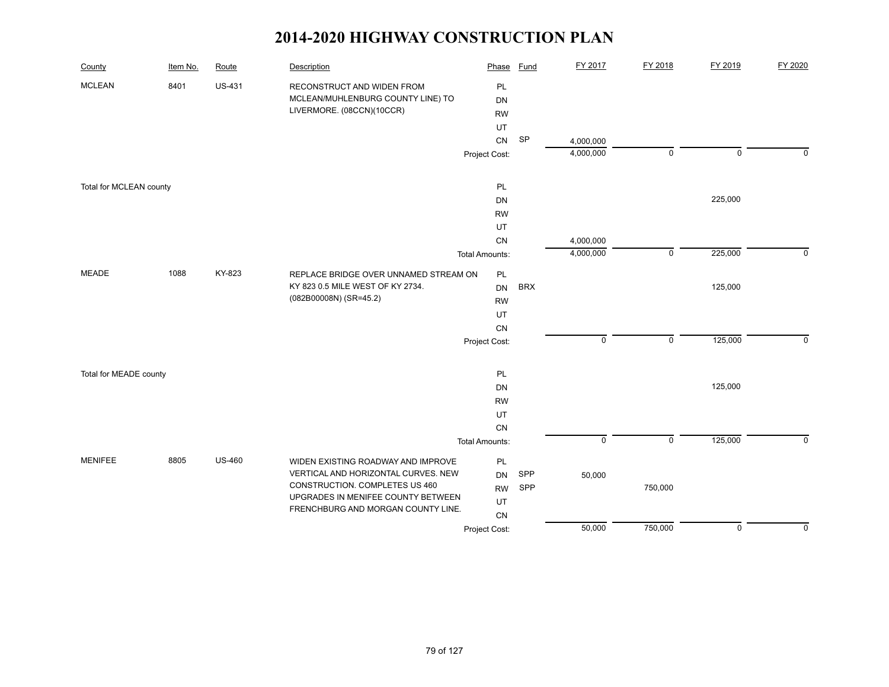# 2014-2020 HIGHWAY CONSTRUCTION PLAN

| County | Item No. | Route | Description | Phase | Fund | FY 2017 | FY 2018 | FY 2019 | FY 2020 |
|---|---|---|---|---|---|---|---|---|---|
| MCLEAN | 8401 | US-431 | RECONSTRUCT AND WIDEN FROM MCLEAN/MUHLENBURG COUNTY LINE) TO LIVERMORE. (08CCN)(10CCR) | PL | | | | | |
| | | | | DN | | | | | |
| | | | | RW | | | | | |
| | | | | UT | | | | | |
| | | | | CN | SP | 4,000,000 | | | |
| | | | | Project Cost: | | 4,000,000 | 0 | 0 | 0 |
| Total for MCLEAN county | | | | PL | | | | | |
| | | | | DN | | | | 225,000 | |
| | | | | RW | | | | | |
| | | | | UT | | | | | |
| | | | | CN | | 4,000,000 | | | |
| | | | | Total Amounts: | | 4,000,000 | 0 | 225,000 | 0 |
| MEADE | 1088 | KY-823 | REPLACE BRIDGE OVER UNNAMED STREAM ON KY 823 0.5 MILE WEST OF KY 2734. (082B00008N) (SR=45.2) | PL | | | | | |
| | | | | DN | BRX | | | 125,000 | |
| | | | | RW | | | | | |
| | | | | UT | | | | | |
| | | | | CN | | | | | |
| | | | | Project Cost: | | 0 | 0 | 125,000 | 0 |
| Total for MEADE county | | | | PL | | | | | |
| | | | | DN | | | | 125,000 | |
| | | | | RW | | | | | |
| | | | | UT | | | | | |
| | | | | CN | | | | | |
| | | | | Total Amounts: | | 0 | 0 | 125,000 | 0 |
| MENIFEE | 8805 | US-460 | WIDEN EXISTING ROADWAY AND IMPROVE VERTICAL AND HORIZONTAL CURVES. NEW CONSTRUCTION. COMPLETES US 460 UPGRADES IN MENIFEE COUNTY BETWEEN FRENCHBURG AND MORGAN COUNTY LINE. | PL | | | | | |
| | | | | DN | SPP | 50,000 | | | |
| | | | | RW | SPP | | 750,000 | | |
| | | | | UT | | | | | |
| | | | | CN | | | | | |
| | | | | Project Cost: | | 50,000 | 750,000 | 0 | 0 |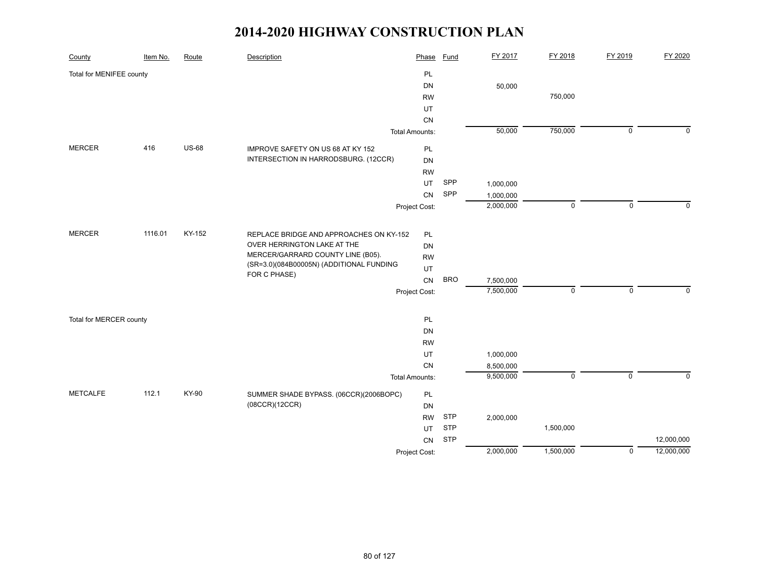# 2014-2020 HIGHWAY CONSTRUCTION PLAN

| County | Item No. | Route | Description | Phase | Fund | FY 2017 | FY 2018 | FY 2019 | FY 2020 |
|---|---|---|---|---|---|---|---|---|---|
| Total for MENIFEE county | | | | PL | | | | | |
| | | | | DN | | 50,000 | | | |
| | | | | RW | | | 750,000 | | |
| | | | | UT | | | | | |
| | | | | CN | | | | | |
| | | | | Total Amounts: | | 50,000 | 750,000 | 0 | 0 |
| MERCER | 416 | US-68 | IMPROVE SAFETY ON US 68 AT KY 152 INTERSECTION IN HARRODSBURG. (12CCR) | PL | | | | | |
| | | | | DN | | | | | |
| | | | | RW | | | | | |
| | | | | UT | SPP | 1,000,000 | | | |
| | | | | CN | SPP | 1,000,000 | | | |
| | | | | Project Cost: | | 2,000,000 | 0 | 0 | 0 |
| MERCER | 1116.01 | KY-152 | REPLACE BRIDGE AND APPROACHES ON KY-152 OVER HERRINGTON LAKE AT THE MERCER/GARRARD COUNTY LINE (B05). (SR=3.0)(084B00005N) (ADDITIONAL FUNDING FOR C PHASE) | PL | | | | | |
| | | | | DN | | | | | |
| | | | | RW | | | | | |
| | | | | UT | | | | | |
| | | | | CN | BRO | 7,500,000 | | | |
| | | | | Project Cost: | | 7,500,000 | 0 | 0 | 0 |
| Total for MERCER county | | | | PL | | | | | |
| | | | | DN | | | | | |
| | | | | RW | | | | | |
| | | | | UT | | 1,000,000 | | | |
| | | | | CN | | 8,500,000 | | | |
| | | | | Total Amounts: | | 9,500,000 | 0 | 0 | 0 |
| METCALFE | 112.1 | KY-90 | SUMMER SHADE BYPASS. (06CCR)(2006BOPC) (08CCR)(12CCR) | PL | | | | | |
| | | | | DN | | | | | |
| | | | | RW | STP | 2,000,000 | | | |
| | | | | UT | STP | | 1,500,000 | | |
| | | | | CN | STP | | | | 12,000,000 |
| | | | | Project Cost: | | 2,000,000 | 1,500,000 | 0 | 12,000,000 |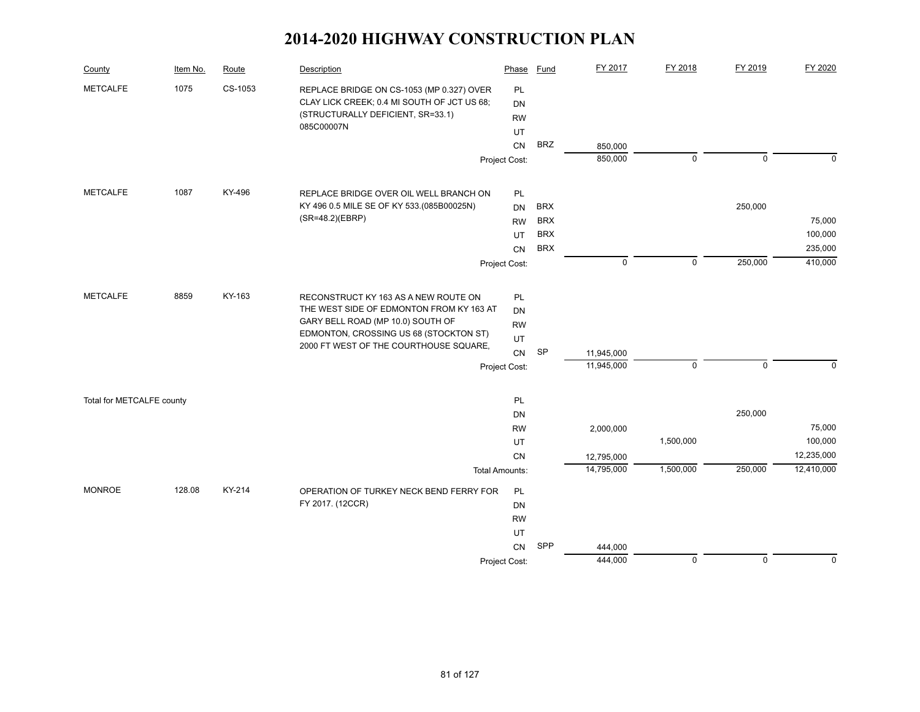# 2014-2020 HIGHWAY CONSTRUCTION PLAN

| County | Item No. | Route | Description | Phase | Fund | FY 2017 | FY 2018 | FY 2019 | FY 2020 |
|---|---|---|---|---|---|---|---|---|---|
| METCALFE | 1075 | CS-1053 | REPLACE BRIDGE ON CS-1053 (MP 0.327) OVER CLAY LICK CREEK; 0.4 MI SOUTH OF JCT US 68; (STRUCTURALLY DEFICIENT, SR=33.1) 085C00007N | PL | | | | | |
| | | | | DN | | | | | |
| | | | | RW | | | | | |
| | | | | UT | | | | | |
| | | | | CN | BRZ | 850,000 | | | |
| | | | | Project Cost: | | 850,000 | 0 | 0 | 0 |
| METCALFE | 1087 | KY-496 | REPLACE BRIDGE OVER OIL WELL BRANCH ON KY 496 0.5 MILE SE OF KY 533.(085B00025N) (SR=48.2)(EBRP) | PL | | | | | |
| | | | | DN | BRX | | | 250,000 | |
| | | | | RW | BRX | | | | 75,000 |
| | | | | UT | BRX | | | | 100,000 |
| | | | | CN | BRX | | | | 235,000 |
| | | | | Project Cost: | | 0 | 0 | 250,000 | 410,000 |
| METCALFE | 8859 | KY-163 | RECONSTRUCT KY 163 AS A NEW ROUTE ON THE WEST SIDE OF EDMONTON FROM KY 163 AT GARY BELL ROAD (MP 10.0) SOUTH OF EDMONTON, CROSSING US 68 (STOCKTON ST) 2000 FT WEST OF THE COURTHOUSE SQUARE, | PL | | | | | |
| | | | | DN | | | | | |
| | | | | RW | | | | | |
| | | | | UT | | | | | |
| | | | | CN | SP | 11,945,000 | | | |
| | | | | Project Cost: | | 11,945,000 | 0 | 0 | 0 |
| Total for METCALFE county | | | | PL | | | | | |
| | | | | DN | | | | 250,000 | |
| | | | | RW | | 2,000,000 | | | 75,000 |
| | | | | UT | | | 1,500,000 | | 100,000 |
| | | | | CN | | 12,795,000 | | | 12,235,000 |
| | | | | Total Amounts: | | 14,795,000 | 1,500,000 | 250,000 | 12,410,000 |
| MONROE | 128.08 | KY-214 | OPERATION OF TURKEY NECK BEND FERRY FOR FY 2017. (12CCR) | PL | | | | | |
| | | | | DN | | | | | |
| | | | | RW | | | | | |
| | | | | UT | | | | | |
| | | | | CN | SPP | 444,000 | | | |
| | | | | Project Cost: | | 444,000 | 0 | 0 | 0 |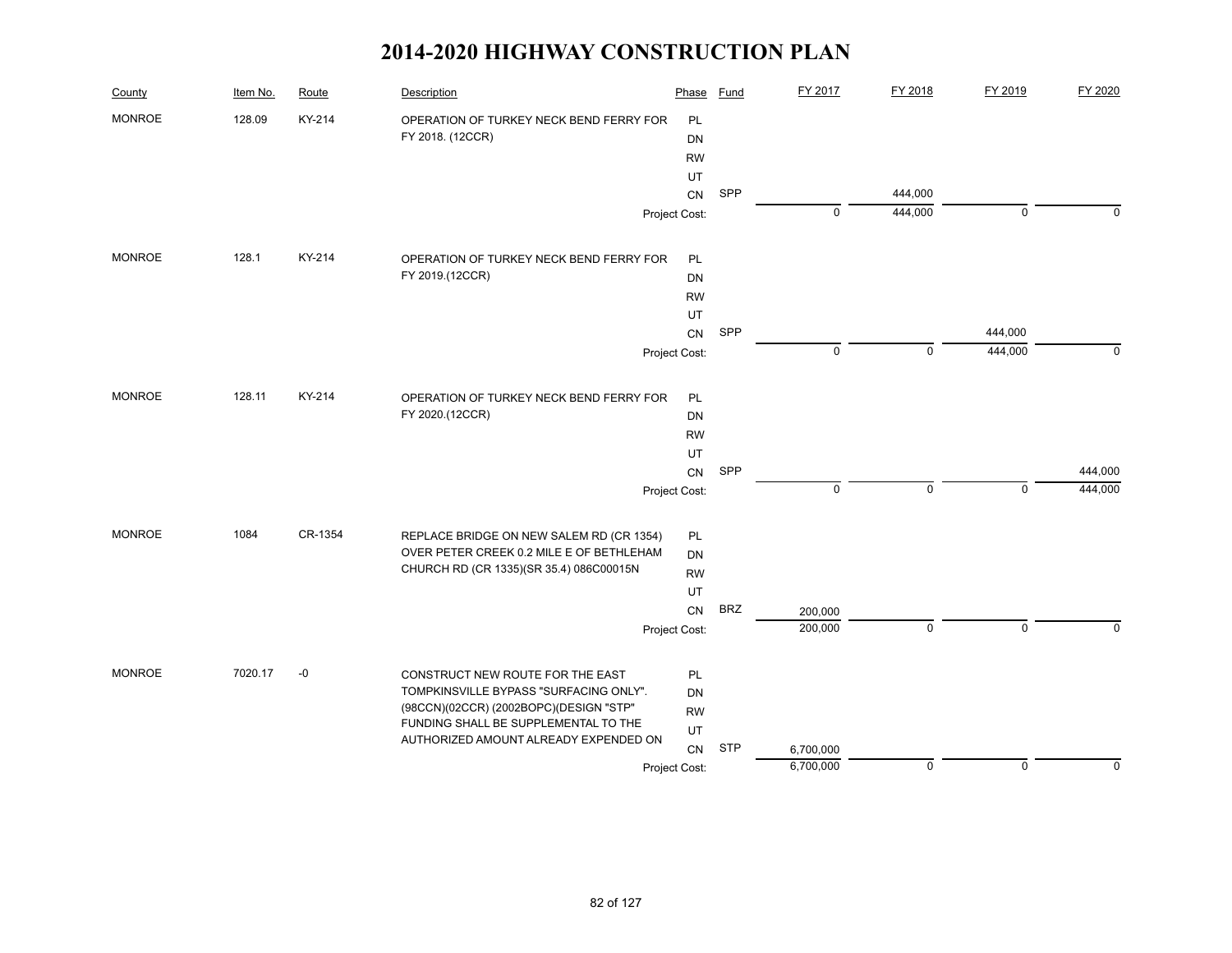# 2014-2020 HIGHWAY CONSTRUCTION PLAN

| County | Item No. | Route | Description | Phase | Fund | FY 2017 | FY 2018 | FY 2019 | FY 2020 |
|---|---|---|---|---|---|---|---|---|---|
| MONROE | 128.09 | KY-214 | OPERATION OF TURKEY NECK BEND FERRY FOR FY 2018. (12CCR) | PL | | | | | |
| | | | | DN | | | | | |
| | | | | RW | | | | | |
| | | | | UT | | | | | |
| | | | | CN | SPP | | 444,000 | | |
| | | | | Project Cost: | | 0 | 444,000 | 0 | 0 |
| MONROE | 128.1 | KY-214 | OPERATION OF TURKEY NECK BEND FERRY FOR FY 2019.(12CCR) | PL | | | | | |
| | | | | DN | | | | | |
| | | | | RW | | | | | |
| | | | | UT | | | | | |
| | | | | CN | SPP | | | 444,000 | |
| | | | | Project Cost: | | 0 | 0 | 444,000 | 0 |
| MONROE | 128.11 | KY-214 | OPERATION OF TURKEY NECK BEND FERRY FOR FY 2020.(12CCR) | PL | | | | | |
| | | | | DN | | | | | |
| | | | | RW | | | | | |
| | | | | UT | | | | | |
| | | | | CN | SPP | | | | 444,000 |
| | | | | Project Cost: | | 0 | 0 | 0 | 444,000 |
| MONROE | 1084 | CR-1354 | REPLACE BRIDGE ON NEW SALEM RD (CR 1354) OVER PETER CREEK 0.2 MILE E OF BETHLEHAM CHURCH RD (CR 1335)(SR 35.4) 086C00015N | PL | | | | | |
| | | | | DN | | | | | |
| | | | | RW | | | | | |
| | | | | UT | | | | | |
| | | | | CN | BRZ | 200,000 | | | |
| | | | | Project Cost: | | 200,000 | 0 | 0 | 0 |
| MONROE | 7020.17 | -0 | CONSTRUCT NEW ROUTE FOR THE EAST TOMPKINSVILLE BYPASS "SURFACING ONLY". (98CCN)(02CCR) (2002BOPC)(DESIGN "STP" FUNDING SHALL BE SUPPLEMENTAL TO THE AUTHORIZED AMOUNT ALREADY EXPENDED ON | PL | | | | | |
| | | | | DN | | | | | |
| | | | | RW | | | | | |
| | | | | UT | | | | | |
| | | | | CN | STP | 6,700,000 | | | |
| | | | | Project Cost: | | 6,700,000 | 0 | 0 | 0 |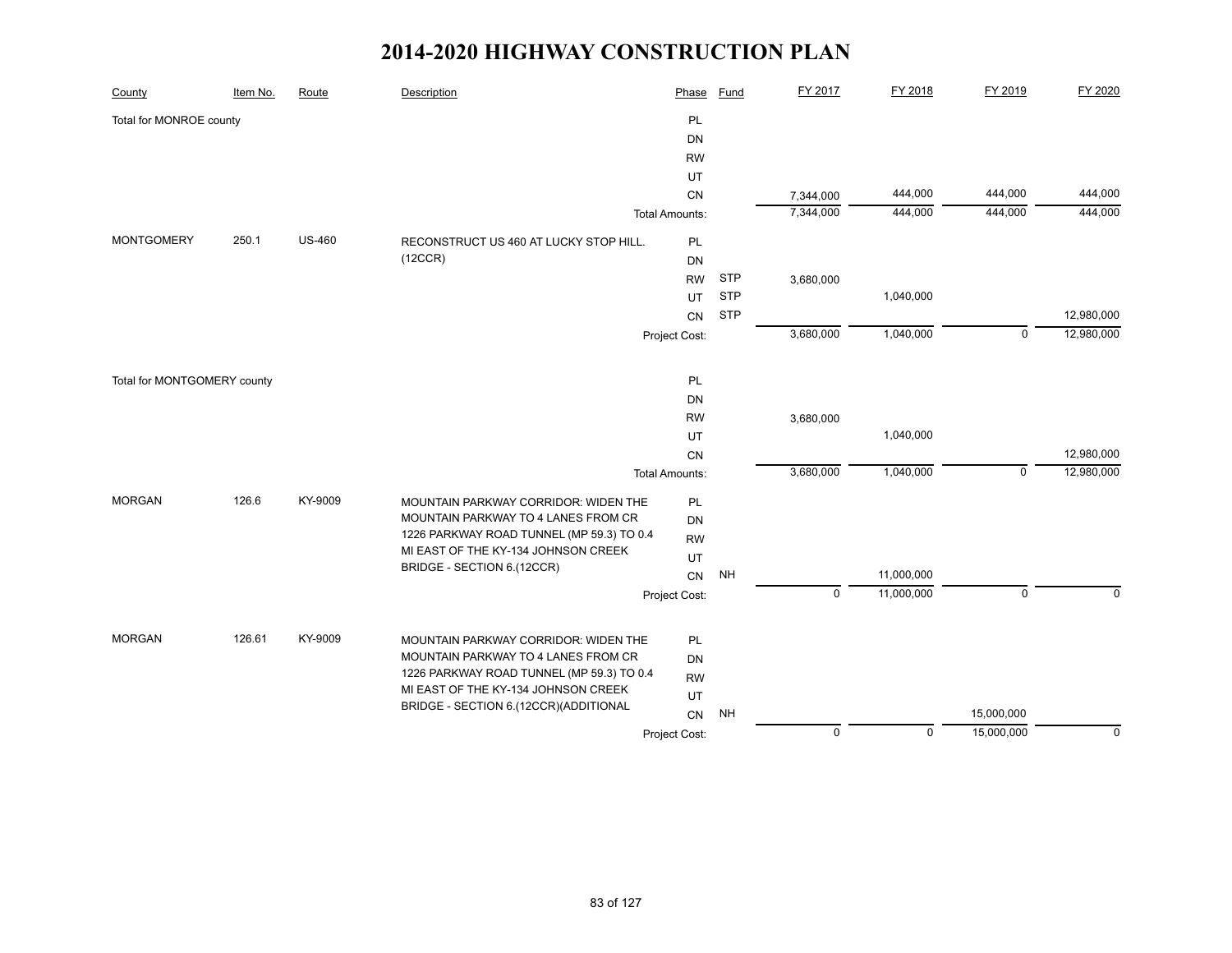# 2014-2020 HIGHWAY CONSTRUCTION PLAN

| County | Item No. | Route | Description | Phase | Fund | FY 2017 | FY 2018 | FY 2019 | FY 2020 |
|---|---|---|---|---|---|---|---|---|---|
| Total for MONROE county | | | | PL | | | | | |
| | | | | DN | | | | | |
| | | | | RW | | | | | |
| | | | | UT | | | | | |
| | | | | CN | | 7,344,000 | 444,000 | 444,000 | 444,000 |
| | | | | Total Amounts: | | 7,344,000 | 444,000 | 444,000 | 444,000 |
| MONTGOMERY | 250.1 | US-460 | RECONSTRUCT US 460 AT LUCKY STOP HILL. (12CCR) | PL | | | | | |
| | | | | DN | | | | | |
| | | | | RW | STP | 3,680,000 | | | |
| | | | | UT | STP | | 1,040,000 | | |
| | | | | CN | STP | | | | 12,980,000 |
| | | | | Project Cost: | | 3,680,000 | 1,040,000 | 0 | 12,980,000 |
| Total for MONTGOMERY county | | | | PL | | | | | |
| | | | | DN | | | | | |
| | | | | RW | | 3,680,000 | | | |
| | | | | UT | | | 1,040,000 | | |
| | | | | CN | | | | | 12,980,000 |
| | | | | Total Amounts: | | 3,680,000 | 1,040,000 | 0 | 12,980,000 |
| MORGAN | 126.6 | KY-9009 | MOUNTAIN PARKWAY CORRIDOR: WIDEN THE MOUNTAIN PARKWAY TO 4 LANES FROM CR 1226 PARKWAY ROAD TUNNEL (MP 59.3) TO 0.4 MI EAST OF THE KY-134 JOHNSON CREEK BRIDGE - SECTION 6.(12CCR) | PL | | | | | |
| | | | | DN | | | | | |
| | | | | RW | | | | | |
| | | | | UT | | | | | |
| | | | | CN | NH | | 11,000,000 | | |
| | | | | Project Cost: | | 0 | 11,000,000 | 0 | 0 |
| MORGAN | 126.61 | KY-9009 | MOUNTAIN PARKWAY CORRIDOR: WIDEN THE MOUNTAIN PARKWAY TO 4 LANES FROM CR 1226 PARKWAY ROAD TUNNEL (MP 59.3) TO 0.4 MI EAST OF THE KY-134 JOHNSON CREEK BRIDGE - SECTION 6.(12CCR)(ADDITIONAL | PL | | | | | |
| | | | | DN | | | | | |
| | | | | RW | | | | | |
| | | | | UT | | | | | |
| | | | | CN | NH | | | 15,000,000 | |
| | | | | Project Cost: | | 0 | 0 | 15,000,000 | 0 |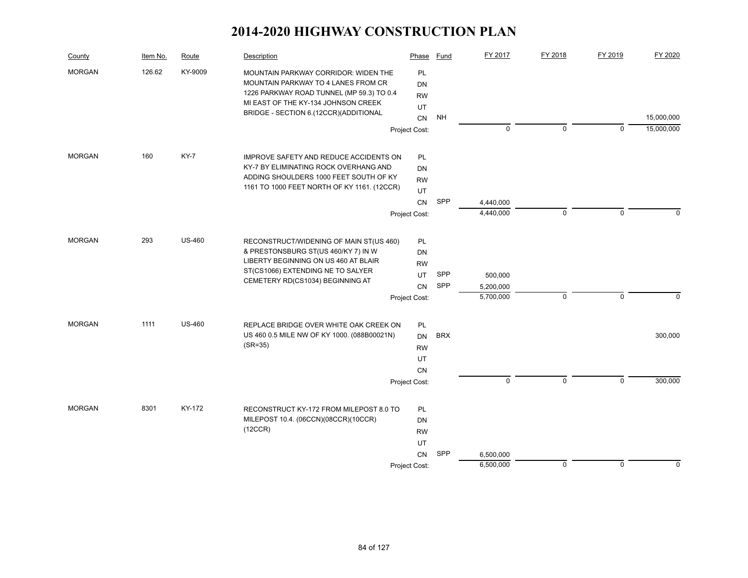# 2014-2020 HIGHWAY CONSTRUCTION PLAN

| County | Item No. | Route | Description | Phase | Fund | FY 2017 | FY 2018 | FY 2019 | FY 2020 |
|---|---|---|---|---|---|---|---|---|---|
| MORGAN | 126.62 | KY-9009 | MOUNTAIN PARKWAY CORRIDOR: WIDEN THE MOUNTAIN PARKWAY TO 4 LANES FROM CR 1226 PARKWAY ROAD TUNNEL (MP 59.3) TO 0.4 MI EAST OF THE KY-134 JOHNSON CREEK BRIDGE - SECTION 6.(12CCR)(ADDITIONAL | PL | | | | | |
| | | | | DN | | | | | |
| | | | | RW | | | | | |
| | | | | UT | | | | | |
| | | | | CN | NH | | | | 15,000,000 |
| | | | | Project Cost: | | 0 | 0 | 0 | 15,000,000 |
| MORGAN | 160 | KY-7 | IMPROVE SAFETY AND REDUCE ACCIDENTS ON KY-7 BY ELIMINATING ROCK OVERHANG AND ADDING SHOULDERS 1000 FEET SOUTH OF KY 1161 TO 1000 FEET NORTH OF KY 1161. (12CCR) | PL | | | | | |
| | | | | DN | | | | | |
| | | | | RW | | | | | |
| | | | | UT | | | | | |
| | | | | CN | SPP | 4,440,000 | | | |
| | | | | Project Cost: | | 4,440,000 | 0 | 0 | 0 |
| MORGAN | 293 | US-460 | RECONSTRUCT/WIDENING OF MAIN ST(US 460) & PRESTONSBURG ST(US 460/KY 7) IN W LIBERTY BEGINNING ON US 460 AT BLAIR ST(CS1066) EXTENDING NE TO SALYER CEMETERY RD(CS1034) BEGINNING AT | PL | | | | | |
| | | | | DN | | | | | |
| | | | | RW | | | | | |
| | | | | UT | SPP | 500,000 | | | |
| | | | | CN | SPP | 5,200,000 | | | |
| | | | | Project Cost: | | 5,700,000 | 0 | 0 | 0 |
| MORGAN | 1111 | US-460 | REPLACE BRIDGE OVER WHITE OAK CREEK ON US 460 0.5 MILE NW OF KY 1000. (088B00021N) (SR=35) | PL | | | | | |
| | | | | DN | BRX | | | | 300,000 |
| | | | | RW | | | | | |
| | | | | UT | | | | | |
| | | | | CN | | | | | |
| | | | | Project Cost: | | 0 | 0 | 0 | 300,000 |
| MORGAN | 8301 | KY-172 | RECONSTRUCT KY-172 FROM MILEPOST 8.0 TO MILEPOST 10.4. (06CCN)(08CCR)(10CCR) (12CCR) | PL | | | | | |
| | | | | DN | | | | | |
| | | | | RW | | | | | |
| | | | | UT | | | | | |
| | | | | CN | SPP | 6,500,000 | | | |
| | | | | Project Cost: | | 6,500,000 | 0 | 0 | 0 |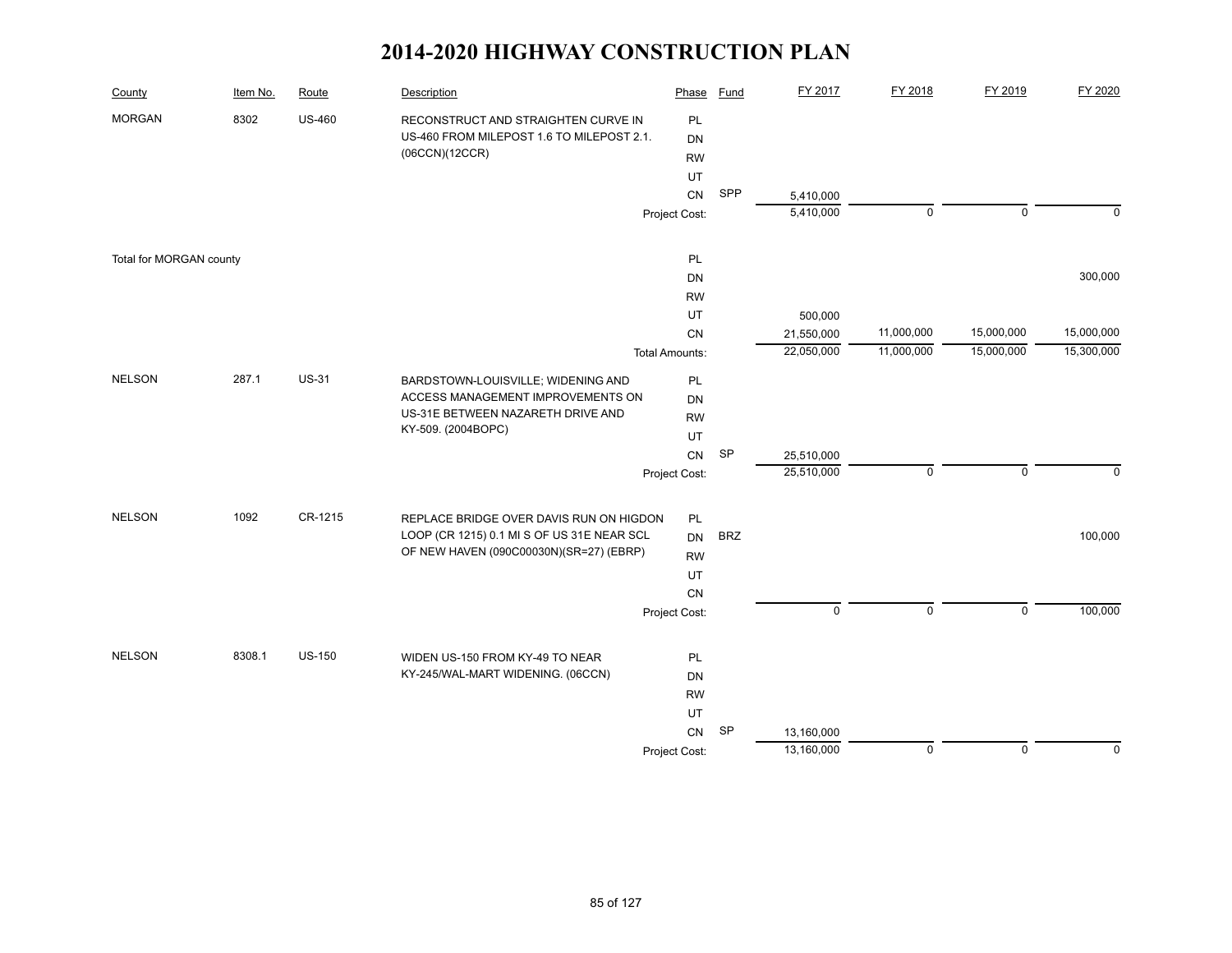# 2014-2020 HIGHWAY CONSTRUCTION PLAN

| County | Item No. | Route | Description | Phase | Fund | FY 2017 | FY 2018 | FY 2019 | FY 2020 |
|---|---|---|---|---|---|---|---|---|---|
| MORGAN | 8302 | US-460 | RECONSTRUCT AND STRAIGHTEN CURVE IN US-460 FROM MILEPOST 1.6 TO MILEPOST 2.1. (06CCN)(12CCR) | PL | | | | | |
| | | | | DN | | | | | |
| | | | | RW | | | | | |
| | | | | UT | | | | | |
| | | | | CN | SPP | 5,410,000 | | | |
| | | | | Project Cost: | | 5,410,000 | 0 | 0 | 0 |
| Total for MORGAN county | | | | PL | | | | | |
| | | | | DN | | | | | 300,000 |
| | | | | RW | | | | | |
| | | | | UT | | 500,000 | | | |
| | | | | CN | | 21,550,000 | 11,000,000 | 15,000,000 | 15,000,000 |
| | | | | Total Amounts: | | 22,050,000 | 11,000,000 | 15,000,000 | 15,300,000 |
| NELSON | 287.1 | US-31 | BARDSTOWN-LOUISVILLE; WIDENING AND ACCESS MANAGEMENT IMPROVEMENTS ON US-31E BETWEEN NAZARETH DRIVE AND KY-509. (2004BOPC) | PL | | | | | |
| | | | | DN | | | | | |
| | | | | RW | | | | | |
| | | | | UT | | | | | |
| | | | | CN | SP | 25,510,000 | | | |
| | | | | Project Cost: | | 25,510,000 | 0 | 0 | 0 |
| NELSON | 1092 | CR-1215 | REPLACE BRIDGE OVER DAVIS RUN ON HIGDON LOOP (CR 1215) 0.1 MI S OF US 31E NEAR SCL OF NEW HAVEN (090C00030N)(SR=27) (EBRP) | PL | | | | | |
| | | | | DN | BRZ | | | | 100,000 |
| | | | | RW | | | | | |
| | | | | UT | | | | | |
| | | | | CN | | | | | |
| | | | | Project Cost: | | 0 | 0 | 0 | 100,000 |
| NELSON | 8308.1 | US-150 | WIDEN US-150 FROM KY-49 TO NEAR KY-245/WAL-MART WIDENING. (06CCN) | PL | | | | | |
| | | | | DN | | | | | |
| | | | | RW | | | | | |
| | | | | UT | | | | | |
| | | | | CN | SP | 13,160,000 | | | |
| | | | | Project Cost: | | 13,160,000 | 0 | 0 | 0 |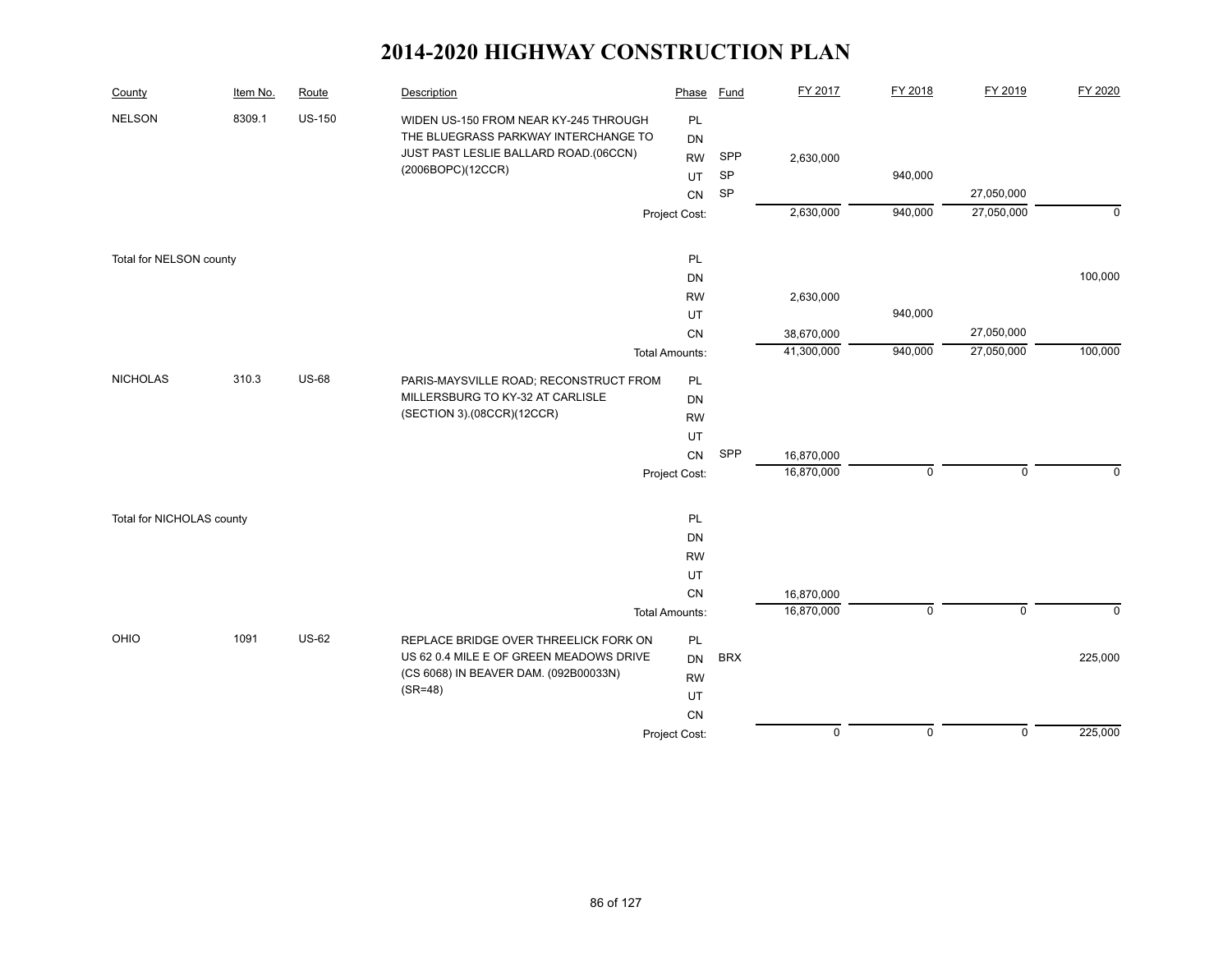# 2014-2020 HIGHWAY CONSTRUCTION PLAN

| County | Item No. | Route | Description | Phase | Fund | FY 2017 | FY 2018 | FY 2019 | FY 2020 |
|---|---|---|---|---|---|---|---|---|---|
| NELSON | 8309.1 | US-150 | WIDEN US-150 FROM NEAR KY-245 THROUGH THE BLUEGRASS PARKWAY INTERCHANGE TO JUST PAST LESLIE BALLARD ROAD.(06CCN)(2006BOPC)(12CCR) | PL | | | | | |
| | | | | DN | | | | | |
| | | | | RW | SPP | 2,630,000 | | | |
| | | | | UT | SP | | 940,000 | | |
| | | | | CN | SP | | | 27,050,000 | |
| | | | | Project Cost: | | 2,630,000 | 940,000 | 27,050,000 | 0 |
| Total for NELSON county | | | | PL | | | | | |
| | | | | DN | | | | | 100,000 |
| | | | | RW | | 2,630,000 | | | |
| | | | | UT | | | 940,000 | | |
| | | | | CN | | 38,670,000 | | 27,050,000 | |
| | | | | Total Amounts: | | 41,300,000 | 940,000 | 27,050,000 | 100,000 |
| NICHOLAS | 310.3 | US-68 | PARIS-MAYSVILLE ROAD; RECONSTRUCT FROM MILLERSBURG TO KY-32 AT CARLISLE (SECTION 3).(08CCR)(12CCR) | PL | | | | | |
| | | | | DN | | | | | |
| | | | | RW | | | | | |
| | | | | UT | | | | | |
| | | | | CN | SPP | 16,870,000 | | | |
| | | | | Project Cost: | | 16,870,000 | 0 | 0 | 0 |
| Total for NICHOLAS county | | | | PL | | | | | |
| | | | | DN | | | | | |
| | | | | RW | | | | | |
| | | | | UT | | | | | |
| | | | | CN | | 16,870,000 | | | |
| | | | | Total Amounts: | | 16,870,000 | 0 | 0 | 0 |
| OHIO | 1091 | US-62 | REPLACE BRIDGE OVER THREELICK FORK ON US 62 0.4 MILE E OF GREEN MEADOWS DRIVE (CS 6068) IN BEAVER DAM. (092B00033N)(SR=48) | PL | | | | | |
| | | | | DN | BRX | | | | 225,000 |
| | | | | RW | | | | | |
| | | | | UT | | | | | |
| | | | | CN | | | | | |
| | | | | Project Cost: | | 0 | 0 | 0 | 225,000 |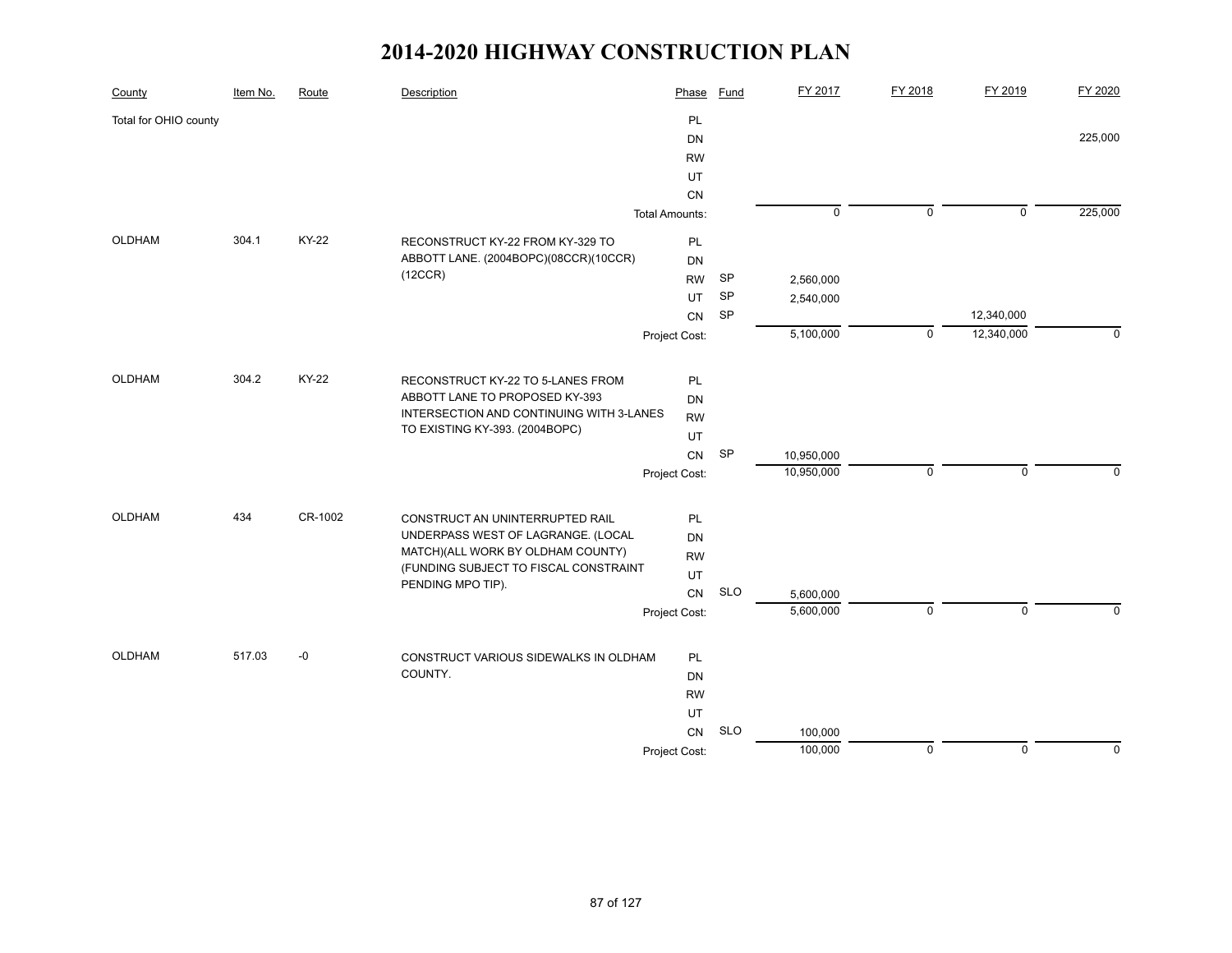# 2014-2020 HIGHWAY CONSTRUCTION PLAN

| County | Item No. | Route | Description | Phase | Fund | FY 2017 | FY 2018 | FY 2019 | FY 2020 |
|---|---|---|---|---|---|---|---|---|---|
| Total for OHIO county | | | | PL | | | | | |
| | | | | DN | | | | | 225,000 |
| | | | | RW | | | | | |
| | | | | UT | | | | | |
| | | | | CN | | | | | |
| | | | | Total Amounts: | | 0 | 0 | 0 | 225,000 |
| OLDHAM | 304.1 | KY-22 | RECONSTRUCT KY-22 FROM KY-329 TO ABBOTT LANE. (2004BOPC)(08CCR)(10CCR)(12CCR) | PL | | | | | |
| | | | | DN | | | | | |
| | | | | RW | SP | 2,560,000 | | | |
| | | | | UT | SP | 2,540,000 | | | |
| | | | | CN | SP | | | 12,340,000 | |
| | | | | Project Cost: | | 5,100,000 | 0 | 12,340,000 | 0 |
| OLDHAM | 304.2 | KY-22 | RECONSTRUCT KY-22 TO 5-LANES FROM ABBOTT LANE TO PROPOSED KY-393 INTERSECTION AND CONTINUING WITH 3-LANES TO EXISTING KY-393. (2004BOPC) | PL | | | | | |
| | | | | DN | | | | | |
| | | | | RW | | | | | |
| | | | | UT | | | | | |
| | | | | CN | SP | 10,950,000 | | | |
| | | | | Project Cost: | | 10,950,000 | 0 | 0 | 0 |
| OLDHAM | 434 | CR-1002 | CONSTRUCT AN UNINTERRUPTED RAIL UNDERPASS WEST OF LAGRANGE. (LOCAL MATCH)(ALL WORK BY OLDHAM COUNTY) (FUNDING SUBJECT TO FISCAL CONSTRAINT PENDING MPO TIP). | PL | | | | | |
| | | | | DN | | | | | |
| | | | | RW | | | | | |
| | | | | UT | | | | | |
| | | | | CN | SLO | 5,600,000 | | | |
| | | | | Project Cost: | | 5,600,000 | 0 | 0 | 0 |
| OLDHAM | 517.03 | -0 | CONSTRUCT VARIOUS SIDEWALKS IN OLDHAM COUNTY. | PL | | | | | |
| | | | | DN | | | | | |
| | | | | RW | | | | | |
| | | | | UT | | | | | |
| | | | | CN | SLO | 100,000 | | | |
| | | | | Project Cost: | | 100,000 | 0 | 0 | 0 |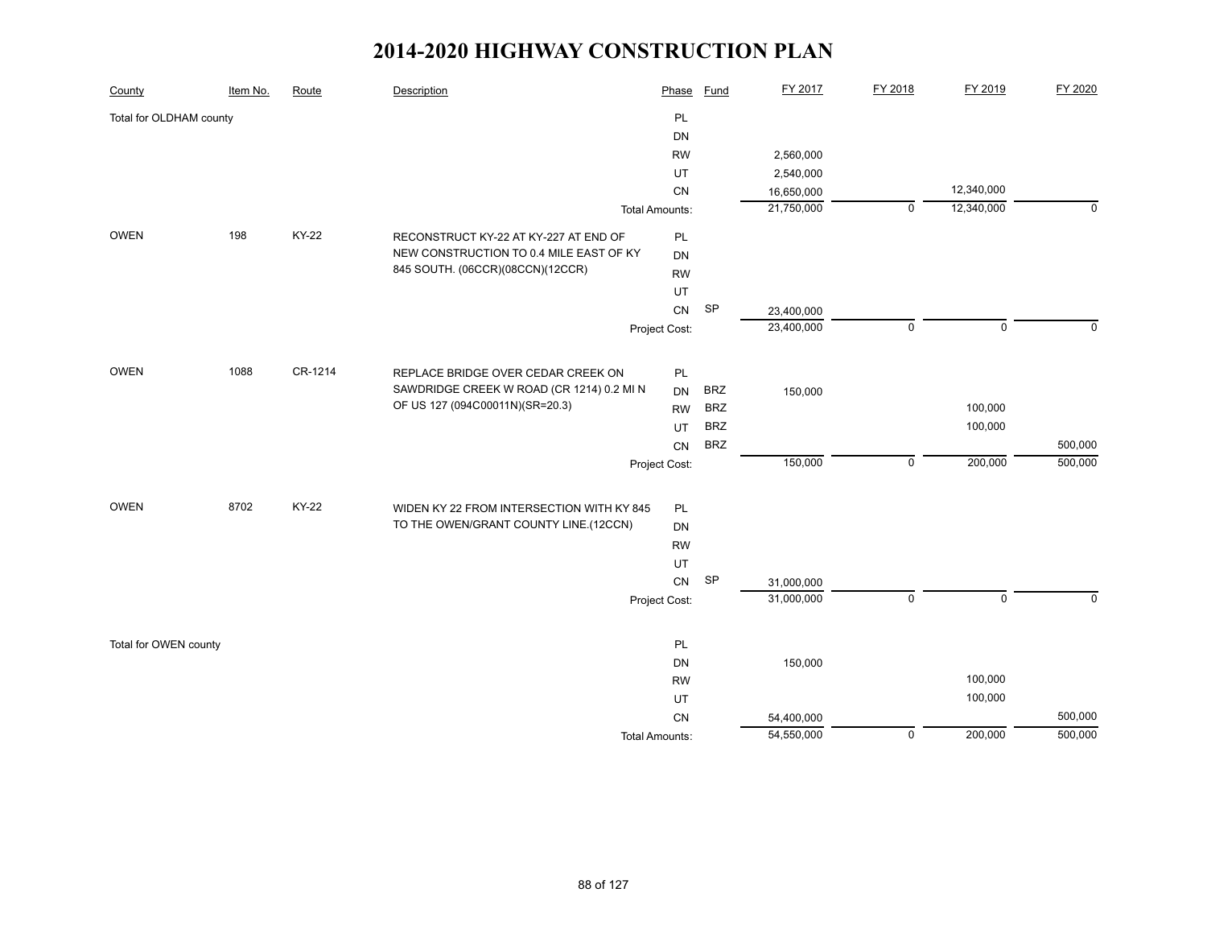# 2014-2020 HIGHWAY CONSTRUCTION PLAN

| County | Item No. | Route | Description | Phase | Fund | FY 2017 | FY 2018 | FY 2019 | FY 2020 |
|---|---|---|---|---|---|---|---|---|---|
| Total for OLDHAM county | | | | PL | | | | | |
| | | | | DN | | | | | |
| | | | | RW | | 2,560,000 | | | |
| | | | | UT | | 2,540,000 | | | |
| | | | | CN | | 16,650,000 | | 12,340,000 | |
| | | | | Total Amounts: | | 21,750,000 | 0 | 12,340,000 | 0 |
| OWEN | 198 | KY-22 | RECONSTRUCT KY-22 AT KY-227 AT END OF NEW CONSTRUCTION TO 0.4 MILE EAST OF KY 845 SOUTH. (06CCR)(08CCN)(12CCR) | PL | | | | | |
| | | | | DN | | | | | |
| | | | | RW | | | | | |
| | | | | UT | | | | | |
| | | | | CN | SP | 23,400,000 | | | |
| | | | | Project Cost: | | 23,400,000 | 0 | 0 | 0 |
| OWEN | 1088 | CR-1214 | REPLACE BRIDGE OVER CEDAR CREEK ON SAWDRIDGE CREEK W ROAD (CR 1214) 0.2 MI N OF US 127 (094C00011N)(SR=20.3) | PL | | | | | |
| | | | | DN | BRZ | 150,000 | | | |
| | | | | RW | BRZ | | | 100,000 | |
| | | | | UT | BRZ | | | 100,000 | |
| | | | | CN | BRZ | | | | 500,000 |
| | | | | Project Cost: | | 150,000 | 0 | 200,000 | 500,000 |
| OWEN | 8702 | KY-22 | WIDEN KY 22 FROM INTERSECTION WITH KY 845 TO THE OWEN/GRANT COUNTY LINE.(12CCN) | PL | | | | | |
| | | | | DN | | | | | |
| | | | | RW | | | | | |
| | | | | UT | | | | | |
| | | | | CN | SP | 31,000,000 | | | |
| | | | | Project Cost: | | 31,000,000 | 0 | 0 | 0 |
| Total for OWEN county | | | | PL | | | | | |
| | | | | DN | | 150,000 | | | |
| | | | | RW | | | | 100,000 | |
| | | | | UT | | | | 100,000 | |
| | | | | CN | | 54,400,000 | | | 500,000 |
| | | | | Total Amounts: | | 54,550,000 | 0 | 200,000 | 500,000 |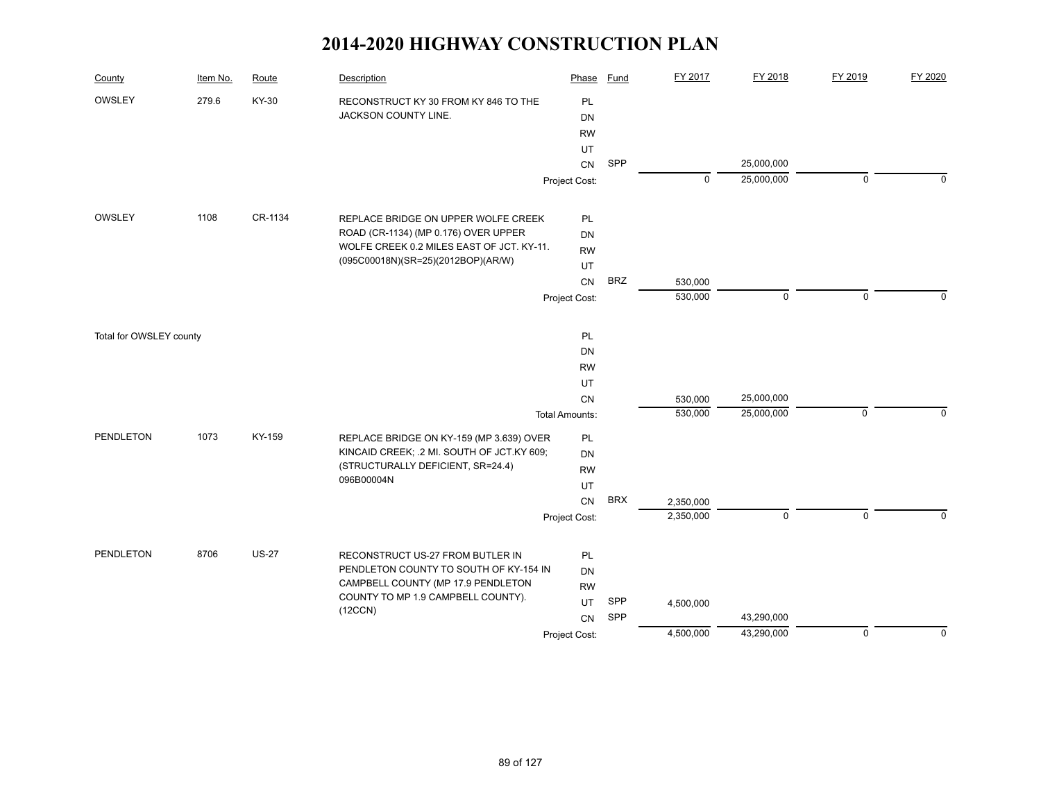# 2014-2020 HIGHWAY CONSTRUCTION PLAN

| County | Item No. | Route | Description | Phase | Fund | FY 2017 | FY 2018 | FY 2019 | FY 2020 |
|---|---|---|---|---|---|---|---|---|---|
| OWSLEY | 279.6 | KY-30 | RECONSTRUCT KY 30 FROM KY 846 TO THE JACKSON COUNTY LINE. | PL | | | | | |
| | | | | DN | | | | | |
| | | | | RW | | | | | |
| | | | | UT | | | | | |
| | | | | CN | SPP | | 25,000,000 | | |
| | | | | Project Cost: | | 0 | 25,000,000 | 0 | 0 |
| OWSLEY | 1108 | CR-1134 | REPLACE BRIDGE ON UPPER WOLFE CREEK ROAD (CR-1134) (MP 0.176) OVER UPPER WOLFE CREEK 0.2 MILES EAST OF JCT. KY-11. (095C00018N)(SR=25)(2012BOP)(AR/W) | PL | | | | | |
| | | | | DN | | | | | |
| | | | | RW | | | | | |
| | | | | UT | | | | | |
| | | | | CN | BRZ | 530,000 | | | |
| | | | | Project Cost: | | 530,000 | 0 | 0 | 0 |
| Total for OWSLEY county | | | | PL | | | | | |
| | | | | DN | | | | | |
| | | | | RW | | | | | |
| | | | | UT | | | | | |
| | | | | CN | | 530,000 | 25,000,000 | | |
| | | | | Total Amounts: | | 530,000 | 25,000,000 | 0 | 0 |
| PENDLETON | 1073 | KY-159 | REPLACE BRIDGE ON KY-159 (MP 3.639) OVER KINCAID CREEK; .2 MI. SOUTH OF JCT.KY 609; (STRUCTURALLY DEFICIENT, SR=24.4) 096B00004N | PL | | | | | |
| | | | | DN | | | | | |
| | | | | RW | | | | | |
| | | | | UT | | | | | |
| | | | | CN | BRX | 2,350,000 | | | |
| | | | | Project Cost: | | 2,350,000 | 0 | 0 | 0 |
| PENDLETON | 8706 | US-27 | RECONSTRUCT US-27 FROM BUTLER IN PENDLETON COUNTY TO SOUTH OF KY-154 IN CAMPBELL COUNTY (MP 17.9 PENDLETON COUNTY TO MP 1.9 CAMPBELL COUNTY). (12CCN) | PL | | | | | |
| | | | | DN | | | | | |
| | | | | RW | | | | | |
| | | | | UT | SPP | 4,500,000 | | | |
| | | | | CN | SPP | | 43,290,000 | | |
| | | | | Project Cost: | | 4,500,000 | 43,290,000 | 0 | 0 |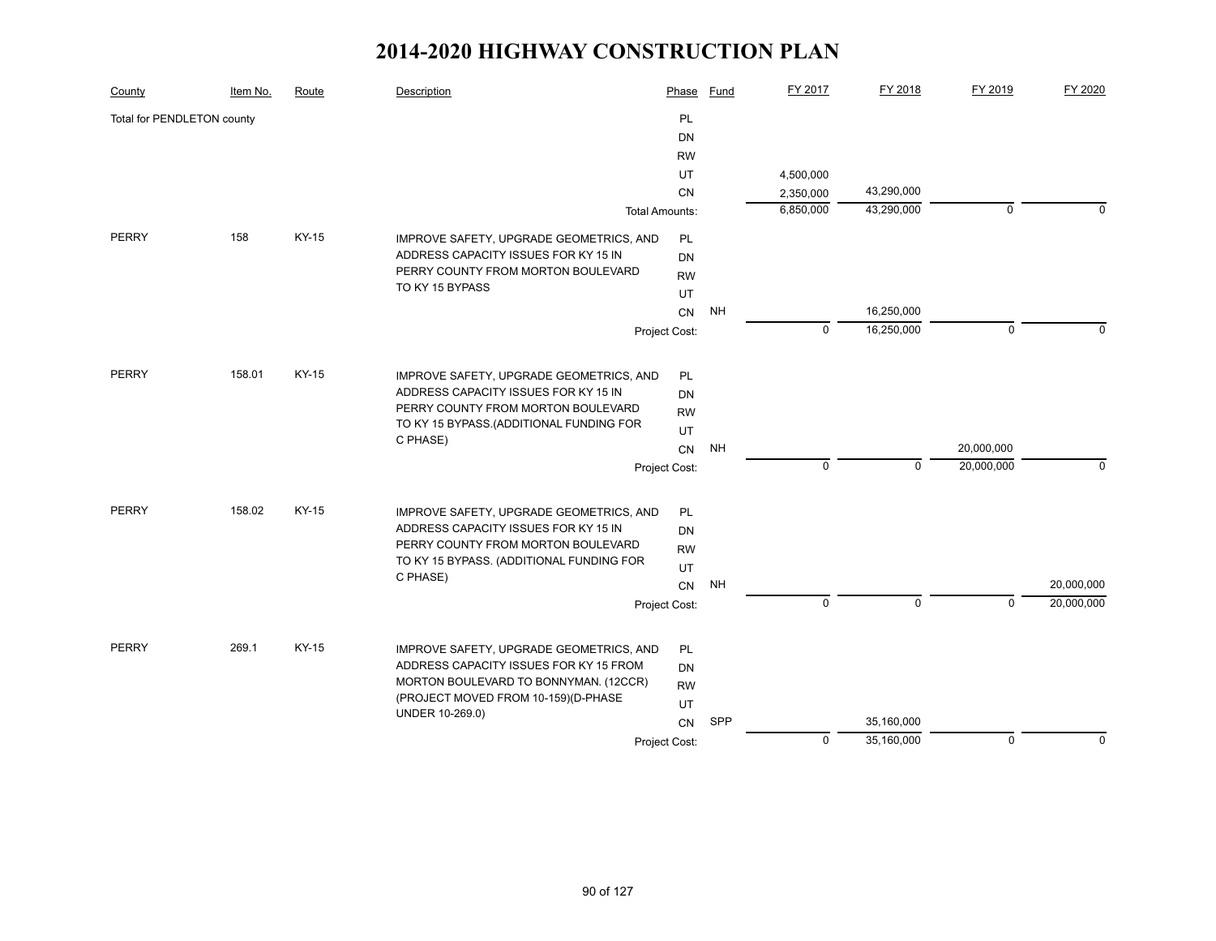# 2014-2020 HIGHWAY CONSTRUCTION PLAN

| County | Item No. | Route | Description | Phase | Fund | FY 2017 | FY 2018 | FY 2019 | FY 2020 |
|---|---|---|---|---|---|---|---|---|---|
| Total for PENDLETON county | | | | PL | | | | | |
| | | | | DN | | | | | |
| | | | | RW | | | | | |
| | | | | UT | | 4,500,000 | | | |
| | | | | CN | | 2,350,000 | 43,290,000 | | |
| | | | | Total Amounts: | | 6,850,000 | 43,290,000 | 0 | 0 |
| PERRY | 158 | KY-15 | IMPROVE SAFETY, UPGRADE GEOMETRICS, AND ADDRESS CAPACITY ISSUES FOR KY 15 IN PERRY COUNTY FROM MORTON BOULEVARD TO KY 15 BYPASS | PL | | | | | |
| | | | | DN | | | | | |
| | | | | RW | | | | | |
| | | | | UT | | | | | |
| | | | | CN | NH | | 16,250,000 | | |
| | | | | Project Cost: | | 0 | 16,250,000 | 0 | 0 |
| PERRY | 158.01 | KY-15 | IMPROVE SAFETY, UPGRADE GEOMETRICS, AND ADDRESS CAPACITY ISSUES FOR KY 15 IN PERRY COUNTY FROM MORTON BOULEVARD TO KY 15 BYPASS.(ADDITIONAL FUNDING FOR C PHASE) | PL | | | | | |
| | | | | DN | | | | | |
| | | | | RW | | | | | |
| | | | | UT | | | | | |
| | | | | CN | NH | | | 20,000,000 | |
| | | | | Project Cost: | | 0 | 0 | 20,000,000 | 0 |
| PERRY | 158.02 | KY-15 | IMPROVE SAFETY, UPGRADE GEOMETRICS, AND ADDRESS CAPACITY ISSUES FOR KY 15 IN PERRY COUNTY FROM MORTON BOULEVARD TO KY 15 BYPASS. (ADDITIONAL FUNDING FOR C PHASE) | PL | | | | | |
| | | | | DN | | | | | |
| | | | | RW | | | | | |
| | | | | UT | | | | | |
| | | | | CN | NH | | | | 20,000,000 |
| | | | | Project Cost: | | 0 | 0 | 0 | 20,000,000 |
| PERRY | 269.1 | KY-15 | IMPROVE SAFETY, UPGRADE GEOMETRICS, AND ADDRESS CAPACITY ISSUES FOR KY 15 FROM MORTON BOULEVARD TO BONNYMAN. (12CCR) (PROJECT MOVED FROM 10-159)(D-PHASE UNDER 10-269.0) | PL | | | | | |
| | | | | DN | | | | | |
| | | | | RW | | | | | |
| | | | | UT | | | | | |
| | | | | CN | SPP | | 35,160,000 | | |
| | | | | Project Cost: | | 0 | 35,160,000 | 0 | 0 |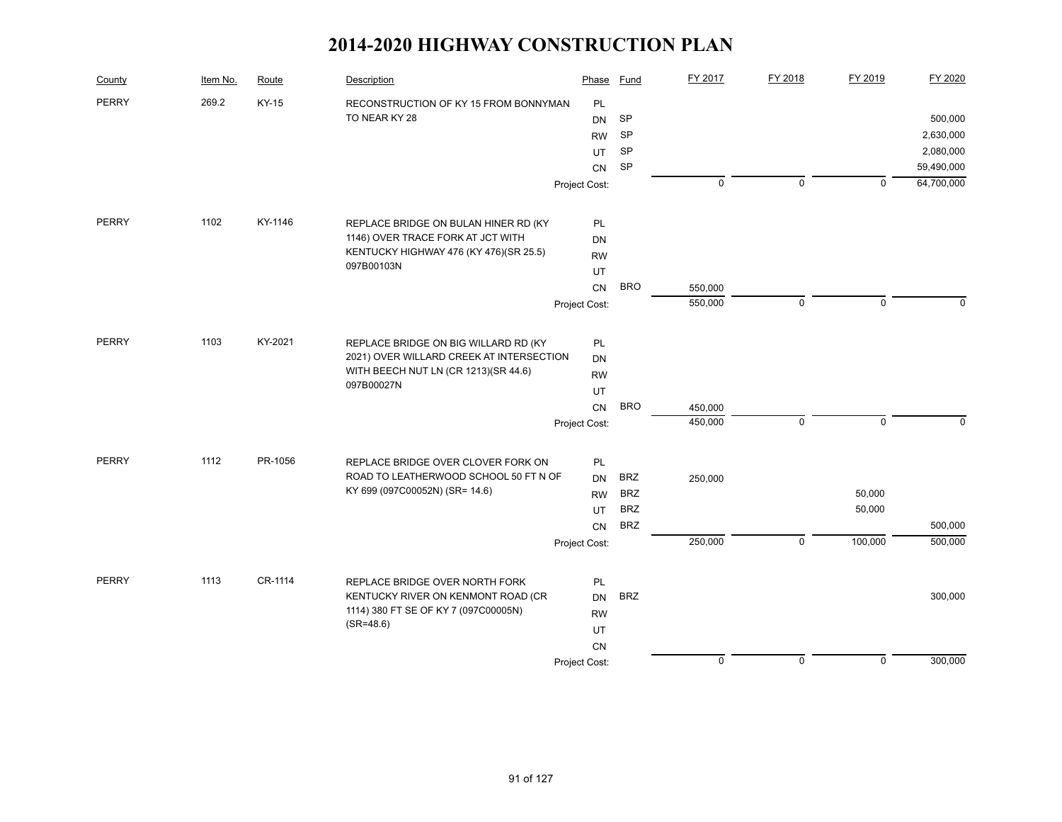# 2014-2020 HIGHWAY CONSTRUCTION PLAN

| County | Item No. | Route | Description | Phase | Fund | FY 2017 | FY 2018 | FY 2019 | FY 2020 |
|---|---|---|---|---|---|---|---|---|---|
| PERRY | 269.2 | KY-15 | RECONSTRUCTION OF KY 15 FROM BONNYMAN TO NEAR KY 28 | PL | | | | | |
| | | | | DN | SP | | | | 500,000 |
| | | | | RW | SP | | | | 2,630,000 |
| | | | | UT | SP | | | | 2,080,000 |
| | | | | CN | SP | | | | 59,490,000 |
| | | | | Project Cost: | | 0 | 0 | 0 | 64,700,000 |
| PERRY | 1102 | KY-1146 | REPLACE BRIDGE ON BULAN HINER RD (KY 1146) OVER TRACE FORK AT JCT WITH KENTUCKY HIGHWAY 476 (KY 476)(SR 25.5) 097B00103N | PL | | | | | |
| | | | | DN | | | | | |
| | | | | RW | | | | | |
| | | | | UT | | | | | |
| | | | | CN | BRO | 550,000 | | | |
| | | | | Project Cost: | | 550,000 | 0 | 0 | 0 |
| PERRY | 1103 | KY-2021 | REPLACE BRIDGE ON BIG WILLARD RD (KY 2021) OVER WILLARD CREEK AT INTERSECTION WITH BEECH NUT LN (CR 1213)(SR 44.6) 097B00027N | PL | | | | | |
| | | | | DN | | | | | |
| | | | | RW | | | | | |
| | | | | UT | | | | | |
| | | | | CN | BRO | 450,000 | | | |
| | | | | Project Cost: | | 450,000 | 0 | 0 | 0 |
| PERRY | 1112 | PR-1056 | REPLACE BRIDGE OVER CLOVER FORK ON ROAD TO LEATHERWOOD SCHOOL 50 FT N OF KY 699 (097C00052N) (SR= 14.6) | PL | | | | | |
| | | | | DN | BRZ | 250,000 | | | |
| | | | | RW | BRZ | | | 50,000 | |
| | | | | UT | BRZ | | | 50,000 | |
| | | | | CN | BRZ | | | | 500,000 |
| | | | | Project Cost: | | 250,000 | 0 | 100,000 | 500,000 |
| PERRY | 1113 | CR-1114 | REPLACE BRIDGE OVER NORTH FORK KENTUCKY RIVER ON KENMONT ROAD (CR 1114) 380 FT SE OF KY 7 (097C00005N) (SR=48.6) | PL | | | | | |
| | | | | DN | BRZ | | | | 300,000 |
| | | | | RW | | | | | |
| | | | | UT | | | | | |
| | | | | CN | | | | | |
| | | | | Project Cost: | | 0 | 0 | 0 | 300,000 |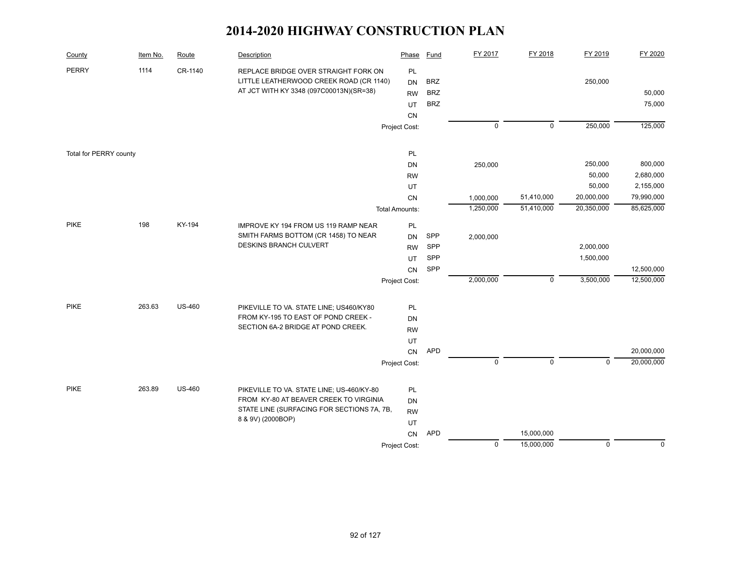# 2014-2020 HIGHWAY CONSTRUCTION PLAN

| County | Item No. | Route | Description | Phase | Fund | FY 2017 | FY 2018 | FY 2019 | FY 2020 |
|---|---|---|---|---|---|---|---|---|---|
| PERRY | 1114 | CR-1140 | REPLACE BRIDGE OVER STRAIGHT FORK ON LITTLE LEATHERWOOD CREEK ROAD (CR 1140) AT JCT WITH KY 3348 (097C00013N)(SR=38) | PL | | | | | |
| | | | | DN | BRZ | | | 250,000 | |
| | | | | RW | BRZ | | | | 50,000 |
| | | | | UT | BRZ | | | | 75,000 |
| | | | | CN | | | | | |
| | | | | Project Cost: | | 0 | 0 | 250,000 | 125,000 |
| Total for PERRY county | | | | PL | | | | | |
| | | | | DN | | 250,000 | | 250,000 | 800,000 |
| | | | | RW | | | | 50,000 | 2,680,000 |
| | | | | UT | | | | 50,000 | 2,155,000 |
| | | | | CN | | 1,000,000 | 51,410,000 | 20,000,000 | 79,990,000 |
| | | | | Total Amounts: | | 1,250,000 | 51,410,000 | 20,350,000 | 85,625,000 |
| PIKE | 198 | KY-194 | IMPROVE KY 194 FROM US 119 RAMP NEAR SMITH FARMS BOTTOM (CR 1458) TO NEAR DESKINS BRANCH CULVERT | PL | | | | | |
| | | | | DN | SPP | 2,000,000 | | | |
| | | | | RW | SPP | | | 2,000,000 | |
| | | | | UT | SPP | | | 1,500,000 | |
| | | | | CN | SPP | | | | 12,500,000 |
| | | | | Project Cost: | | 2,000,000 | 0 | 3,500,000 | 12,500,000 |
| PIKE | 263.63 | US-460 | PIKEVILLE TO VA. STATE LINE; US460/KY80 FROM KY-195 TO EAST OF POND CREEK - SECTION 6A-2 BRIDGE AT POND CREEK. | PL | | | | | |
| | | | | DN | | | | | |
| | | | | RW | | | | | |
| | | | | UT | | | | | |
| | | | | CN | APD | | | | 20,000,000 |
| | | | | Project Cost: | | 0 | 0 | 0 | 20,000,000 |
| PIKE | 263.89 | US-460 | PIKEVILLE TO VA. STATE LINE; US-460/KY-80 FROM KY-80 AT BEAVER CREEK TO VIRGINIA STATE LINE (SURFACING FOR SECTIONS 7A, 7B, 8 & 9V) (2000BOP) | PL | | | | | |
| | | | | DN | | | | | |
| | | | | RW | | | | | |
| | | | | UT | | | | | |
| | | | | CN | APD | | 15,000,000 | | |
| | | | | Project Cost: | | 0 | 15,000,000 | 0 | 0 |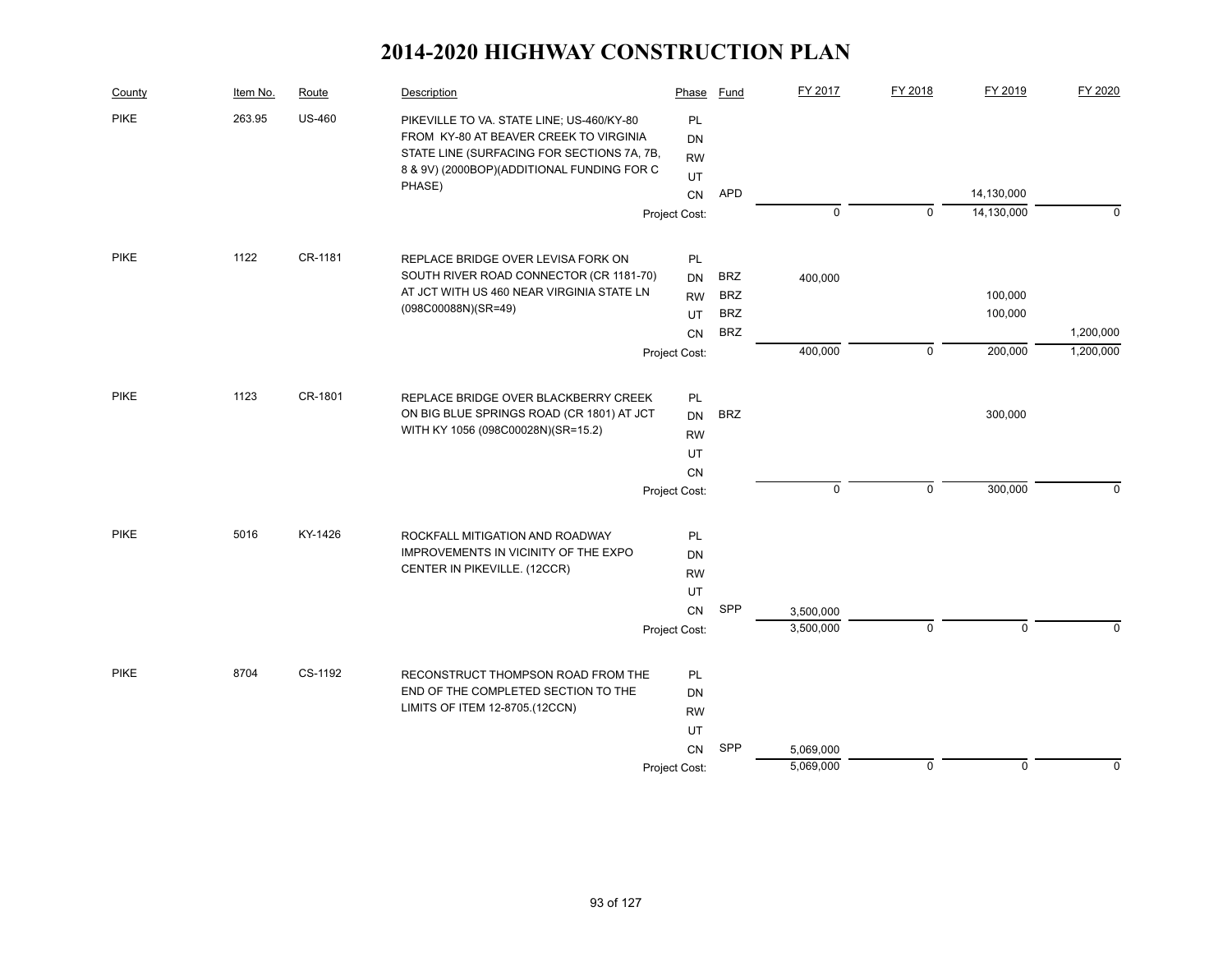# 2014-2020 HIGHWAY CONSTRUCTION PLAN

| County | Item No. | Route | Description | Phase | Fund | FY 2017 | FY 2018 | FY 2019 | FY 2020 |
|---|---|---|---|---|---|---|---|---|---|
| PIKE | 263.95 | US-460 | PIKEVILLE TO VA. STATE LINE; US-460/KY-80 FROM KY-80 AT BEAVER CREEK TO VIRGINIA STATE LINE (SURFACING FOR SECTIONS 7A, 7B, 8 & 9V) (2000BOP)(ADDITIONAL FUNDING FOR C PHASE) | PL | | | | | |
| | | | | DN | | | | | |
| | | | | RW | | | | | |
| | | | | UT | | | | | |
| | | | | CN | APD | | | 14,130,000 | |
| | | | | Project Cost: | | 0 | 0 | 14,130,000 | 0 |
| PIKE | 1122 | CR-1181 | REPLACE BRIDGE OVER LEVISA FORK ON SOUTH RIVER ROAD CONNECTOR (CR 1181-70) AT JCT WITH US 460 NEAR VIRGINIA STATE LN (098C00088N)(SR=49) | PL | | | | | |
| | | | | DN | BRZ | 400,000 | | | |
| | | | | RW | BRZ | | | 100,000 | |
| | | | | UT | BRZ | | | 100,000 | |
| | | | | CN | BRZ | | | | 1,200,000 |
| | | | | Project Cost: | | 400,000 | 0 | 200,000 | 1,200,000 |
| PIKE | 1123 | CR-1801 | REPLACE BRIDGE OVER BLACKBERRY CREEK ON BIG BLUE SPRINGS ROAD (CR 1801) AT JCT WITH KY 1056 (098C00028N)(SR=15.2) | PL | | | | | |
| | | | | DN | BRZ | | | 300,000 | |
| | | | | RW | | | | | |
| | | | | UT | | | | | |
| | | | | CN | | | | | |
| | | | | Project Cost: | | 0 | 0 | 300,000 | 0 |
| PIKE | 5016 | KY-1426 | ROCKFALL MITIGATION AND ROADWAY IMPROVEMENTS IN VICINITY OF THE EXPO CENTER IN PIKEVILLE. (12CCR) | PL | | | | | |
| | | | | DN | | | | | |
| | | | | RW | | | | | |
| | | | | UT | | | | | |
| | | | | CN | SPP | 3,500,000 | | | |
| | | | | Project Cost: | | 3,500,000 | 0 | 0 | 0 |
| PIKE | 8704 | CS-1192 | RECONSTRUCT THOMPSON ROAD FROM THE END OF THE COMPLETED SECTION TO THE LIMITS OF ITEM 12-8705.(12CCN) | PL | | | | | |
| | | | | DN | | | | | |
| | | | | RW | | | | | |
| | | | | UT | | | | | |
| | | | | CN | SPP | 5,069,000 | | | |
| | | | | Project Cost: | | 5,069,000 | 0 | 0 | 0 |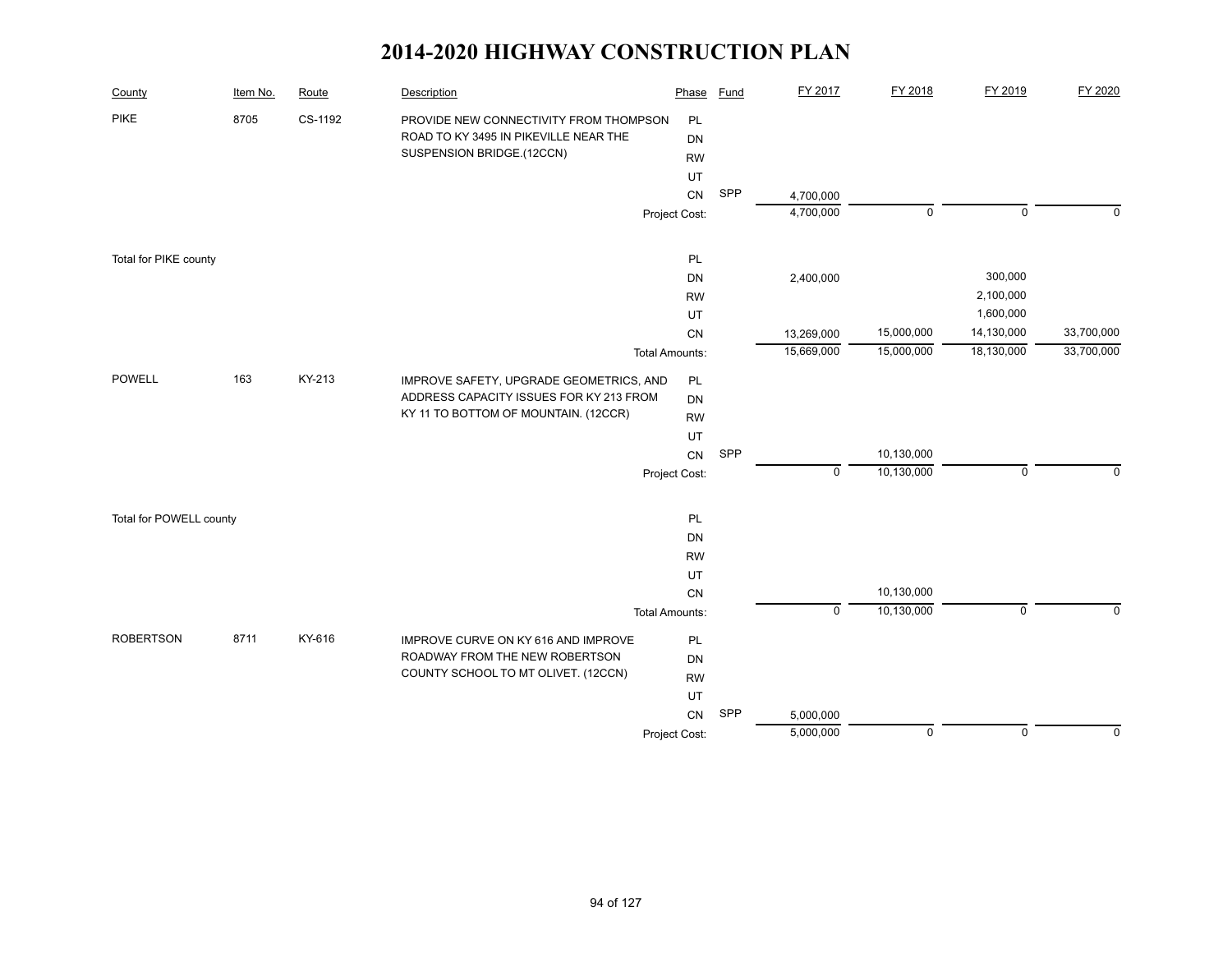# 2014-2020 HIGHWAY CONSTRUCTION PLAN

| County | Item No. | Route | Description | Phase | Fund | FY 2017 | FY 2018 | FY 2019 | FY 2020 |
|---|---|---|---|---|---|---|---|---|---|
| PIKE | 8705 | CS-1192 | PROVIDE NEW CONNECTIVITY FROM THOMPSON ROAD TO KY 3495 IN PIKEVILLE NEAR THE SUSPENSION BRIDGE.(12CCN) | PL | | | | | |
| | | | | DN | | | | | |
| | | | | RW | | | | | |
| | | | | UT | | | | | |
| | | | | CN | SPP | 4,700,000 | | | |
| | | | | Project Cost: | | 4,700,000 | 0 | 0 | 0 |
| Total for PIKE county | | | | PL | | | | | |
| | | | | DN | | 2,400,000 | | 300,000 | |
| | | | | RW | | | | 2,100,000 | |
| | | | | UT | | | | 1,600,000 | |
| | | | | CN | | 13,269,000 | 15,000,000 | 14,130,000 | 33,700,000 |
| | | | | Total Amounts: | | 15,669,000 | 15,000,000 | 18,130,000 | 33,700,000 |
| POWELL | 163 | KY-213 | IMPROVE SAFETY, UPGRADE GEOMETRICS, AND ADDRESS CAPACITY ISSUES FOR KY 213 FROM KY 11 TO BOTTOM OF MOUNTAIN. (12CCR) | PL | | | | | |
| | | | | DN | | | | | |
| | | | | RW | | | | | |
| | | | | UT | | | | | |
| | | | | CN | SPP | | 10,130,000 | | |
| | | | | Project Cost: | | 0 | 10,130,000 | 0 | 0 |
| Total for POWELL county | | | | PL | | | | | |
| | | | | DN | | | | | |
| | | | | RW | | | | | |
| | | | | UT | | | | | |
| | | | | CN | | | 10,130,000 | | |
| | | | | Total Amounts: | | 0 | 10,130,000 | 0 | 0 |
| ROBERTSON | 8711 | KY-616 | IMPROVE CURVE ON KY 616 AND IMPROVE ROADWAY FROM THE NEW ROBERTSON COUNTY SCHOOL TO MT OLIVET. (12CCN) | PL | | | | | |
| | | | | DN | | | | | |
| | | | | RW | | | | | |
| | | | | UT | | | | | |
| | | | | CN | SPP | 5,000,000 | | | |
| | | | | Project Cost: | | 5,000,000 | 0 | 0 | 0 |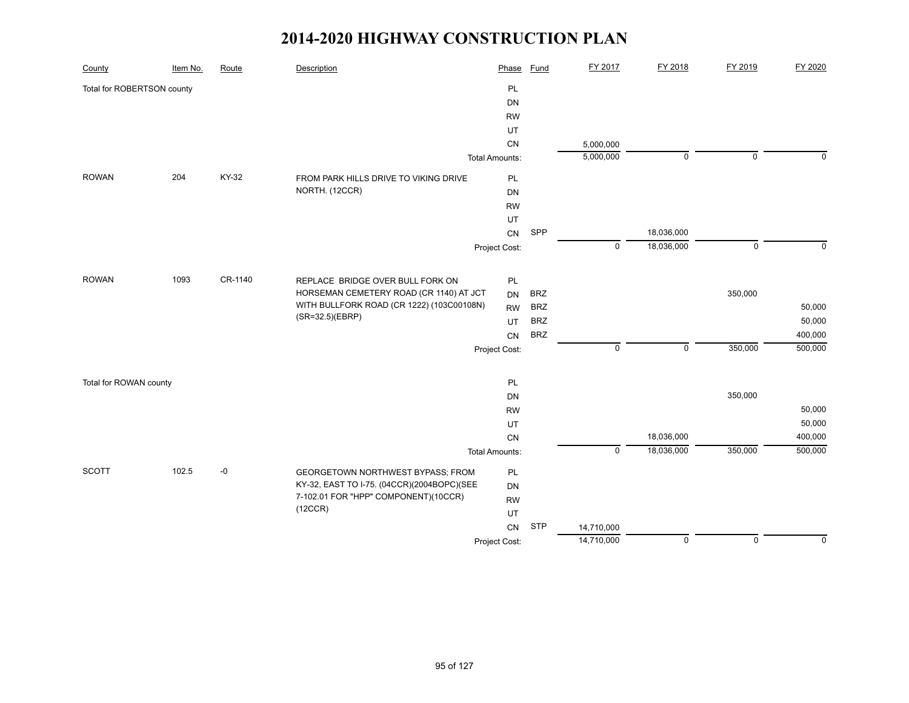# 2014-2020 HIGHWAY CONSTRUCTION PLAN

| County | Item No. | Route | Description | Phase | Fund | FY 2017 | FY 2018 | FY 2019 | FY 2020 |
|---|---|---|---|---|---|---|---|---|---|
| Total for ROBERTSON county | | | | PL | | | | | |
| | | | | DN | | | | | |
| | | | | RW | | | | | |
| | | | | UT | | | | | |
| | | | | CN | | 5,000,000 | | | |
| | | | | Total Amounts: | | 5,000,000 | 0 | 0 | 0 |
| ROWAN | 204 | KY-32 | FROM PARK HILLS DRIVE TO VIKING DRIVE NORTH. (12CCR) | PL | | | | | |
| | | | | DN | | | | | |
| | | | | RW | | | | | |
| | | | | UT | | | | | |
| | | | | CN | SPP | | 18,036,000 | | |
| | | | | Project Cost: | | 0 | 18,036,000 | 0 | 0 |
| ROWAN | 1093 | CR-1140 | REPLACE BRIDGE OVER BULL FORK ON HORSEMAN CEMETERY ROAD (CR 1140) AT JCT WITH BULLFORK ROAD (CR 1222) (103C00108N) (SR=32.5)(EBRP) | PL | | | | | |
| | | | | DN | BRZ | | | 350,000 | |
| | | | | RW | BRZ | | | | 50,000 |
| | | | | UT | BRZ | | | | 50,000 |
| | | | | CN | BRZ | | | | 400,000 |
| | | | | Project Cost: | | 0 | 0 | 350,000 | 500,000 |
| Total for ROWAN county | | | | PL | | | | | |
| | | | | DN | | | | 350,000 | |
| | | | | RW | | | | | 50,000 |
| | | | | UT | | | | | 50,000 |
| | | | | CN | | | 18,036,000 | | 400,000 |
| | | | | Total Amounts: | | 0 | 18,036,000 | 350,000 | 500,000 |
| SCOTT | 102.5 | -0 | GEORGETOWN NORTHWEST BYPASS; FROM KY-32, EAST TO I-75. (04CCR)(2004BOPC)(SEE 7-102.01 FOR "HPP" COMPONENT)(10CCR)(12CCR) | PL | | | | | |
| | | | | DN | | | | | |
| | | | | RW | | | | | |
| | | | | UT | | | | | |
| | | | | CN | STP | 14,710,000 | | | |
| | | | | Project Cost: | | 14,710,000 | 0 | 0 | 0 |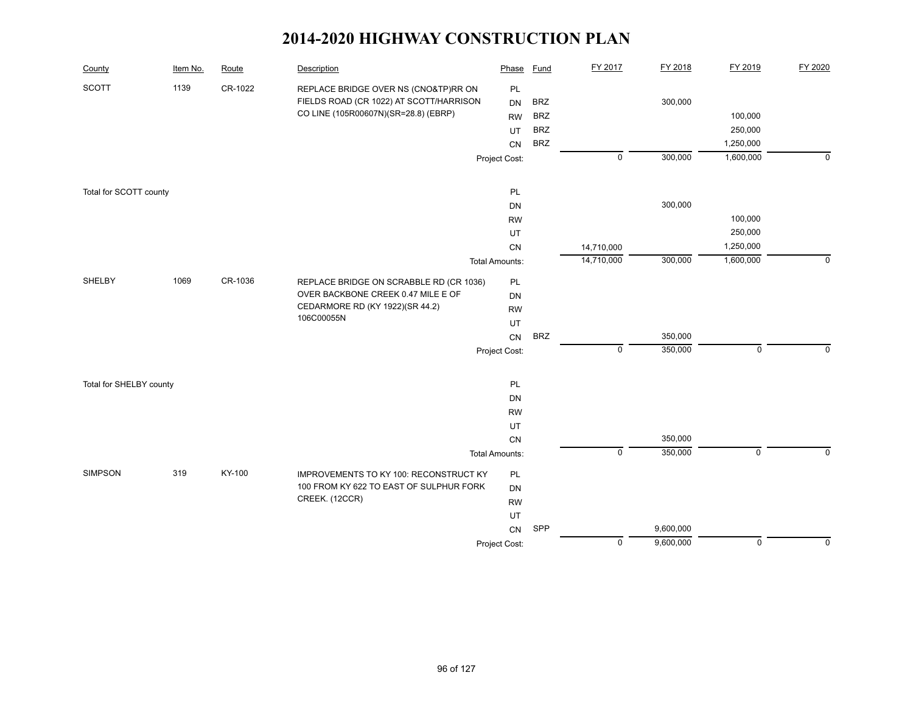# 2014-2020 HIGHWAY CONSTRUCTION PLAN

| County | Item No. | Route | Description | Phase | Fund | FY 2017 | FY 2018 | FY 2019 | FY 2020 |
|---|---|---|---|---|---|---|---|---|---|
| SCOTT | 1139 | CR-1022 | REPLACE BRIDGE OVER NS (CNO&TP)RR ON FIELDS ROAD (CR 1022) AT SCOTT/HARRISON CO LINE (105R00607N)(SR=28.8) (EBRP) | PL | | | | | |
| | | | | DN | BRZ | | 300,000 | | |
| | | | | RW | BRZ | | | 100,000 | |
| | | | | UT | BRZ | | | 250,000 | |
| | | | | CN | BRZ | | | 1,250,000 | |
| | | | | Project Cost: | | 0 | 300,000 | 1,600,000 | 0 |
| Total for SCOTT county | | | | PL | | | | | |
| | | | | DN | | | 300,000 | | |
| | | | | RW | | | | 100,000 | |
| | | | | UT | | | | 250,000 | |
| | | | | CN | | 14,710,000 | | 1,250,000 | |
| | | | | Total Amounts: | | 14,710,000 | 300,000 | 1,600,000 | 0 |
| SHELBY | 1069 | CR-1036 | REPLACE BRIDGE ON SCRABBLE RD (CR 1036) OVER BACKBONE CREEK 0.47 MILE E OF CEDARMORE RD (KY 1922)(SR 44.2) 106C00055N | PL | | | | | |
| | | | | DN | | | | | |
| | | | | RW | | | | | |
| | | | | UT | | | | | |
| | | | | CN | BRZ | | 350,000 | | |
| | | | | Project Cost: | | 0 | 350,000 | 0 | 0 |
| Total for SHELBY county | | | | PL | | | | | |
| | | | | DN | | | | | |
| | | | | RW | | | | | |
| | | | | UT | | | | | |
| | | | | CN | | | 350,000 | | |
| | | | | Total Amounts: | | 0 | 350,000 | 0 | 0 |
| SIMPSON | 319 | KY-100 | IMPROVEMENTS TO KY 100: RECONSTRUCT KY 100 FROM KY 622 TO EAST OF SULPHUR FORK CREEK. (12CCR) | PL | | | | | |
| | | | | DN | | | | | |
| | | | | RW | | | | | |
| | | | | UT | | | | | |
| | | | | CN | SPP | | 9,600,000 | | |
| | | | | Project Cost: | | 0 | 9,600,000 | 0 | 0 |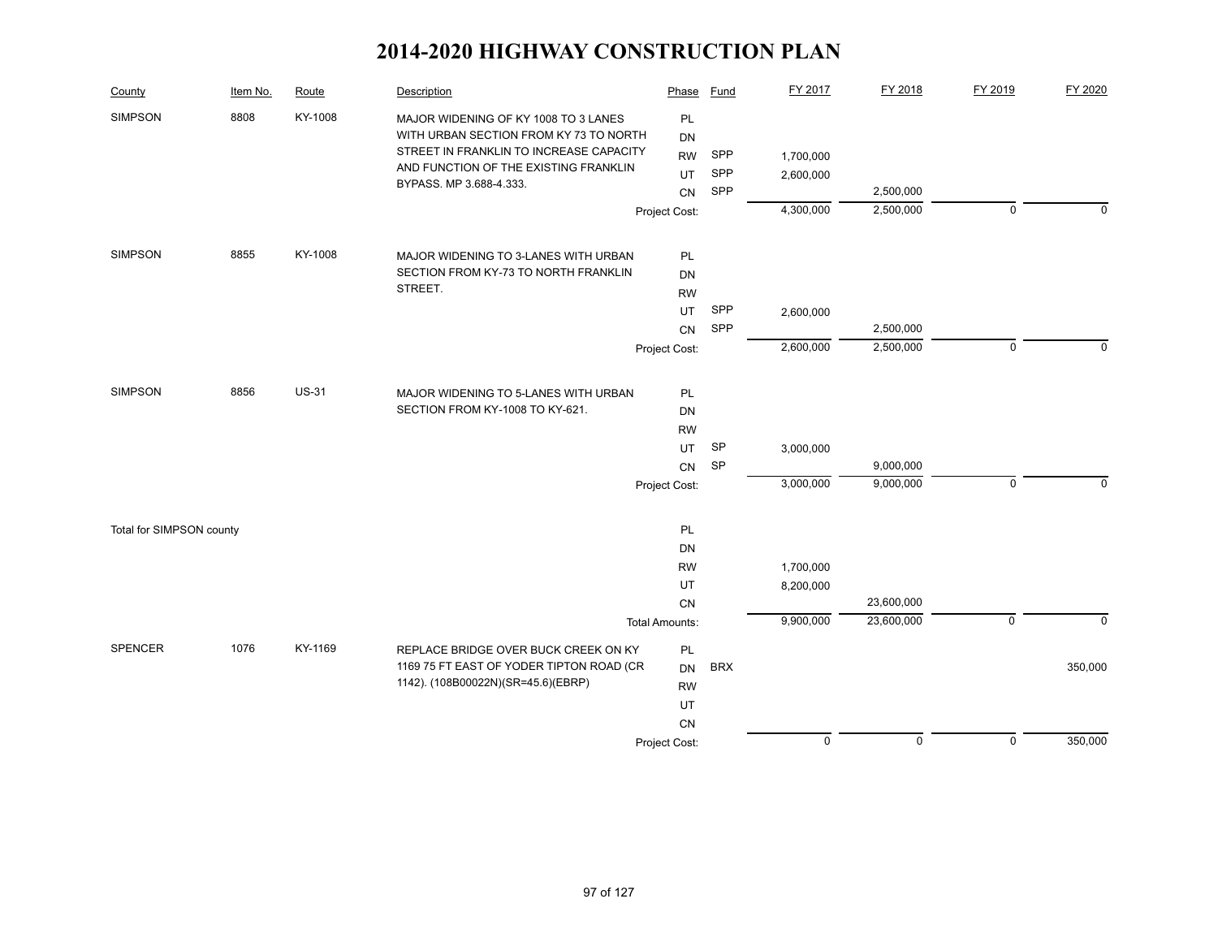# 2014-2020 HIGHWAY CONSTRUCTION PLAN

| County | Item No. | Route | Description | Phase | Fund | FY 2017 | FY 2018 | FY 2019 | FY 2020 |
|---|---|---|---|---|---|---|---|---|---|
| SIMPSON | 8808 | KY-1008 | MAJOR WIDENING OF KY 1008 TO 3 LANES WITH URBAN SECTION FROM KY 73 TO NORTH STREET IN FRANKLIN TO INCREASE CAPACITY AND FUNCTION OF THE EXISTING FRANKLIN BYPASS. MP 3.688-4.333. | PL | | | | | |
| | | | | DN | | | | | |
| | | | | RW | SPP | 1,700,000 | | | |
| | | | | UT | SPP | 2,600,000 | | | |
| | | | | CN | SPP | | 2,500,000 | | |
| | | | | Project Cost: | | 4,300,000 | 2,500,000 | 0 | 0 |
| SIMPSON | 8855 | KY-1008 | MAJOR WIDENING TO 3-LANES WITH URBAN SECTION FROM KY-73 TO NORTH FRANKLIN STREET. | PL | | | | | |
| | | | | DN | | | | | |
| | | | | RW | | | | | |
| | | | | UT | SPP | 2,600,000 | | | |
| | | | | CN | SPP | | 2,500,000 | | |
| | | | | Project Cost: | | 2,600,000 | 2,500,000 | 0 | 0 |
| SIMPSON | 8856 | US-31 | MAJOR WIDENING TO 5-LANES WITH URBAN SECTION FROM KY-1008 TO KY-621. | PL | | | | | |
| | | | | DN | | | | | |
| | | | | RW | | | | | |
| | | | | UT | SP | 3,000,000 | | | |
| | | | | CN | SP | | 9,000,000 | | |
| | | | | Project Cost: | | 3,000,000 | 9,000,000 | 0 | 0 |
| Total for SIMPSON county | | | | PL | | | | | |
| | | | | DN | | | | | |
| | | | | RW | | 1,700,000 | | | |
| | | | | UT | | 8,200,000 | | | |
| | | | | CN | | | 23,600,000 | | |
| | | | | Total Amounts: | | 9,900,000 | 23,600,000 | 0 | 0 |
| SPENCER | 1076 | KY-1169 | REPLACE BRIDGE OVER BUCK CREEK ON KY 1169 75 FT EAST OF YODER TIPTON ROAD (CR 1142). (108B00022N)(SR=45.6)(EBRP) | PL | | | | | |
| | | | | DN | BRX | | | | 350,000 |
| | | | | RW | | | | | |
| | | | | UT | | | | | |
| | | | | CN | | | | | |
| | | | | Project Cost: | | 0 | 0 | 0 | 350,000 |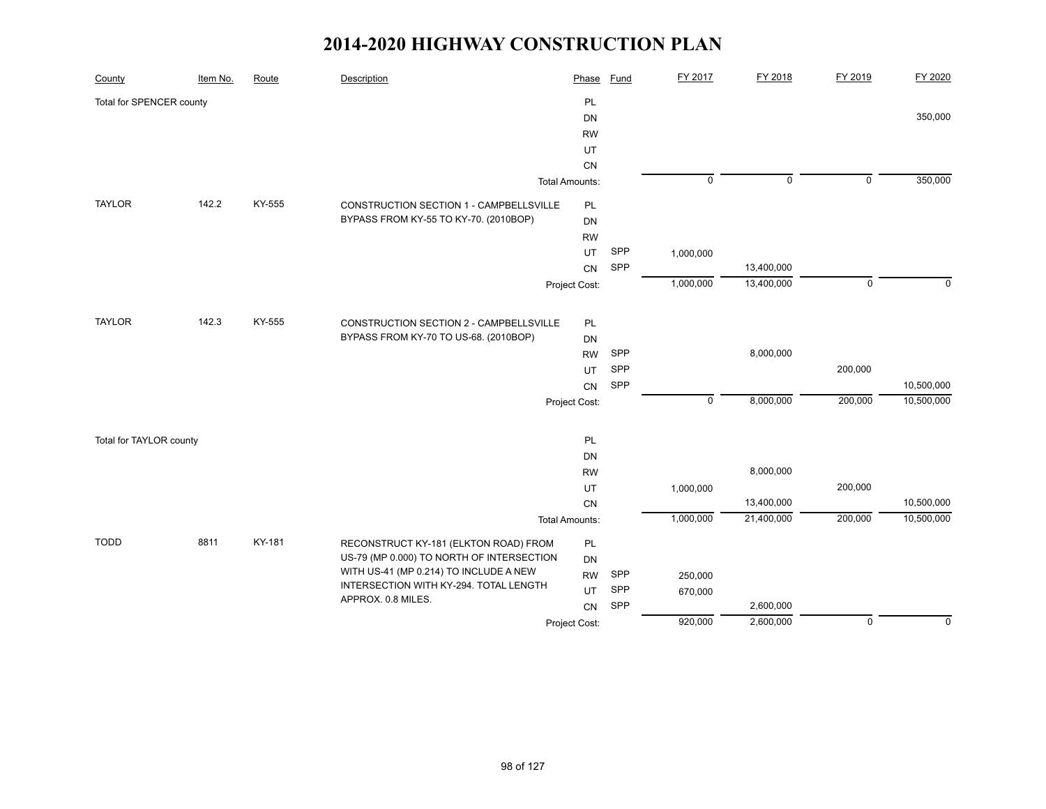# 2014-2020 HIGHWAY CONSTRUCTION PLAN

| County | Item No. | Route | Description | Phase | Fund | FY 2017 | FY 2018 | FY 2019 | FY 2020 |
|---|---|---|---|---|---|---|---|---|---|
| Total for SPENCER county | | | | PL | | | | | |
| | | | | DN | | | | | 350,000 |
| | | | | RW | | | | | |
| | | | | UT | | | | | |
| | | | | CN | | | | | |
| | | | | Total Amounts: | | 0 | 0 | 0 | 350,000 |
| TAYLOR | 142.2 | KY-555 | CONSTRUCTION SECTION 1 - CAMPBELLSVILLE BYPASS FROM KY-55 TO KY-70. (2010BOP) | PL | | | | | |
| | | | | DN | | | | | |
| | | | | RW | | | | | |
| | | | | UT | SPP | 1,000,000 | | | |
| | | | | CN | SPP | | 13,400,000 | | |
| | | | | Project Cost: | | 1,000,000 | 13,400,000 | 0 | 0 |
| TAYLOR | 142.3 | KY-555 | CONSTRUCTION SECTION 2 - CAMPBELLSVILLE BYPASS FROM KY-70 TO US-68. (2010BOP) | PL | | | | | |
| | | | | DN | | | | | |
| | | | | RW | SPP | | 8,000,000 | | |
| | | | | UT | SPP | | | 200,000 | |
| | | | | CN | SPP | | | | 10,500,000 |
| | | | | Project Cost: | | 0 | 8,000,000 | 200,000 | 10,500,000 |
| Total for TAYLOR county | | | | PL | | | | | |
| | | | | DN | | | | | |
| | | | | RW | | | 8,000,000 | | |
| | | | | UT | | 1,000,000 | | 200,000 | |
| | | | | CN | | | 13,400,000 | | 10,500,000 |
| | | | | Total Amounts: | | 1,000,000 | 21,400,000 | 200,000 | 10,500,000 |
| TODD | 8811 | KY-181 | RECONSTRUCT KY-181 (ELKTON ROAD) FROM US-79 (MP 0.000) TO NORTH OF INTERSECTION WITH US-41 (MP 0.214) TO INCLUDE A NEW INTERSECTION WITH KY-294. TOTAL LENGTH APPROX. 0.8 MILES. | PL | | | | | |
| | | | | DN | | | | | |
| | | | | RW | SPP | 250,000 | | | |
| | | | | UT | SPP | 670,000 | | | |
| | | | | CN | SPP | | 2,600,000 | | |
| | | | | Project Cost: | | 920,000 | 2,600,000 | 0 | 0 |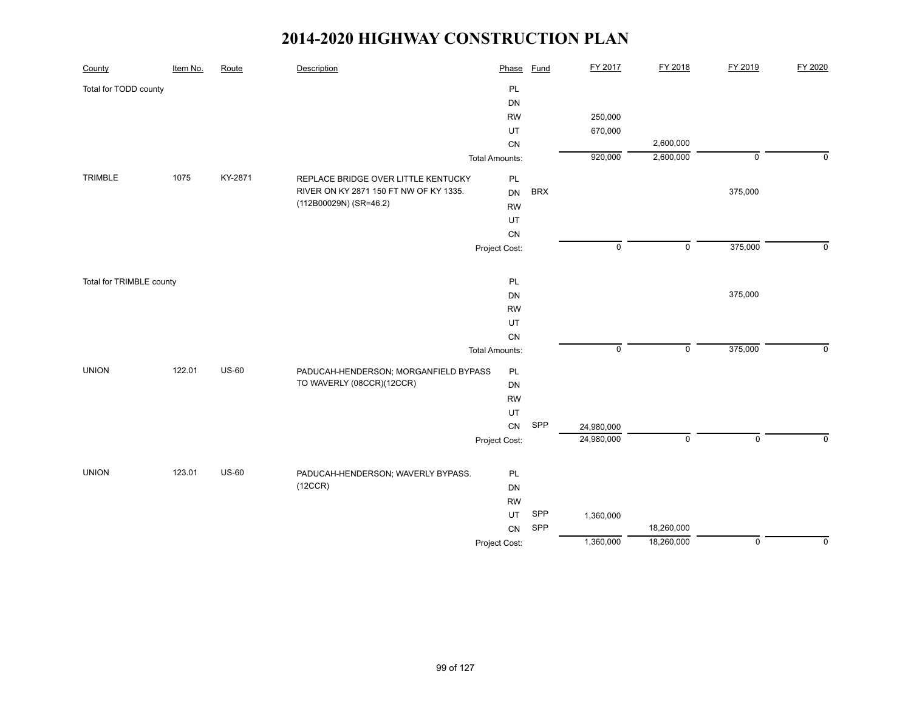# 2014-2020 HIGHWAY CONSTRUCTION PLAN

| County | Item No. | Route | Description | Phase | Fund | FY 2017 | FY 2018 | FY 2019 | FY 2020 |
|---|---|---|---|---|---|---|---|---|---|
| Total for TODD county | | | | PL | | | | | |
| | | | | DN | | | | | |
| | | | | RW | | 250,000 | | | |
| | | | | UT | | 670,000 | | | |
| | | | | CN | | | 2,600,000 | | |
| | | | | Total Amounts: | | 920,000 | 2,600,000 | 0 | 0 |
| TRIMBLE | 1075 | KY-2871 | REPLACE BRIDGE OVER LITTLE KENTUCKY RIVER ON KY 2871 150 FT NW OF KY 1335. (112B00029N) (SR=46.2) | PL | | | | | |
| | | | | DN | BRX | | | 375,000 | |
| | | | | RW | | | | | |
| | | | | UT | | | | | |
| | | | | CN | | | | | |
| | | | | Project Cost: | | 0 | 0 | 375,000 | 0 |
| Total for TRIMBLE county | | | | PL | | | | | |
| | | | | DN | | | | 375,000 | |
| | | | | RW | | | | | |
| | | | | UT | | | | | |
| | | | | CN | | | | | |
| | | | | Total Amounts: | | 0 | 0 | 375,000 | 0 |
| UNION | 122.01 | US-60 | PADUCAH-HENDERSON; MORGANFIELD BYPASS TO WAVERLY (08CCR)(12CCR) | PL | | | | | |
| | | | | DN | | | | | |
| | | | | RW | | | | | |
| | | | | UT | | | | | |
| | | | | CN | SPP | 24,980,000 | | | |
| | | | | Project Cost: | | 24,980,000 | 0 | 0 | 0 |
| UNION | 123.01 | US-60 | PADUCAH-HENDERSON; WAVERLY BYPASS. (12CCR) | PL | | | | | |
| | | | | DN | | | | | |
| | | | | RW | | | | | |
| | | | | UT | SPP | 1,360,000 | | | |
| | | | | CN | SPP | | 18,260,000 | | |
| | | | | Project Cost: | | 1,360,000 | 18,260,000 | 0 | 0 |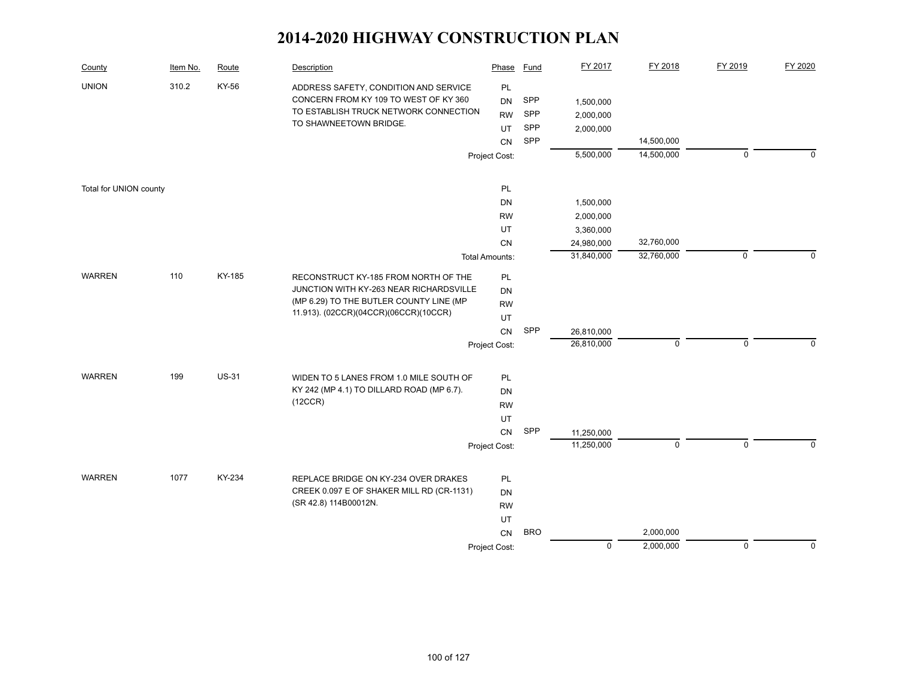# 2014-2020 HIGHWAY CONSTRUCTION PLAN

| County | Item No. | Route | Description | Phase | Fund | FY 2017 | FY 2018 | FY 2019 | FY 2020 |
|---|---|---|---|---|---|---|---|---|---|
| UNION | 310.2 | KY-56 | ADDRESS SAFETY, CONDITION AND SERVICE CONCERN FROM KY 109 TO WEST OF KY 360 TO ESTABLISH TRUCK NETWORK CONNECTION TO SHAWNEETOWN BRIDGE. | PL | | | | | |
| | | | | DN | SPP | 1,500,000 | | | |
| | | | | RW | SPP | 2,000,000 | | | |
| | | | | UT | SPP | 2,000,000 | | | |
| | | | | CN | SPP | | 14,500,000 | | |
| | | | | Project Cost: | | 5,500,000 | 14,500,000 | 0 | 0 |
| Total for UNION county | | | | PL | | | | | |
| | | | | DN | | 1,500,000 | | | |
| | | | | RW | | 2,000,000 | | | |
| | | | | UT | | 3,360,000 | | | |
| | | | | CN | | 24,980,000 | 32,760,000 | | |
| | | | | Total Amounts: | | 31,840,000 | 32,760,000 | 0 | 0 |
| WARREN | 110 | KY-185 | RECONSTRUCT KY-185 FROM NORTH OF THE JUNCTION WITH KY-263 NEAR RICHARDSVILLE (MP 6.29) TO THE BUTLER COUNTY LINE (MP 11.913). (02CCR)(04CCR)(06CCR)(10CCR) | PL | | | | | |
| | | | | DN | | | | | |
| | | | | RW | | | | | |
| | | | | UT | | | | | |
| | | | | CN | SPP | 26,810,000 | | | |
| | | | | Project Cost: | | 26,810,000 | 0 | 0 | 0 |
| WARREN | 199 | US-31 | WIDEN TO 5 LANES FROM 1.0 MILE SOUTH OF KY 242 (MP 4.1) TO DILLARD ROAD (MP 6.7). (12CCR) | PL | | | | | |
| | | | | DN | | | | | |
| | | | | RW | | | | | |
| | | | | UT | | | | | |
| | | | | CN | SPP | 11,250,000 | | | |
| | | | | Project Cost: | | 11,250,000 | 0 | 0 | 0 |
| WARREN | 1077 | KY-234 | REPLACE BRIDGE ON KY-234 OVER DRAKES CREEK 0.097 E OF SHAKER MILL RD (CR-1131) (SR 42.8) 114B00012N. | PL | | | | | |
| | | | | DN | | | | | |
| | | | | RW | | | | | |
| | | | | UT | | | | | |
| | | | | CN | BRO | | 2,000,000 | | |
| | | | | Project Cost: | | 0 | 2,000,000 | 0 | 0 |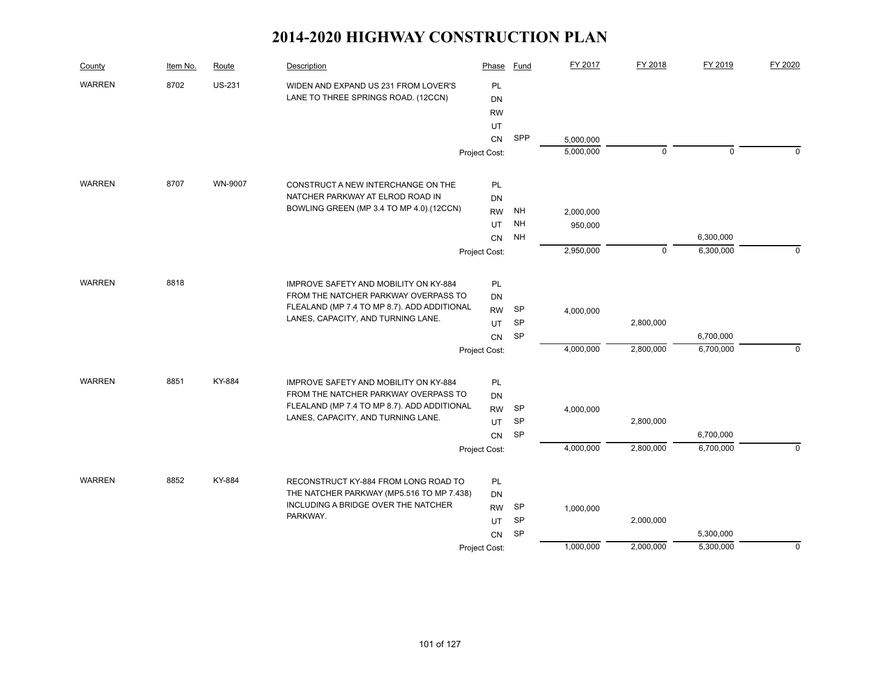# 2014-2020 HIGHWAY CONSTRUCTION PLAN

| County | Item No. | Route | Description | Phase | Fund | FY 2017 | FY 2018 | FY 2019 | FY 2020 |
|---|---|---|---|---|---|---|---|---|---|
| WARREN | 8702 | US-231 | WIDEN AND EXPAND US 231 FROM LOVER'S LANE TO THREE SPRINGS ROAD. (12CCN) | PL | | | | | |
| | | | | DN | | | | | |
| | | | | RW | | | | | |
| | | | | UT | | | | | |
| | | | | CN | SPP | 5,000,000 | | | |
| | | | | Project Cost: | | 5,000,000 | 0 | 0 | 0 |
| WARREN | 8707 | WN-9007 | CONSTRUCT A NEW INTERCHANGE ON THE NATCHER PARKWAY AT ELROD ROAD IN BOWLING GREEN (MP 3.4 TO MP 4.0).(12CCN) | PL | | | | | |
| | | | | DN | | | | | |
| | | | | RW | NH | 2,000,000 | | | |
| | | | | UT | NH | 950,000 | | | |
| | | | | CN | NH | | | 6,300,000 | |
| | | | | Project Cost: | | 2,950,000 | 0 | 6,300,000 | 0 |
| WARREN | 8818 | | IMPROVE SAFETY AND MOBILITY ON KY-884 FROM THE NATCHER PARKWAY OVERPASS TO FLEALAND (MP 7.4 TO MP 8.7). ADD ADDITIONAL LANES, CAPACITY, AND TURNING LANE. | PL | | | | | |
| | | | | DN | | | | | |
| | | | | RW | SP | 4,000,000 | | | |
| | | | | UT | SP | | 2,800,000 | | |
| | | | | CN | SP | | | 6,700,000 | |
| | | | | Project Cost: | | 4,000,000 | 2,800,000 | 6,700,000 | 0 |
| WARREN | 8851 | KY-884 | IMPROVE SAFETY AND MOBILITY ON KY-884 FROM THE NATCHER PARKWAY OVERPASS TO FLEALAND (MP 7.4 TO MP 8.7). ADD ADDITIONAL LANES, CAPACITY, AND TURNING LANE. | PL | | | | | |
| | | | | DN | | | | | |
| | | | | RW | SP | 4,000,000 | | | |
| | | | | UT | SP | | 2,800,000 | | |
| | | | | CN | SP | | | 6,700,000 | |
| | | | | Project Cost: | | 4,000,000 | 2,800,000 | 6,700,000 | 0 |
| WARREN | 8852 | KY-884 | RECONSTRUCT KY-884 FROM LONG ROAD TO THE NATCHER PARKWAY (MP5.516 TO MP 7.438) INCLUDING A BRIDGE OVER THE NATCHER PARKWAY. | PL | | | | | |
| | | | | DN | | | | | |
| | | | | RW | SP | 1,000,000 | | | |
| | | | | UT | SP | | 2,000,000 | | |
| | | | | CN | SP | | | 5,300,000 | |
| | | | | Project Cost: | | 1,000,000 | 2,000,000 | 5,300,000 | 0 |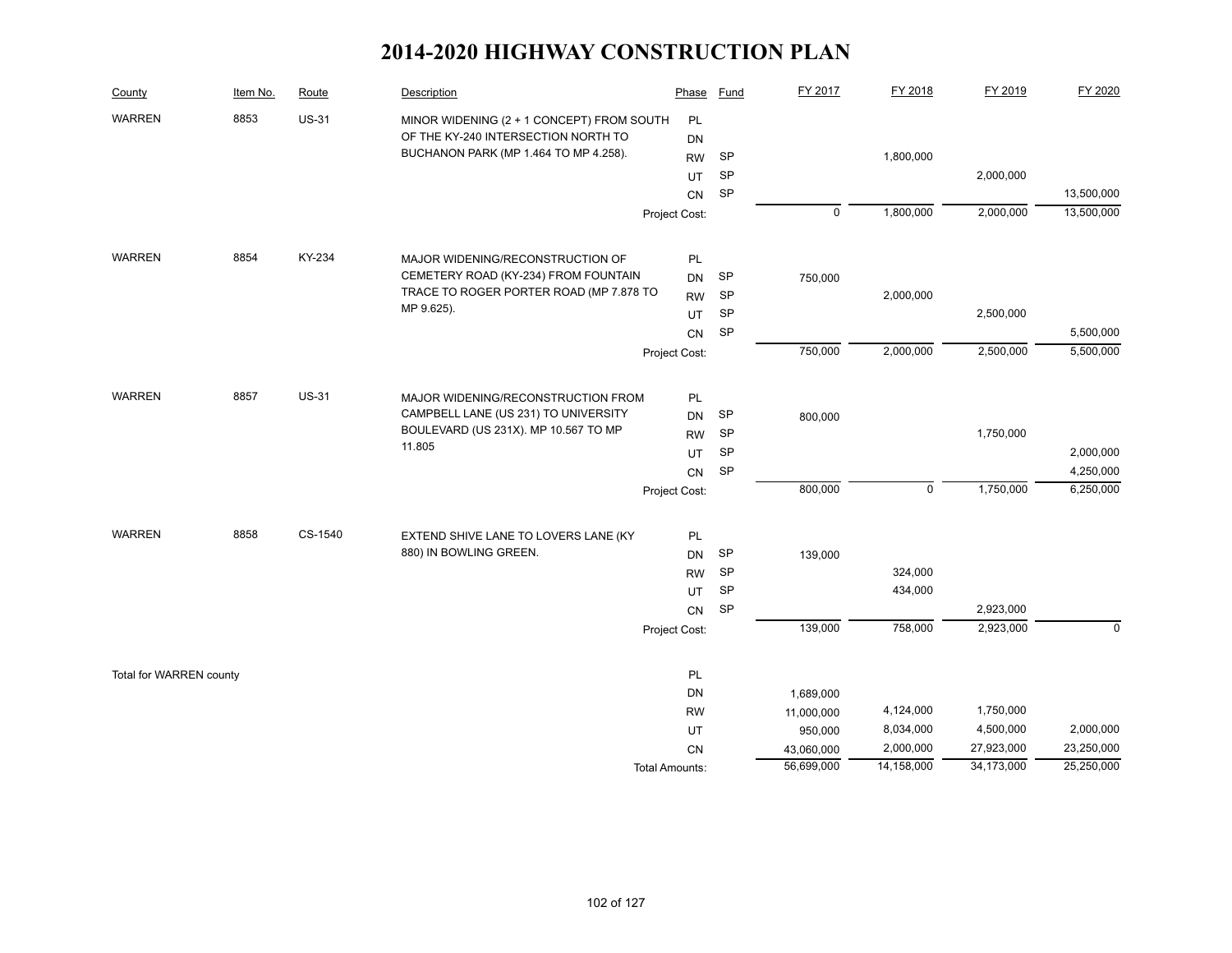# 2014-2020 HIGHWAY CONSTRUCTION PLAN

| County | Item No. | Route | Description | Phase | Fund | FY 2017 | FY 2018 | FY 2019 | FY 2020 |
|---|---|---|---|---|---|---|---|---|---|
| WARREN | 8853 | US-31 | MINOR WIDENING (2 + 1 CONCEPT) FROM SOUTH OF THE KY-240 INTERSECTION NORTH TO BUCHANON PARK (MP 1.464 TO MP 4.258). | PL | | | | | |
| | | | | DN | | | | | |
| | | | | RW | SP | | 1,800,000 | | |
| | | | | UT | SP | | | 2,000,000 | |
| | | | | CN | SP | | | | 13,500,000 |
| | | | | Project Cost: | | 0 | 1,800,000 | 2,000,000 | 13,500,000 |
| WARREN | 8854 | KY-234 | MAJOR WIDENING/RECONSTRUCTION OF CEMETERY ROAD (KY-234) FROM FOUNTAIN TRACE TO ROGER PORTER ROAD (MP 7.878 TO MP 9.625). | PL | | | | | |
| | | | | DN | SP | 750,000 | | | |
| | | | | RW | SP | | 2,000,000 | | |
| | | | | UT | SP | | | 2,500,000 | |
| | | | | CN | SP | | | | 5,500,000 |
| | | | | Project Cost: | | 750,000 | 2,000,000 | 2,500,000 | 5,500,000 |
| WARREN | 8857 | US-31 | MAJOR WIDENING/RECONSTRUCTION FROM CAMPBELL LANE (US 231) TO UNIVERSITY BOULEVARD (US 231X). MP 10.567 TO MP 11.805 | PL | | | | | |
| | | | | DN | SP | 800,000 | | | |
| | | | | RW | SP | | | 1,750,000 | |
| | | | | UT | SP | | | | 2,000,000 |
| | | | | CN | SP | | | | 4,250,000 |
| | | | | Project Cost: | | 800,000 | 0 | 1,750,000 | 6,250,000 |
| WARREN | 8858 | CS-1540 | EXTEND SHIVE LANE TO LOVERS LANE (KY 880) IN BOWLING GREEN. | PL | | | | | |
| | | | | DN | SP | 139,000 | | | |
| | | | | RW | SP | | 324,000 | | |
| | | | | UT | SP | | 434,000 | | |
| | | | | CN | SP | | | 2,923,000 | |
| | | | | Project Cost: | | 139,000 | 758,000 | 2,923,000 | 0 |
| Total for WARREN county | | | | PL | | | | | |
| | | | | DN | | 1,689,000 | | | |
| | | | | RW | | 11,000,000 | 4,124,000 | 1,750,000 | |
| | | | | UT | | 950,000 | 8,034,000 | 4,500,000 | 2,000,000 |
| | | | | CN | | 43,060,000 | 2,000,000 | 27,923,000 | 23,250,000 |
| | | | | Total Amounts: | | 56,699,000 | 14,158,000 | 34,173,000 | 25,250,000 |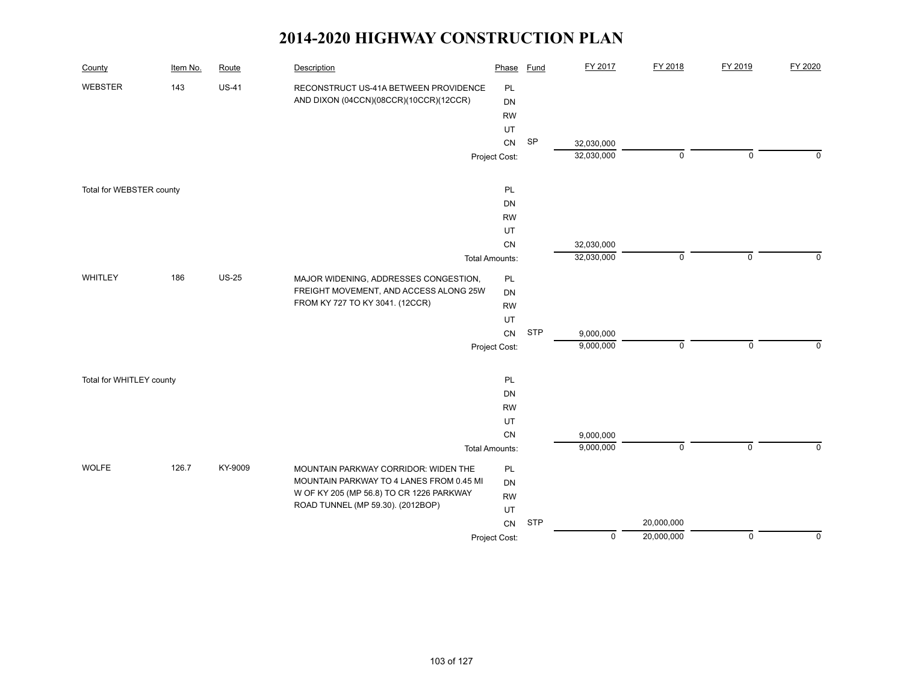# 2014-2020 HIGHWAY CONSTRUCTION PLAN

| County | Item No. | Route | Description | Phase | Fund | FY 2017 | FY 2018 | FY 2019 | FY 2020 |
|---|---|---|---|---|---|---|---|---|---|
| WEBSTER | 143 | US-41 | RECONSTRUCT US-41A BETWEEN PROVIDENCE AND DIXON (04CCN)(08CCR)(10CCR)(12CCR) | PL | | | | | |
| | | | | DN | | | | | |
| | | | | RW | | | | | |
| | | | | UT | | | | | |
| | | | | CN | SP | 32,030,000 | | | |
| | | | | Project Cost: | | 32,030,000 | 0 | 0 | 0 |
| Total for WEBSTER county | | | | PL | | | | | |
| | | | | DN | | | | | |
| | | | | RW | | | | | |
| | | | | UT | | | | | |
| | | | | CN | | 32,030,000 | | | |
| | | | | Total Amounts: | | 32,030,000 | 0 | 0 | 0 |
| WHITLEY | 186 | US-25 | MAJOR WIDENING, ADDRESSES CONGESTION, FREIGHT MOVEMENT, AND ACCESS ALONG 25W FROM KY 727 TO KY 3041. (12CCR) | PL | | | | | |
| | | | | DN | | | | | |
| | | | | RW | | | | | |
| | | | | UT | | | | | |
| | | | | CN | STP | 9,000,000 | | | |
| | | | | Project Cost: | | 9,000,000 | 0 | 0 | 0 |
| Total for WHITLEY county | | | | PL | | | | | |
| | | | | DN | | | | | |
| | | | | RW | | | | | |
| | | | | UT | | | | | |
| | | | | CN | | 9,000,000 | | | |
| | | | | Total Amounts: | | 9,000,000 | 0 | 0 | 0 |
| WOLFE | 126.7 | KY-9009 | MOUNTAIN PARKWAY CORRIDOR: WIDEN THE MOUNTAIN PARKWAY TO 4 LANES FROM 0.45 MI W OF KY 205 (MP 56.8) TO CR 1226 PARKWAY ROAD TUNNEL (MP 59.30). (2012BOP) | PL | | | | | |
| | | | | DN | | | | | |
| | | | | RW | | | | | |
| | | | | UT | | | | | |
| | | | | CN | STP | | 20,000,000 | | |
| | | | | Project Cost: | | 0 | 20,000,000 | 0 | 0 |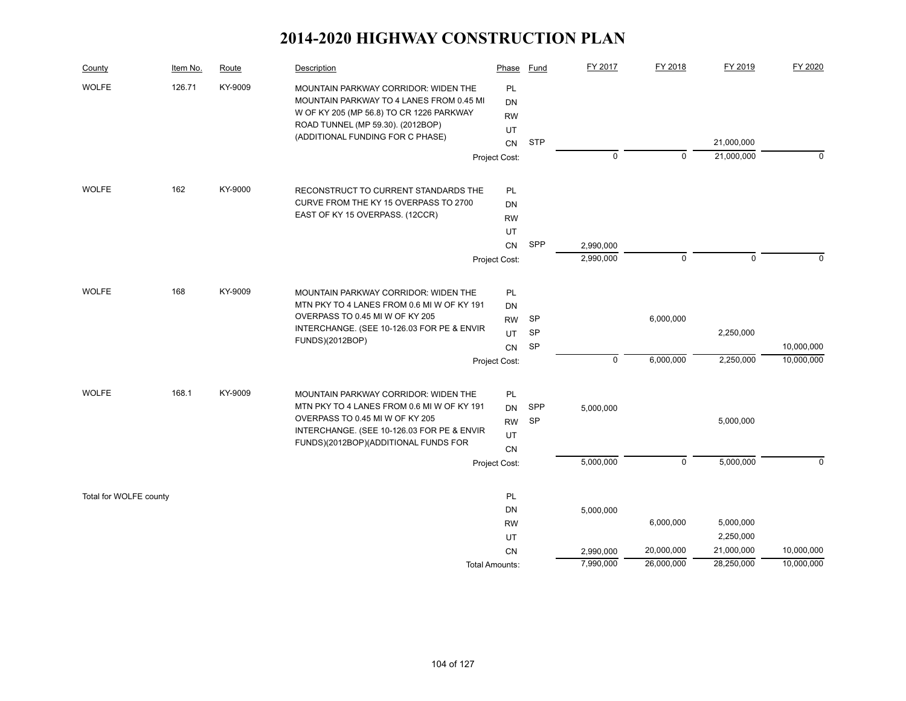# 2014-2020 HIGHWAY CONSTRUCTION PLAN

| County | Item No. | Route | Description | Phase | Fund | FY 2017 | FY 2018 | FY 2019 | FY 2020 |
|---|---|---|---|---|---|---|---|---|---|
| WOLFE | 126.71 | KY-9009 | MOUNTAIN PARKWAY CORRIDOR: WIDEN THE MOUNTAIN PARKWAY TO 4 LANES FROM 0.45 MI W OF KY 205 (MP 56.8) TO CR 1226 PARKWAY ROAD TUNNEL (MP 59.30). (2012BOP) (ADDITIONAL FUNDING FOR C PHASE) | PL | | | | | |
| | | | | DN | | | | | |
| | | | | RW | | | | | |
| | | | | UT | | | | | |
| | | | | CN | STP | | | 21,000,000 | |
| | | | | Project Cost: | | 0 | 0 | 21,000,000 | 0 |
| WOLFE | 162 | KY-9000 | RECONSTRUCT TO CURRENT STANDARDS THE CURVE FROM THE KY 15 OVERPASS TO 2700 EAST OF KY 15 OVERPASS. (12CCR) | PL | | | | | |
| | | | | DN | | | | | |
| | | | | RW | | | | | |
| | | | | UT | | | | | |
| | | | | CN | SPP | 2,990,000 | | | |
| | | | | Project Cost: | | 2,990,000 | 0 | 0 | 0 |
| WOLFE | 168 | KY-9009 | MOUNTAIN PARKWAY CORRIDOR: WIDEN THE MTN PKY TO 4 LANES FROM 0.6 MI W OF KY 191 OVERPASS TO 0.45 MI W OF KY 205 INTERCHANGE. (SEE 10-126.03 FOR PE & ENVIR FUNDS)(2012BOP) | PL | | | | | |
| | | | | DN | | | | | |
| | | | | RW | SP | | 6,000,000 | | |
| | | | | UT | SP | | | 2,250,000 | |
| | | | | CN | SP | | | | 10,000,000 |
| | | | | Project Cost: | | 0 | 6,000,000 | 2,250,000 | 10,000,000 |
| WOLFE | 168.1 | KY-9009 | MOUNTAIN PARKWAY CORRIDOR: WIDEN THE MTN PKY TO 4 LANES FROM 0.6 MI W OF KY 191 OVERPASS TO 0.45 MI W OF KY 205 INTERCHANGE. (SEE 10-126.03 FOR PE & ENVIR FUNDS)(2012BOP)(ADDITIONAL FUNDS FOR | PL | | | | | |
| | | | | DN | SPP | 5,000,000 | | | |
| | | | | RW | SP | | | 5,000,000 | |
| | | | | UT | | | | | |
| | | | | CN | | | | | |
| | | | | Project Cost: | | 5,000,000 | 0 | 5,000,000 | 0 |
| Total for WOLFE county | | | | PL | | | | | |
| | | | | DN | | 5,000,000 | | | |
| | | | | RW | | | 6,000,000 | 5,000,000 | |
| | | | | UT | | | | 2,250,000 | |
| | | | | CN | | 2,990,000 | 20,000,000 | 21,000,000 | 10,000,000 |
| | | | | Total Amounts: | | 7,990,000 | 26,000,000 | 28,250,000 | 10,000,000 |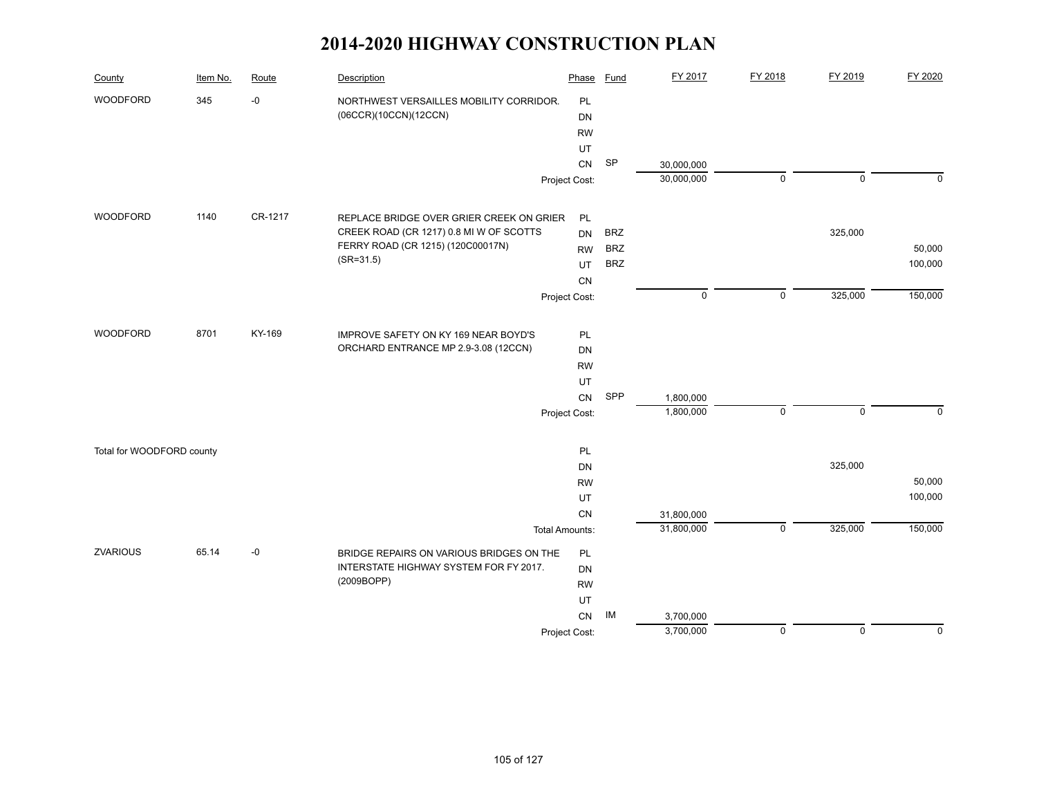# 2014-2020 HIGHWAY CONSTRUCTION PLAN

| County | Item No. | Route | Description | Phase | Fund | FY 2017 | FY 2018 | FY 2019 | FY 2020 |
|---|---|---|---|---|---|---|---|---|---|
| WOODFORD | 345 | -0 | NORTHWEST VERSAILLES MOBILITY CORRIDOR. (06CCR)(10CCN)(12CCN) | PL | | | | | |
| | | | | DN | | | | | |
| | | | | RW | | | | | |
| | | | | UT | | | | | |
| | | | | CN | SP | 30,000,000 | | | |
| | | | | Project Cost: | | 30,000,000 | 0 | 0 | 0 |
| WOODFORD | 1140 | CR-1217 | REPLACE BRIDGE OVER GRIER CREEK ON GRIER CREEK ROAD (CR 1217) 0.8 MI W OF SCOTTS FERRY ROAD (CR 1215) (120C00017N) (SR=31.5) | PL | | | | | |
| | | | | DN | BRZ | | | 325,000 | |
| | | | | RW | BRZ | | | | 50,000 |
| | | | | UT | BRZ | | | | 100,000 |
| | | | | CN | | | | | |
| | | | | Project Cost: | | 0 | 0 | 325,000 | 150,000 |
| WOODFORD | 8701 | KY-169 | IMPROVE SAFETY ON KY 169 NEAR BOYD'S ORCHARD ENTRANCE MP 2.9-3.08 (12CCN) | PL | | | | | |
| | | | | DN | | | | | |
| | | | | RW | | | | | |
| | | | | UT | | | | | |
| | | | | CN | SPP | 1,800,000 | | | |
| | | | | Project Cost: | | 1,800,000 | 0 | 0 | 0 |
| Total for WOODFORD county | | | | PL | | | | | |
| | | | | DN | | | | 325,000 | |
| | | | | RW | | | | | 50,000 |
| | | | | UT | | | | | 100,000 |
| | | | | CN | | 31,800,000 | | | |
| | | | | Total Amounts: | | 31,800,000 | 0 | 325,000 | 150,000 |
| ZVARIOUS | 65.14 | -0 | BRIDGE REPAIRS ON VARIOUS BRIDGES ON THE INTERSTATE HIGHWAY SYSTEM FOR FY 2017. (2009BOPP) | PL | | | | | |
| | | | | DN | | | | | |
| | | | | RW | | | | | |
| | | | | UT | | | | | |
| | | | | CN | IM | 3,700,000 | | | |
| | | | | Project Cost: | | 3,700,000 | 0 | 0 | 0 |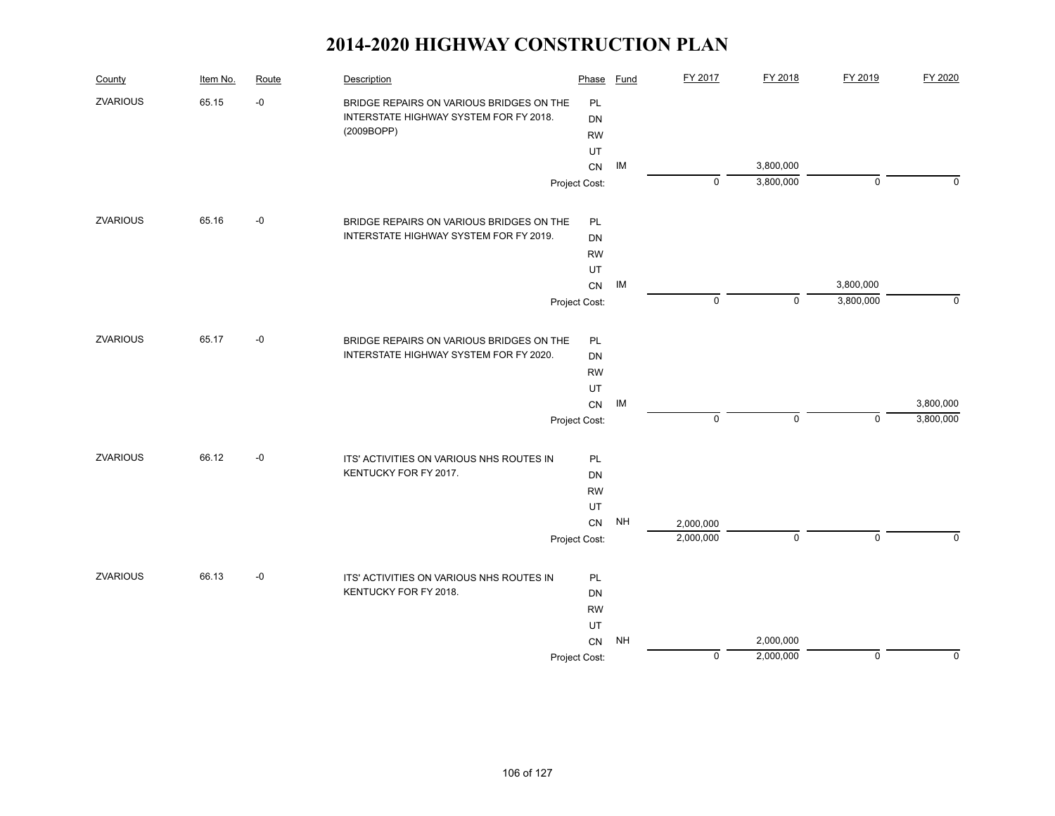# 2014-2020 HIGHWAY CONSTRUCTION PLAN

| County | Item No. | Route | Description | Phase | Fund | FY 2017 | FY 2018 | FY 2019 | FY 2020 |
|---|---|---|---|---|---|---|---|---|---|
| ZVARIOUS | 65.15 | -0 | BRIDGE REPAIRS ON VARIOUS BRIDGES ON THE INTERSTATE HIGHWAY SYSTEM FOR FY 2018. (2009BOPP) | PL | | | | | |
| | | | | DN | | | | | |
| | | | | RW | | | | | |
| | | | | UT | | | | | |
| | | | | CN | IM | | 3,800,000 | | |
| | | | | Project Cost: | | 0 | 3,800,000 | 0 | 0 |
| ZVARIOUS | 65.16 | -0 | BRIDGE REPAIRS ON VARIOUS BRIDGES ON THE INTERSTATE HIGHWAY SYSTEM FOR FY 2019. | PL | | | | | |
| | | | | DN | | | | | |
| | | | | RW | | | | | |
| | | | | UT | | | | | |
| | | | | CN | IM | | | 3,800,000 | |
| | | | | Project Cost: | | 0 | 0 | 3,800,000 | 0 |
| ZVARIOUS | 65.17 | -0 | BRIDGE REPAIRS ON VARIOUS BRIDGES ON THE INTERSTATE HIGHWAY SYSTEM FOR FY 2020. | PL | | | | | |
| | | | | DN | | | | | |
| | | | | RW | | | | | |
| | | | | UT | | | | | |
| | | | | CN | IM | | | | 3,800,000 |
| | | | | Project Cost: | | 0 | 0 | 0 | 3,800,000 |
| ZVARIOUS | 66.12 | -0 | ITS' ACTIVITIES ON VARIOUS NHS ROUTES IN KENTUCKY FOR FY 2017. | PL | | | | | |
| | | | | DN | | | | | |
| | | | | RW | | | | | |
| | | | | UT | | | | | |
| | | | | CN | NH | 2,000,000 | | | |
| | | | | Project Cost: | | 2,000,000 | 0 | 0 | 0 |
| ZVARIOUS | 66.13 | -0 | ITS' ACTIVITIES ON VARIOUS NHS ROUTES IN KENTUCKY FOR FY 2018. | PL | | | | | |
| | | | | DN | | | | | |
| | | | | RW | | | | | |
| | | | | UT | | | | | |
| | | | | CN | NH | | 2,000,000 | | |
| | | | | Project Cost: | | 0 | 2,000,000 | 0 | 0 |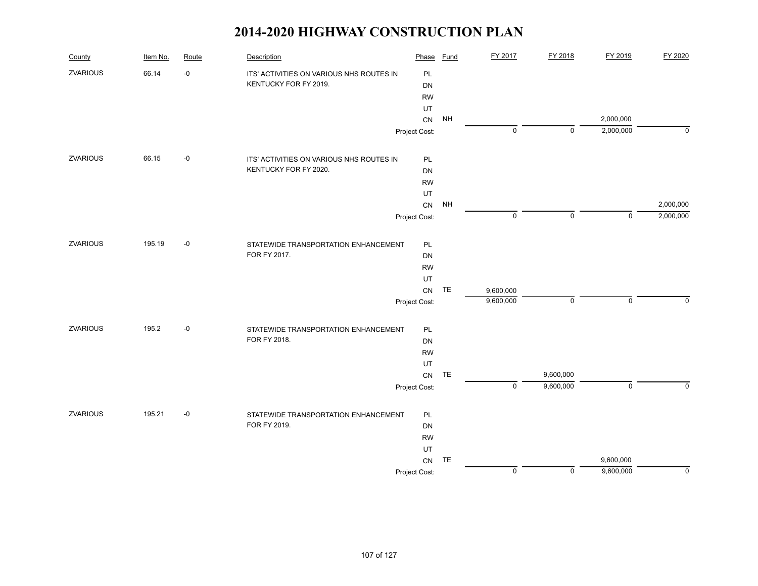# 2014-2020 HIGHWAY CONSTRUCTION PLAN

| County | Item No. | Route | Description | Phase | Fund | FY 2017 | FY 2018 | FY 2019 | FY 2020 |
|---|---|---|---|---|---|---|---|---|---|
| ZVARIOUS | 66.14 | -0 | ITS' ACTIVITIES ON VARIOUS NHS ROUTES IN KENTUCKY FOR FY 2019. | PL | | | | | |
| | | | | DN | | | | | |
| | | | | RW | | | | | |
| | | | | UT | | | | | |
| | | | | CN | NH | | | 2,000,000 | |
| | | | | Project Cost: | | 0 | 0 | 2,000,000 | 0 |
| ZVARIOUS | 66.15 | -0 | ITS' ACTIVITIES ON VARIOUS NHS ROUTES IN KENTUCKY FOR FY 2020. | PL | | | | | |
| | | | | DN | | | | | |
| | | | | RW | | | | | |
| | | | | UT | | | | | |
| | | | | CN | NH | | | | 2,000,000 |
| | | | | Project Cost: | | 0 | 0 | 0 | 2,000,000 |
| ZVARIOUS | 195.19 | -0 | STATEWIDE TRANSPORTATION ENHANCEMENT FOR FY 2017. | PL | | | | | |
| | | | | DN | | | | | |
| | | | | RW | | | | | |
| | | | | UT | | | | | |
| | | | | CN | TE | 9,600,000 | | | |
| | | | | Project Cost: | | 9,600,000 | 0 | 0 | 0 |
| ZVARIOUS | 195.2 | -0 | STATEWIDE TRANSPORTATION ENHANCEMENT FOR FY 2018. | PL | | | | | |
| | | | | DN | | | | | |
| | | | | RW | | | | | |
| | | | | UT | | | | | |
| | | | | CN | TE | | 9,600,000 | | |
| | | | | Project Cost: | | 0 | 9,600,000 | 0 | 0 |
| ZVARIOUS | 195.21 | -0 | STATEWIDE TRANSPORTATION ENHANCEMENT FOR FY 2019. | PL | | | | | |
| | | | | DN | | | | | |
| | | | | RW | | | | | |
| | | | | UT | | | | | |
| | | | | CN | TE | | | 9,600,000 | |
| | | | | Project Cost: | | 0 | 0 | 9,600,000 | 0 |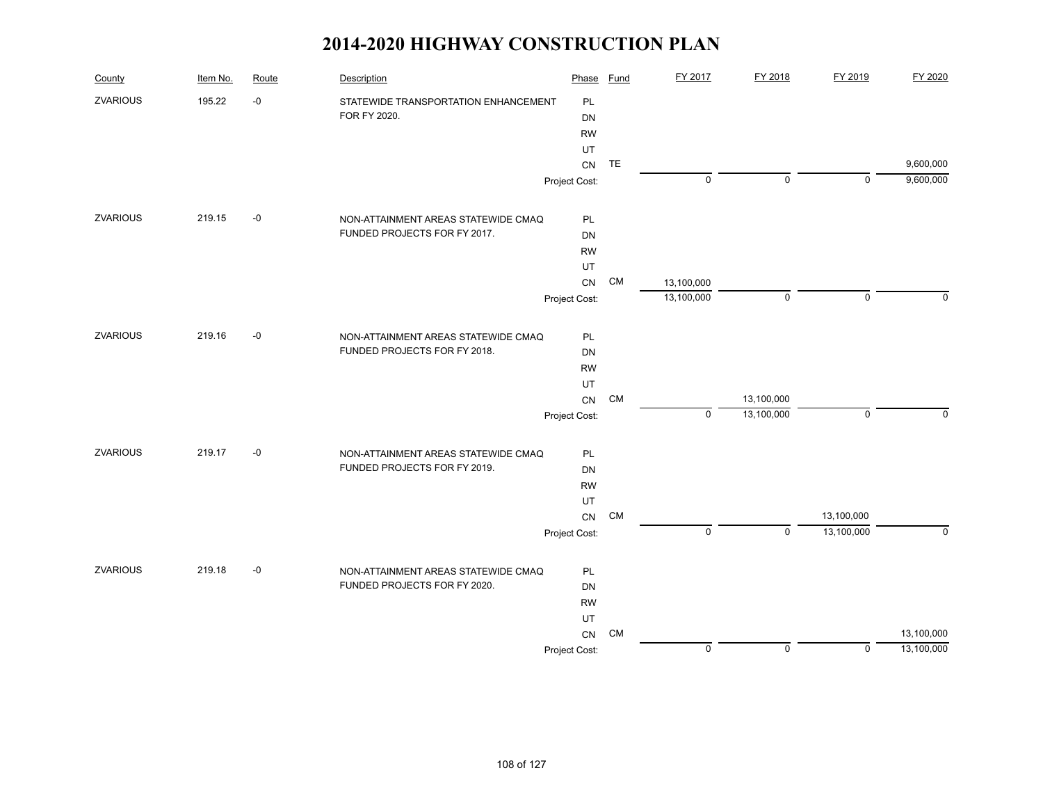# 2014-2020 HIGHWAY CONSTRUCTION PLAN

| County | Item No. | Route | Description | Phase | Fund | FY 2017 | FY 2018 | FY 2019 | FY 2020 |
|---|---|---|---|---|---|---|---|---|---|
| ZVARIOUS | 195.22 | -0 | STATEWIDE TRANSPORTATION ENHANCEMENT FOR FY 2020. | PL | | | | | |
| | | | | DN | | | | | |
| | | | | RW | | | | | |
| | | | | UT | | | | | |
| | | | | CN | TE | | | | 9,600,000 |
| | | | | Project Cost: | | 0 | 0 | 0 | 9,600,000 |
| ZVARIOUS | 219.15 | -0 | NON-ATTAINMENT AREAS STATEWIDE CMAQ FUNDED PROJECTS FOR FY 2017. | PL | | | | | |
| | | | | DN | | | | | |
| | | | | RW | | | | | |
| | | | | UT | | | | | |
| | | | | CN | CM | 13,100,000 | | | |
| | | | | Project Cost: | | 13,100,000 | 0 | 0 | 0 |
| ZVARIOUS | 219.16 | -0 | NON-ATTAINMENT AREAS STATEWIDE CMAQ FUNDED PROJECTS FOR FY 2018. | PL | | | | | |
| | | | | DN | | | | | |
| | | | | RW | | | | | |
| | | | | UT | | | | | |
| | | | | CN | CM | | 13,100,000 | | |
| | | | | Project Cost: | | 0 | 13,100,000 | 0 | 0 |
| ZVARIOUS | 219.17 | -0 | NON-ATTAINMENT AREAS STATEWIDE CMAQ FUNDED PROJECTS FOR FY 2019. | PL | | | | | |
| | | | | DN | | | | | |
| | | | | RW | | | | | |
| | | | | UT | | | | | |
| | | | | CN | CM | | | 13,100,000 | |
| | | | | Project Cost: | | 0 | 0 | 13,100,000 | 0 |
| ZVARIOUS | 219.18 | -0 | NON-ATTAINMENT AREAS STATEWIDE CMAQ FUNDED PROJECTS FOR FY 2020. | PL | | | | | |
| | | | | DN | | | | | |
| | | | | RW | | | | | |
| | | | | UT | | | | | |
| | | | | CN | CM | | | | 13,100,000 |
| | | | | Project Cost: | | 0 | 0 | 0 | 13,100,000 |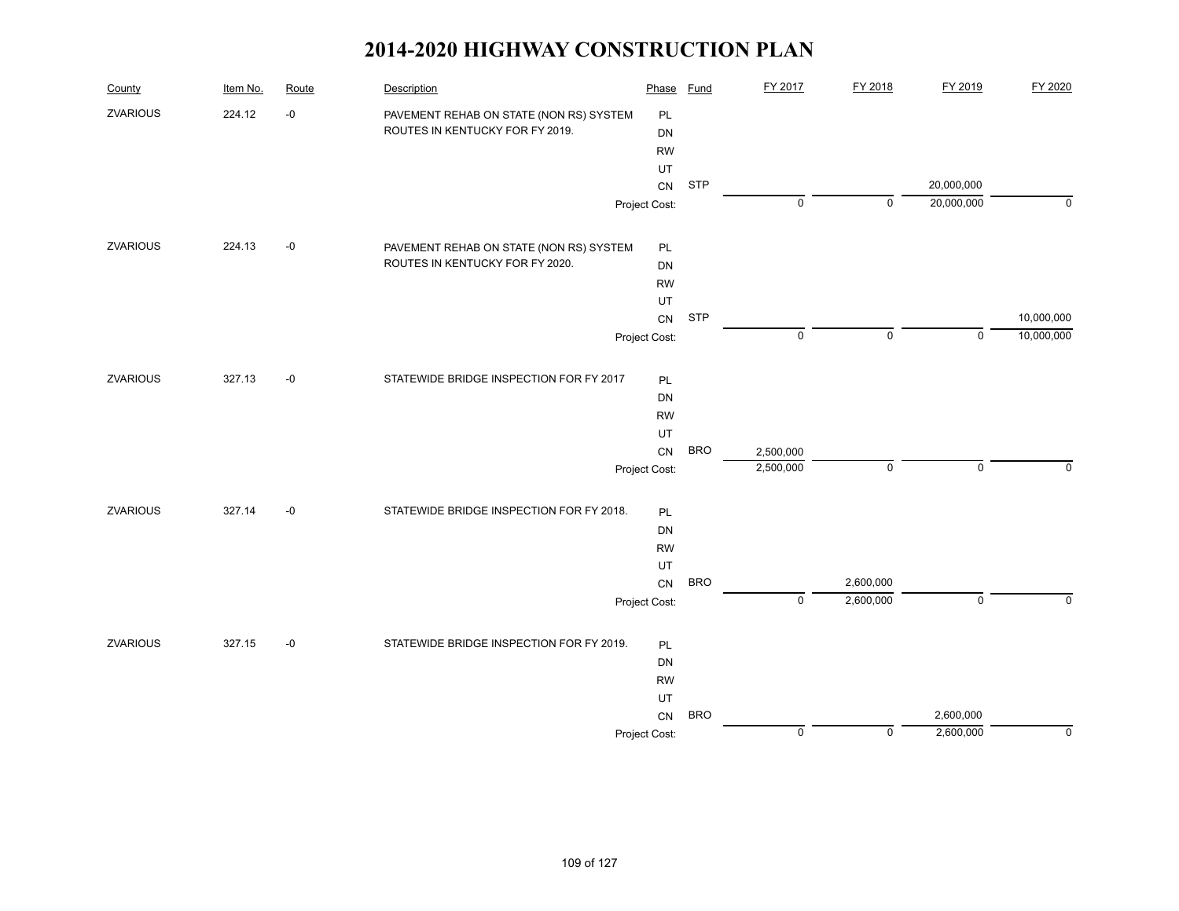# 2014-2020 HIGHWAY CONSTRUCTION PLAN

| County | Item No. | Route | Description | Phase | Fund | FY 2017 | FY 2018 | FY 2019 | FY 2020 |
|---|---|---|---|---|---|---|---|---|---|
| ZVARIOUS | 224.12 | -0 | PAVEMENT REHAB ON STATE (NON RS) SYSTEM ROUTES IN KENTUCKY FOR FY 2019. | PL | | | | | |
| | | | | DN | | | | | |
| | | | | RW | | | | | |
| | | | | UT | | | | | |
| | | | | CN | STP | | | 20,000,000 | |
| | | | | Project Cost: | | 0 | 0 | 20,000,000 | 0 |
| ZVARIOUS | 224.13 | -0 | PAVEMENT REHAB ON STATE (NON RS) SYSTEM ROUTES IN KENTUCKY FOR FY 2020. | PL | | | | | |
| | | | | DN | | | | | |
| | | | | RW | | | | | |
| | | | | UT | | | | | |
| | | | | CN | STP | | | | 10,000,000 |
| | | | | Project Cost: | | 0 | 0 | 0 | 10,000,000 |
| ZVARIOUS | 327.13 | -0 | STATEWIDE BRIDGE INSPECTION FOR FY 2017 | PL | | | | | |
| | | | | DN | | | | | |
| | | | | RW | | | | | |
| | | | | UT | | | | | |
| | | | | CN | BRO | 2,500,000 | | | |
| | | | | Project Cost: | | 2,500,000 | 0 | 0 | 0 |
| ZVARIOUS | 327.14 | -0 | STATEWIDE BRIDGE INSPECTION FOR FY 2018. | PL | | | | | |
| | | | | DN | | | | | |
| | | | | RW | | | | | |
| | | | | UT | | | | | |
| | | | | CN | BRO | | 2,600,000 | | |
| | | | | Project Cost: | | 0 | 2,600,000 | 0 | 0 |
| ZVARIOUS | 327.15 | -0 | STATEWIDE BRIDGE INSPECTION FOR FY 2019. | PL | | | | | |
| | | | | DN | | | | | |
| | | | | RW | | | | | |
| | | | | UT | | | | | |
| | | | | CN | BRO | | | 2,600,000 | |
| | | | | Project Cost: | | 0 | 0 | 2,600,000 | 0 |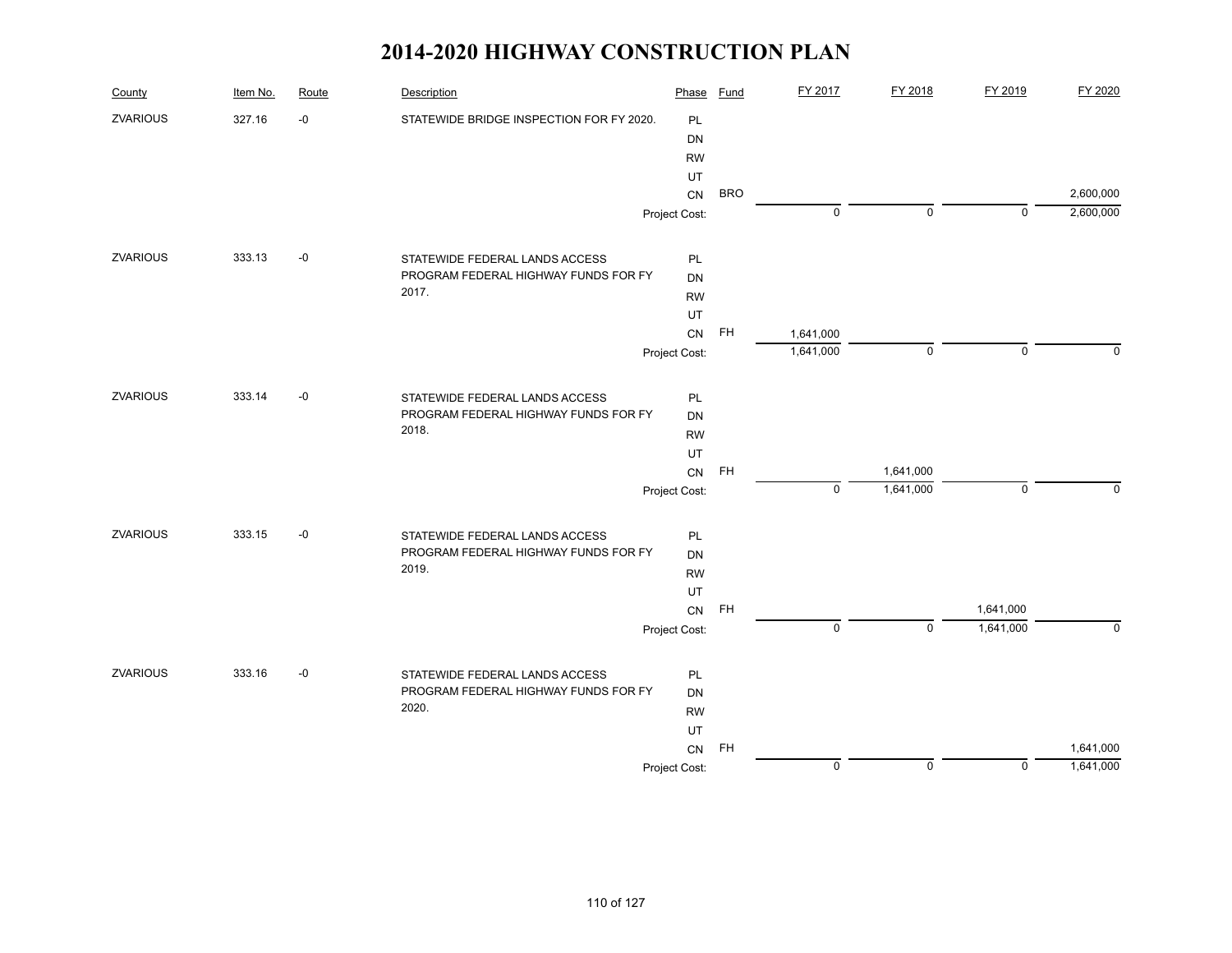# 2014-2020 HIGHWAY CONSTRUCTION PLAN

| County | Item No. | Route | Description | Phase | Fund | FY 2017 | FY 2018 | FY 2019 | FY 2020 |
|---|---|---|---|---|---|---|---|---|---|
| ZVARIOUS | 327.16 | -0 | STATEWIDE BRIDGE INSPECTION FOR FY 2020. | PL | | | | | |
| | | | | DN | | | | | |
| | | | | RW | | | | | |
| | | | | UT | | | | | |
| | | | | CN | BRO | | | | 2,600,000 |
| | | | | Project Cost: | | 0 | 0 | 0 | 2,600,000 |
| ZVARIOUS | 333.13 | -0 | STATEWIDE FEDERAL LANDS ACCESS PROGRAM FEDERAL HIGHWAY FUNDS FOR FY 2017. | PL | | | | | |
| | | | | DN | | | | | |
| | | | | RW | | | | | |
| | | | | UT | | | | | |
| | | | | CN | FH | 1,641,000 | | | |
| | | | | Project Cost: | | 1,641,000 | 0 | 0 | 0 |
| ZVARIOUS | 333.14 | -0 | STATEWIDE FEDERAL LANDS ACCESS PROGRAM FEDERAL HIGHWAY FUNDS FOR FY 2018. | PL | | | | | |
| | | | | DN | | | | | |
| | | | | RW | | | | | |
| | | | | UT | | | | | |
| | | | | CN | FH | | 1,641,000 | | |
| | | | | Project Cost: | | 0 | 1,641,000 | 0 | 0 |
| ZVARIOUS | 333.15 | -0 | STATEWIDE FEDERAL LANDS ACCESS PROGRAM FEDERAL HIGHWAY FUNDS FOR FY 2019. | PL | | | | | |
| | | | | DN | | | | | |
| | | | | RW | | | | | |
| | | | | UT | | | | | |
| | | | | CN | FH | | | 1,641,000 | |
| | | | | Project Cost: | | 0 | 0 | 1,641,000 | 0 |
| ZVARIOUS | 333.16 | -0 | STATEWIDE FEDERAL LANDS ACCESS PROGRAM FEDERAL HIGHWAY FUNDS FOR FY 2020. | PL | | | | | |
| | | | | DN | | | | | |
| | | | | RW | | | | | |
| | | | | UT | | | | | |
| | | | | CN | FH | | | | 1,641,000 |
| | | | | Project Cost: | | 0 | 0 | 0 | 1,641,000 |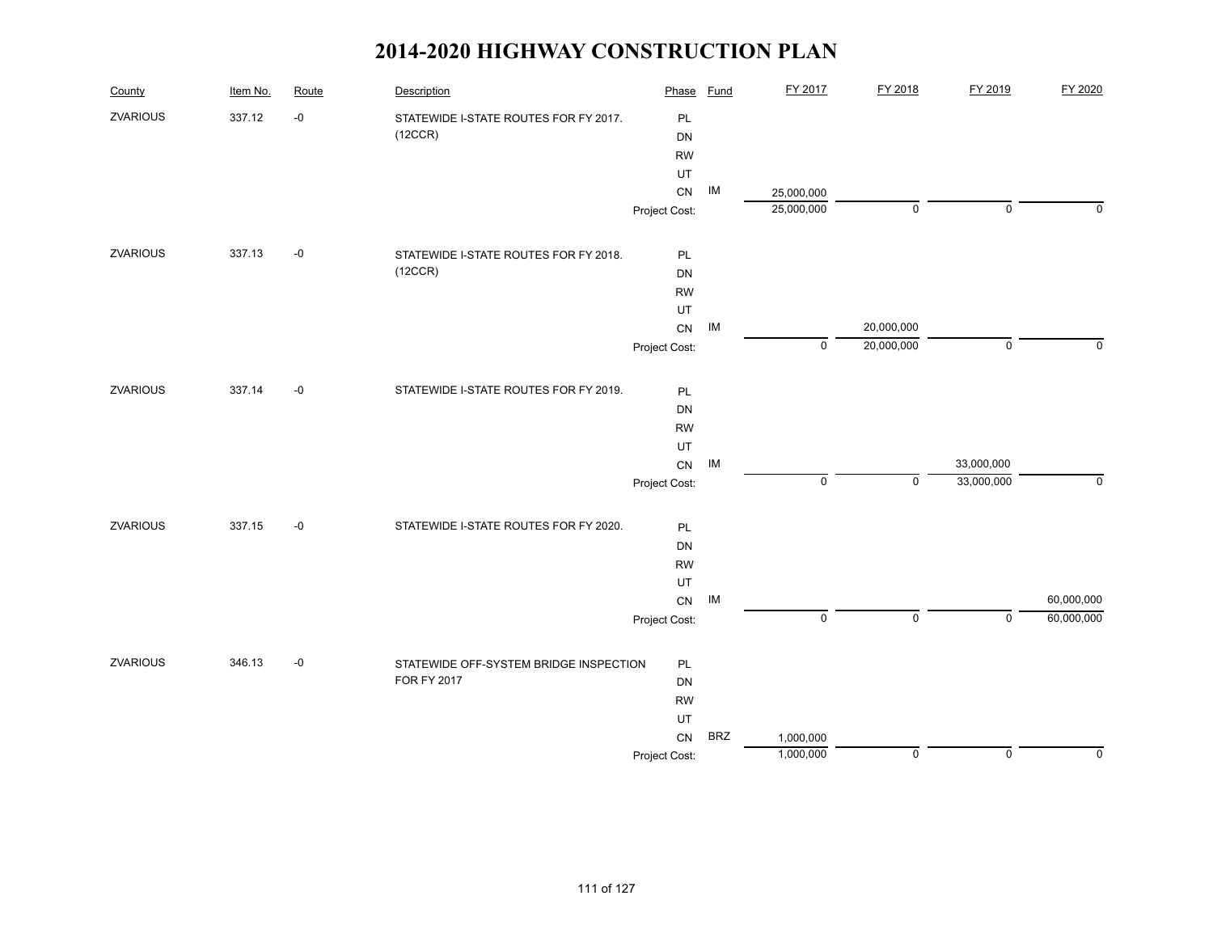# 2014-2020 HIGHWAY CONSTRUCTION PLAN

| County | Item No. | Route | Description | Phase | Fund | FY 2017 | FY 2018 | FY 2019 | FY 2020 |
|---|---|---|---|---|---|---|---|---|---|
| ZVARIOUS | 337.12 | -0 | STATEWIDE I-STATE ROUTES FOR FY 2017. (12CCR) | PL | | | | | |
| | | | | DN | | | | | |
| | | | | RW | | | | | |
| | | | | UT | | | | | |
| | | | | CN | IM | 25,000,000 | | | |
| | | | | Project Cost: | | 25,000,000 | 0 | 0 | 0 |
| ZVARIOUS | 337.13 | -0 | STATEWIDE I-STATE ROUTES FOR FY 2018. (12CCR) | PL | | | | | |
| | | | | DN | | | | | |
| | | | | RW | | | | | |
| | | | | UT | | | | | |
| | | | | CN | IM | | 20,000,000 | | |
| | | | | Project Cost: | | 0 | 20,000,000 | 0 | 0 |
| ZVARIOUS | 337.14 | -0 | STATEWIDE I-STATE ROUTES FOR FY 2019. | PL | | | | | |
| | | | | DN | | | | | |
| | | | | RW | | | | | |
| | | | | UT | | | | | |
| | | | | CN | IM | | | 33,000,000 | |
| | | | | Project Cost: | | 0 | 0 | 33,000,000 | 0 |
| ZVARIOUS | 337.15 | -0 | STATEWIDE I-STATE ROUTES FOR FY 2020. | PL | | | | | |
| | | | | DN | | | | | |
| | | | | RW | | | | | |
| | | | | UT | | | | | |
| | | | | CN | IM | | | | 60,000,000 |
| | | | | Project Cost: | | 0 | 0 | 0 | 60,000,000 |
| ZVARIOUS | 346.13 | -0 | STATEWIDE OFF-SYSTEM BRIDGE INSPECTION FOR FY 2017 | PL | | | | | |
| | | | | DN | | | | | |
| | | | | RW | | | | | |
| | | | | UT | | | | | |
| | | | | CN | BRZ | 1,000,000 | | | |
| | | | | Project Cost: | | 1,000,000 | 0 | 0 | 0 |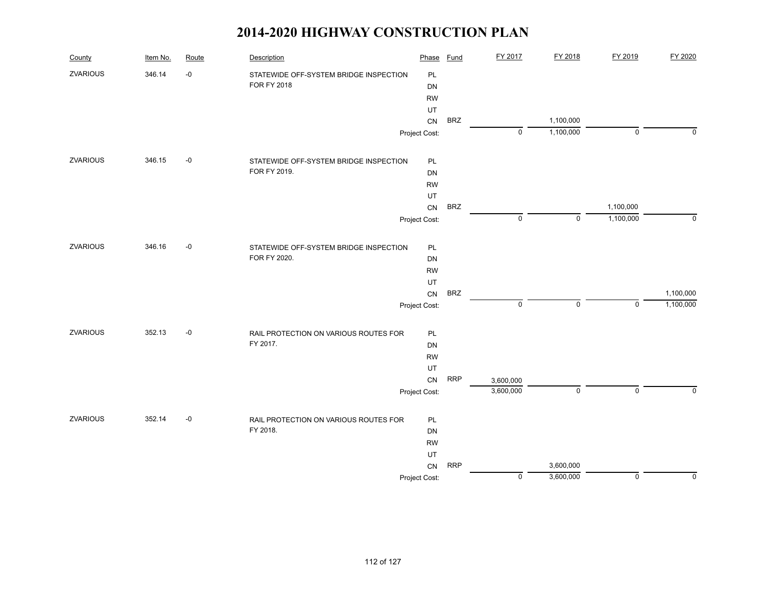# 2014-2020 HIGHWAY CONSTRUCTION PLAN

| County | Item No. | Route | Description | Phase | Fund | FY 2017 | FY 2018 | FY 2019 | FY 2020 |
|---|---|---|---|---|---|---|---|---|---|
| ZVARIOUS | 346.14 | -0 | STATEWIDE OFF-SYSTEM BRIDGE INSPECTION FOR FY 2018 | PL | | | | | |
| | | | | DN | | | | | |
| | | | | RW | | | | | |
| | | | | UT | | | | | |
| | | | | CN | BRZ | | 1,100,000 | | |
| | | | | Project Cost: | | 0 | 1,100,000 | 0 | 0 |
| ZVARIOUS | 346.15 | -0 | STATEWIDE OFF-SYSTEM BRIDGE INSPECTION FOR FY 2019. | PL | | | | | |
| | | | | DN | | | | | |
| | | | | RW | | | | | |
| | | | | UT | | | | | |
| | | | | CN | BRZ | | | 1,100,000 | |
| | | | | Project Cost: | | 0 | 0 | 1,100,000 | 0 |
| ZVARIOUS | 346.16 | -0 | STATEWIDE OFF-SYSTEM BRIDGE INSPECTION FOR FY 2020. | PL | | | | | |
| | | | | DN | | | | | |
| | | | | RW | | | | | |
| | | | | UT | | | | | |
| | | | | CN | BRZ | | | | 1,100,000 |
| | | | | Project Cost: | | 0 | 0 | 0 | 1,100,000 |
| ZVARIOUS | 352.13 | -0 | RAIL PROTECTION ON VARIOUS ROUTES FOR FY 2017. | PL | | | | | |
| | | | | DN | | | | | |
| | | | | RW | | | | | |
| | | | | UT | | | | | |
| | | | | CN | RRP | 3,600,000 | | | |
| | | | | Project Cost: | | 3,600,000 | 0 | 0 | 0 |
| ZVARIOUS | 352.14 | -0 | RAIL PROTECTION ON VARIOUS ROUTES FOR FY 2018. | PL | | | | | |
| | | | | DN | | | | | |
| | | | | RW | | | | | |
| | | | | UT | | | | | |
| | | | | CN | RRP | | 3,600,000 | | |
| | | | | Project Cost: | | 0 | 3,600,000 | 0 | 0 |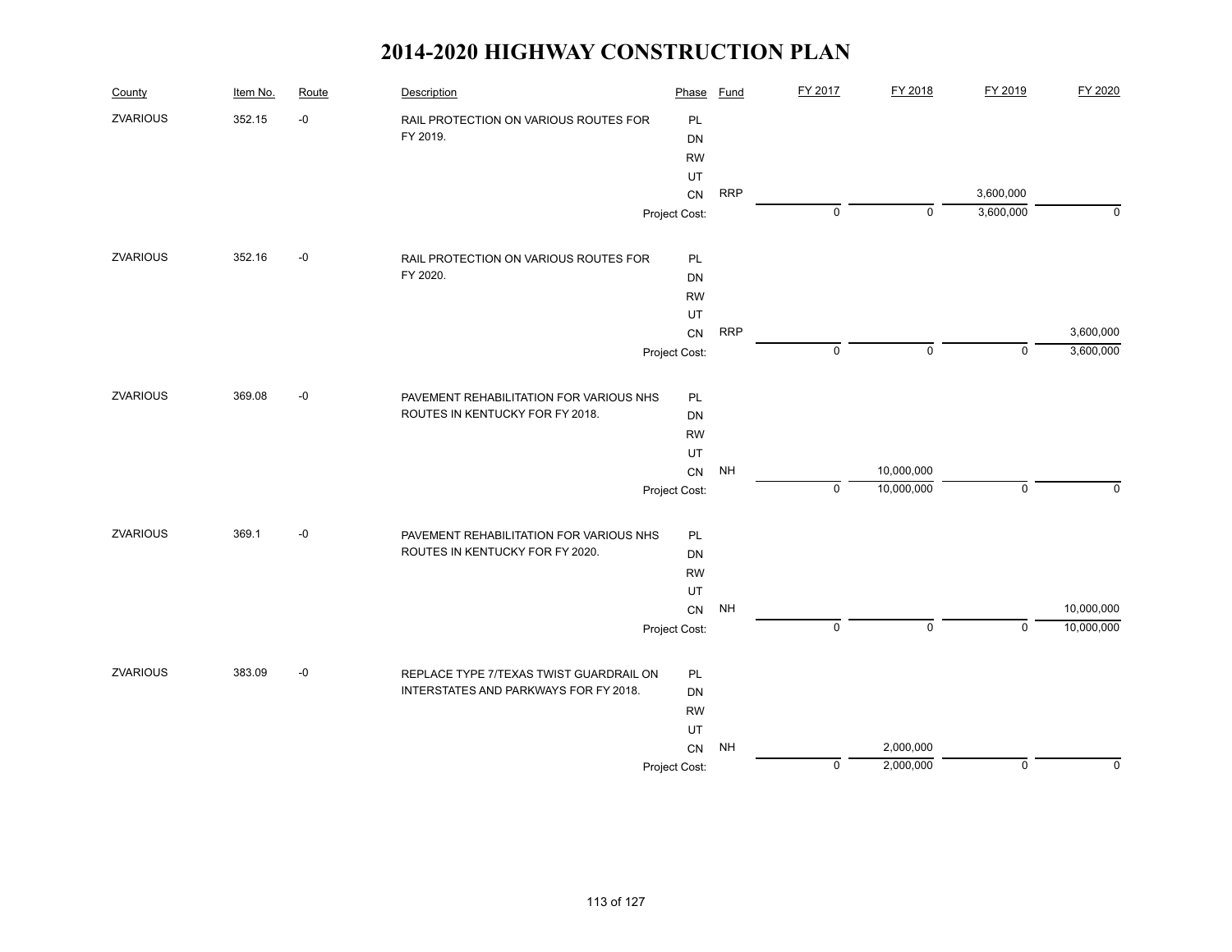# 2014-2020 HIGHWAY CONSTRUCTION PLAN

| County | Item No. | Route | Description | Phase | Fund | FY 2017 | FY 2018 | FY 2019 | FY 2020 |
|---|---|---|---|---|---|---|---|---|---|
| ZVARIOUS | 352.15 | -0 | RAIL PROTECTION ON VARIOUS ROUTES FOR FY 2019. | PL | | | | | |
| | | | | DN | | | | | |
| | | | | RW | | | | | |
| | | | | UT | | | | | |
| | | | | CN | RRP | | | 3,600,000 | |
| | | | | Project Cost: | | 0 | 0 | 3,600,000 | 0 |
| ZVARIOUS | 352.16 | -0 | RAIL PROTECTION ON VARIOUS ROUTES FOR FY 2020. | PL | | | | | |
| | | | | DN | | | | | |
| | | | | RW | | | | | |
| | | | | UT | | | | | |
| | | | | CN | RRP | | | | 3,600,000 |
| | | | | Project Cost: | | 0 | 0 | 0 | 3,600,000 |
| ZVARIOUS | 369.08 | -0 | PAVEMENT REHABILITATION FOR VARIOUS NHS ROUTES IN KENTUCKY FOR FY 2018. | PL | | | | | |
| | | | | DN | | | | | |
| | | | | RW | | | | | |
| | | | | UT | | | | | |
| | | | | CN | NH | | 10,000,000 | | |
| | | | | Project Cost: | | 0 | 10,000,000 | 0 | 0 |
| ZVARIOUS | 369.1 | -0 | PAVEMENT REHABILITATION FOR VARIOUS NHS ROUTES IN KENTUCKY FOR FY 2020. | PL | | | | | |
| | | | | DN | | | | | |
| | | | | RW | | | | | |
| | | | | UT | | | | | |
| | | | | CN | NH | | | | 10,000,000 |
| | | | | Project Cost: | | 0 | 0 | 0 | 10,000,000 |
| ZVARIOUS | 383.09 | -0 | REPLACE TYPE 7/TEXAS TWIST GUARDRAIL ON INTERSTATES AND PARKWAYS FOR FY 2018. | PL | | | | | |
| | | | | DN | | | | | |
| | | | | RW | | | | | |
| | | | | UT | | | | | |
| | | | | CN | NH | | 2,000,000 | | |
| | | | | Project Cost: | | 0 | 2,000,000 | 0 | 0 |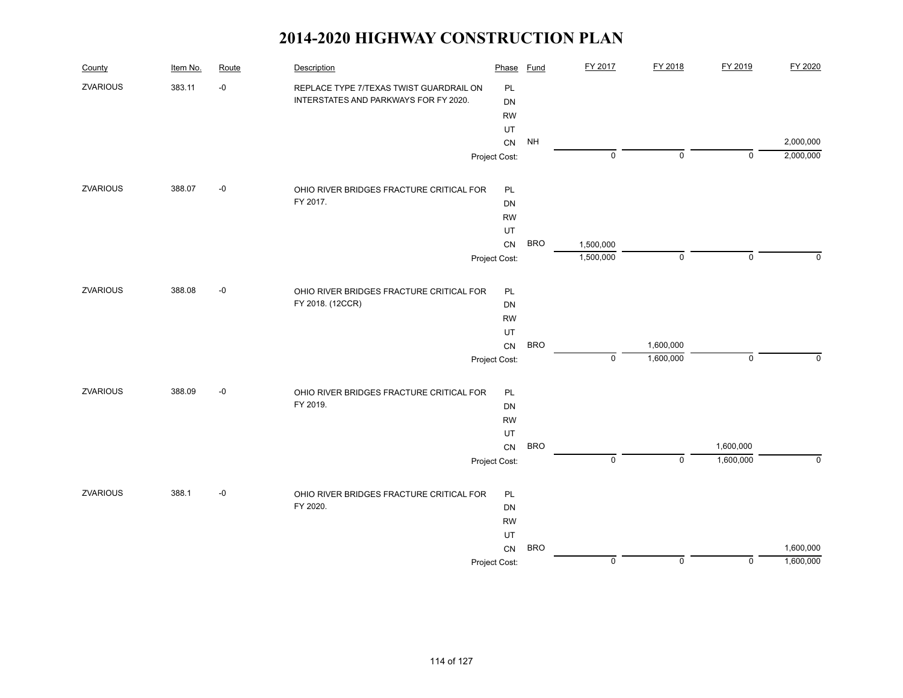# 2014-2020 HIGHWAY CONSTRUCTION PLAN

| County | Item No. | Route | Description | Phase | Fund | FY 2017 | FY 2018 | FY 2019 | FY 2020 |
|---|---|---|---|---|---|---|---|---|---|
| ZVARIOUS | 383.11 | -0 | REPLACE TYPE 7/TEXAS TWIST GUARDRAIL ON INTERSTATES AND PARKWAYS FOR FY 2020. | PL | | | | | |
| | | | | DN | | | | | |
| | | | | RW | | | | | |
| | | | | UT | | | | | |
| | | | | CN | NH | | | | 2,000,000 |
| | | | | Project Cost: | | 0 | 0 | 0 | 2,000,000 |
| ZVARIOUS | 388.07 | -0 | OHIO RIVER BRIDGES FRACTURE CRITICAL FOR FY 2017. | PL | | | | | |
| | | | | DN | | | | | |
| | | | | RW | | | | | |
| | | | | UT | | | | | |
| | | | | CN | BRO | 1,500,000 | | | |
| | | | | Project Cost: | | 1,500,000 | 0 | 0 | 0 |
| ZVARIOUS | 388.08 | -0 | OHIO RIVER BRIDGES FRACTURE CRITICAL FOR FY 2018. (12CCR) | PL | | | | | |
| | | | | DN | | | | | |
| | | | | RW | | | | | |
| | | | | UT | | | | | |
| | | | | CN | BRO | | 1,600,000 | | |
| | | | | Project Cost: | | 0 | 1,600,000 | 0 | 0 |
| ZVARIOUS | 388.09 | -0 | OHIO RIVER BRIDGES FRACTURE CRITICAL FOR FY 2019. | PL | | | | | |
| | | | | DN | | | | | |
| | | | | RW | | | | | |
| | | | | UT | | | | | |
| | | | | CN | BRO | | | 1,600,000 | |
| | | | | Project Cost: | | 0 | 0 | 1,600,000 | 0 |
| ZVARIOUS | 388.1 | -0 | OHIO RIVER BRIDGES FRACTURE CRITICAL FOR FY 2020. | PL | | | | | |
| | | | | DN | | | | | |
| | | | | RW | | | | | |
| | | | | UT | | | | | |
| | | | | CN | BRO | | | | 1,600,000 |
| | | | | Project Cost: | | 0 | 0 | 0 | 1,600,000 |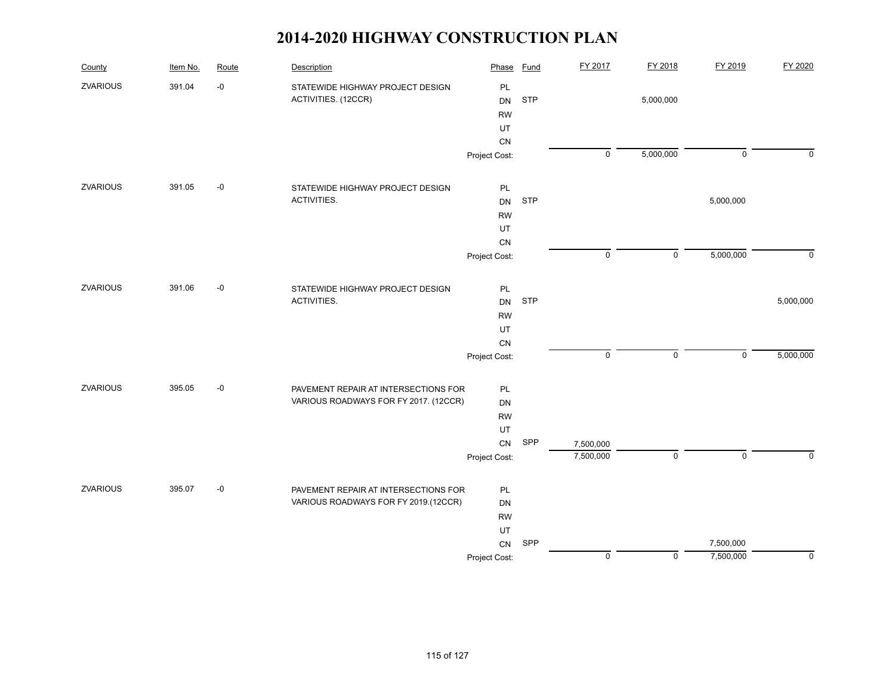# 2014-2020 HIGHWAY CONSTRUCTION PLAN

| County | Item No. | Route | Description | Phase | Fund | FY 2017 | FY 2018 | FY 2019 | FY 2020 |
|---|---|---|---|---|---|---|---|---|---|
| ZVARIOUS | 391.04 | -0 | STATEWIDE HIGHWAY PROJECT DESIGN ACTIVITIES. (12CCR) | PL | | | | | |
| | | | | DN | STP | | 5,000,000 | | |
| | | | | RW | | | | | |
| | | | | UT | | | | | |
| | | | | CN | | | | | |
| | | | | Project Cost: | | 0 | 5,000,000 | 0 | 0 |
| ZVARIOUS | 391.05 | -0 | STATEWIDE HIGHWAY PROJECT DESIGN ACTIVITIES. | PL | | | | | |
| | | | | DN | STP | | | 5,000,000 | |
| | | | | RW | | | | | |
| | | | | UT | | | | | |
| | | | | CN | | | | | |
| | | | | Project Cost: | | 0 | 0 | 5,000,000 | 0 |
| ZVARIOUS | 391.06 | -0 | STATEWIDE HIGHWAY PROJECT DESIGN ACTIVITIES. | PL | | | | | |
| | | | | DN | STP | | | | 5,000,000 |
| | | | | RW | | | | | |
| | | | | UT | | | | | |
| | | | | CN | | | | | |
| | | | | Project Cost: | | 0 | 0 | 0 | 5,000,000 |
| ZVARIOUS | 395.05 | -0 | PAVEMENT REPAIR AT INTERSECTIONS FOR VARIOUS ROADWAYS FOR FY 2017. (12CCR) | PL | | | | | |
| | | | | DN | | | | | |
| | | | | RW | | | | | |
| | | | | UT | | | | | |
| | | | | CN | SPP | 7,500,000 | | | |
| | | | | Project Cost: | | 7,500,000 | 0 | 0 | 0 |
| ZVARIOUS | 395.07 | -0 | PAVEMENT REPAIR AT INTERSECTIONS FOR VARIOUS ROADWAYS FOR FY 2019.(12CCR) | PL | | | | | |
| | | | | DN | | | | | |
| | | | | RW | | | | | |
| | | | | UT | | | | | |
| | | | | CN | SPP | | | 7,500,000 | |
| | | | | Project Cost: | | 0 | 0 | 7,500,000 | 0 |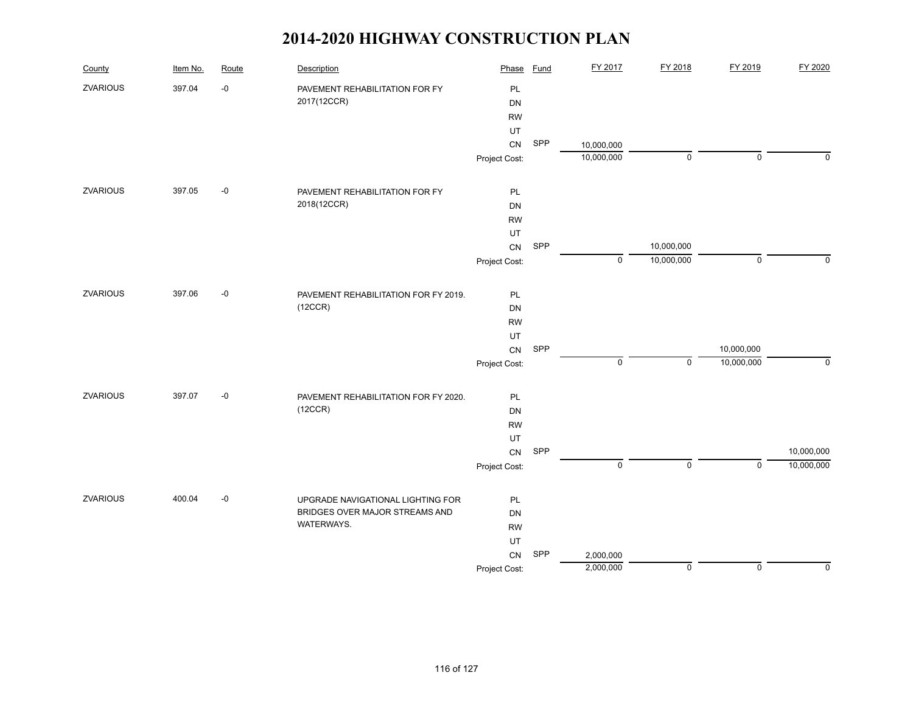# 2014-2020 HIGHWAY CONSTRUCTION PLAN

| County | Item No. | Route | Description | Phase | Fund | FY 2017 | FY 2018 | FY 2019 | FY 2020 |
|---|---|---|---|---|---|---|---|---|---|
| ZVARIOUS | 397.04 | -0 | PAVEMENT REHABILITATION FOR FY 2017(12CCR) | PL | | | | | |
| | | | | DN | | | | | |
| | | | | RW | | | | | |
| | | | | UT | | | | | |
| | | | | CN | SPP | 10,000,000 | | | |
| | | | | Project Cost: | | 10,000,000 | 0 | 0 | 0 |
| ZVARIOUS | 397.05 | -0 | PAVEMENT REHABILITATION FOR FY 2018(12CCR) | PL | | | | | |
| | | | | DN | | | | | |
| | | | | RW | | | | | |
| | | | | UT | | | | | |
| | | | | CN | SPP | | 10,000,000 | | |
| | | | | Project Cost: | | 0 | 10,000,000 | 0 | 0 |
| ZVARIOUS | 397.06 | -0 | PAVEMENT REHABILITATION FOR FY 2019. (12CCR) | PL | | | | | |
| | | | | DN | | | | | |
| | | | | RW | | | | | |
| | | | | UT | | | | | |
| | | | | CN | SPP | | | 10,000,000 | |
| | | | | Project Cost: | | 0 | 0 | 10,000,000 | 0 |
| ZVARIOUS | 397.07 | -0 | PAVEMENT REHABILITATION FOR FY 2020. (12CCR) | PL | | | | | |
| | | | | DN | | | | | |
| | | | | RW | | | | | |
| | | | | UT | | | | | |
| | | | | CN | SPP | | | | 10,000,000 |
| | | | | Project Cost: | | 0 | 0 | 0 | 10,000,000 |
| ZVARIOUS | 400.04 | -0 | UPGRADE NAVIGATIONAL LIGHTING FOR BRIDGES OVER MAJOR STREAMS AND WATERWAYS. | PL | | | | | |
| | | | | DN | | | | | |
| | | | | RW | | | | | |
| | | | | UT | | | | | |
| | | | | CN | SPP | 2,000,000 | | | |
| | | | | Project Cost: | | 2,000,000 | 0 | 0 | 0 |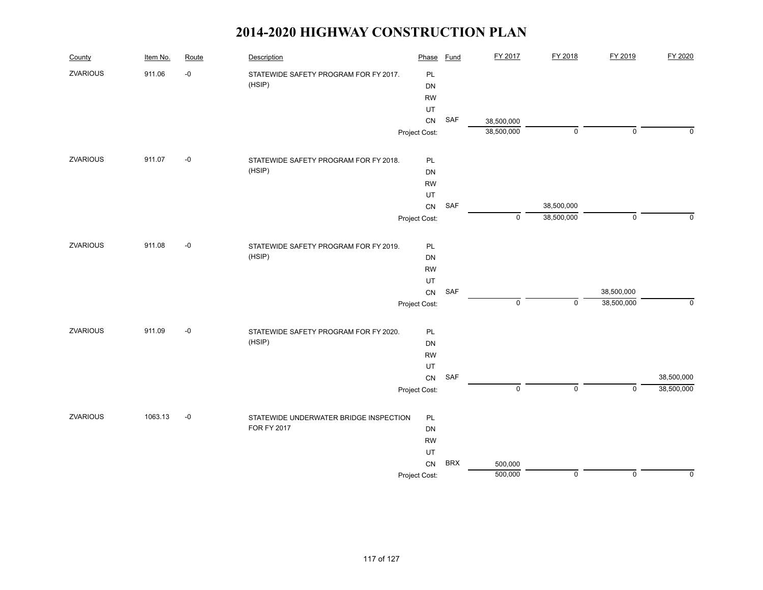# 2014-2020 HIGHWAY CONSTRUCTION PLAN

| County | Item No. | Route | Description | Phase | Fund | FY 2017 | FY 2018 | FY 2019 | FY 2020 |
|---|---|---|---|---|---|---|---|---|---|
| ZVARIOUS | 911.06 | -0 | STATEWIDE SAFETY PROGRAM FOR FY 2017. (HSIP) | PL | | | | | |
| | | | | DN | | | | | |
| | | | | RW | | | | | |
| | | | | UT | | | | | |
| | | | | CN | SAF | 38,500,000 | | | |
| | | | | Project Cost: | | 38,500,000 | 0 | 0 | 0 |
| ZVARIOUS | 911.07 | -0 | STATEWIDE SAFETY PROGRAM FOR FY 2018. (HSIP) | PL | | | | | |
| | | | | DN | | | | | |
| | | | | RW | | | | | |
| | | | | UT | | | | | |
| | | | | CN | SAF | | 38,500,000 | | |
| | | | | Project Cost: | | 0 | 38,500,000 | 0 | 0 |
| ZVARIOUS | 911.08 | -0 | STATEWIDE SAFETY PROGRAM FOR FY 2019. (HSIP) | PL | | | | | |
| | | | | DN | | | | | |
| | | | | RW | | | | | |
| | | | | UT | | | | | |
| | | | | CN | SAF | | | 38,500,000 | |
| | | | | Project Cost: | | 0 | 0 | 38,500,000 | 0 |
| ZVARIOUS | 911.09 | -0 | STATEWIDE SAFETY PROGRAM FOR FY 2020. (HSIP) | PL | | | | | |
| | | | | DN | | | | | |
| | | | | RW | | | | | |
| | | | | UT | | | | | |
| | | | | CN | SAF | | | | 38,500,000 |
| | | | | Project Cost: | | 0 | 0 | 0 | 38,500,000 |
| ZVARIOUS | 1063.13 | -0 | STATEWIDE UNDERWATER BRIDGE INSPECTION FOR FY 2017 | PL | | | | | |
| | | | | DN | | | | | |
| | | | | RW | | | | | |
| | | | | UT | | | | | |
| | | | | CN | BRX | 500,000 | | | |
| | | | | Project Cost: | | 500,000 | 0 | 0 | 0 |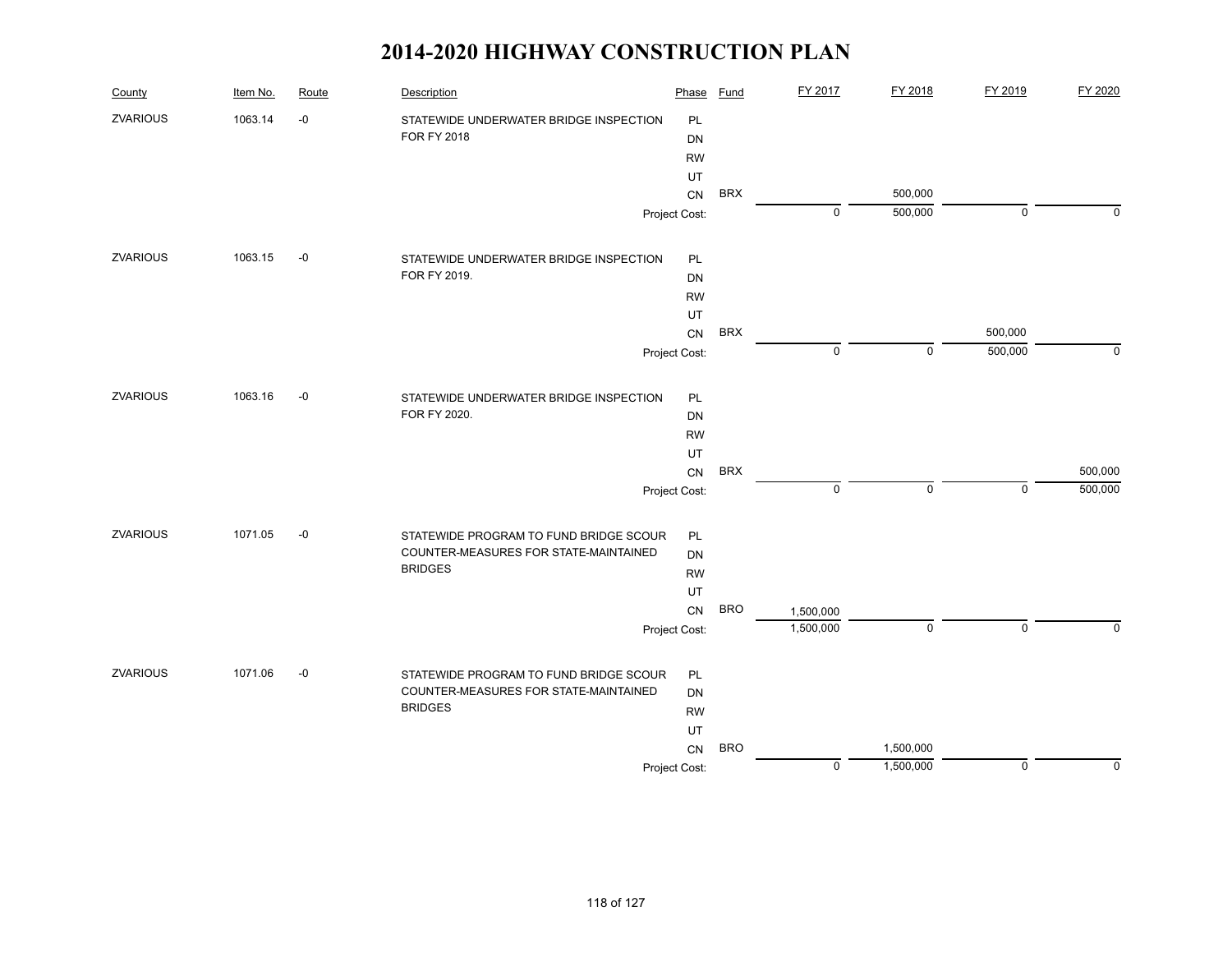# 2014-2020 HIGHWAY CONSTRUCTION PLAN

| County | Item No. | Route | Description | Phase | Fund | FY 2017 | FY 2018 | FY 2019 | FY 2020 |
|---|---|---|---|---|---|---|---|---|---|
| ZVARIOUS | 1063.14 | -0 | STATEWIDE UNDERWATER BRIDGE INSPECTION FOR FY 2018 | PL | | | | | |
| | | | | DN | | | | | |
| | | | | RW | | | | | |
| | | | | UT | | | | | |
| | | | | CN | BRX | | 500,000 | | |
| | | | | Project Cost: | | 0 | 500,000 | 0 | 0 |
| ZVARIOUS | 1063.15 | -0 | STATEWIDE UNDERWATER BRIDGE INSPECTION FOR FY 2019. | PL | | | | | |
| | | | | DN | | | | | |
| | | | | RW | | | | | |
| | | | | UT | | | | | |
| | | | | CN | BRX | | | 500,000 | |
| | | | | Project Cost: | | 0 | 0 | 500,000 | 0 |
| ZVARIOUS | 1063.16 | -0 | STATEWIDE UNDERWATER BRIDGE INSPECTION FOR FY 2020. | PL | | | | | |
| | | | | DN | | | | | |
| | | | | RW | | | | | |
| | | | | UT | | | | | |
| | | | | CN | BRX | | | | 500,000 |
| | | | | Project Cost: | | 0 | 0 | 0 | 500,000 |
| ZVARIOUS | 1071.05 | -0 | STATEWIDE PROGRAM TO FUND BRIDGE SCOUR COUNTER-MEASURES FOR STATE-MAINTAINED BRIDGES | PL | | | | | |
| | | | | DN | | | | | |
| | | | | RW | | | | | |
| | | | | UT | | | | | |
| | | | | CN | BRO | 1,500,000 | | | |
| | | | | Project Cost: | | 1,500,000 | 0 | 0 | 0 |
| ZVARIOUS | 1071.06 | -0 | STATEWIDE PROGRAM TO FUND BRIDGE SCOUR COUNTER-MEASURES FOR STATE-MAINTAINED BRIDGES | PL | | | | | |
| | | | | DN | | | | | |
| | | | | RW | | | | | |
| | | | | UT | | | | | |
| | | | | CN | BRO | | 1,500,000 | | |
| | | | | Project Cost: | | 0 | 1,500,000 | 0 | 0 |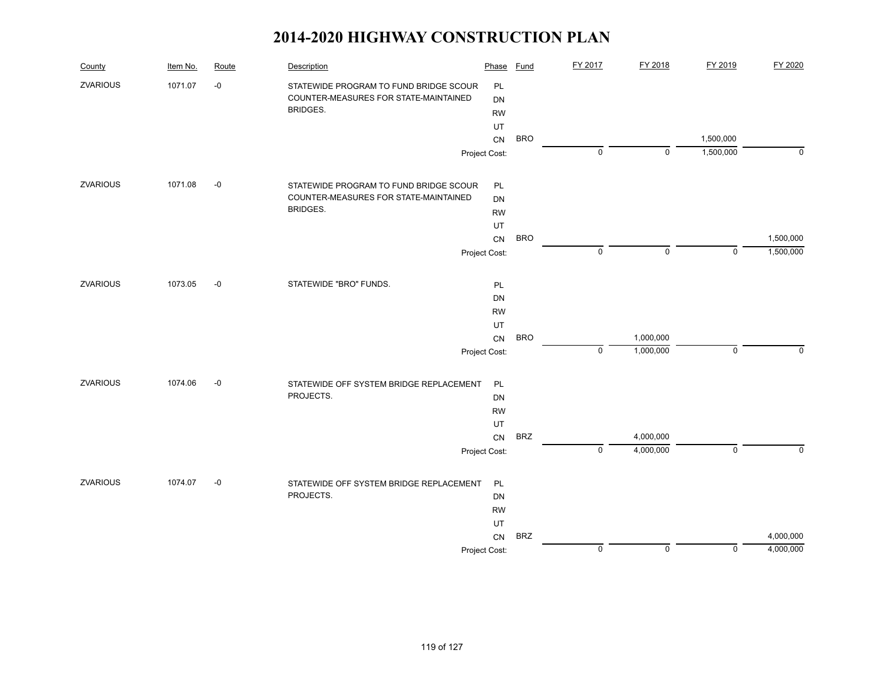# 2014-2020 HIGHWAY CONSTRUCTION PLAN

| County | Item No. | Route | Description | Phase | Fund | FY 2017 | FY 2018 | FY 2019 | FY 2020 |
|---|---|---|---|---|---|---|---|---|---|
| ZVARIOUS | 1071.07 | -0 | STATEWIDE PROGRAM TO FUND BRIDGE SCOUR COUNTER-MEASURES FOR STATE-MAINTAINED BRIDGES. | PL | | | | | |
| | | | | DN | | | | | |
| | | | | RW | | | | | |
| | | | | UT | | | | | |
| | | | | CN | BRO | | | 1,500,000 | |
| | | | | Project Cost: | | 0 | 0 | 1,500,000 | 0 |
| ZVARIOUS | 1071.08 | -0 | STATEWIDE PROGRAM TO FUND BRIDGE SCOUR COUNTER-MEASURES FOR STATE-MAINTAINED BRIDGES. | PL | | | | | |
| | | | | DN | | | | | |
| | | | | RW | | | | | |
| | | | | UT | | | | | |
| | | | | CN | BRO | | | | 1,500,000 |
| | | | | Project Cost: | | 0 | 0 | 0 | 1,500,000 |
| ZVARIOUS | 1073.05 | -0 | STATEWIDE "BRO" FUNDS. | PL | | | | | |
| | | | | DN | | | | | |
| | | | | RW | | | | | |
| | | | | UT | | | | | |
| | | | | CN | BRO | | 1,000,000 | | |
| | | | | Project Cost: | | 0 | 1,000,000 | 0 | 0 |
| ZVARIOUS | 1074.06 | -0 | STATEWIDE OFF SYSTEM BRIDGE REPLACEMENT PROJECTS. | PL | | | | | |
| | | | | DN | | | | | |
| | | | | RW | | | | | |
| | | | | UT | | | | | |
| | | | | CN | BRZ | | 4,000,000 | | |
| | | | | Project Cost: | | 0 | 4,000,000 | 0 | 0 |
| ZVARIOUS | 1074.07 | -0 | STATEWIDE OFF SYSTEM BRIDGE REPLACEMENT PROJECTS. | PL | | | | | |
| | | | | DN | | | | | |
| | | | | RW | | | | | |
| | | | | UT | | | | | |
| | | | | CN | BRZ | | | | 4,000,000 |
| | | | | Project Cost: | | 0 | 0 | 0 | 4,000,000 |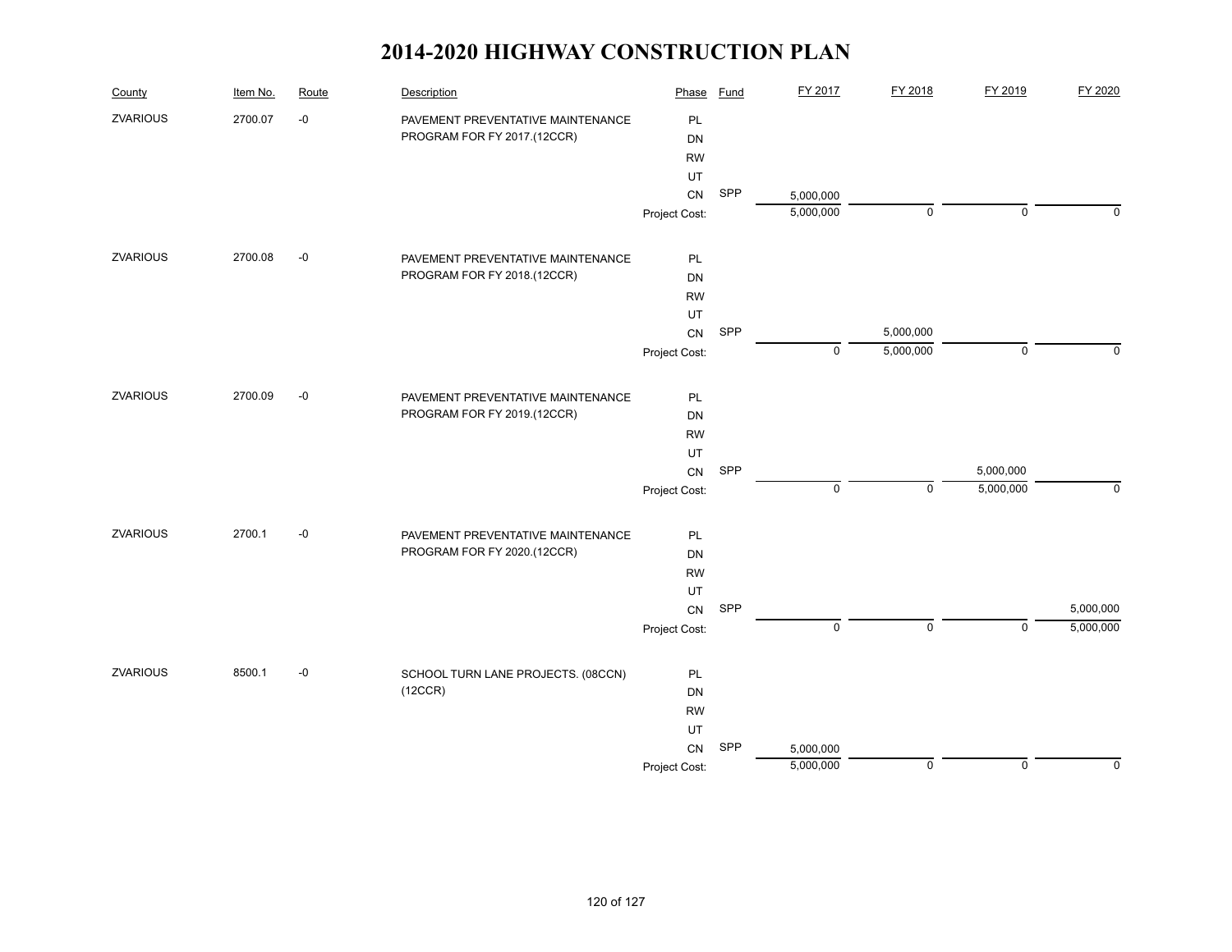# 2014-2020 HIGHWAY CONSTRUCTION PLAN

| County | Item No. | Route | Description | Phase | Fund | FY 2017 | FY 2018 | FY 2019 | FY 2020 |
|---|---|---|---|---|---|---|---|---|---|
| ZVARIOUS | 2700.07 | -0 | PAVEMENT PREVENTATIVE MAINTENANCE PROGRAM FOR FY 2017.(12CCR) | PL | | | | | |
| | | | | DN | | | | | |
| | | | | RW | | | | | |
| | | | | UT | | | | | |
| | | | | CN | SPP | 5,000,000 | | | |
| | | | | Project Cost: | | 5,000,000 | 0 | 0 | 0 |
| ZVARIOUS | 2700.08 | -0 | PAVEMENT PREVENTATIVE MAINTENANCE PROGRAM FOR FY 2018.(12CCR) | PL | | | | | |
| | | | | DN | | | | | |
| | | | | RW | | | | | |
| | | | | UT | | | | | |
| | | | | CN | SPP | | 5,000,000 | | |
| | | | | Project Cost: | | 0 | 5,000,000 | 0 | 0 |
| ZVARIOUS | 2700.09 | -0 | PAVEMENT PREVENTATIVE MAINTENANCE PROGRAM FOR FY 2019.(12CCR) | PL | | | | | |
| | | | | DN | | | | | |
| | | | | RW | | | | | |
| | | | | UT | | | | | |
| | | | | CN | SPP | | | 5,000,000 | |
| | | | | Project Cost: | | 0 | 0 | 5,000,000 | 0 |
| ZVARIOUS | 2700.1 | -0 | PAVEMENT PREVENTATIVE MAINTENANCE PROGRAM FOR FY 2020.(12CCR) | PL | | | | | |
| | | | | DN | | | | | |
| | | | | RW | | | | | |
| | | | | UT | | | | | |
| | | | | CN | SPP | | | | 5,000,000 |
| | | | | Project Cost: | | 0 | 0 | 0 | 5,000,000 |
| ZVARIOUS | 8500.1 | -0 | SCHOOL TURN LANE PROJECTS. (08CCN) (12CCR) | PL | | | | | |
| | | | | DN | | | | | |
| | | | | RW | | | | | |
| | | | | UT | | | | | |
| | | | | CN | SPP | 5,000,000 | | | |
| | | | | Project Cost: | | 5,000,000 | 0 | 0 | 0 |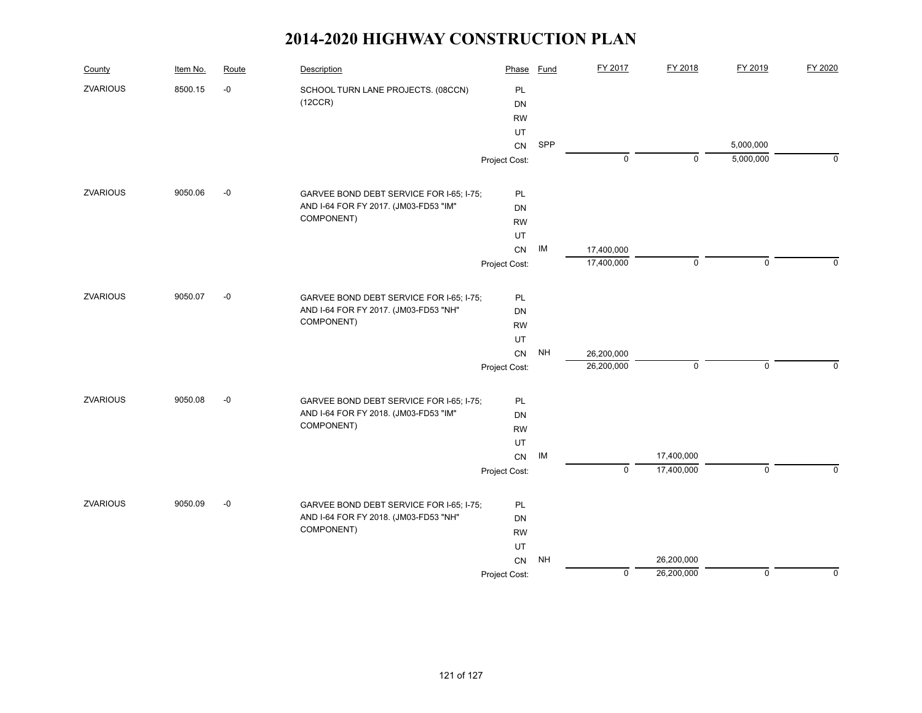# 2014-2020 HIGHWAY CONSTRUCTION PLAN

| County | Item No. | Route | Description | Phase | Fund | FY 2017 | FY 2018 | FY 2019 | FY 2020 |
|---|---|---|---|---|---|---|---|---|---|
| ZVARIOUS | 8500.15 | -0 | SCHOOL TURN LANE PROJECTS. (08CCN) (12CCR) | PL | | | | | |
| | | | | DN | | | | | |
| | | | | RW | | | | | |
| | | | | UT | | | | | |
| | | | | CN | SPP | | | 5,000,000 | |
| | | | | Project Cost: | | 0 | 0 | 5,000,000 | 0 |
| ZVARIOUS | 9050.06 | -0 | GARVEE BOND DEBT SERVICE FOR I-65; I-75; AND I-64 FOR FY 2017. (JM03-FD53 "IM" COMPONENT) | PL | | | | | |
| | | | | DN | | | | | |
| | | | | RW | | | | | |
| | | | | UT | | | | | |
| | | | | CN | IM | 17,400,000 | | | |
| | | | | Project Cost: | | 17,400,000 | 0 | 0 | 0 |
| ZVARIOUS | 9050.07 | -0 | GARVEE BOND DEBT SERVICE FOR I-65; I-75; AND I-64 FOR FY 2017. (JM03-FD53 "NH" COMPONENT) | PL | | | | | |
| | | | | DN | | | | | |
| | | | | RW | | | | | |
| | | | | UT | | | | | |
| | | | | CN | NH | 26,200,000 | | | |
| | | | | Project Cost: | | 26,200,000 | 0 | 0 | 0 |
| ZVARIOUS | 9050.08 | -0 | GARVEE BOND DEBT SERVICE FOR I-65; I-75; AND I-64 FOR FY 2018. (JM03-FD53 "IM" COMPONENT) | PL | | | | | |
| | | | | DN | | | | | |
| | | | | RW | | | | | |
| | | | | UT | | | | | |
| | | | | CN | IM | | 17,400,000 | | |
| | | | | Project Cost: | | 0 | 17,400,000 | 0 | 0 |
| ZVARIOUS | 9050.09 | -0 | GARVEE BOND DEBT SERVICE FOR I-65; I-75; AND I-64 FOR FY 2018. (JM03-FD53 "NH" COMPONENT) | PL | | | | | |
| | | | | DN | | | | | |
| | | | | RW | | | | | |
| | | | | UT | | | | | |
| | | | | CN | NH | | 26,200,000 | | |
| | | | | Project Cost: | | 0 | 26,200,000 | 0 | 0 |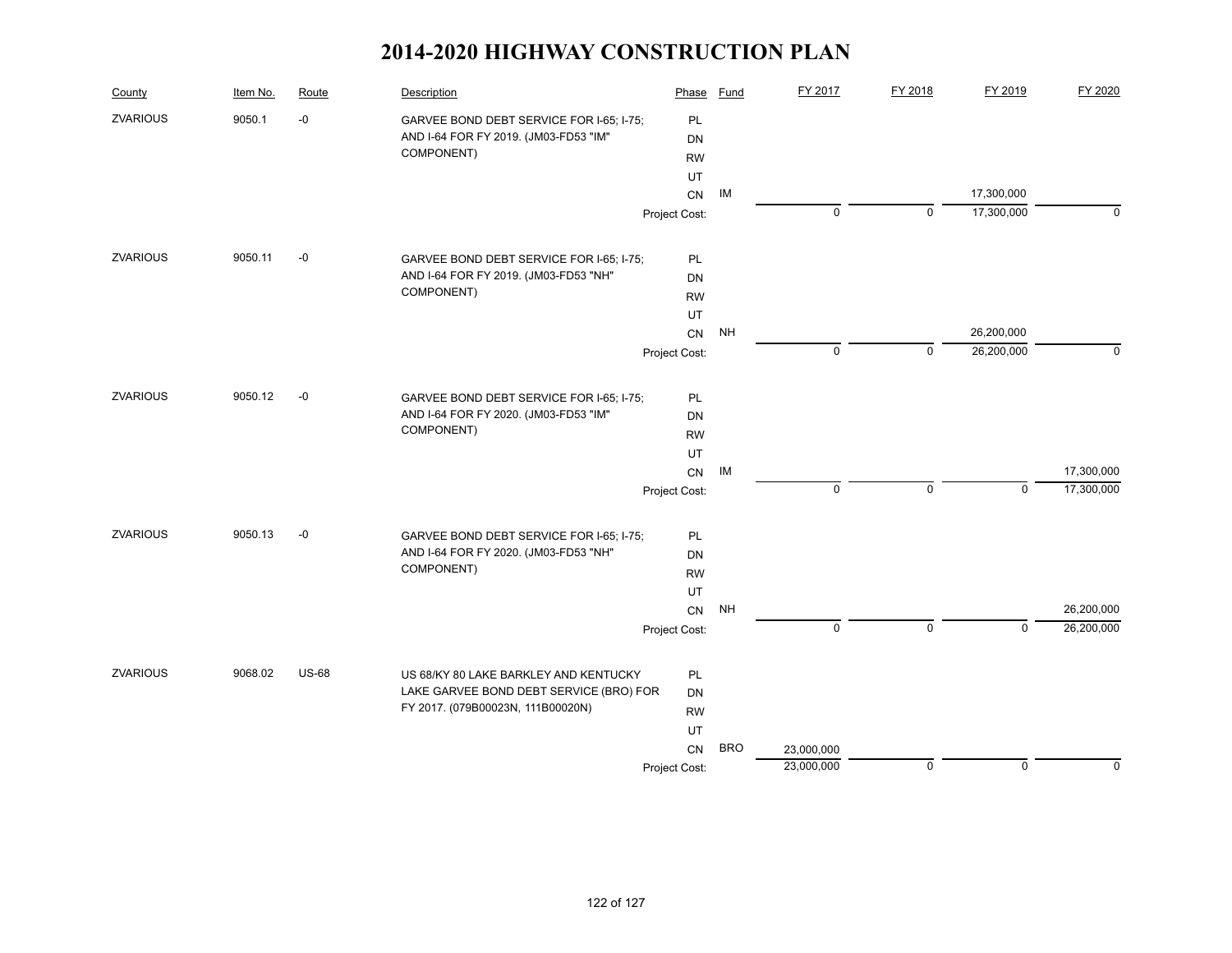# 2014-2020 HIGHWAY CONSTRUCTION PLAN

| County | Item No. | Route | Description | Phase | Fund | FY 2017 | FY 2018 | FY 2019 | FY 2020 |
|---|---|---|---|---|---|---|---|---|---|
| ZVARIOUS | 9050.1 | -0 | GARVEE BOND DEBT SERVICE FOR I-65; I-75; AND I-64 FOR FY 2019. (JM03-FD53 "IM" COMPONENT) | PL | | | | | |
| | | | | DN | | | | | |
| | | | | RW | | | | | |
| | | | | UT | | | | | |
| | | | | CN | IM | | | 17,300,000 | |
| | | | | Project Cost: | | 0 | 0 | 17,300,000 | 0 |
| ZVARIOUS | 9050.11 | -0 | GARVEE BOND DEBT SERVICE FOR I-65; I-75; AND I-64 FOR FY 2019. (JM03-FD53 "NH" COMPONENT) | PL | | | | | |
| | | | | DN | | | | | |
| | | | | RW | | | | | |
| | | | | UT | | | | | |
| | | | | CN | NH | | | 26,200,000 | |
| | | | | Project Cost: | | 0 | 0 | 26,200,000 | 0 |
| ZVARIOUS | 9050.12 | -0 | GARVEE BOND DEBT SERVICE FOR I-65; I-75; AND I-64 FOR FY 2020. (JM03-FD53 "IM" COMPONENT) | PL | | | | | |
| | | | | DN | | | | | |
| | | | | RW | | | | | |
| | | | | UT | | | | | |
| | | | | CN | IM | | | | 17,300,000 |
| | | | | Project Cost: | | 0 | 0 | 0 | 17,300,000 |
| ZVARIOUS | 9050.13 | -0 | GARVEE BOND DEBT SERVICE FOR I-65; I-75; AND I-64 FOR FY 2020. (JM03-FD53 "NH" COMPONENT) | PL | | | | | |
| | | | | DN | | | | | |
| | | | | RW | | | | | |
| | | | | UT | | | | | |
| | | | | CN | NH | | | | 26,200,000 |
| | | | | Project Cost: | | 0 | 0 | 0 | 26,200,000 |
| ZVARIOUS | 9068.02 | US-68 | US 68/KY 80 LAKE BARKLEY AND KENTUCKY LAKE GARVEE BOND DEBT SERVICE (BRO) FOR FY 2017. (079B00023N, 111B00020N) | PL | | | | | |
| | | | | DN | | | | | |
| | | | | RW | | | | | |
| | | | | UT | | | | | |
| | | | | CN | BRO | 23,000,000 | | | |
| | | | | Project Cost: | | 23,000,000 | 0 | 0 | 0 |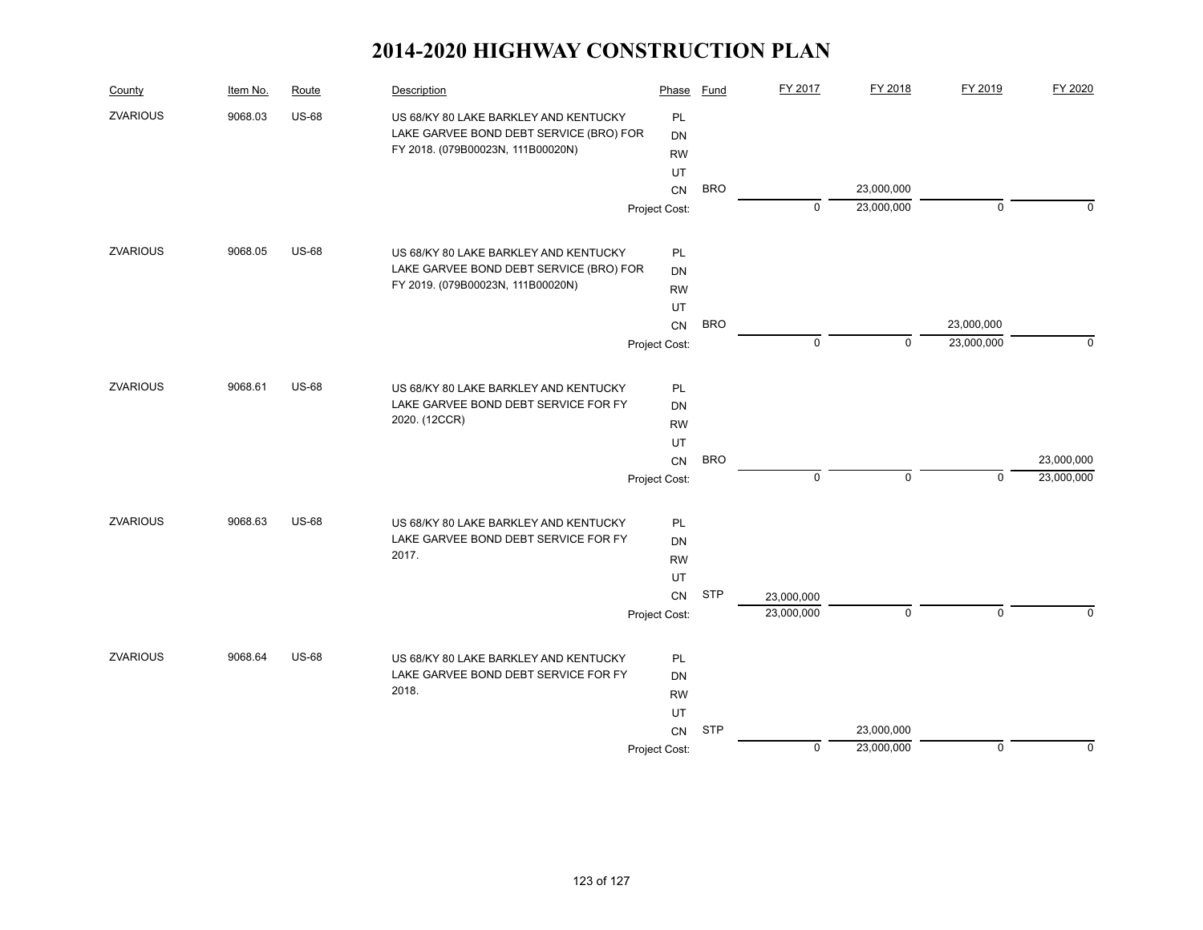# 2014-2020 HIGHWAY CONSTRUCTION PLAN

| County | Item No. | Route | Description | Phase | Fund | FY 2017 | FY 2018 | FY 2019 | FY 2020 |
|---|---|---|---|---|---|---|---|---|---|
| ZVARIOUS | 9068.03 | US-68 | US 68/KY 80 LAKE BARKLEY AND KENTUCKY LAKE GARVEE BOND DEBT SERVICE (BRO) FOR FY 2018. (079B00023N, 111B00020N) | PL | | | | | |
| | | | | DN | | | | | |
| | | | | RW | | | | | |
| | | | | UT | | | | | |
| | | | | CN | BRO | | 23,000,000 | | |
| | | | | Project Cost: | | 0 | 23,000,000 | 0 | 0 |
| ZVARIOUS | 9068.05 | US-68 | US 68/KY 80 LAKE BARKLEY AND KENTUCKY LAKE GARVEE BOND DEBT SERVICE (BRO) FOR FY 2019. (079B00023N, 111B00020N) | PL | | | | | |
| | | | | DN | | | | | |
| | | | | RW | | | | | |
| | | | | UT | | | | | |
| | | | | CN | BRO | | | 23,000,000 | |
| | | | | Project Cost: | | 0 | 0 | 23,000,000 | 0 |
| ZVARIOUS | 9068.61 | US-68 | US 68/KY 80 LAKE BARKLEY AND KENTUCKY LAKE GARVEE BOND DEBT SERVICE FOR FY 2020. (12CCR) | PL | | | | | |
| | | | | DN | | | | | |
| | | | | RW | | | | | |
| | | | | UT | | | | | |
| | | | | CN | BRO | | | | 23,000,000 |
| | | | | Project Cost: | | 0 | 0 | 0 | 23,000,000 |
| ZVARIOUS | 9068.63 | US-68 | US 68/KY 80 LAKE BARKLEY AND KENTUCKY LAKE GARVEE BOND DEBT SERVICE FOR FY 2017. | PL | | | | | |
| | | | | DN | | | | | |
| | | | | RW | | | | | |
| | | | | UT | | | | | |
| | | | | CN | STP | 23,000,000 | | | |
| | | | | Project Cost: | | 23,000,000 | 0 | 0 | 0 |
| ZVARIOUS | 9068.64 | US-68 | US 68/KY 80 LAKE BARKLEY AND KENTUCKY LAKE GARVEE BOND DEBT SERVICE FOR FY 2018. | PL | | | | | |
| | | | | DN | | | | | |
| | | | | RW | | | | | |
| | | | | UT | | | | | |
| | | | | CN | STP | | 23,000,000 | | |
| | | | | Project Cost: | | 0 | 23,000,000 | 0 | 0 |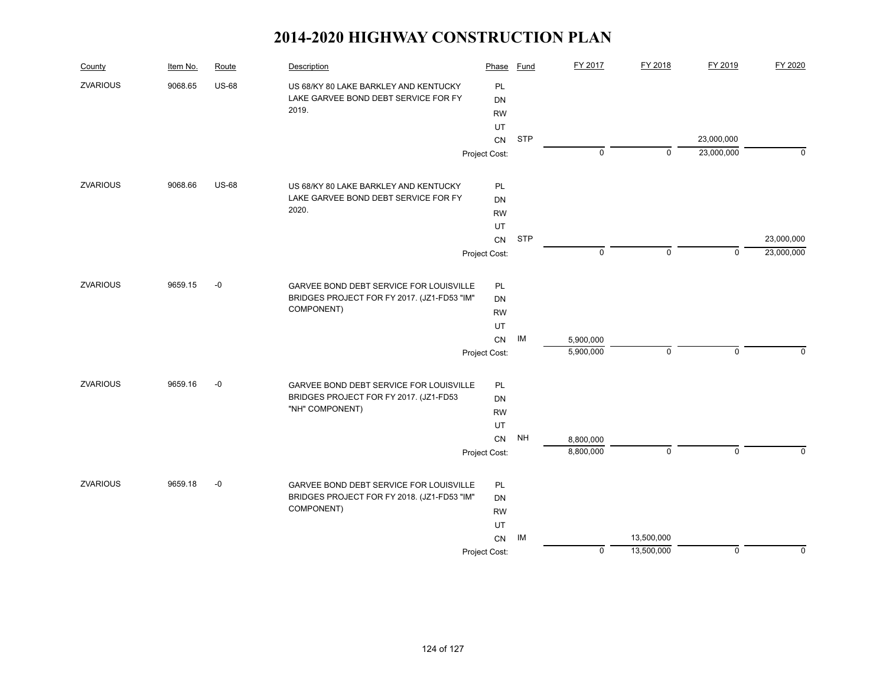# 2014-2020 HIGHWAY CONSTRUCTION PLAN

| County | Item No. | Route | Description | Phase | Fund | FY 2017 | FY 2018 | FY 2019 | FY 2020 |
|---|---|---|---|---|---|---|---|---|---|
| ZVARIOUS | 9068.65 | US-68 | US 68/KY 80 LAKE BARKLEY AND KENTUCKY LAKE GARVEE BOND DEBT SERVICE FOR FY 2019. | PL | | | | | |
| | | | | DN | | | | | |
| | | | | RW | | | | | |
| | | | | UT | | | | | |
| | | | | CN | STP | | | 23,000,000 | |
| | | | | Project Cost: | | 0 | 0 | 23,000,000 | 0 |
| ZVARIOUS | 9068.66 | US-68 | US 68/KY 80 LAKE BARKLEY AND KENTUCKY LAKE GARVEE BOND DEBT SERVICE FOR FY 2020. | PL | | | | | |
| | | | | DN | | | | | |
| | | | | RW | | | | | |
| | | | | UT | | | | | |
| | | | | CN | STP | | | | 23,000,000 |
| | | | | Project Cost: | | 0 | 0 | 0 | 23,000,000 |
| ZVARIOUS | 9659.15 | -0 | GARVEE BOND DEBT SERVICE FOR LOUISVILLE BRIDGES PROJECT FOR FY 2017. (JZ1-FD53 "IM" COMPONENT) | PL | | | | | |
| | | | | DN | | | | | |
| | | | | RW | | | | | |
| | | | | UT | | | | | |
| | | | | CN | IM | 5,900,000 | | | |
| | | | | Project Cost: | | 5,900,000 | 0 | 0 | 0 |
| ZVARIOUS | 9659.16 | -0 | GARVEE BOND DEBT SERVICE FOR LOUISVILLE BRIDGES PROJECT FOR FY 2017. (JZ1-FD53 "NH" COMPONENT) | PL | | | | | |
| | | | | DN | | | | | |
| | | | | RW | | | | | |
| | | | | UT | | | | | |
| | | | | CN | NH | 8,800,000 | | | |
| | | | | Project Cost: | | 8,800,000 | 0 | 0 | 0 |
| ZVARIOUS | 9659.18 | -0 | GARVEE BOND DEBT SERVICE FOR LOUISVILLE BRIDGES PROJECT FOR FY 2018. (JZ1-FD53 "IM" COMPONENT) | PL | | | | | |
| | | | | DN | | | | | |
| | | | | RW | | | | | |
| | | | | UT | | | | | |
| | | | | CN | IM | | 13,500,000 | | |
| | | | | Project Cost: | | 0 | 13,500,000 | 0 | 0 |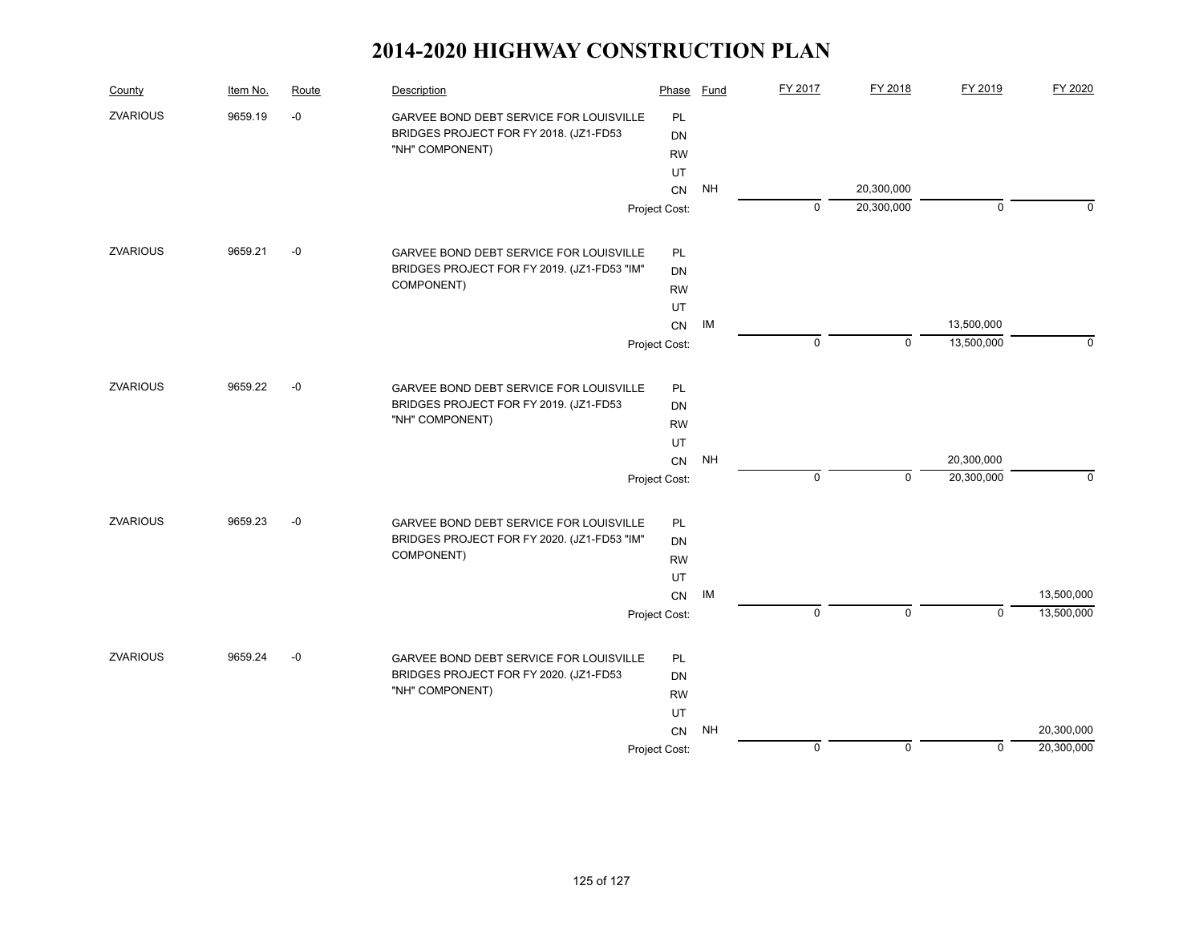# 2014-2020 HIGHWAY CONSTRUCTION PLAN

| County | Item No. | Route | Description | Phase | Fund | FY 2017 | FY 2018 | FY 2019 | FY 2020 |
|---|---|---|---|---|---|---|---|---|---|
| ZVARIOUS | 9659.19 | -0 | GARVEE BOND DEBT SERVICE FOR LOUISVILLE BRIDGES PROJECT FOR FY 2018. (JZ1-FD53 "NH" COMPONENT) | PL | | | | | |
| | | | | DN | | | | | |
| | | | | RW | | | | | |
| | | | | UT | | | | | |
| | | | | CN | NH | | 20,300,000 | | |
| | | | | Project Cost: | | 0 | 20,300,000 | 0 | 0 |
| ZVARIOUS | 9659.21 | -0 | GARVEE BOND DEBT SERVICE FOR LOUISVILLE BRIDGES PROJECT FOR FY 2019. (JZ1-FD53 "IM" COMPONENT) | PL | | | | | |
| | | | | DN | | | | | |
| | | | | RW | | | | | |
| | | | | UT | | | | | |
| | | | | CN | IM | | | 13,500,000 | |
| | | | | Project Cost: | | 0 | 0 | 13,500,000 | 0 |
| ZVARIOUS | 9659.22 | -0 | GARVEE BOND DEBT SERVICE FOR LOUISVILLE BRIDGES PROJECT FOR FY 2019. (JZ1-FD53 "NH" COMPONENT) | PL | | | | | |
| | | | | DN | | | | | |
| | | | | RW | | | | | |
| | | | | UT | | | | | |
| | | | | CN | NH | | | 20,300,000 | |
| | | | | Project Cost: | | 0 | 0 | 20,300,000 | 0 |
| ZVARIOUS | 9659.23 | -0 | GARVEE BOND DEBT SERVICE FOR LOUISVILLE BRIDGES PROJECT FOR FY 2020. (JZ1-FD53 "IM" COMPONENT) | PL | | | | | |
| | | | | DN | | | | | |
| | | | | RW | | | | | |
| | | | | UT | | | | | |
| | | | | CN | IM | | | | 13,500,000 |
| | | | | Project Cost: | | 0 | 0 | 0 | 13,500,000 |
| ZVARIOUS | 9659.24 | -0 | GARVEE BOND DEBT SERVICE FOR LOUISVILLE BRIDGES PROJECT FOR FY 2020. (JZ1-FD53 "NH" COMPONENT) | PL | | | | | |
| | | | | DN | | | | | |
| | | | | RW | | | | | |
| | | | | UT | | | | | |
| | | | | CN | NH | | | | 20,300,000 |
| | | | | Project Cost: | | 0 | 0 | 0 | 20,300,000 |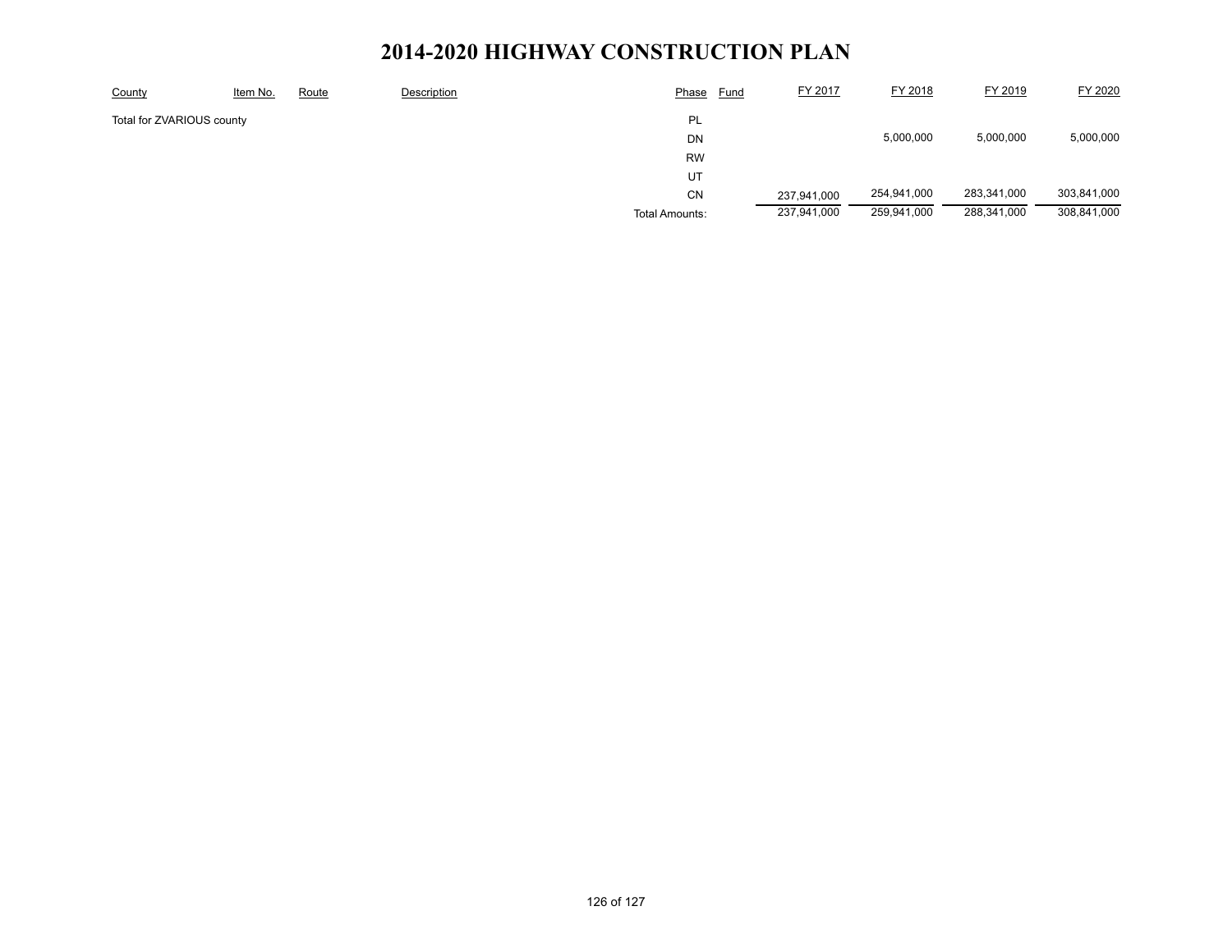# 2014-2020 HIGHWAY CONSTRUCTION PLAN

| County | Item No. | Route | Description | Phase | Fund | FY 2017 | FY 2018 | FY 2019 | FY 2020 |
|---|---|---|---|---|---|---|---|---|---|
| Total for ZVARIOUS county | | | | PL | | | | | |
| | | | | DN | | | 5,000,000 | 5,000,000 | 5,000,000 |
| | | | | RW | | | | | |
| | | | | UT | | | | | |
| | | | | CN | | 237,941,000 | 254,941,000 | 283,341,000 | 303,841,000 |
| | | | | Total Amounts: | | 237,941,000 | 259,941,000 | 288,341,000 | 308,841,000 |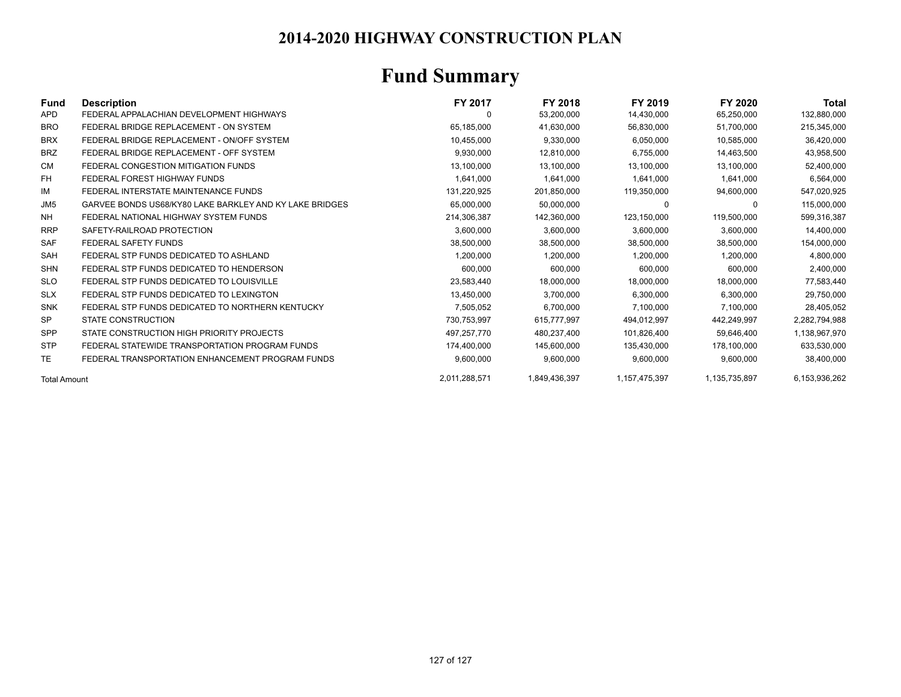## 2014-2020 HIGHWAY CONSTRUCTION PLAN

# Fund Summary

| Fund | Description | FY 2017 | FY 2018 | FY 2019 | FY 2020 | Total |
|---|---|---|---|---|---|---|
| APD | FEDERAL APPALACHIAN DEVELOPMENT HIGHWAYS | 0 | 53,200,000 | 14,430,000 | 65,250,000 | 132,880,000 |
| BRO | FEDERAL BRIDGE REPLACEMENT - ON SYSTEM | 65,185,000 | 41,630,000 | 56,830,000 | 51,700,000 | 215,345,000 |
| BRX | FEDERAL BRIDGE REPLACEMENT - ON/OFF SYSTEM | 10,455,000 | 9,330,000 | 6,050,000 | 10,585,000 | 36,420,000 |
| BRZ | FEDERAL BRIDGE REPLACEMENT - OFF SYSTEM | 9,930,000 | 12,810,000 | 6,755,000 | 14,463,500 | 43,958,500 |
| CM | FEDERAL CONGESTION MITIGATION FUNDS | 13,100,000 | 13,100,000 | 13,100,000 | 13,100,000 | 52,400,000 |
| FH | FEDERAL FOREST HIGHWAY FUNDS | 1,641,000 | 1,641,000 | 1,641,000 | 1,641,000 | 6,564,000 |
| IM | FEDERAL INTERSTATE MAINTENANCE FUNDS | 131,220,925 | 201,850,000 | 119,350,000 | 94,600,000 | 547,020,925 |
| JM5 | GARVEE BONDS US68/KY80 LAKE BARKLEY AND KY LAKE BRIDGES | 65,000,000 | 50,000,000 | 0 | 0 | 115,000,000 |
| NH | FEDERAL NATIONAL HIGHWAY SYSTEM FUNDS | 214,306,387 | 142,360,000 | 123,150,000 | 119,500,000 | 599,316,387 |
| RRP | SAFETY-RAILROAD PROTECTION | 3,600,000 | 3,600,000 | 3,600,000 | 3,600,000 | 14,400,000 |
| SAF | FEDERAL SAFETY FUNDS | 38,500,000 | 38,500,000 | 38,500,000 | 38,500,000 | 154,000,000 |
| SAH | FEDERAL STP FUNDS DEDICATED TO ASHLAND | 1,200,000 | 1,200,000 | 1,200,000 | 1,200,000 | 4,800,000 |
| SHN | FEDERAL STP FUNDS DEDICATED TO HENDERSON | 600,000 | 600,000 | 600,000 | 600,000 | 2,400,000 |
| SLO | FEDERAL STP FUNDS DEDICATED TO LOUISVILLE | 23,583,440 | 18,000,000 | 18,000,000 | 18,000,000 | 77,583,440 |
| SLX | FEDERAL STP FUNDS DEDICATED TO LEXINGTON | 13,450,000 | 3,700,000 | 6,300,000 | 6,300,000 | 29,750,000 |
| SNK | FEDERAL STP FUNDS DEDICATED TO NORTHERN KENTUCKY | 7,505,052 | 6,700,000 | 7,100,000 | 7,100,000 | 28,405,052 |
| SP | STATE CONSTRUCTION | 730,753,997 | 615,777,997 | 494,012,997 | 442,249,997 | 2,282,794,988 |
| SPP | STATE CONSTRUCTION HIGH PRIORITY PROJECTS | 497,257,770 | 480,237,400 | 101,826,400 | 59,646,400 | 1,138,967,970 |
| STP | FEDERAL STATEWIDE TRANSPORTATION PROGRAM FUNDS | 174,400,000 | 145,600,000 | 135,430,000 | 178,100,000 | 633,530,000 |
| TE | FEDERAL TRANSPORTATION ENHANCEMENT PROGRAM FUNDS | 9,600,000 | 9,600,000 | 9,600,000 | 9,600,000 | 38,400,000 |
| Total Amount | | 2,011,288,571 | 1,849,436,397 | 1,157,475,397 | 1,135,735,897 | 6,153,936,262 |